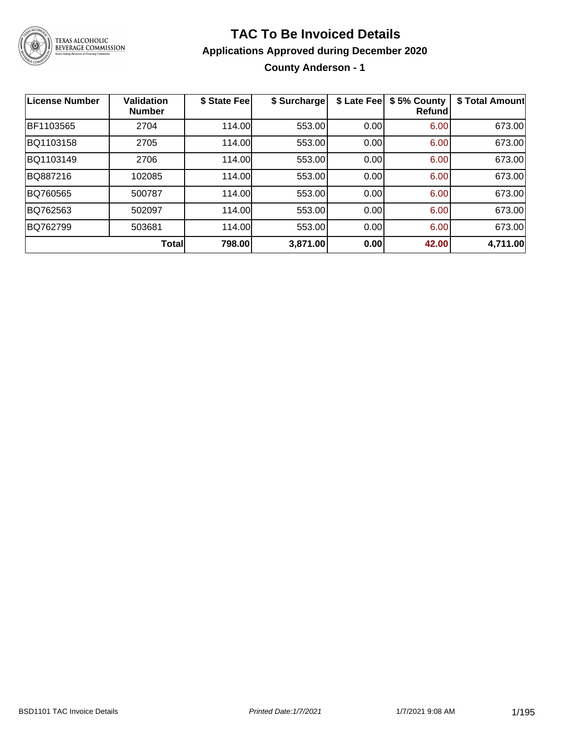# TAC To Be Invoiced Details

## Applications Approved during December 2020

### County Anderson - 1

| License Number | Validation Number | $ State Fee | $ Surcharge | $ Late Fee | $ 5% County Refund | $ Total Amount |
|---|---|---|---|---|---|---|
| BF1103565 | 2704 | 114.00 | 553.00 | 0.00 | 6.00 | 673.00 |
| BQ1103158 | 2705 | 114.00 | 553.00 | 0.00 | 6.00 | 673.00 |
| BQ1103149 | 2706 | 114.00 | 553.00 | 0.00 | 6.00 | 673.00 |
| BQ887216 | 102085 | 114.00 | 553.00 | 0.00 | 6.00 | 673.00 |
| BQ760565 | 500787 | 114.00 | 553.00 | 0.00 | 6.00 | 673.00 |
| BQ762563 | 502097 | 114.00 | 553.00 | 0.00 | 6.00 | 673.00 |
| BQ762799 | 503681 | 114.00 | 553.00 | 0.00 | 6.00 | 673.00 |
| | **Total** | **798.00** | **3,871.00** | **0.00** | **42.00** | **4,711.00** |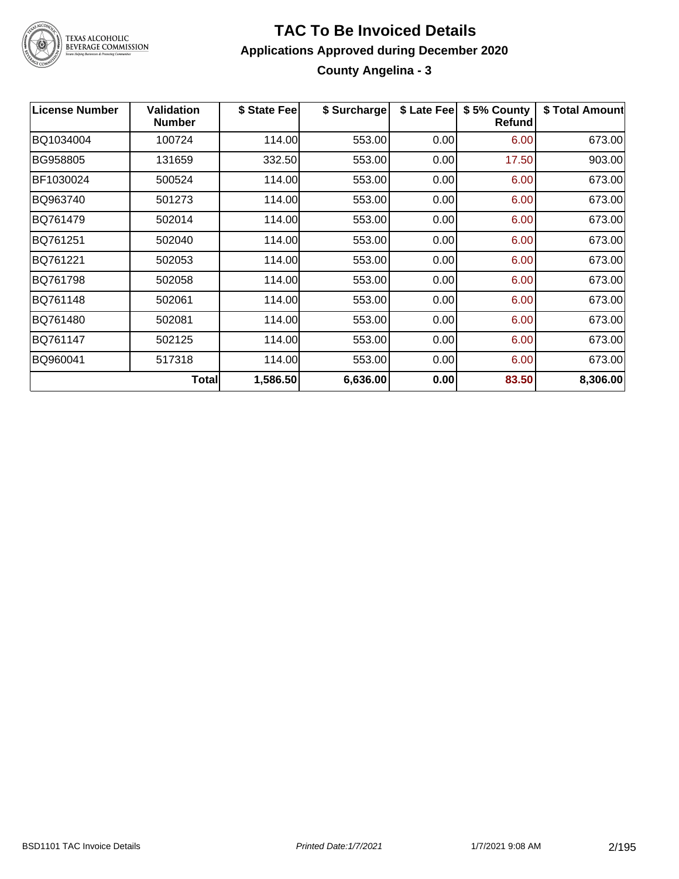# TAC To Be Invoiced Details

## Applications Approved during December 2020

### County Angelina - 3

| License Number | Validation Number | $ State Fee | $ Surcharge | $ Late Fee | $ 5% County Refund | $ Total Amount |
|---|---|---|---|---|---|---|
| BQ1034004 | 100724 | 114.00 | 553.00 | 0.00 | 6.00 | 673.00 |
| BG958805 | 131659 | 332.50 | 553.00 | 0.00 | 17.50 | 903.00 |
| BF1030024 | 500524 | 114.00 | 553.00 | 0.00 | 6.00 | 673.00 |
| BQ963740 | 501273 | 114.00 | 553.00 | 0.00 | 6.00 | 673.00 |
| BQ761479 | 502014 | 114.00 | 553.00 | 0.00 | 6.00 | 673.00 |
| BQ761251 | 502040 | 114.00 | 553.00 | 0.00 | 6.00 | 673.00 |
| BQ761221 | 502053 | 114.00 | 553.00 | 0.00 | 6.00 | 673.00 |
| BQ761798 | 502058 | 114.00 | 553.00 | 0.00 | 6.00 | 673.00 |
| BQ761148 | 502061 | 114.00 | 553.00 | 0.00 | 6.00 | 673.00 |
| BQ761480 | 502081 | 114.00 | 553.00 | 0.00 | 6.00 | 673.00 |
| BQ761147 | 502125 | 114.00 | 553.00 | 0.00 | 6.00 | 673.00 |
| BQ960041 | 517318 | 114.00 | 553.00 | 0.00 | 6.00 | 673.00 |
| | **Total** | **1,586.50** | **6,636.00** | **0.00** | **83.50** | **8,306.00** |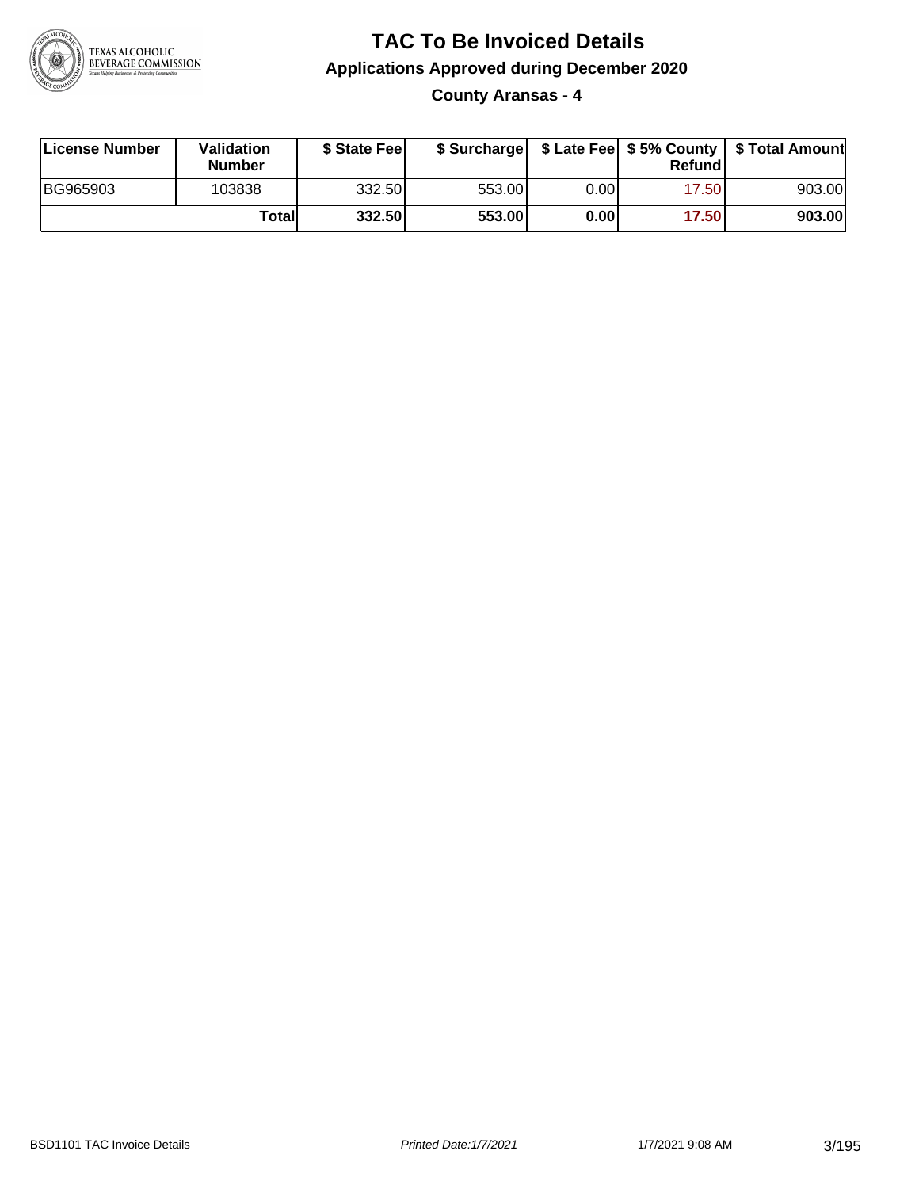# TAC To Be Invoiced Details

## Applications Approved during December 2020

### County Aransas - 4

| License Number | Validation Number | $ State Fee | $ Surcharge | $ Late Fee | $ 5% County Refund | $ Total Amount |
|---|---|---|---|---|---|---|
| BG965903 | 103838 | 332.50 | 553.00 | 0.00 | 17.50 | 903.00 |
| | **Total** | **332.50** | **553.00** | **0.00** | **17.50** | **903.00** |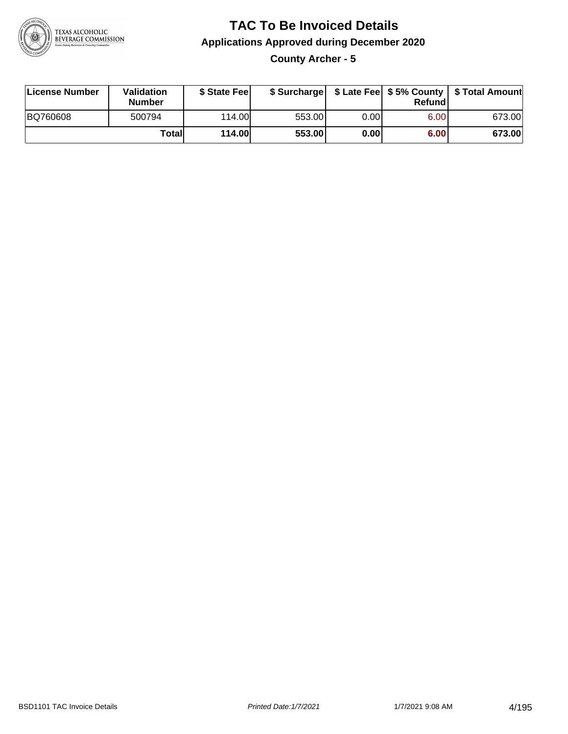# TAC To Be Invoiced Details

## Applications Approved during December 2020

### County Archer - 5

| License Number | Validation Number | $ State Fee | $ Surcharge | $ Late Fee | $ 5% County Refund | $ Total Amount |
|---|---|---|---|---|---|---|
| BQ760608 | 500794 | 114.00 | 553.00 | 0.00 | 6.00 | 673.00 |
| | **Total** | **114.00** | **553.00** | **0.00** | **6.00** | **673.00** |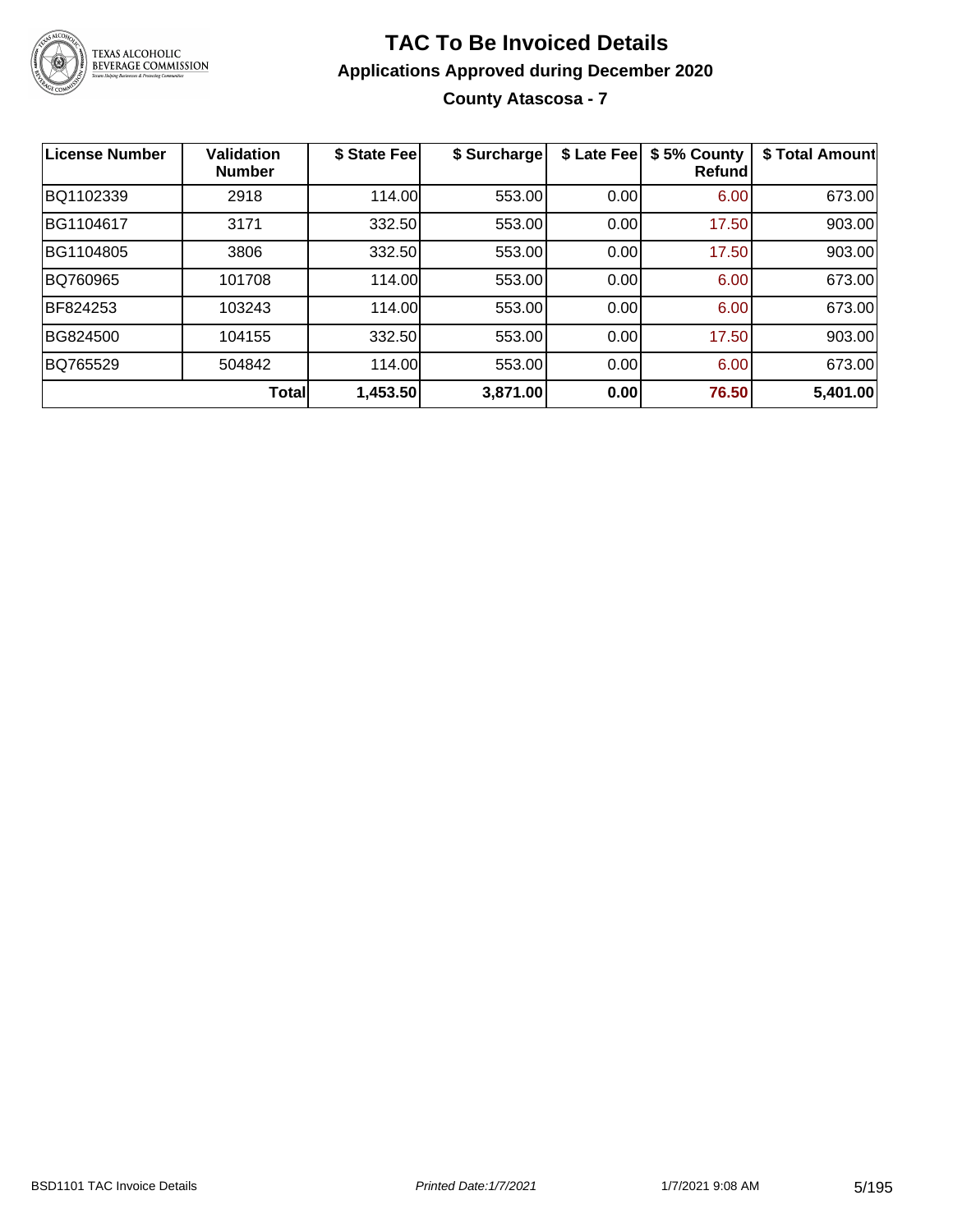# TAC To Be Invoiced Details

## Applications Approved during December 2020

### County Atascosa - 7

| License Number | Validation Number | $ State Fee | $ Surcharge | $ Late Fee | $ 5% County Refund | $ Total Amount |
|---|---|---|---|---|---|---|
| BQ1102339 | 2918 | 114.00 | 553.00 | 0.00 | 6.00 | 673.00 |
| BG1104617 | 3171 | 332.50 | 553.00 | 0.00 | 17.50 | 903.00 |
| BG1104805 | 3806 | 332.50 | 553.00 | 0.00 | 17.50 | 903.00 |
| BQ760965 | 101708 | 114.00 | 553.00 | 0.00 | 6.00 | 673.00 |
| BF824253 | 103243 | 114.00 | 553.00 | 0.00 | 6.00 | 673.00 |
| BG824500 | 104155 | 332.50 | 553.00 | 0.00 | 17.50 | 903.00 |
| BQ765529 | 504842 | 114.00 | 553.00 | 0.00 | 6.00 | 673.00 |
| | **Total** | **1,453.50** | **3,871.00** | **0.00** | **76.50** | **5,401.00** |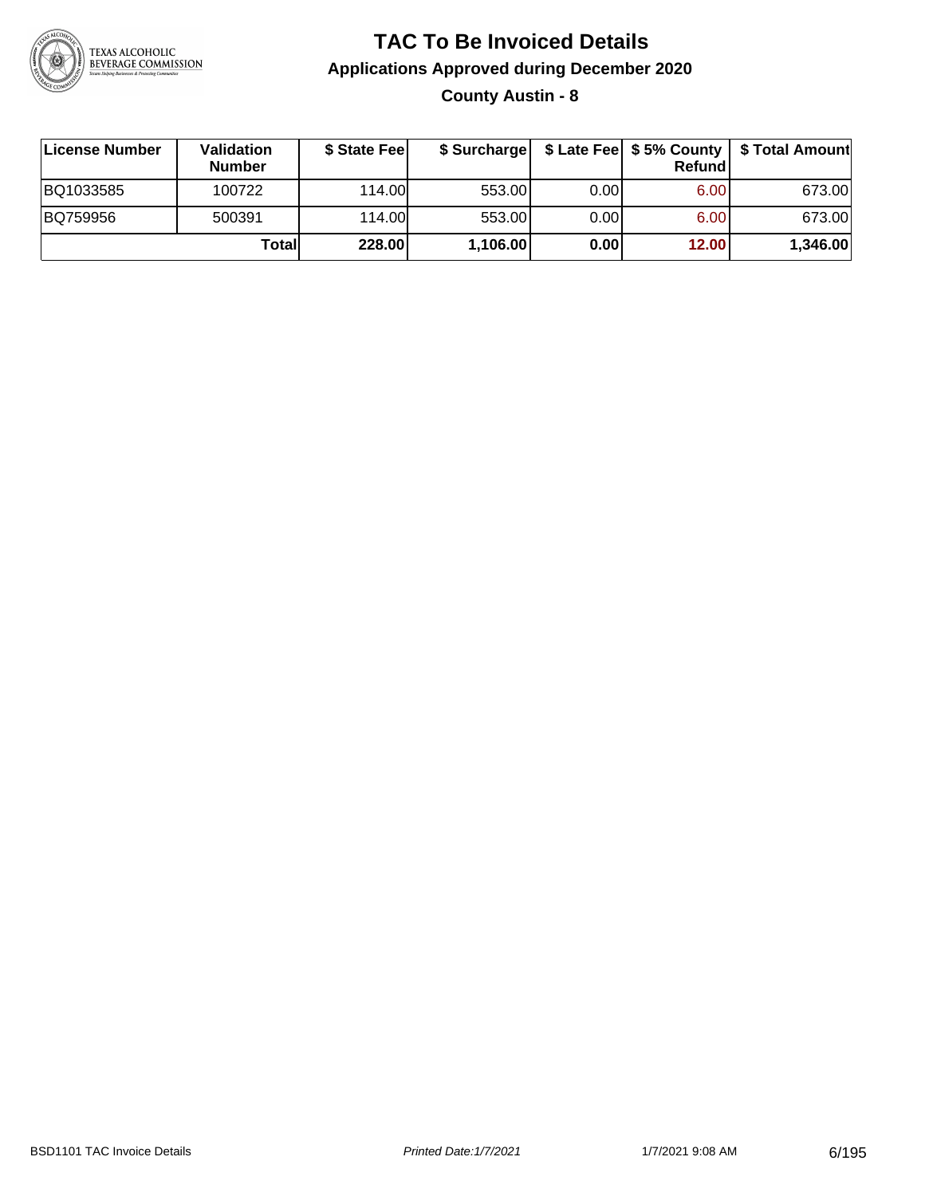# TAC To Be Invoiced Details

## Applications Approved during December 2020

### County Austin - 8

| License Number | Validation Number | $ State Fee | $ Surcharge | $ Late Fee | $ 5% County Refund | $ Total Amount |
|---|---|---|---|---|---|---|
| BQ1033585 | 100722 | 114.00 | 553.00 | 0.00 | 6.00 | 673.00 |
| BQ759956 | 500391 | 114.00 | 553.00 | 0.00 | 6.00 | 673.00 |
| | **Total** | **228.00** | **1,106.00** | **0.00** | **12.00** | **1,346.00** |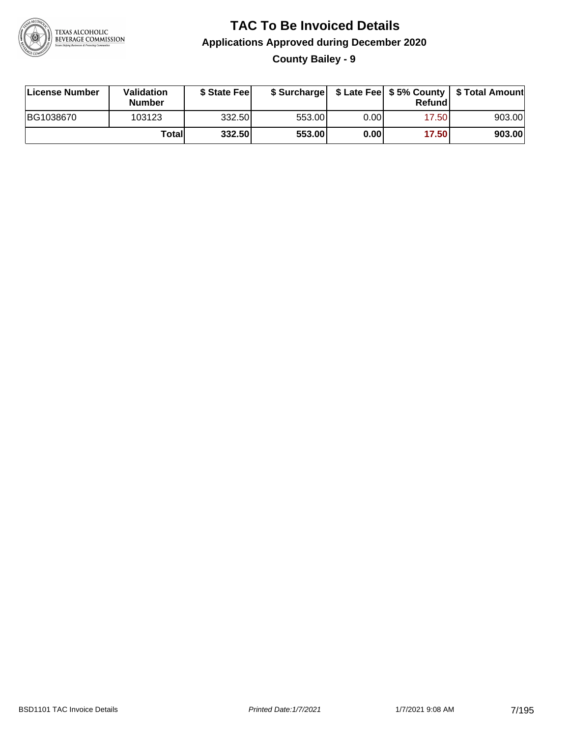# TAC To Be Invoiced Details

## Applications Approved during December 2020

### County Bailey - 9

| License Number | Validation Number | $ State Fee | $ Surcharge | $ Late Fee | $ 5% County Refund | $ Total Amount |
|---|---|---|---|---|---|---|
| BG1038670 | 103123 | 332.50 | 553.00 | 0.00 | 17.50 | 903.00 |
| | **Total** | **332.50** | **553.00** | **0.00** | **17.50** | **903.00** |

BSD1101 TAC Invoice Details    *Printed Date:1/7/2021*    1/7/2021 9:08 AM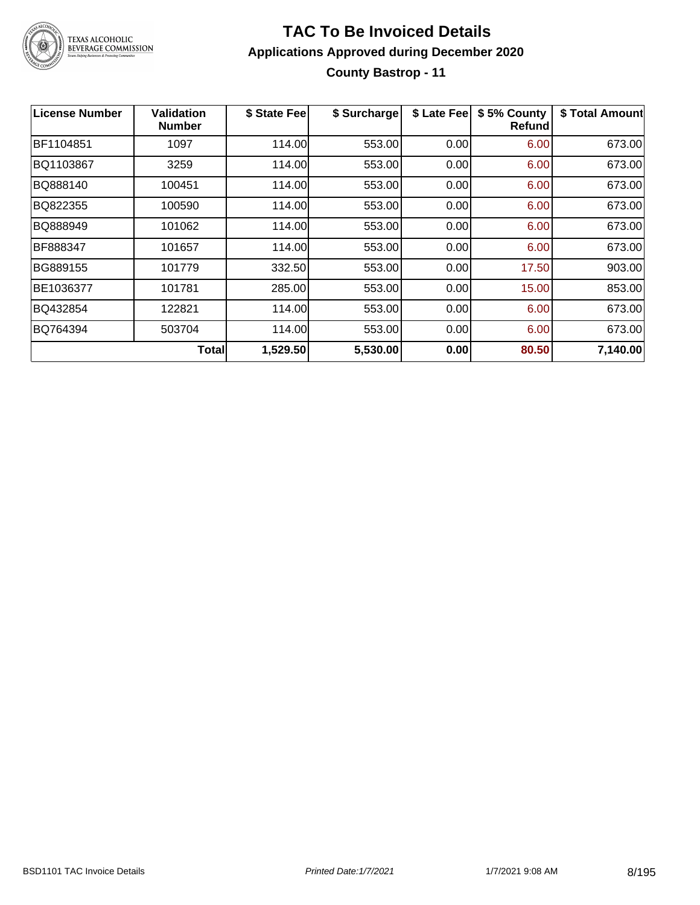# TAC To Be Invoiced Details

## Applications Approved during December 2020

### County Bastrop - 11

| License Number | Validation Number | $ State Fee | $ Surcharge | $ Late Fee | $ 5% County Refund | $ Total Amount |
| --- | --- | --- | --- | --- | --- | --- |
| BF1104851 | 1097 | 114.00 | 553.00 | 0.00 | 6.00 | 673.00 |
| BQ1103867 | 3259 | 114.00 | 553.00 | 0.00 | 6.00 | 673.00 |
| BQ888140 | 100451 | 114.00 | 553.00 | 0.00 | 6.00 | 673.00 |
| BQ822355 | 100590 | 114.00 | 553.00 | 0.00 | 6.00 | 673.00 |
| BQ888949 | 101062 | 114.00 | 553.00 | 0.00 | 6.00 | 673.00 |
| BF888347 | 101657 | 114.00 | 553.00 | 0.00 | 6.00 | 673.00 |
| BG889155 | 101779 | 332.50 | 553.00 | 0.00 | 17.50 | 903.00 |
| BE1036377 | 101781 | 285.00 | 553.00 | 0.00 | 15.00 | 853.00 |
| BQ432854 | 122821 | 114.00 | 553.00 | 0.00 | 6.00 | 673.00 |
| BQ764394 | 503704 | 114.00 | 553.00 | 0.00 | 6.00 | 673.00 |
| | **Total** | **1,529.50** | **5,530.00** | **0.00** | **80.50** | **7,140.00** |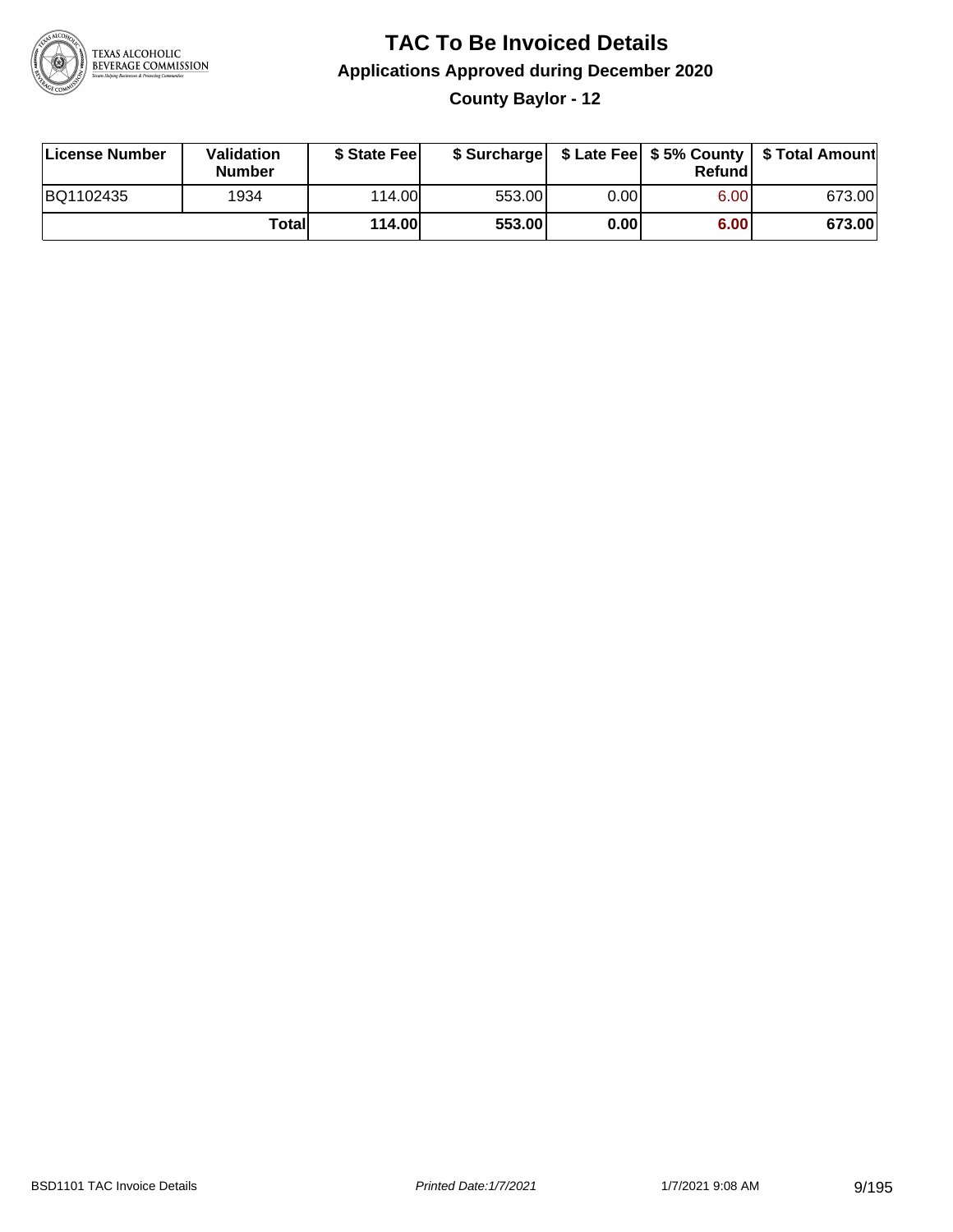# TAC To Be Invoiced Details

## Applications Approved during December 2020

### County Baylor - 12

| License Number | Validation Number | $ State Fee | $ Surcharge | $ Late Fee | $ 5% County Refund | $ Total Amount |
|---|---|---|---|---|---|---|
| BQ1102435 | 1934 | 114.00 | 553.00 | 0.00 | 6.00 | 673.00 |
| | **Total** | **114.00** | **553.00** | **0.00** | **6.00** | **673.00** |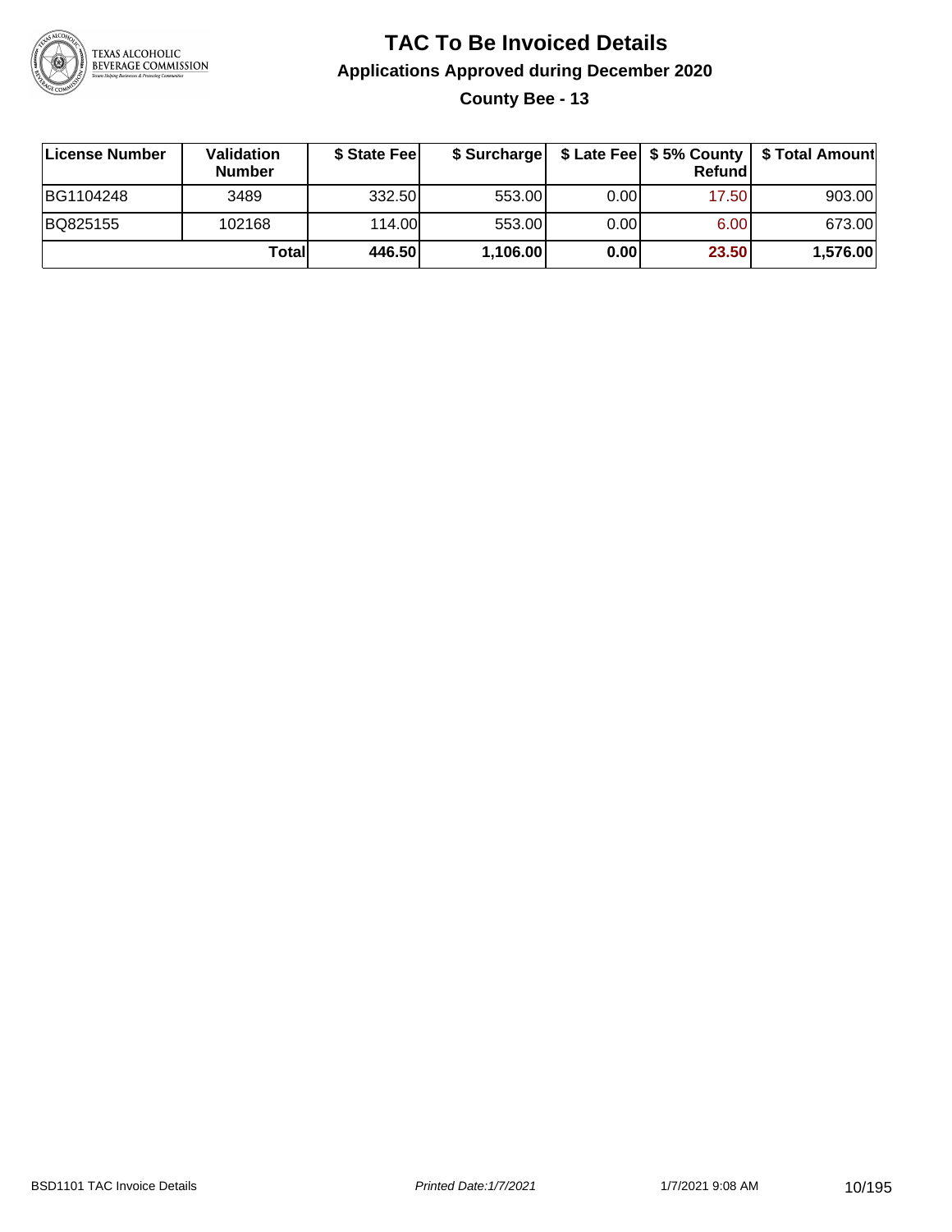# TAC To Be Invoiced Details

## Applications Approved during December 2020

### County Bee - 13

| License Number | Validation Number | $ State Fee | $ Surcharge | $ Late Fee | $ 5% County Refund | $ Total Amount |
|---|---|---|---|---|---|---|
| BG1104248 | 3489 | 332.50 | 553.00 | 0.00 | 17.50 | 903.00 |
| BQ825155 | 102168 | 114.00 | 553.00 | 0.00 | 6.00 | 673.00 |
| | **Total** | **446.50** | **1,106.00** | **0.00** | **23.50** | **1,576.00** |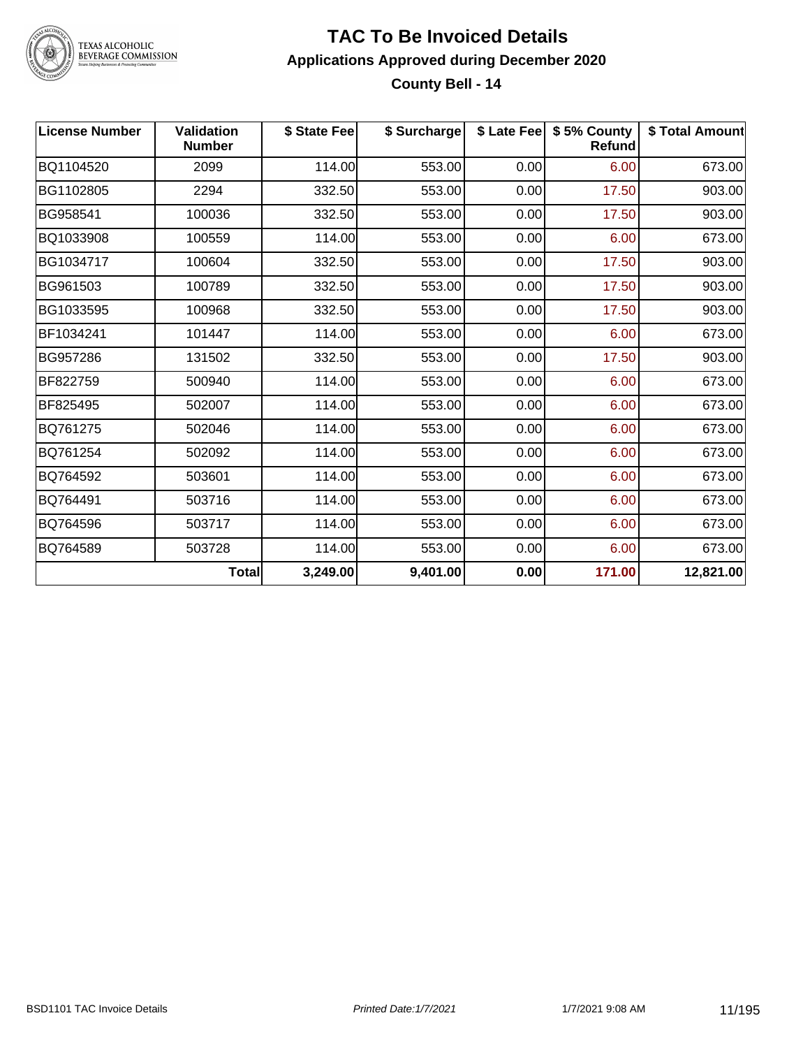# TAC To Be Invoiced Details

## Applications Approved during December 2020

### County Bell - 14

| License Number | Validation Number | $ State Fee | $ Surcharge | $ Late Fee | $ 5% County Refund | $ Total Amount |
|---|---|---|---|---|---|---|
| BQ1104520 | 2099 | 114.00 | 553.00 | 0.00 | 6.00 | 673.00 |
| BG1102805 | 2294 | 332.50 | 553.00 | 0.00 | 17.50 | 903.00 |
| BG958541 | 100036 | 332.50 | 553.00 | 0.00 | 17.50 | 903.00 |
| BQ1033908 | 100559 | 114.00 | 553.00 | 0.00 | 6.00 | 673.00 |
| BG1034717 | 100604 | 332.50 | 553.00 | 0.00 | 17.50 | 903.00 |
| BG961503 | 100789 | 332.50 | 553.00 | 0.00 | 17.50 | 903.00 |
| BG1033595 | 100968 | 332.50 | 553.00 | 0.00 | 17.50 | 903.00 |
| BF1034241 | 101447 | 114.00 | 553.00 | 0.00 | 6.00 | 673.00 |
| BG957286 | 131502 | 332.50 | 553.00 | 0.00 | 17.50 | 903.00 |
| BF822759 | 500940 | 114.00 | 553.00 | 0.00 | 6.00 | 673.00 |
| BF825495 | 502007 | 114.00 | 553.00 | 0.00 | 6.00 | 673.00 |
| BQ761275 | 502046 | 114.00 | 553.00 | 0.00 | 6.00 | 673.00 |
| BQ761254 | 502092 | 114.00 | 553.00 | 0.00 | 6.00 | 673.00 |
| BQ764592 | 503601 | 114.00 | 553.00 | 0.00 | 6.00 | 673.00 |
| BQ764491 | 503716 | 114.00 | 553.00 | 0.00 | 6.00 | 673.00 |
| BQ764596 | 503717 | 114.00 | 553.00 | 0.00 | 6.00 | 673.00 |
| BQ764589 | 503728 | 114.00 | 553.00 | 0.00 | 6.00 | 673.00 |
| | **Total** | **3,249.00** | **9,401.00** | **0.00** | **171.00** | **12,821.00** |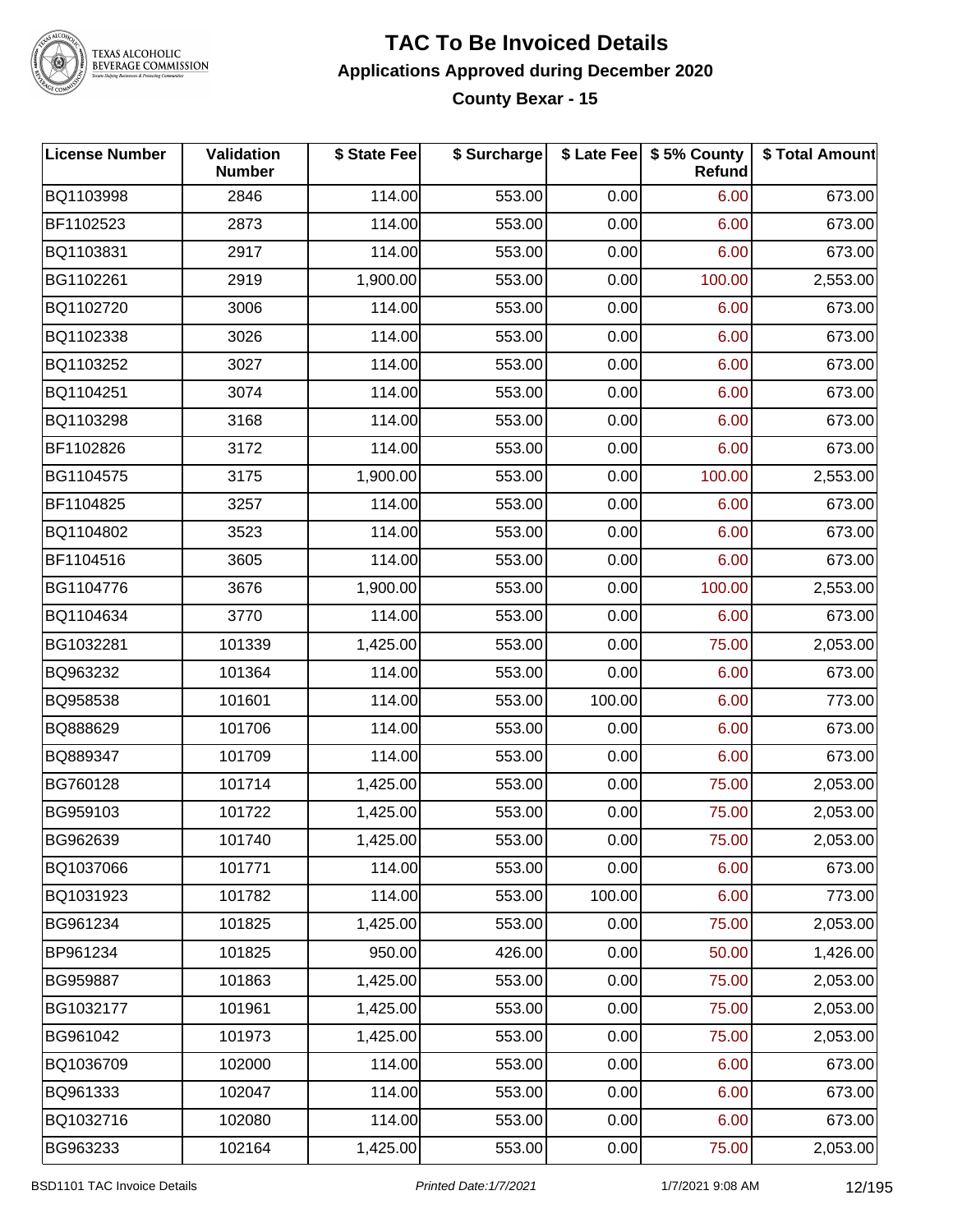# TAC To Be Invoiced Details

## Applications Approved during December 2020

### County Bexar - 15

| License Number | Validation Number | $ State Fee | $ Surcharge | $ Late Fee | $ 5% County Refund | $ Total Amount |
|---|---|---|---|---|---|---|
| BQ1103998 | 2846 | 114.00 | 553.00 | 0.00 | 6.00 | 673.00 |
| BF1102523 | 2873 | 114.00 | 553.00 | 0.00 | 6.00 | 673.00 |
| BQ1103831 | 2917 | 114.00 | 553.00 | 0.00 | 6.00 | 673.00 |
| BG1102261 | 2919 | 1,900.00 | 553.00 | 0.00 | 100.00 | 2,553.00 |
| BQ1102720 | 3006 | 114.00 | 553.00 | 0.00 | 6.00 | 673.00 |
| BQ1102338 | 3026 | 114.00 | 553.00 | 0.00 | 6.00 | 673.00 |
| BQ1103252 | 3027 | 114.00 | 553.00 | 0.00 | 6.00 | 673.00 |
| BQ1104251 | 3074 | 114.00 | 553.00 | 0.00 | 6.00 | 673.00 |
| BQ1103298 | 3168 | 114.00 | 553.00 | 0.00 | 6.00 | 673.00 |
| BF1102826 | 3172 | 114.00 | 553.00 | 0.00 | 6.00 | 673.00 |
| BG1104575 | 3175 | 1,900.00 | 553.00 | 0.00 | 100.00 | 2,553.00 |
| BF1104825 | 3257 | 114.00 | 553.00 | 0.00 | 6.00 | 673.00 |
| BQ1104802 | 3523 | 114.00 | 553.00 | 0.00 | 6.00 | 673.00 |
| BF1104516 | 3605 | 114.00 | 553.00 | 0.00 | 6.00 | 673.00 |
| BG1104776 | 3676 | 1,900.00 | 553.00 | 0.00 | 100.00 | 2,553.00 |
| BQ1104634 | 3770 | 114.00 | 553.00 | 0.00 | 6.00 | 673.00 |
| BG1032281 | 101339 | 1,425.00 | 553.00 | 0.00 | 75.00 | 2,053.00 |
| BQ963232 | 101364 | 114.00 | 553.00 | 0.00 | 6.00 | 673.00 |
| BQ958538 | 101601 | 114.00 | 553.00 | 100.00 | 6.00 | 773.00 |
| BQ888629 | 101706 | 114.00 | 553.00 | 0.00 | 6.00 | 673.00 |
| BQ889347 | 101709 | 114.00 | 553.00 | 0.00 | 6.00 | 673.00 |
| BG760128 | 101714 | 1,425.00 | 553.00 | 0.00 | 75.00 | 2,053.00 |
| BG959103 | 101722 | 1,425.00 | 553.00 | 0.00 | 75.00 | 2,053.00 |
| BG962639 | 101740 | 1,425.00 | 553.00 | 0.00 | 75.00 | 2,053.00 |
| BQ1037066 | 101771 | 114.00 | 553.00 | 0.00 | 6.00 | 673.00 |
| BQ1031923 | 101782 | 114.00 | 553.00 | 100.00 | 6.00 | 773.00 |
| BG961234 | 101825 | 1,425.00 | 553.00 | 0.00 | 75.00 | 2,053.00 |
| BP961234 | 101825 | 950.00 | 426.00 | 0.00 | 50.00 | 1,426.00 |
| BG959887 | 101863 | 1,425.00 | 553.00 | 0.00 | 75.00 | 2,053.00 |
| BG1032177 | 101961 | 1,425.00 | 553.00 | 0.00 | 75.00 | 2,053.00 |
| BG961042 | 101973 | 1,425.00 | 553.00 | 0.00 | 75.00 | 2,053.00 |
| BQ1036709 | 102000 | 114.00 | 553.00 | 0.00 | 6.00 | 673.00 |
| BQ961333 | 102047 | 114.00 | 553.00 | 0.00 | 6.00 | 673.00 |
| BQ1032716 | 102080 | 114.00 | 553.00 | 0.00 | 6.00 | 673.00 |
| BG963233 | 102164 | 1,425.00 | 553.00 | 0.00 | 75.00 | 2,053.00 |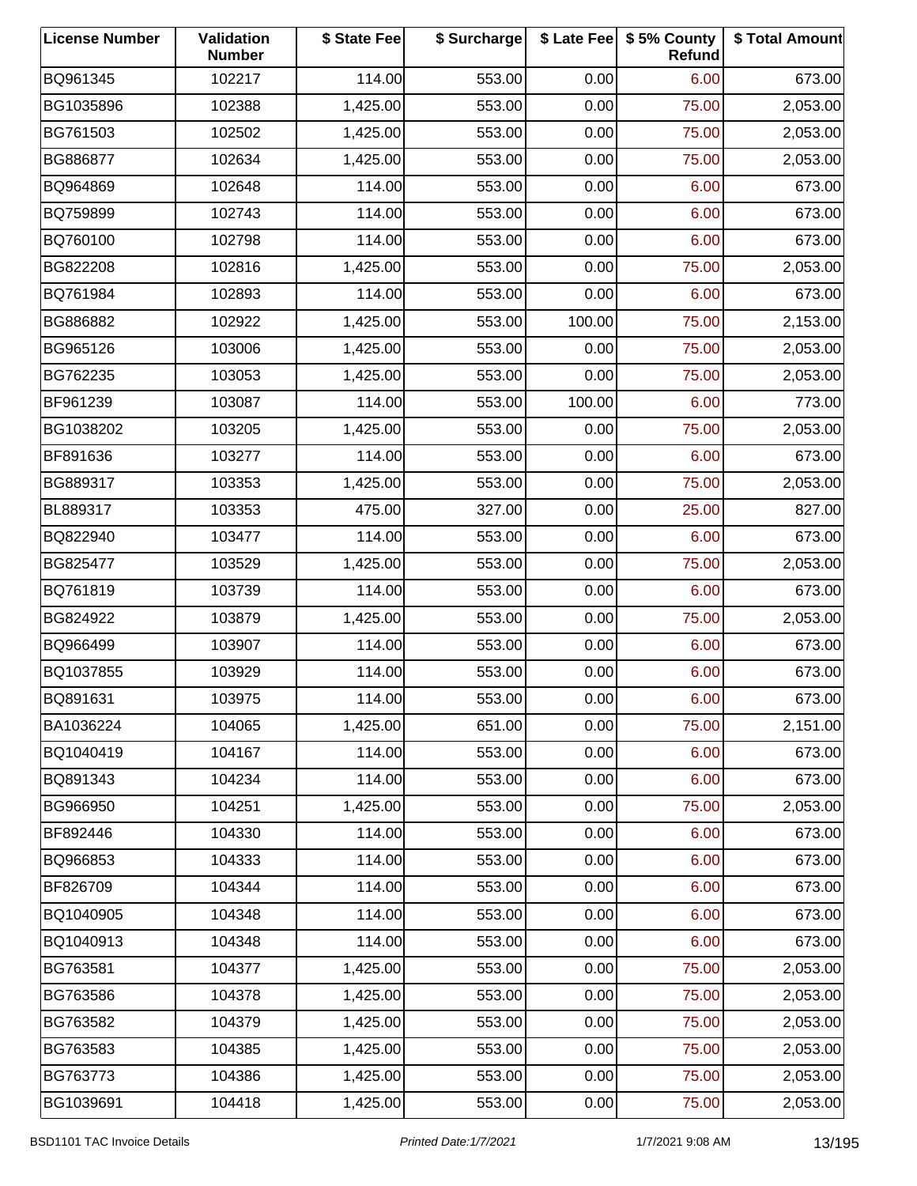| License Number | Validation Number | $ State Fee | $ Surcharge | $ Late Fee | $ 5% County Refund | $ Total Amount |
|---|---|---|---|---|---|---|
| BQ961345 | 102217 | 114.00 | 553.00 | 0.00 | 6.00 | 673.00 |
| BG1035896 | 102388 | 1,425.00 | 553.00 | 0.00 | 75.00 | 2,053.00 |
| BG761503 | 102502 | 1,425.00 | 553.00 | 0.00 | 75.00 | 2,053.00 |
| BG886877 | 102634 | 1,425.00 | 553.00 | 0.00 | 75.00 | 2,053.00 |
| BQ964869 | 102648 | 114.00 | 553.00 | 0.00 | 6.00 | 673.00 |
| BQ759899 | 102743 | 114.00 | 553.00 | 0.00 | 6.00 | 673.00 |
| BQ760100 | 102798 | 114.00 | 553.00 | 0.00 | 6.00 | 673.00 |
| BG822208 | 102816 | 1,425.00 | 553.00 | 0.00 | 75.00 | 2,053.00 |
| BQ761984 | 102893 | 114.00 | 553.00 | 0.00 | 6.00 | 673.00 |
| BG886882 | 102922 | 1,425.00 | 553.00 | 100.00 | 75.00 | 2,153.00 |
| BG965126 | 103006 | 1,425.00 | 553.00 | 0.00 | 75.00 | 2,053.00 |
| BG762235 | 103053 | 1,425.00 | 553.00 | 0.00 | 75.00 | 2,053.00 |
| BF961239 | 103087 | 114.00 | 553.00 | 100.00 | 6.00 | 773.00 |
| BG1038202 | 103205 | 1,425.00 | 553.00 | 0.00 | 75.00 | 2,053.00 |
| BF891636 | 103277 | 114.00 | 553.00 | 0.00 | 6.00 | 673.00 |
| BG889317 | 103353 | 1,425.00 | 553.00 | 0.00 | 75.00 | 2,053.00 |
| BL889317 | 103353 | 475.00 | 327.00 | 0.00 | 25.00 | 827.00 |
| BQ822940 | 103477 | 114.00 | 553.00 | 0.00 | 6.00 | 673.00 |
| BG825477 | 103529 | 1,425.00 | 553.00 | 0.00 | 75.00 | 2,053.00 |
| BQ761819 | 103739 | 114.00 | 553.00 | 0.00 | 6.00 | 673.00 |
| BG824922 | 103879 | 1,425.00 | 553.00 | 0.00 | 75.00 | 2,053.00 |
| BQ966499 | 103907 | 114.00 | 553.00 | 0.00 | 6.00 | 673.00 |
| BQ1037855 | 103929 | 114.00 | 553.00 | 0.00 | 6.00 | 673.00 |
| BQ891631 | 103975 | 114.00 | 553.00 | 0.00 | 6.00 | 673.00 |
| BA1036224 | 104065 | 1,425.00 | 651.00 | 0.00 | 75.00 | 2,151.00 |
| BQ1040419 | 104167 | 114.00 | 553.00 | 0.00 | 6.00 | 673.00 |
| BQ891343 | 104234 | 114.00 | 553.00 | 0.00 | 6.00 | 673.00 |
| BG966950 | 104251 | 1,425.00 | 553.00 | 0.00 | 75.00 | 2,053.00 |
| BF892446 | 104330 | 114.00 | 553.00 | 0.00 | 6.00 | 673.00 |
| BQ966853 | 104333 | 114.00 | 553.00 | 0.00 | 6.00 | 673.00 |
| BF826709 | 104344 | 114.00 | 553.00 | 0.00 | 6.00 | 673.00 |
| BQ1040905 | 104348 | 114.00 | 553.00 | 0.00 | 6.00 | 673.00 |
| BQ1040913 | 104348 | 114.00 | 553.00 | 0.00 | 6.00 | 673.00 |
| BG763581 | 104377 | 1,425.00 | 553.00 | 0.00 | 75.00 | 2,053.00 |
| BG763586 | 104378 | 1,425.00 | 553.00 | 0.00 | 75.00 | 2,053.00 |
| BG763582 | 104379 | 1,425.00 | 553.00 | 0.00 | 75.00 | 2,053.00 |
| BG763583 | 104385 | 1,425.00 | 553.00 | 0.00 | 75.00 | 2,053.00 |
| BG763773 | 104386 | 1,425.00 | 553.00 | 0.00 | 75.00 | 2,053.00 |
| BG1039691 | 104418 | 1,425.00 | 553.00 | 0.00 | 75.00 | 2,053.00 |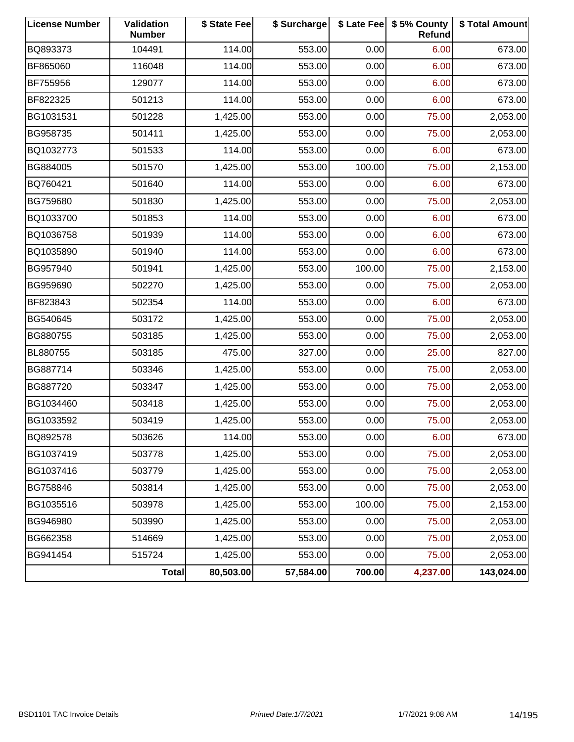| License Number | Validation Number | $ State Fee | $ Surcharge | $ Late Fee | $ 5% County Refund | $ Total Amount |
|---|---|---|---|---|---|---|
| BQ893373 | 104491 | 114.00 | 553.00 | 0.00 | 6.00 | 673.00 |
| BF865060 | 116048 | 114.00 | 553.00 | 0.00 | 6.00 | 673.00 |
| BF755956 | 129077 | 114.00 | 553.00 | 0.00 | 6.00 | 673.00 |
| BF822325 | 501213 | 114.00 | 553.00 | 0.00 | 6.00 | 673.00 |
| BG1031531 | 501228 | 1,425.00 | 553.00 | 0.00 | 75.00 | 2,053.00 |
| BG958735 | 501411 | 1,425.00 | 553.00 | 0.00 | 75.00 | 2,053.00 |
| BQ1032773 | 501533 | 114.00 | 553.00 | 0.00 | 6.00 | 673.00 |
| BG884005 | 501570 | 1,425.00 | 553.00 | 100.00 | 75.00 | 2,153.00 |
| BQ760421 | 501640 | 114.00 | 553.00 | 0.00 | 6.00 | 673.00 |
| BG759680 | 501830 | 1,425.00 | 553.00 | 0.00 | 75.00 | 2,053.00 |
| BQ1033700 | 501853 | 114.00 | 553.00 | 0.00 | 6.00 | 673.00 |
| BQ1036758 | 501939 | 114.00 | 553.00 | 0.00 | 6.00 | 673.00 |
| BQ1035890 | 501940 | 114.00 | 553.00 | 0.00 | 6.00 | 673.00 |
| BG957940 | 501941 | 1,425.00 | 553.00 | 100.00 | 75.00 | 2,153.00 |
| BG959690 | 502270 | 1,425.00 | 553.00 | 0.00 | 75.00 | 2,053.00 |
| BF823843 | 502354 | 114.00 | 553.00 | 0.00 | 6.00 | 673.00 |
| BG540645 | 503172 | 1,425.00 | 553.00 | 0.00 | 75.00 | 2,053.00 |
| BG880755 | 503185 | 1,425.00 | 553.00 | 0.00 | 75.00 | 2,053.00 |
| BL880755 | 503185 | 475.00 | 327.00 | 0.00 | 25.00 | 827.00 |
| BG887714 | 503346 | 1,425.00 | 553.00 | 0.00 | 75.00 | 2,053.00 |
| BG887720 | 503347 | 1,425.00 | 553.00 | 0.00 | 75.00 | 2,053.00 |
| BG1034460 | 503418 | 1,425.00 | 553.00 | 0.00 | 75.00 | 2,053.00 |
| BG1033592 | 503419 | 1,425.00 | 553.00 | 0.00 | 75.00 | 2,053.00 |
| BQ892578 | 503626 | 114.00 | 553.00 | 0.00 | 6.00 | 673.00 |
| BG1037419 | 503778 | 1,425.00 | 553.00 | 0.00 | 75.00 | 2,053.00 |
| BG1037416 | 503779 | 1,425.00 | 553.00 | 0.00 | 75.00 | 2,053.00 |
| BG758846 | 503814 | 1,425.00 | 553.00 | 0.00 | 75.00 | 2,053.00 |
| BG1035516 | 503978 | 1,425.00 | 553.00 | 100.00 | 75.00 | 2,153.00 |
| BG946980 | 503990 | 1,425.00 | 553.00 | 0.00 | 75.00 | 2,053.00 |
| BG662358 | 514669 | 1,425.00 | 553.00 | 0.00 | 75.00 | 2,053.00 |
| BG941454 | 515724 | 1,425.00 | 553.00 | 0.00 | 75.00 | 2,053.00 |
| | **Total** | **80,503.00** | **57,584.00** | **700.00** | **4,237.00** | **143,024.00** |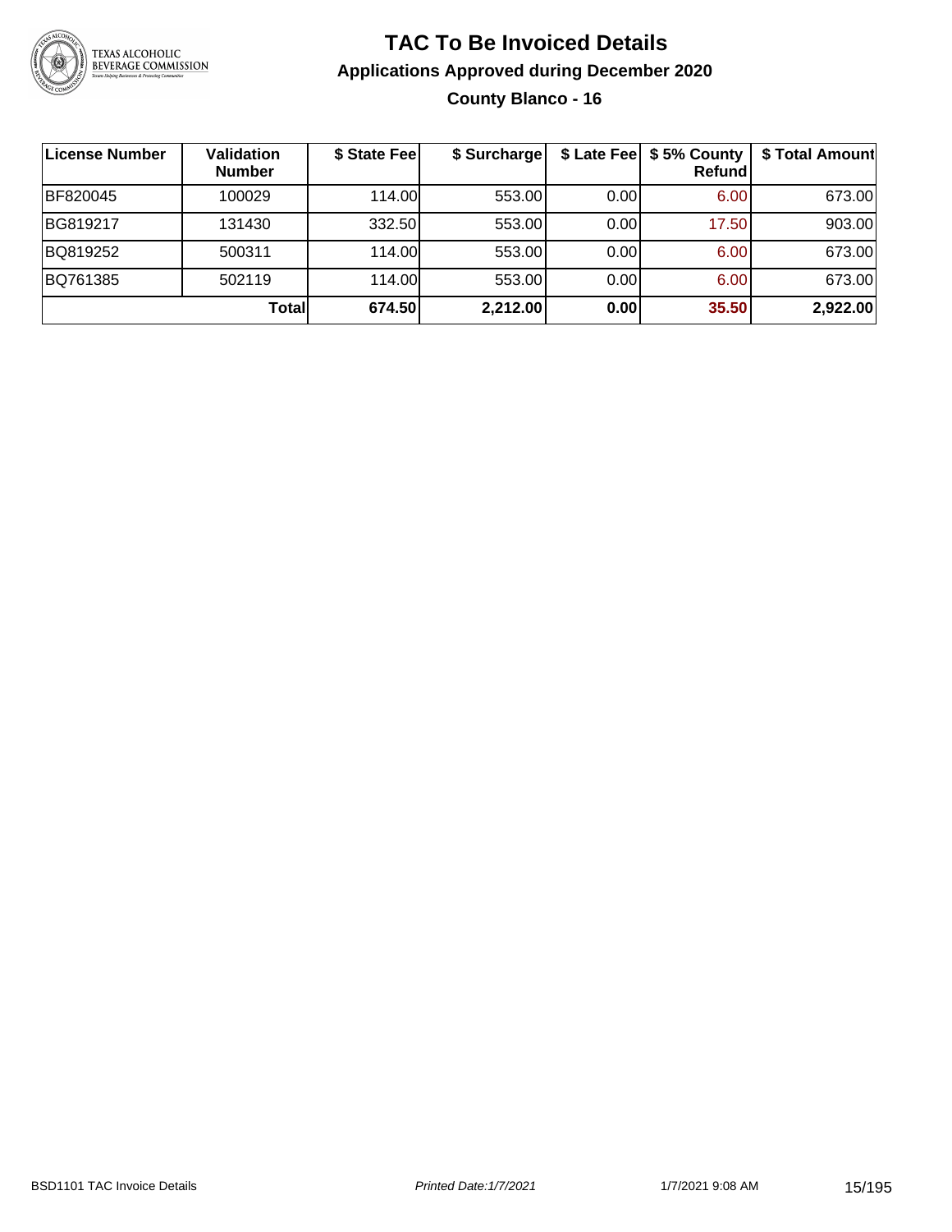# TAC To Be Invoiced Details

## Applications Approved during December 2020

### County Blanco - 16

| License Number | Validation Number | $ State Fee | $ Surcharge | $ Late Fee | $ 5% County Refund | $ Total Amount |
|---|---|---|---|---|---|---|
| BF820045 | 100029 | 114.00 | 553.00 | 0.00 | 6.00 | 673.00 |
| BG819217 | 131430 | 332.50 | 553.00 | 0.00 | 17.50 | 903.00 |
| BQ819252 | 500311 | 114.00 | 553.00 | 0.00 | 6.00 | 673.00 |
| BQ761385 | 502119 | 114.00 | 553.00 | 0.00 | 6.00 | 673.00 |
| | **Total** | **674.50** | **2,212.00** | **0.00** | **35.50** | **2,922.00** |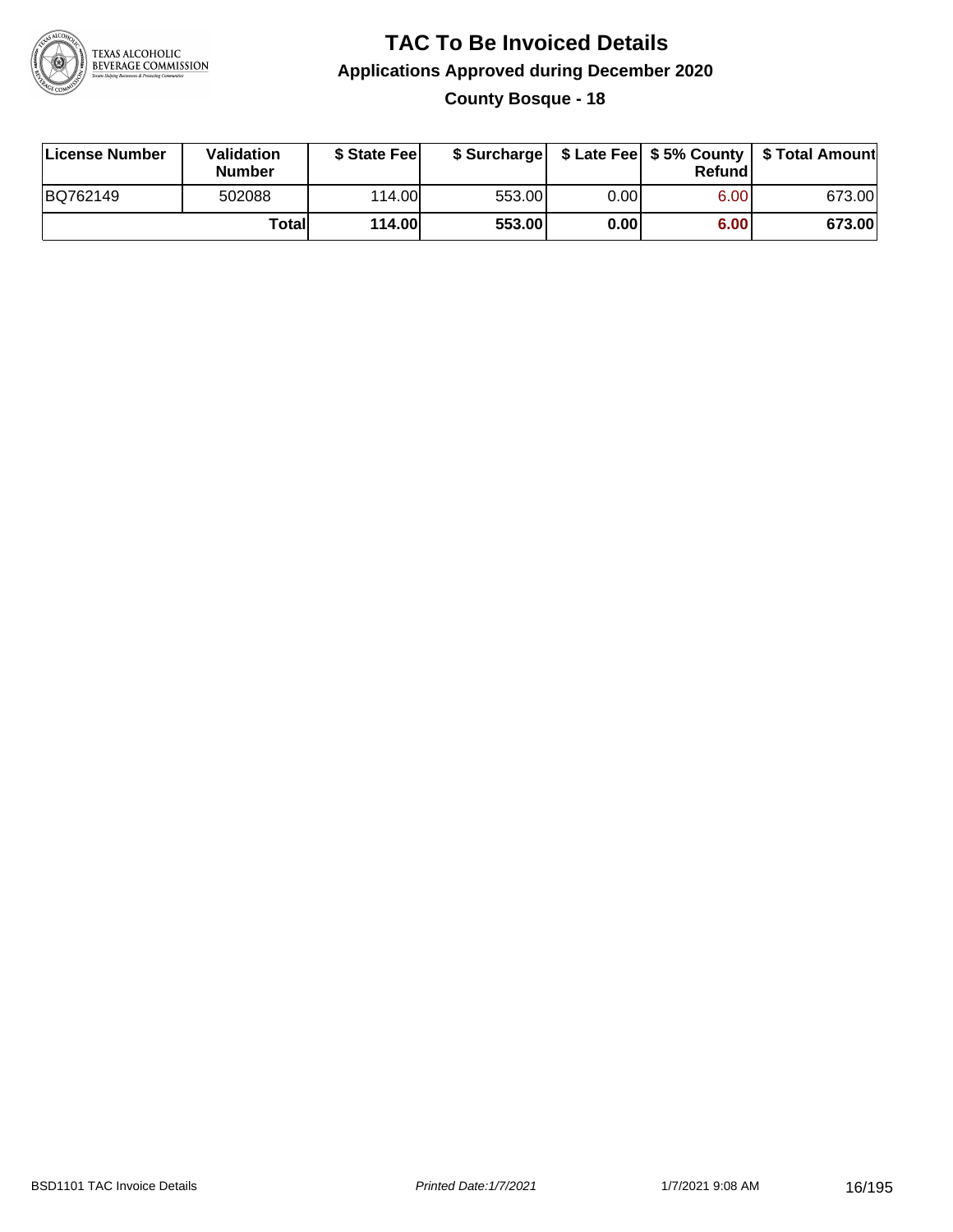# TAC To Be Invoiced Details

## Applications Approved during December 2020

### County Bosque - 18

| License Number | Validation Number | $ State Fee | $ Surcharge | $ Late Fee | $ 5% County Refund | $ Total Amount |
|---|---|---|---|---|---|---|
| BQ762149 | 502088 | 114.00 | 553.00 | 0.00 | 6.00 | 673.00 |
| | **Total** | **114.00** | **553.00** | **0.00** | **6.00** | **673.00** |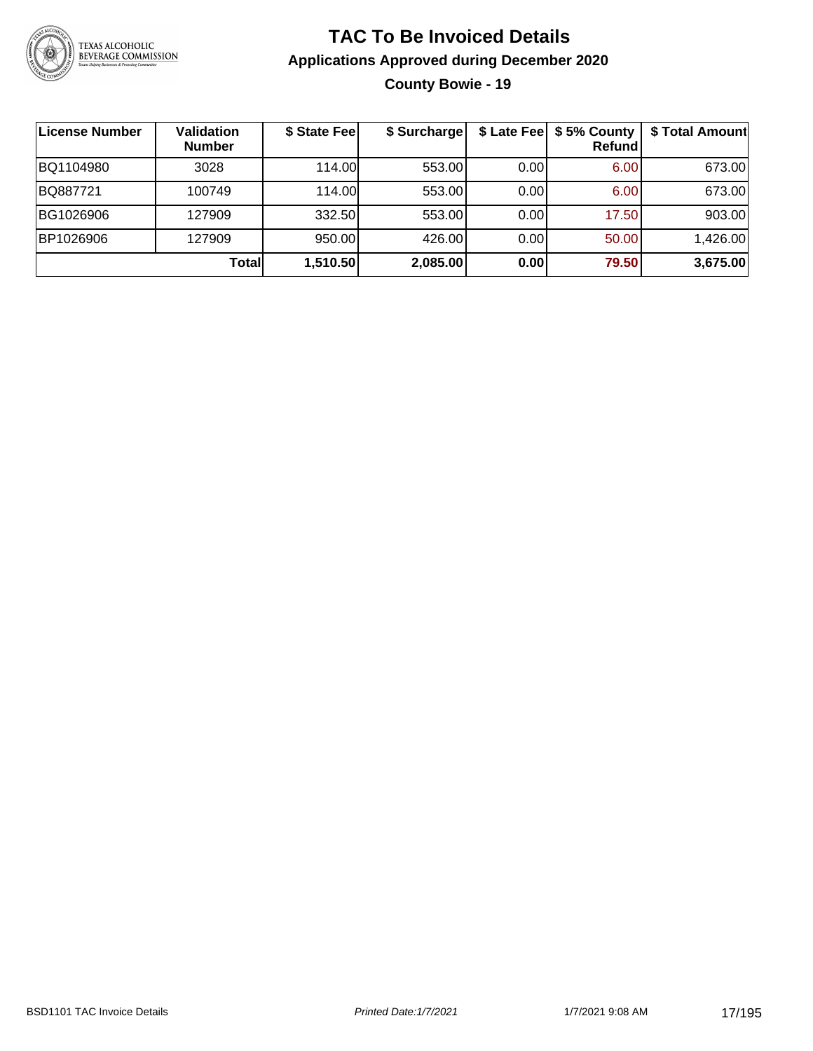# TAC To Be Invoiced Details

## Applications Approved during December 2020

### County Bowie - 19

| License Number | Validation Number | $ State Fee | $ Surcharge | $ Late Fee | $ 5% County Refund | $ Total Amount |
|---|---|---|---|---|---|---|
| BQ1104980 | 3028 | 114.00 | 553.00 | 0.00 | 6.00 | 673.00 |
| BQ887721 | 100749 | 114.00 | 553.00 | 0.00 | 6.00 | 673.00 |
| BG1026906 | 127909 | 332.50 | 553.00 | 0.00 | 17.50 | 903.00 |
| BP1026906 | 127909 | 950.00 | 426.00 | 0.00 | 50.00 | 1,426.00 |
| | **Total** | **1,510.50** | **2,085.00** | **0.00** | **79.50** | **3,675.00** |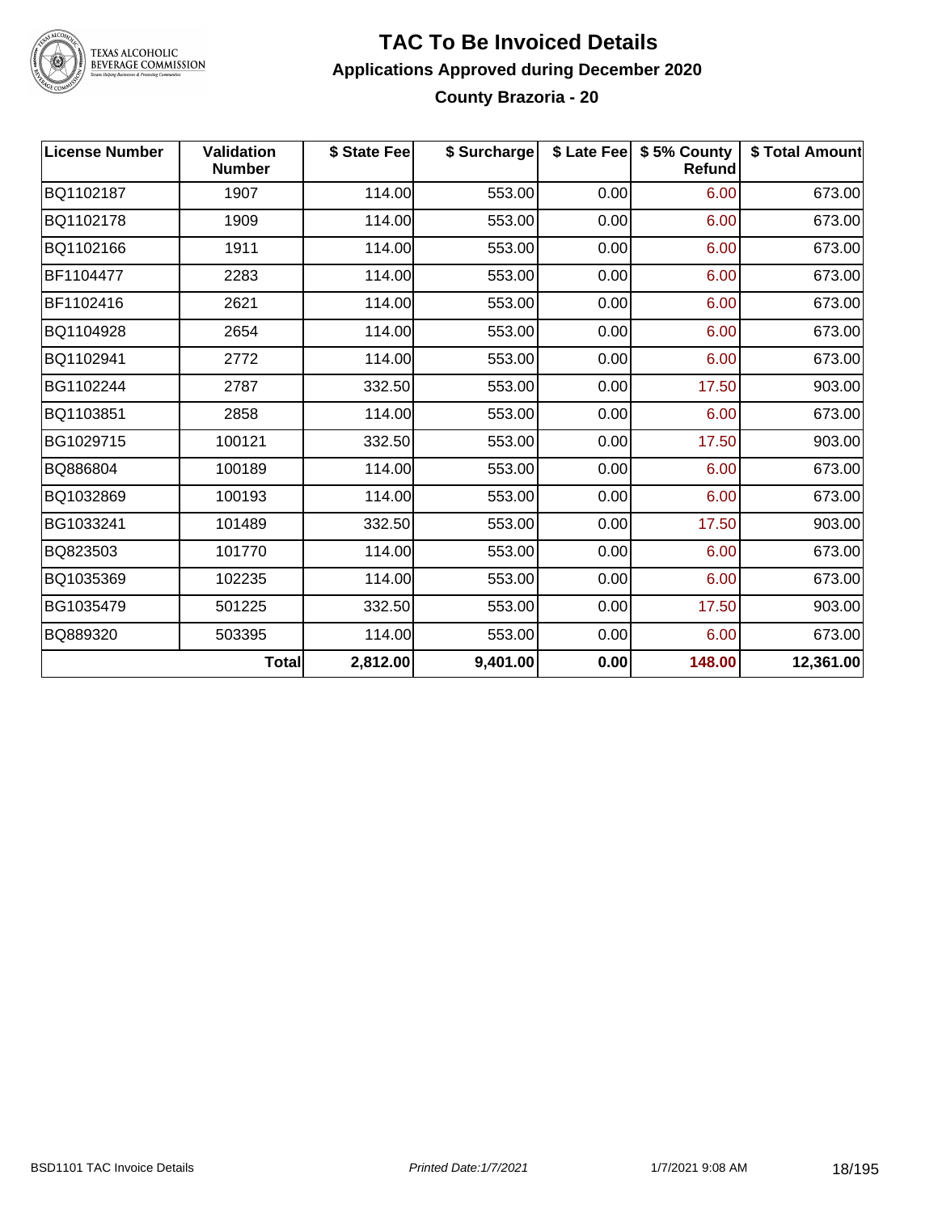# TAC To Be Invoiced Details

## Applications Approved during December 2020

### County Brazoria - 20

| License Number | Validation Number | $ State Fee | $ Surcharge | $ Late Fee | $ 5% County Refund | $ Total Amount |
|---|---|---|---|---|---|---|
| BQ1102187 | 1907 | 114.00 | 553.00 | 0.00 | 6.00 | 673.00 |
| BQ1102178 | 1909 | 114.00 | 553.00 | 0.00 | 6.00 | 673.00 |
| BQ1102166 | 1911 | 114.00 | 553.00 | 0.00 | 6.00 | 673.00 |
| BF1104477 | 2283 | 114.00 | 553.00 | 0.00 | 6.00 | 673.00 |
| BF1102416 | 2621 | 114.00 | 553.00 | 0.00 | 6.00 | 673.00 |
| BQ1104928 | 2654 | 114.00 | 553.00 | 0.00 | 6.00 | 673.00 |
| BQ1102941 | 2772 | 114.00 | 553.00 | 0.00 | 6.00 | 673.00 |
| BG1102244 | 2787 | 332.50 | 553.00 | 0.00 | 17.50 | 903.00 |
| BQ1103851 | 2858 | 114.00 | 553.00 | 0.00 | 6.00 | 673.00 |
| BG1029715 | 100121 | 332.50 | 553.00 | 0.00 | 17.50 | 903.00 |
| BQ886804 | 100189 | 114.00 | 553.00 | 0.00 | 6.00 | 673.00 |
| BQ1032869 | 100193 | 114.00 | 553.00 | 0.00 | 6.00 | 673.00 |
| BG1033241 | 101489 | 332.50 | 553.00 | 0.00 | 17.50 | 903.00 |
| BQ823503 | 101770 | 114.00 | 553.00 | 0.00 | 6.00 | 673.00 |
| BQ1035369 | 102235 | 114.00 | 553.00 | 0.00 | 6.00 | 673.00 |
| BG1035479 | 501225 | 332.50 | 553.00 | 0.00 | 17.50 | 903.00 |
| BQ889320 | 503395 | 114.00 | 553.00 | 0.00 | 6.00 | 673.00 |
| | **Total** | **2,812.00** | **9,401.00** | **0.00** | **148.00** | **12,361.00** |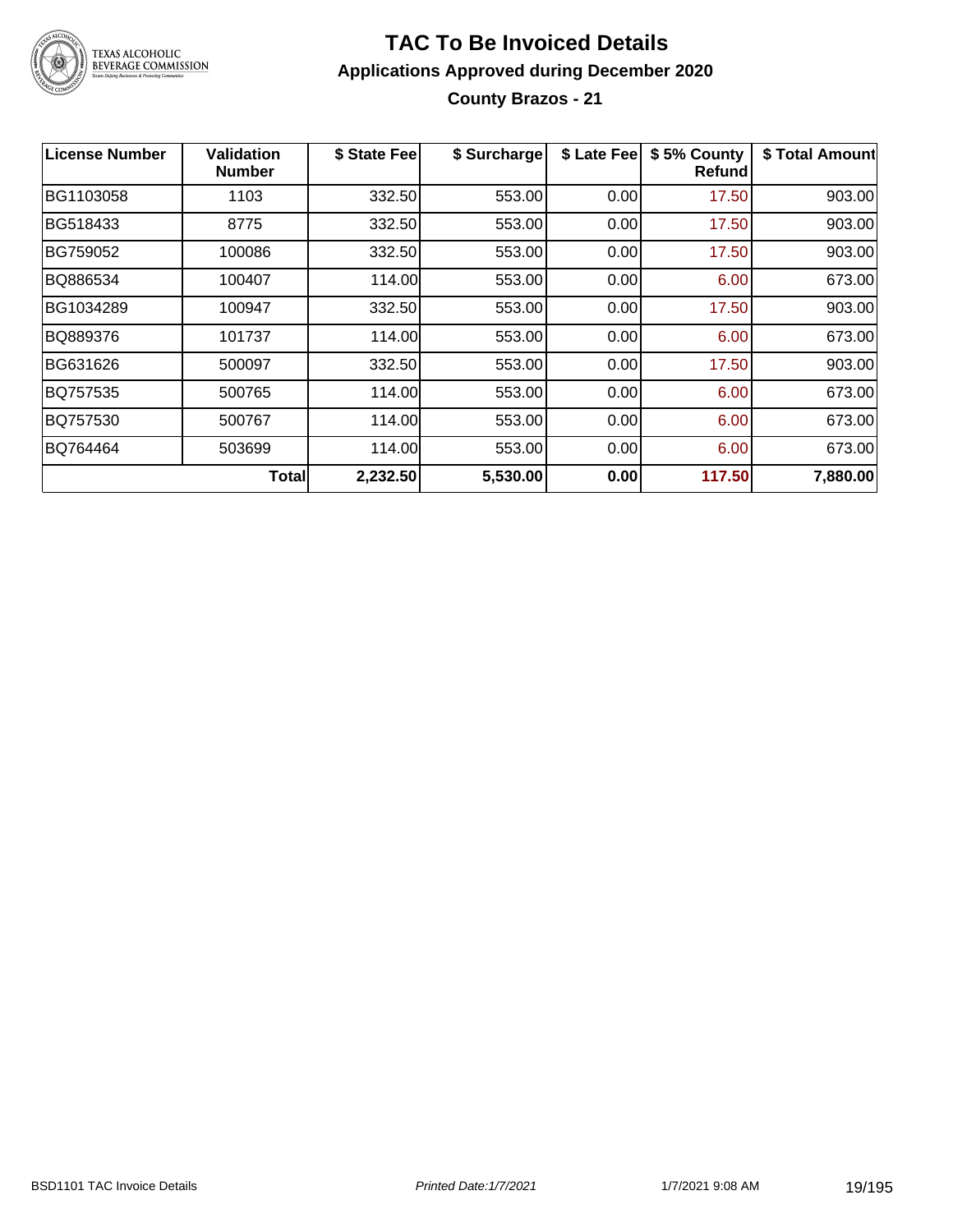# TAC To Be Invoiced Details

## Applications Approved during December 2020

### County Brazos - 21

| License Number | Validation Number | $ State Fee | $ Surcharge | $ Late Fee | $ 5% County Refund | $ Total Amount |
|---|---|---|---|---|---|---|
| BG1103058 | 1103 | 332.50 | 553.00 | 0.00 | 17.50 | 903.00 |
| BG518433 | 8775 | 332.50 | 553.00 | 0.00 | 17.50 | 903.00 |
| BG759052 | 100086 | 332.50 | 553.00 | 0.00 | 17.50 | 903.00 |
| BQ886534 | 100407 | 114.00 | 553.00 | 0.00 | 6.00 | 673.00 |
| BG1034289 | 100947 | 332.50 | 553.00 | 0.00 | 17.50 | 903.00 |
| BQ889376 | 101737 | 114.00 | 553.00 | 0.00 | 6.00 | 673.00 |
| BG631626 | 500097 | 332.50 | 553.00 | 0.00 | 17.50 | 903.00 |
| BQ757535 | 500765 | 114.00 | 553.00 | 0.00 | 6.00 | 673.00 |
| BQ757530 | 500767 | 114.00 | 553.00 | 0.00 | 6.00 | 673.00 |
| BQ764464 | 503699 | 114.00 | 553.00 | 0.00 | 6.00 | 673.00 |
| | **Total** | **2,232.50** | **5,530.00** | **0.00** | **117.50** | **7,880.00** |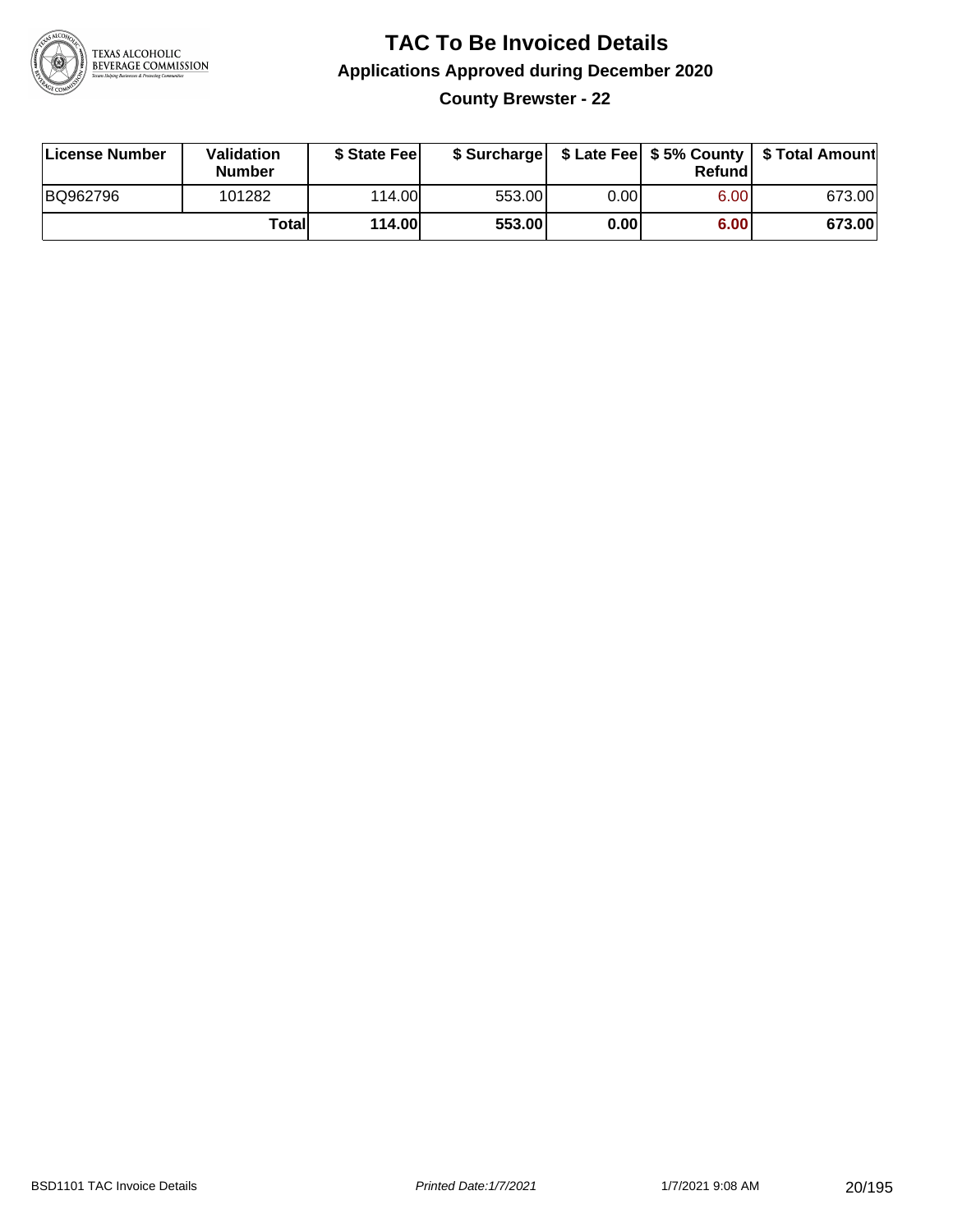# TAC To Be Invoiced Details

## Applications Approved during December 2020

### County Brewster - 22

| License Number | Validation Number | $ State Fee | $ Surcharge | $ Late Fee | $ 5% County Refund | $ Total Amount |
|---|---|---|---|---|---|---|
| BQ962796 | 101282 | 114.00 | 553.00 | 0.00 | 6.00 | 673.00 |
| | **Total** | **114.00** | **553.00** | **0.00** | **6.00** | **673.00** |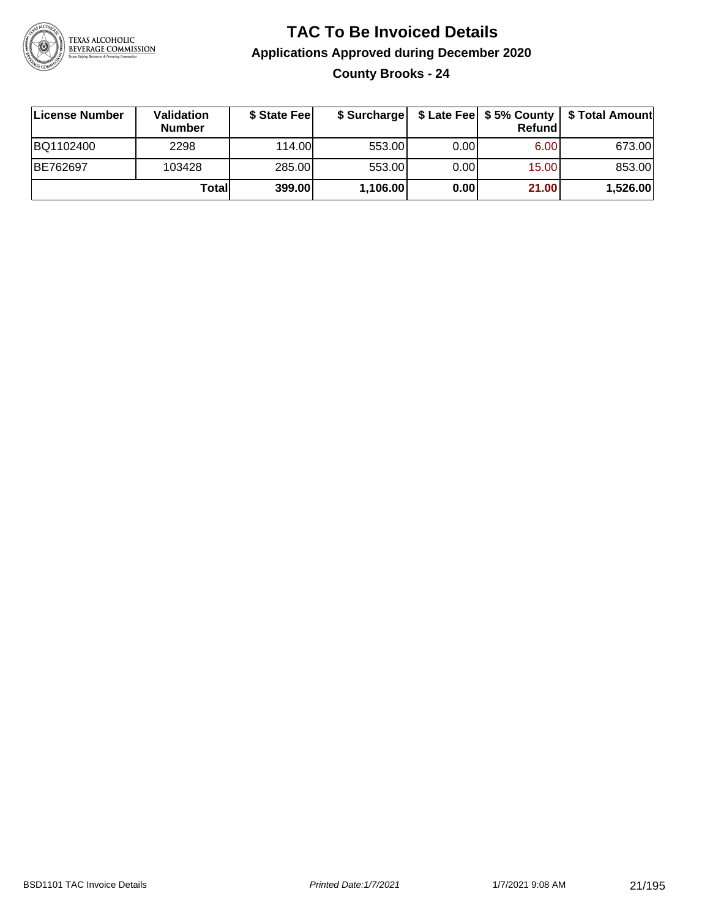# TAC To Be Invoiced Details

## Applications Approved during December 2020

### County Brooks - 24

| License Number | Validation Number | $ State Fee | $ Surcharge | $ Late Fee | $ 5% County Refund | $ Total Amount |
|---|---|---|---|---|---|---|
| BQ1102400 | 2298 | 114.00 | 553.00 | 0.00 | 6.00 | 673.00 |
| BE762697 | 103428 | 285.00 | 553.00 | 0.00 | 15.00 | 853.00 |
| | **Total** | **399.00** | **1,106.00** | **0.00** | **21.00** | **1,526.00** |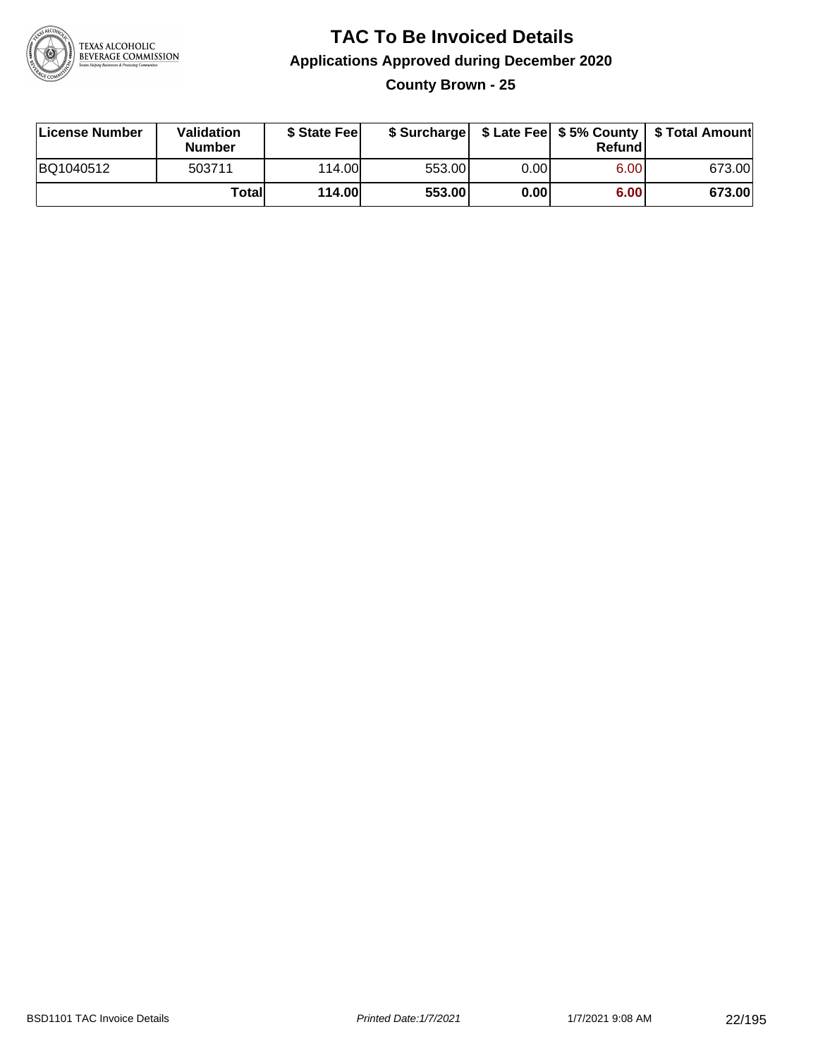# TAC To Be Invoiced Details

## Applications Approved during December 2020

### County Brown - 25

| License Number | Validation Number | $ State Fee | $ Surcharge | $ Late Fee | $ 5% County Refund | $ Total Amount |
|---|---|---|---|---|---|---|
| BQ1040512 | 503711 | 114.00 | 553.00 | 0.00 | 6.00 | 673.00 |
| | **Total** | **114.00** | **553.00** | **0.00** | **6.00** | **673.00** |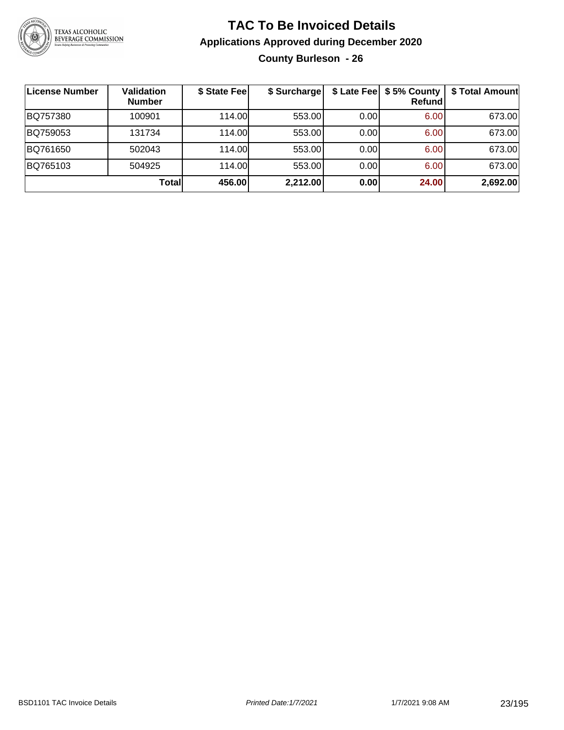# TAC To Be Invoiced Details

## Applications Approved during December 2020

### County Burleson - 26

| License Number | Validation Number | $ State Fee | $ Surcharge | $ Late Fee | $ 5% County Refund | $ Total Amount |
|---|---|---|---|---|---|---|
| BQ757380 | 100901 | 114.00 | 553.00 | 0.00 | 6.00 | 673.00 |
| BQ759053 | 131734 | 114.00 | 553.00 | 0.00 | 6.00 | 673.00 |
| BQ761650 | 502043 | 114.00 | 553.00 | 0.00 | 6.00 | 673.00 |
| BQ765103 | 504925 | 114.00 | 553.00 | 0.00 | 6.00 | 673.00 |
| | **Total** | **456.00** | **2,212.00** | **0.00** | **24.00** | **2,692.00** |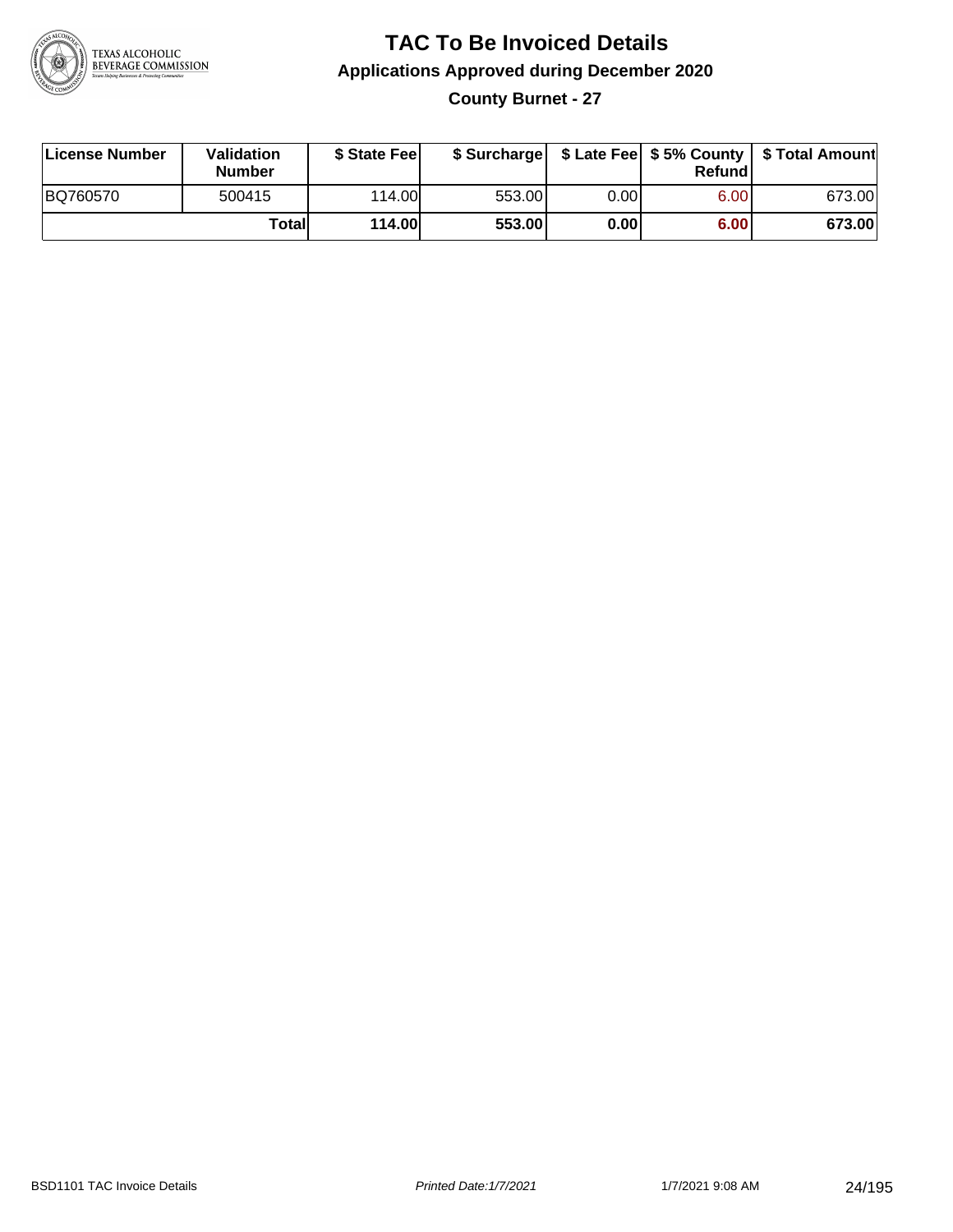# TAC To Be Invoiced Details

## Applications Approved during December 2020

### County Burnet - 27

| License Number | Validation Number | $ State Fee | $ Surcharge | $ Late Fee | $ 5% County Refund | $ Total Amount |
|---|---|---|---|---|---|---|
| BQ760570 | 500415 | 114.00 | 553.00 | 0.00 | 6.00 | 673.00 |
| | **Total** | **114.00** | **553.00** | **0.00** | **6.00** | **673.00** |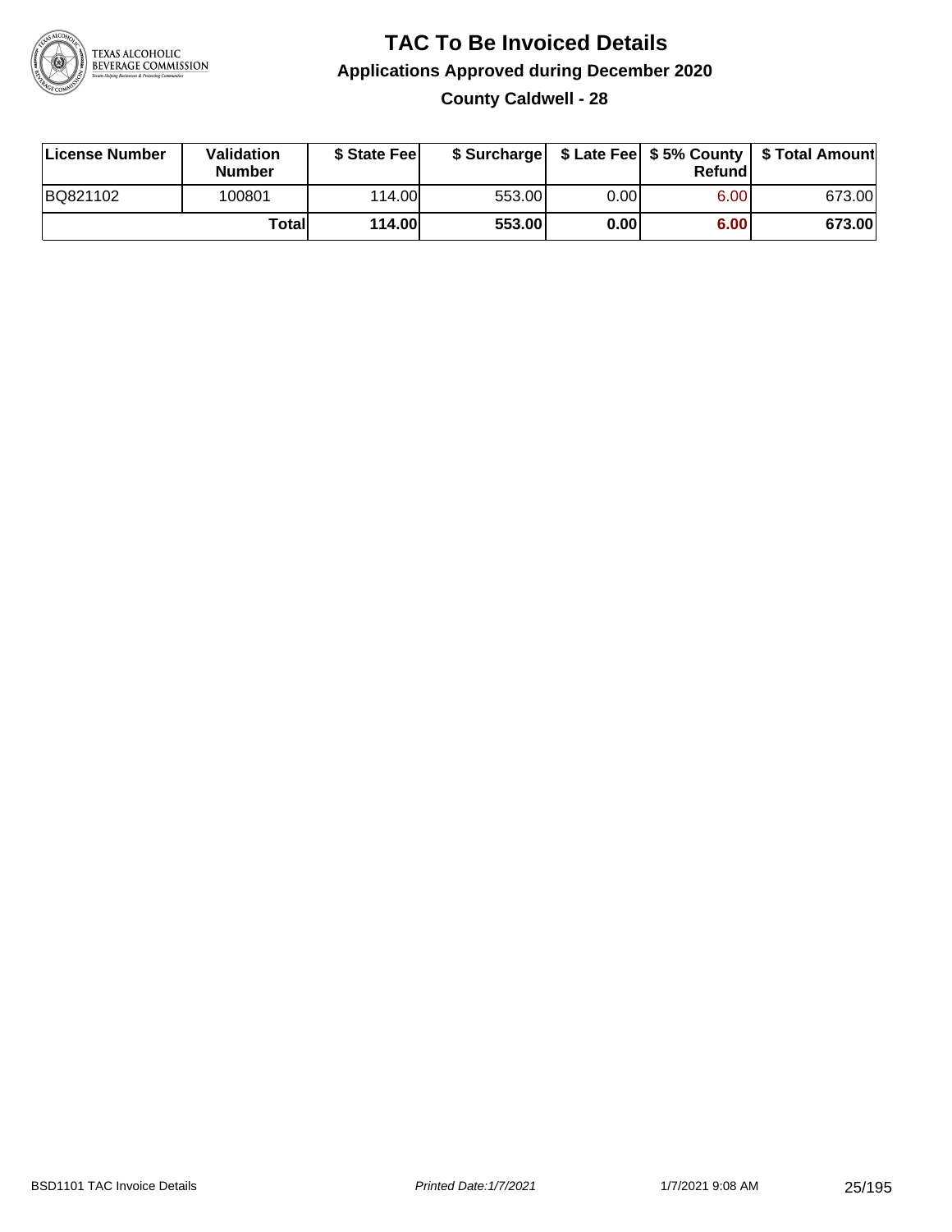# TAC To Be Invoiced Details

## Applications Approved during December 2020

### County Caldwell - 28

| License Number | Validation Number | $ State Fee | $ Surcharge | $ Late Fee | $ 5% County Refund | $ Total Amount |
|---|---|---|---|---|---|---|
| BQ821102 | 100801 | 114.00 | 553.00 | 0.00 | 6.00 | 673.00 |
| | **Total** | **114.00** | **553.00** | **0.00** | **6.00** | **673.00** |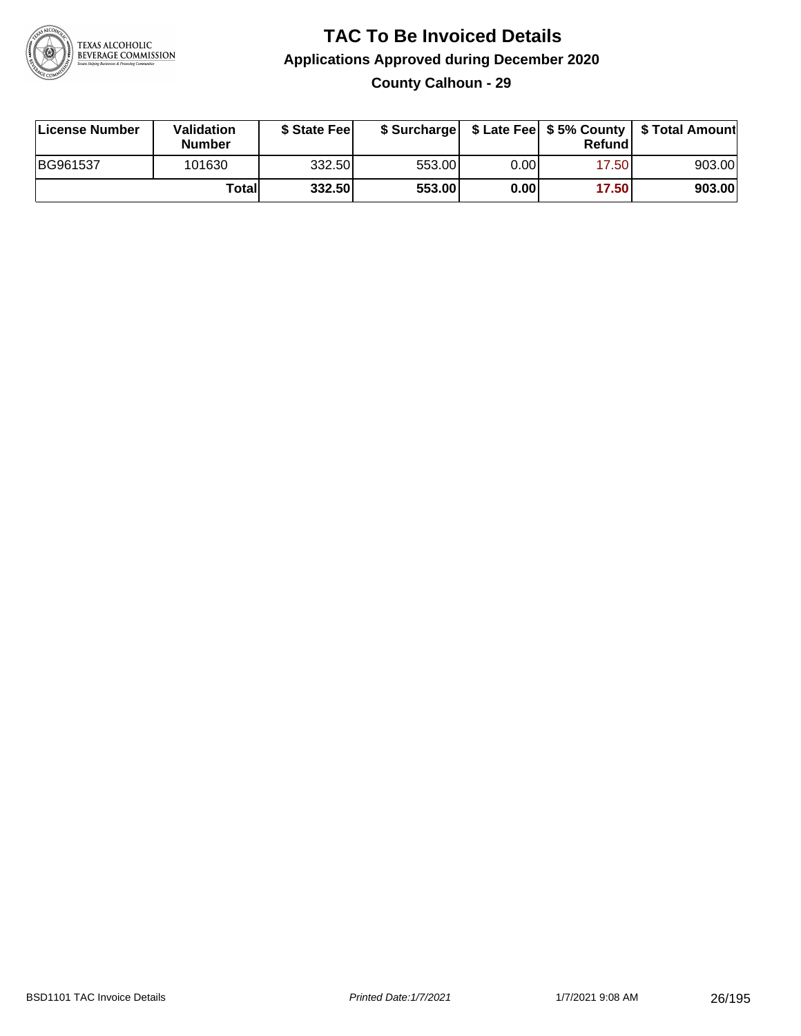# TAC To Be Invoiced Details

## Applications Approved during December 2020

### County Calhoun - 29

| License Number | Validation Number | $ State Fee | $ Surcharge | $ Late Fee | $ 5% County Refund | $ Total Amount |
|---|---|---|---|---|---|---|
| BG961537 | 101630 | 332.50 | 553.00 | 0.00 | 17.50 | 903.00 |
| | **Total** | **332.50** | **553.00** | **0.00** | **17.50** | **903.00** |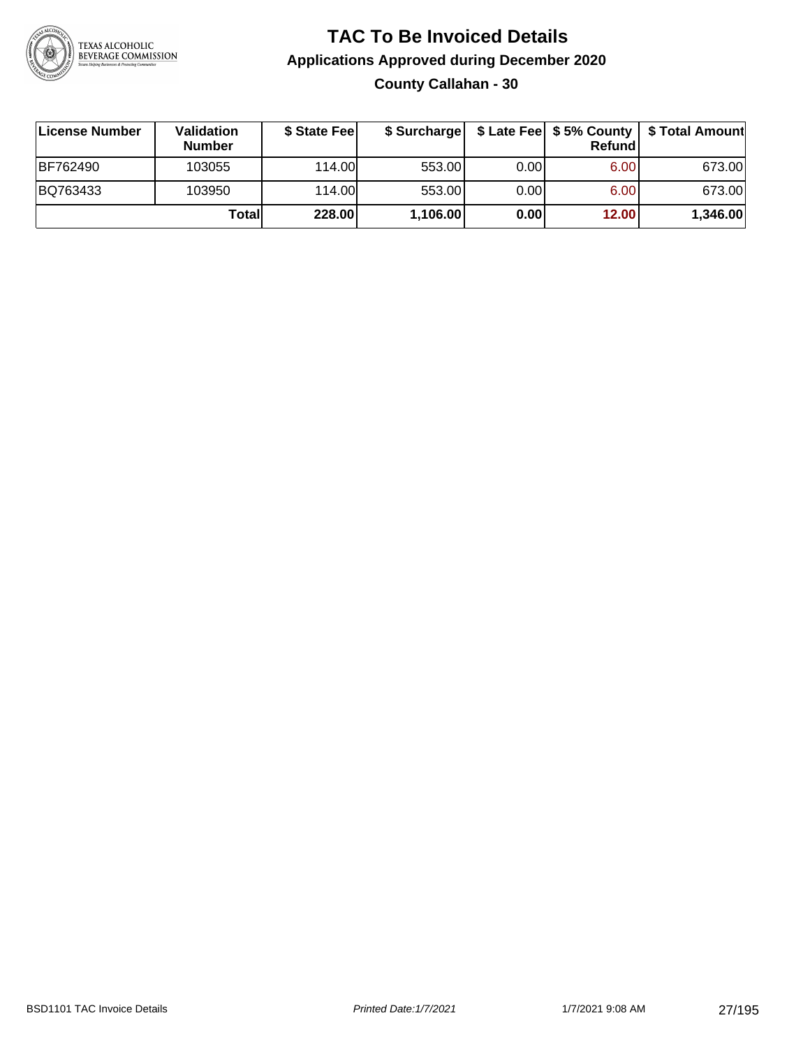# TAC To Be Invoiced Details

## Applications Approved during December 2020

### County Callahan - 30

| License Number | Validation Number | $ State Fee | $ Surcharge | $ Late Fee | $ 5% County Refund | $ Total Amount |
|---|---|---|---|---|---|---|
| BF762490 | 103055 | 114.00 | 553.00 | 0.00 | 6.00 | 673.00 |
| BQ763433 | 103950 | 114.00 | 553.00 | 0.00 | 6.00 | 673.00 |
| | **Total** | **228.00** | **1,106.00** | **0.00** | **12.00** | **1,346.00** |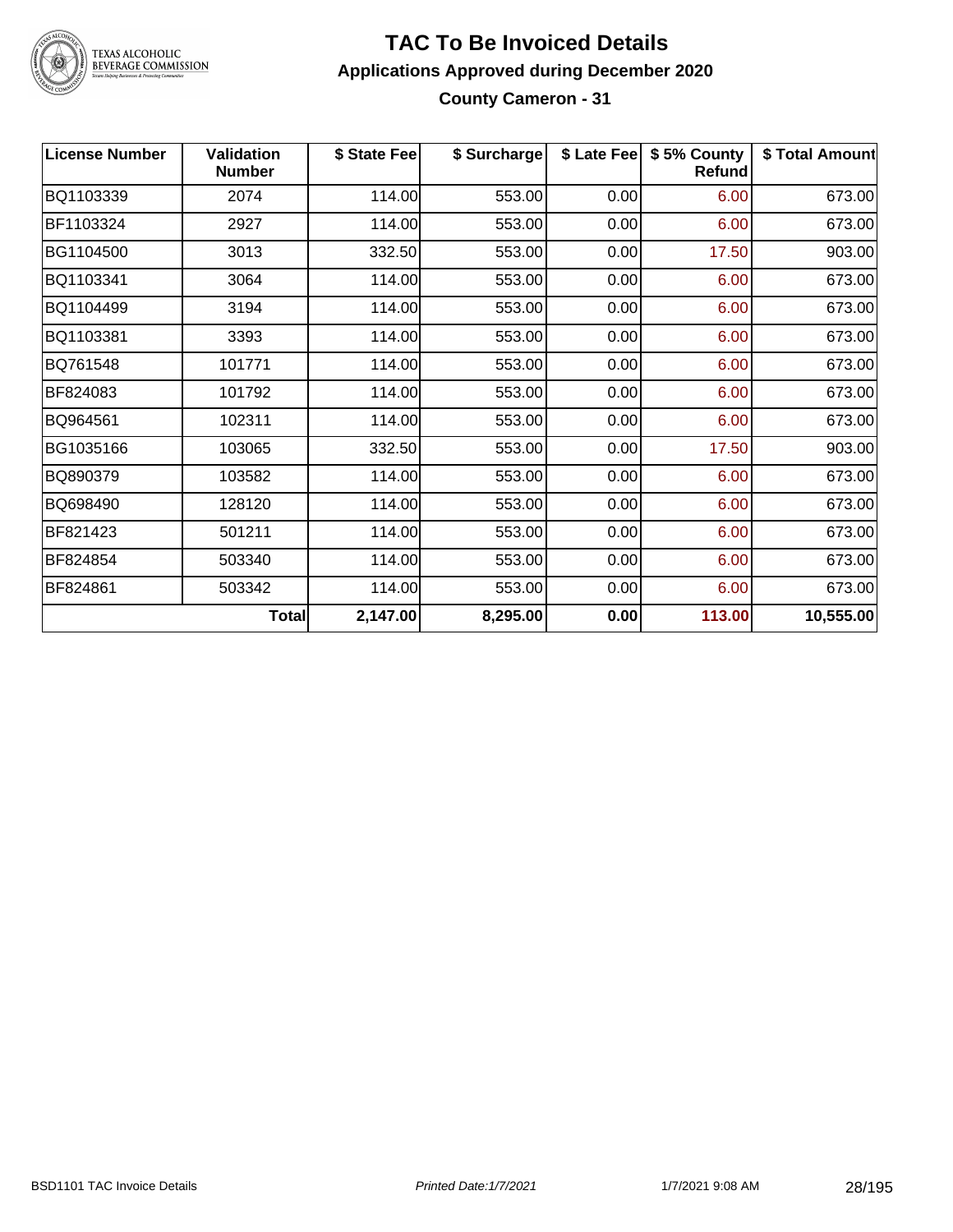# TAC To Be Invoiced Details

## Applications Approved during December 2020

### County Cameron - 31

| License Number | Validation Number | $ State Fee | $ Surcharge | $ Late Fee | $ 5% County Refund | $ Total Amount |
|---|---|---|---|---|---|---|
| BQ1103339 | 2074 | 114.00 | 553.00 | 0.00 | 6.00 | 673.00 |
| BF1103324 | 2927 | 114.00 | 553.00 | 0.00 | 6.00 | 673.00 |
| BG1104500 | 3013 | 332.50 | 553.00 | 0.00 | 17.50 | 903.00 |
| BQ1103341 | 3064 | 114.00 | 553.00 | 0.00 | 6.00 | 673.00 |
| BQ1104499 | 3194 | 114.00 | 553.00 | 0.00 | 6.00 | 673.00 |
| BQ1103381 | 3393 | 114.00 | 553.00 | 0.00 | 6.00 | 673.00 |
| BQ761548 | 101771 | 114.00 | 553.00 | 0.00 | 6.00 | 673.00 |
| BF824083 | 101792 | 114.00 | 553.00 | 0.00 | 6.00 | 673.00 |
| BQ964561 | 102311 | 114.00 | 553.00 | 0.00 | 6.00 | 673.00 |
| BG1035166 | 103065 | 332.50 | 553.00 | 0.00 | 17.50 | 903.00 |
| BQ890379 | 103582 | 114.00 | 553.00 | 0.00 | 6.00 | 673.00 |
| BQ698490 | 128120 | 114.00 | 553.00 | 0.00 | 6.00 | 673.00 |
| BF821423 | 501211 | 114.00 | 553.00 | 0.00 | 6.00 | 673.00 |
| BF824854 | 503340 | 114.00 | 553.00 | 0.00 | 6.00 | 673.00 |
| BF824861 | 503342 | 114.00 | 553.00 | 0.00 | 6.00 | 673.00 |
| | **Total** | **2,147.00** | **8,295.00** | **0.00** | **113.00** | **10,555.00** |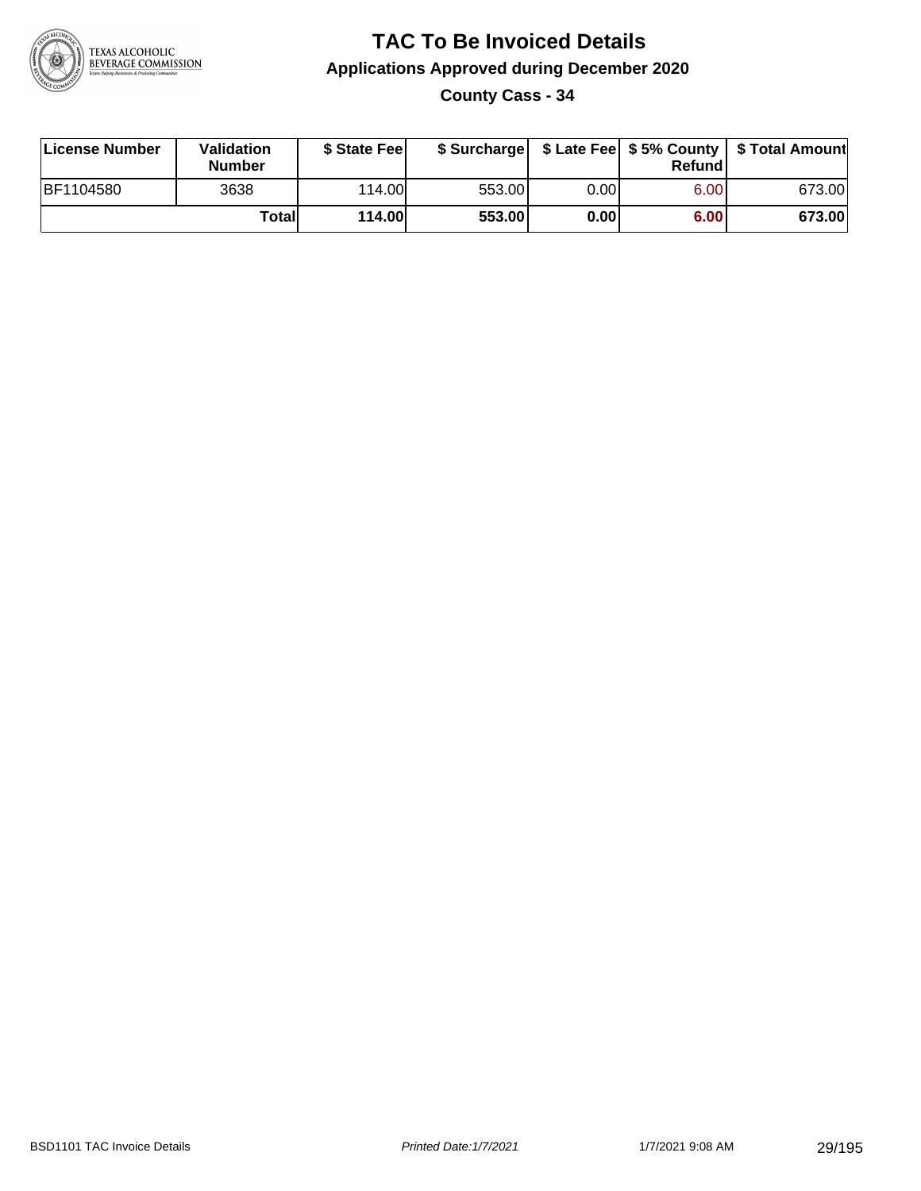# TAC To Be Invoiced Details

## Applications Approved during December 2020

### County Cass - 34

| License Number | Validation Number | $ State Fee | $ Surcharge | $ Late Fee | $ 5% County Refund | $ Total Amount |
|---|---|---|---|---|---|---|
| BF1104580 | 3638 | 114.00 | 553.00 | 0.00 | 6.00 | 673.00 |
| | **Total** | **114.00** | **553.00** | **0.00** | **6.00** | **673.00** |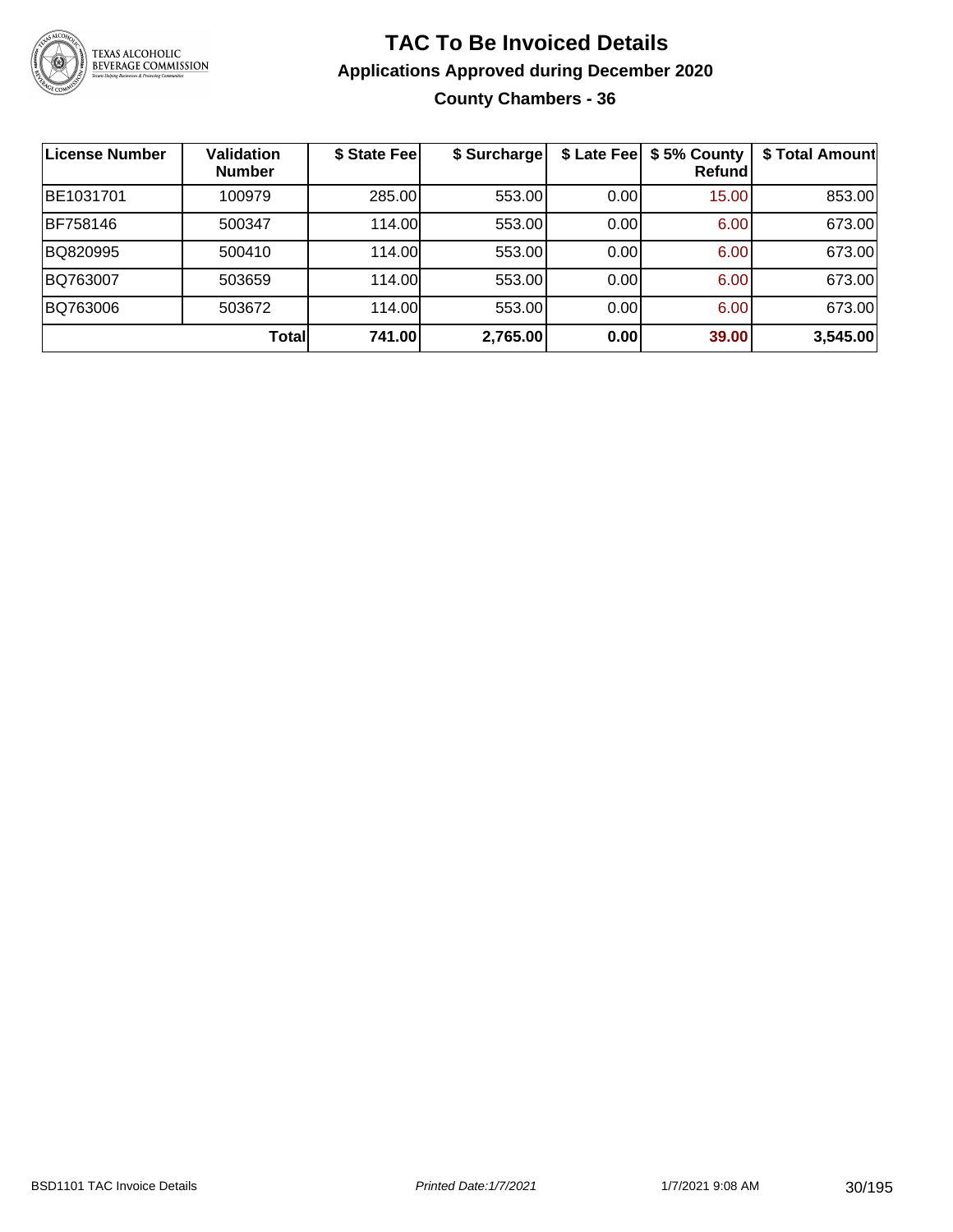# TAC To Be Invoiced Details

## Applications Approved during December 2020

### County Chambers - 36

| License Number | Validation Number | $ State Fee | $ Surcharge | $ Late Fee | $ 5% County Refund | $ Total Amount |
|---|---|---|---|---|---|---|
| BE1031701 | 100979 | 285.00 | 553.00 | 0.00 | 15.00 | 853.00 |
| BF758146 | 500347 | 114.00 | 553.00 | 0.00 | 6.00 | 673.00 |
| BQ820995 | 500410 | 114.00 | 553.00 | 0.00 | 6.00 | 673.00 |
| BQ763007 | 503659 | 114.00 | 553.00 | 0.00 | 6.00 | 673.00 |
| BQ763006 | 503672 | 114.00 | 553.00 | 0.00 | 6.00 | 673.00 |
| | **Total** | **741.00** | **2,765.00** | **0.00** | **39.00** | **3,545.00** |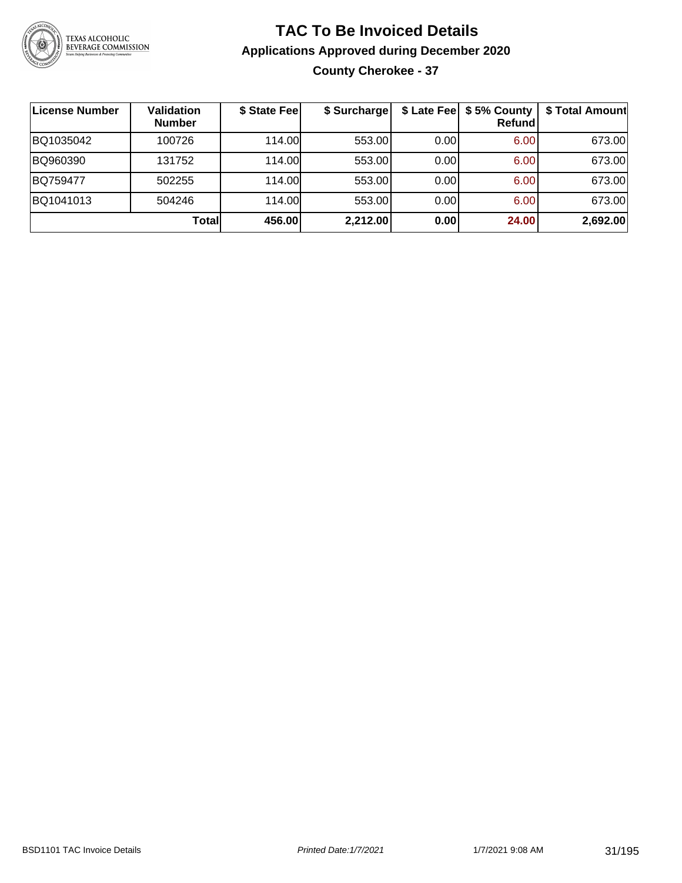# TAC To Be Invoiced Details

## Applications Approved during December 2020

### County Cherokee - 37

| License Number | Validation Number | $ State Fee | $ Surcharge | $ Late Fee | $ 5% County Refund | $ Total Amount |
|---|---|---|---|---|---|---|
| BQ1035042 | 100726 | 114.00 | 553.00 | 0.00 | 6.00 | 673.00 |
| BQ960390 | 131752 | 114.00 | 553.00 | 0.00 | 6.00 | 673.00 |
| BQ759477 | 502255 | 114.00 | 553.00 | 0.00 | 6.00 | 673.00 |
| BQ1041013 | 504246 | 114.00 | 553.00 | 0.00 | 6.00 | 673.00 |
| | **Total** | **456.00** | **2,212.00** | **0.00** | **24.00** | **2,692.00** |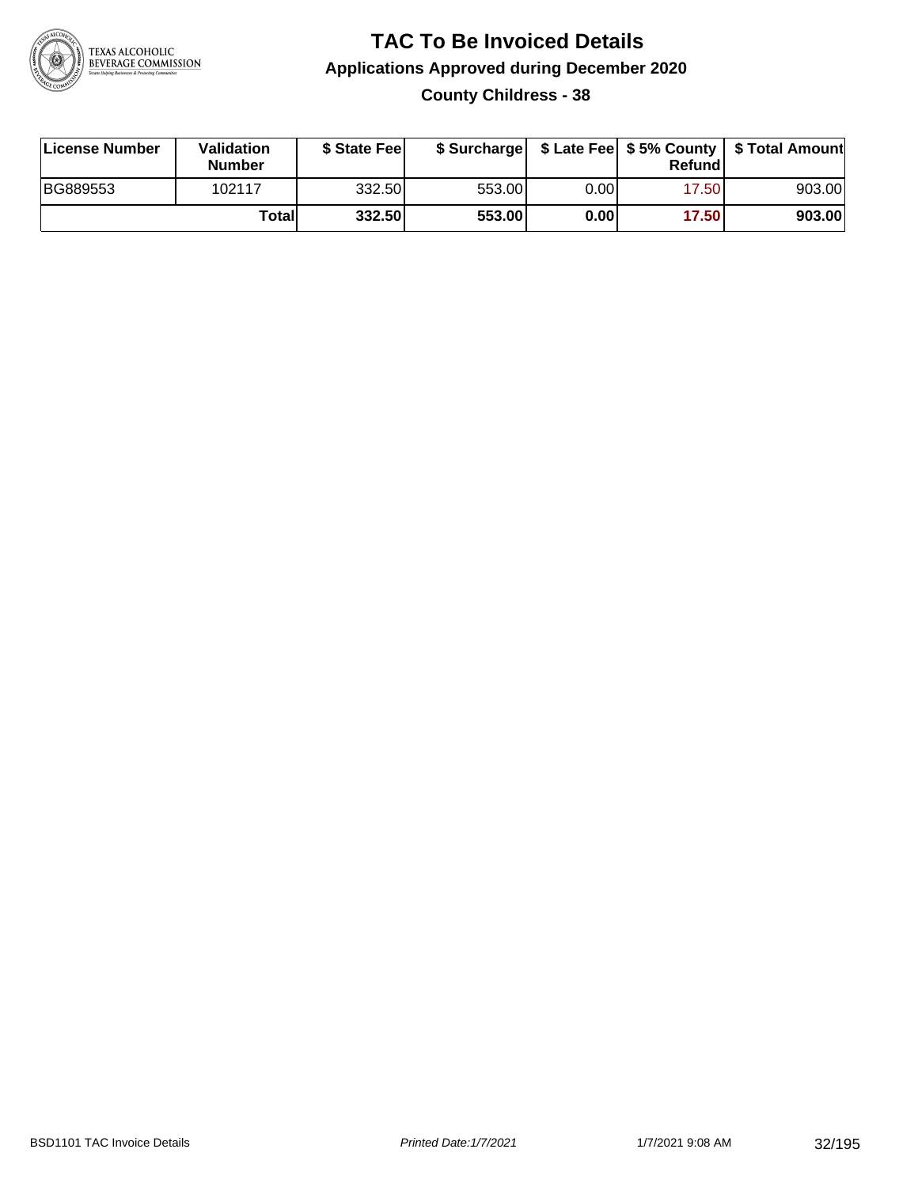# TAC To Be Invoiced Details

## Applications Approved during December 2020

### County Childress - 38

| License Number | Validation Number | $ State Fee | $ Surcharge | $ Late Fee | $ 5% County Refund | $ Total Amount |
| --- | --- | --- | --- | --- | --- | --- |
| BG889553 | 102117 | 332.50 | 553.00 | 0.00 | 17.50 | 903.00 |
| | **Total** | **332.50** | **553.00** | **0.00** | **17.50** | **903.00** |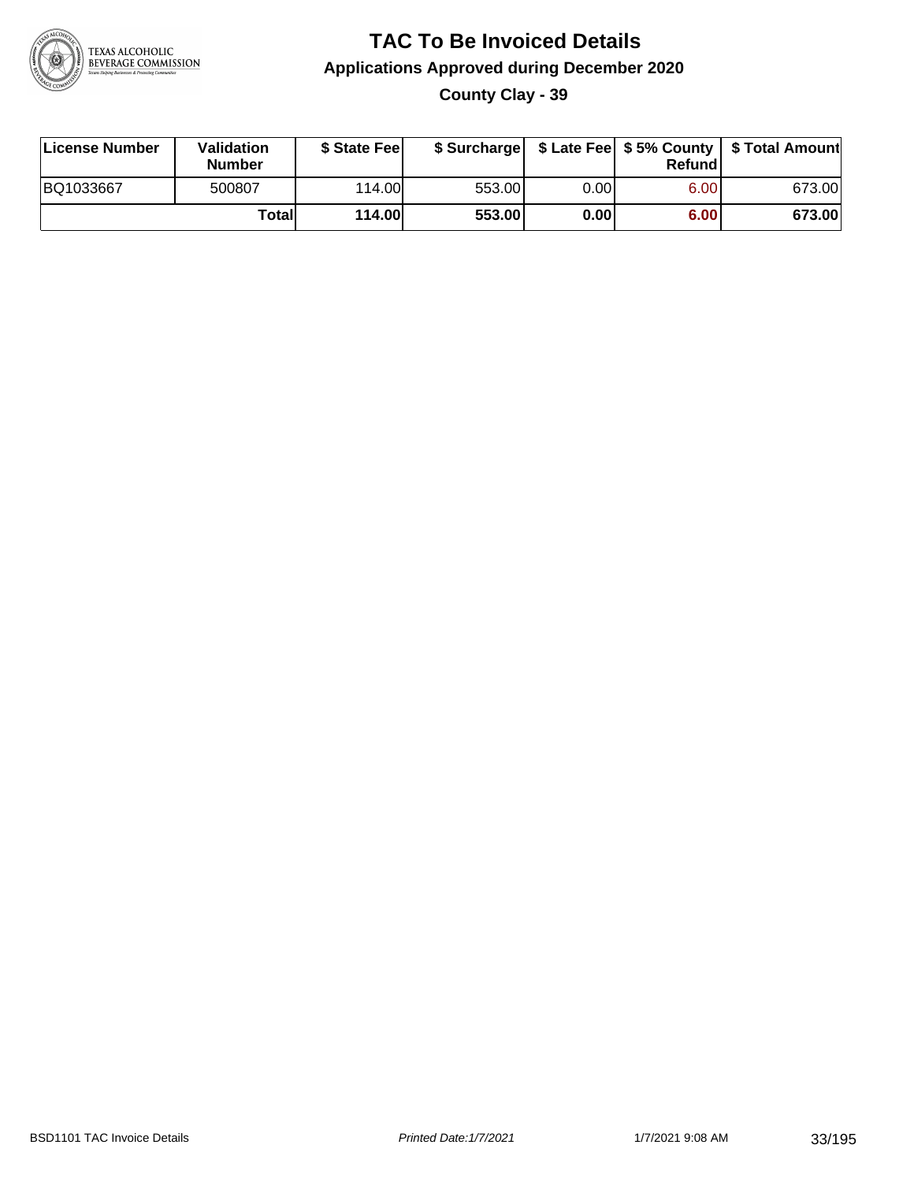# TAC To Be Invoiced Details

## Applications Approved during December 2020

### County Clay - 39

| License Number | Validation Number | $ State Fee | $ Surcharge | $ Late Fee | $ 5% County Refund | $ Total Amount |
|---|---|---|---|---|---|---|
| BQ1033667 | 500807 | 114.00 | 553.00 | 0.00 | 6.00 | 673.00 |
| | **Total** | **114.00** | **553.00** | **0.00** | **6.00** | **673.00** |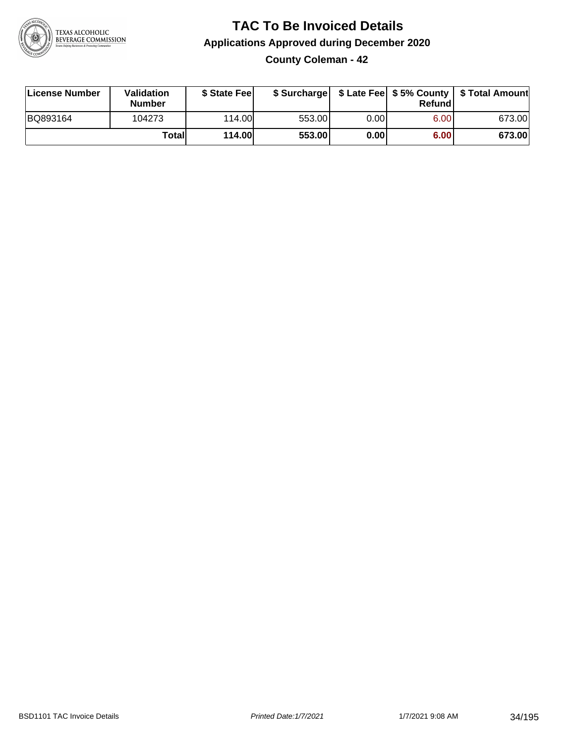# TAC To Be Invoiced Details

## Applications Approved during December 2020

### County Coleman - 42

| License Number | Validation Number | $ State Fee | $ Surcharge | $ Late Fee | $ 5% County Refund | $ Total Amount |
|---|---|---|---|---|---|---|
| BQ893164 | 104273 | 114.00 | 553.00 | 0.00 | 6.00 | 673.00 |
| | **Total** | **114.00** | **553.00** | **0.00** | **6.00** | **673.00** |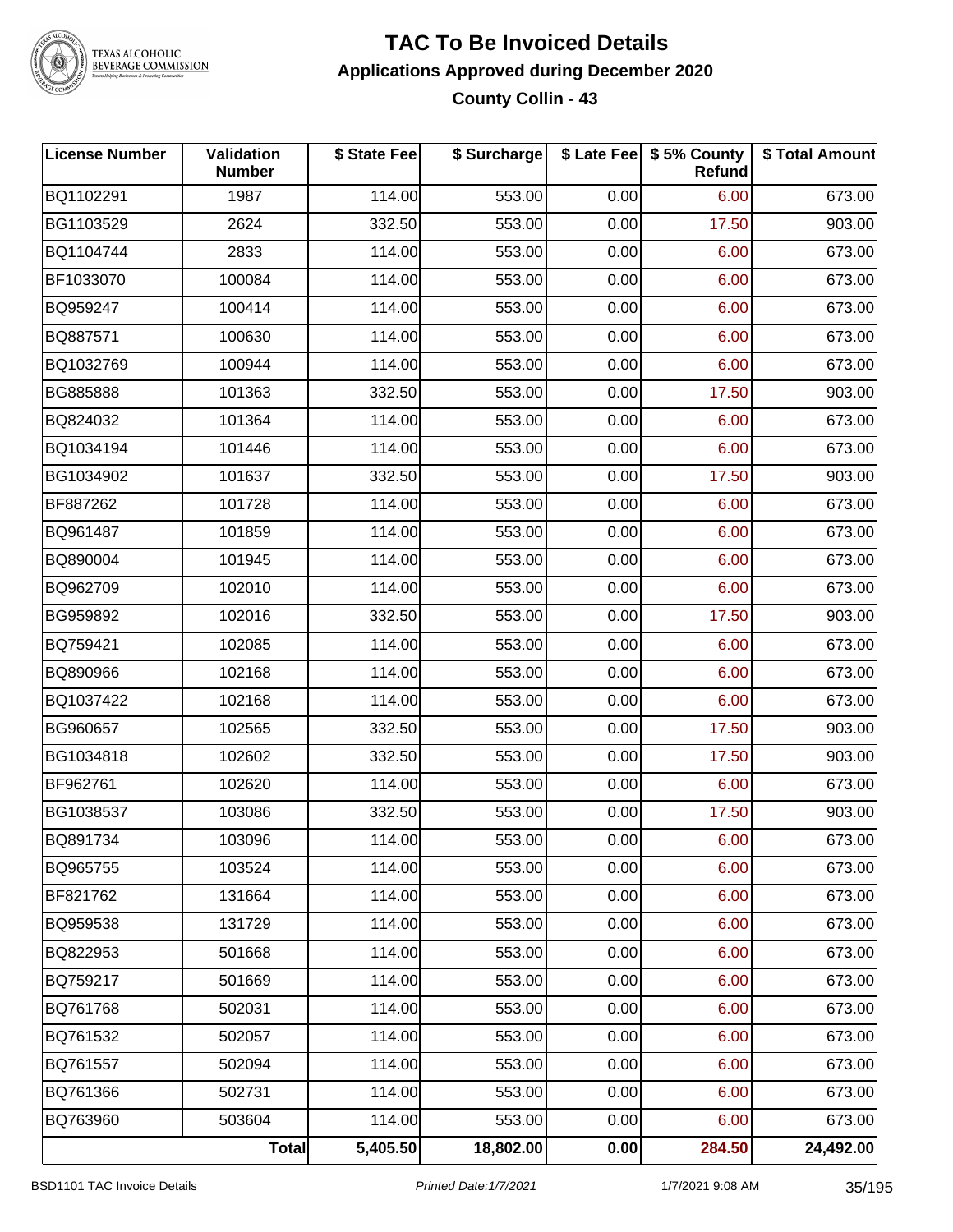# TAC To Be Invoiced Details

## Applications Approved during December 2020

### County Collin - 43

| License Number | Validation Number | $ State Fee | $ Surcharge | $ Late Fee | $ 5% County Refund | $ Total Amount |
|---|---|---|---|---|---|---|
| BQ1102291 | 1987 | 114.00 | 553.00 | 0.00 | 6.00 | 673.00 |
| BG1103529 | 2624 | 332.50 | 553.00 | 0.00 | 17.50 | 903.00 |
| BQ1104744 | 2833 | 114.00 | 553.00 | 0.00 | 6.00 | 673.00 |
| BF1033070 | 100084 | 114.00 | 553.00 | 0.00 | 6.00 | 673.00 |
| BQ959247 | 100414 | 114.00 | 553.00 | 0.00 | 6.00 | 673.00 |
| BQ887571 | 100630 | 114.00 | 553.00 | 0.00 | 6.00 | 673.00 |
| BQ1032769 | 100944 | 114.00 | 553.00 | 0.00 | 6.00 | 673.00 |
| BG885888 | 101363 | 332.50 | 553.00 | 0.00 | 17.50 | 903.00 |
| BQ824032 | 101364 | 114.00 | 553.00 | 0.00 | 6.00 | 673.00 |
| BQ1034194 | 101446 | 114.00 | 553.00 | 0.00 | 6.00 | 673.00 |
| BG1034902 | 101637 | 332.50 | 553.00 | 0.00 | 17.50 | 903.00 |
| BF887262 | 101728 | 114.00 | 553.00 | 0.00 | 6.00 | 673.00 |
| BQ961487 | 101859 | 114.00 | 553.00 | 0.00 | 6.00 | 673.00 |
| BQ890004 | 101945 | 114.00 | 553.00 | 0.00 | 6.00 | 673.00 |
| BQ962709 | 102010 | 114.00 | 553.00 | 0.00 | 6.00 | 673.00 |
| BG959892 | 102016 | 332.50 | 553.00 | 0.00 | 17.50 | 903.00 |
| BQ759421 | 102085 | 114.00 | 553.00 | 0.00 | 6.00 | 673.00 |
| BQ890966 | 102168 | 114.00 | 553.00 | 0.00 | 6.00 | 673.00 |
| BQ1037422 | 102168 | 114.00 | 553.00 | 0.00 | 6.00 | 673.00 |
| BG960657 | 102565 | 332.50 | 553.00 | 0.00 | 17.50 | 903.00 |
| BG1034818 | 102602 | 332.50 | 553.00 | 0.00 | 17.50 | 903.00 |
| BF962761 | 102620 | 114.00 | 553.00 | 0.00 | 6.00 | 673.00 |
| BG1038537 | 103086 | 332.50 | 553.00 | 0.00 | 17.50 | 903.00 |
| BQ891734 | 103096 | 114.00 | 553.00 | 0.00 | 6.00 | 673.00 |
| BQ965755 | 103524 | 114.00 | 553.00 | 0.00 | 6.00 | 673.00 |
| BF821762 | 131664 | 114.00 | 553.00 | 0.00 | 6.00 | 673.00 |
| BQ959538 | 131729 | 114.00 | 553.00 | 0.00 | 6.00 | 673.00 |
| BQ822953 | 501668 | 114.00 | 553.00 | 0.00 | 6.00 | 673.00 |
| BQ759217 | 501669 | 114.00 | 553.00 | 0.00 | 6.00 | 673.00 |
| BQ761768 | 502031 | 114.00 | 553.00 | 0.00 | 6.00 | 673.00 |
| BQ761532 | 502057 | 114.00 | 553.00 | 0.00 | 6.00 | 673.00 |
| BQ761557 | 502094 | 114.00 | 553.00 | 0.00 | 6.00 | 673.00 |
| BQ761366 | 502731 | 114.00 | 553.00 | 0.00 | 6.00 | 673.00 |
| BQ763960 | 503604 | 114.00 | 553.00 | 0.00 | 6.00 | 673.00 |
| | **Total** | **5,405.50** | **18,802.00** | **0.00** | **284.50** | **24,492.00** |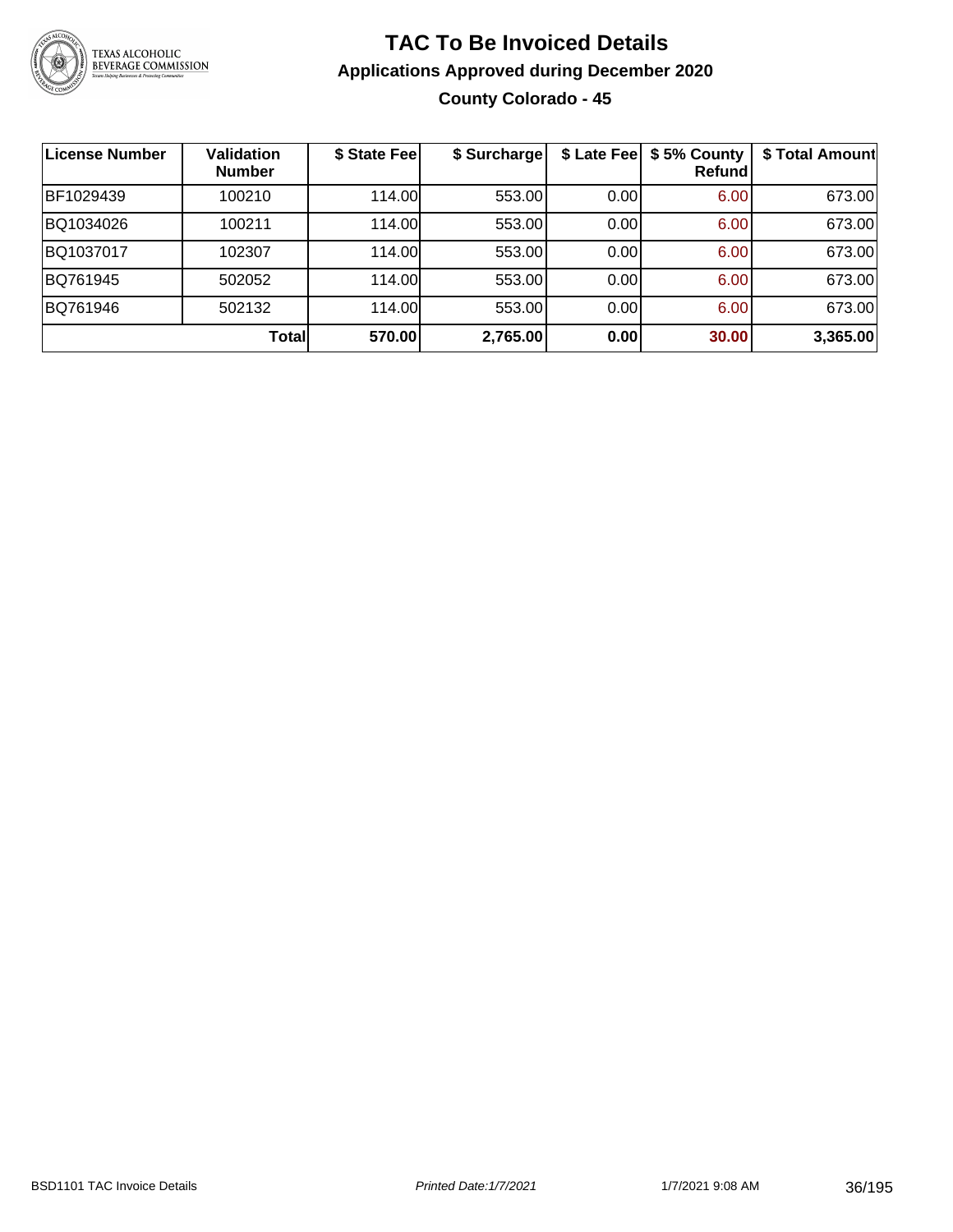# TAC To Be Invoiced Details

## Applications Approved during December 2020

### County Colorado - 45

| License Number | Validation Number | $ State Fee | $ Surcharge | $ Late Fee | $ 5% County Refund | $ Total Amount |
|---|---|---|---|---|---|---|
| BF1029439 | 100210 | 114.00 | 553.00 | 0.00 | 6.00 | 673.00 |
| BQ1034026 | 100211 | 114.00 | 553.00 | 0.00 | 6.00 | 673.00 |
| BQ1037017 | 102307 | 114.00 | 553.00 | 0.00 | 6.00 | 673.00 |
| BQ761945 | 502052 | 114.00 | 553.00 | 0.00 | 6.00 | 673.00 |
| BQ761946 | 502132 | 114.00 | 553.00 | 0.00 | 6.00 | 673.00 |
| | **Total** | **570.00** | **2,765.00** | **0.00** | **30.00** | **3,365.00** |

BSD1101 TAC Invoice Details — *Printed Date:1/7/2021* — 1/7/2021 9:08 AM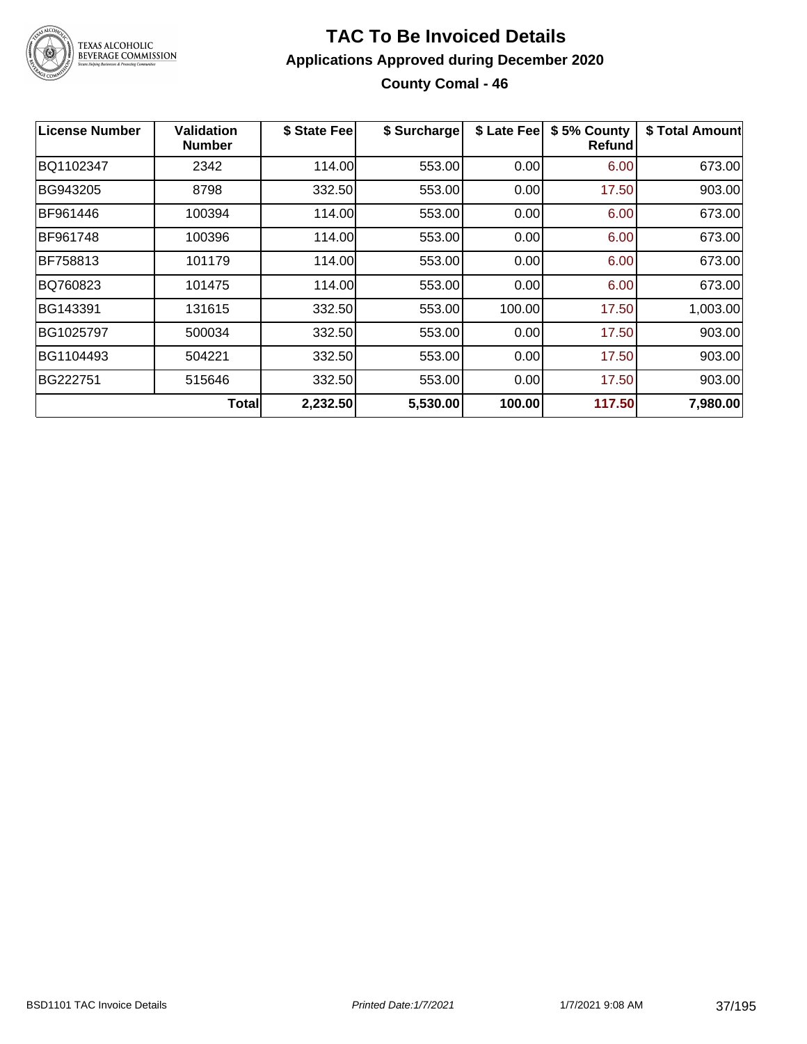# TAC To Be Invoiced Details

## Applications Approved during December 2020

### County Comal - 46

| License Number | Validation Number | $ State Fee | $ Surcharge | $ Late Fee | $ 5% County Refund | $ Total Amount |
|---|---|---|---|---|---|---|
| BQ1102347 | 2342 | 114.00 | 553.00 | 0.00 | 6.00 | 673.00 |
| BG943205 | 8798 | 332.50 | 553.00 | 0.00 | 17.50 | 903.00 |
| BF961446 | 100394 | 114.00 | 553.00 | 0.00 | 6.00 | 673.00 |
| BF961748 | 100396 | 114.00 | 553.00 | 0.00 | 6.00 | 673.00 |
| BF758813 | 101179 | 114.00 | 553.00 | 0.00 | 6.00 | 673.00 |
| BQ760823 | 101475 | 114.00 | 553.00 | 0.00 | 6.00 | 673.00 |
| BG143391 | 131615 | 332.50 | 553.00 | 100.00 | 17.50 | 1,003.00 |
| BG1025797 | 500034 | 332.50 | 553.00 | 0.00 | 17.50 | 903.00 |
| BG1104493 | 504221 | 332.50 | 553.00 | 0.00 | 17.50 | 903.00 |
| BG222751 | 515646 | 332.50 | 553.00 | 0.00 | 17.50 | 903.00 |
| | **Total** | **2,232.50** | **5,530.00** | **100.00** | **117.50** | **7,980.00** |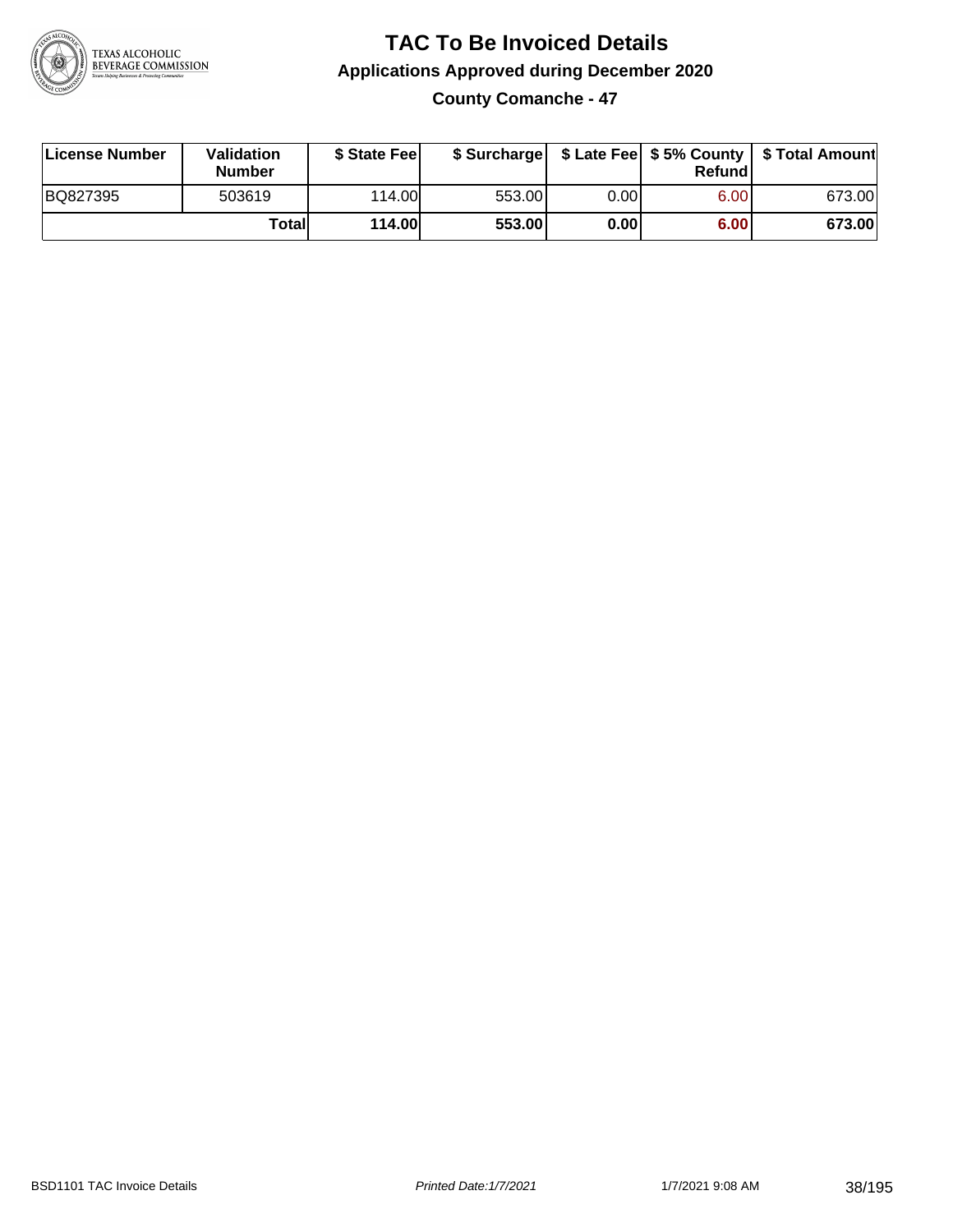# TAC To Be Invoiced Details

## Applications Approved during December 2020

### County Comanche - 47

| License Number | Validation Number | $ State Fee | $ Surcharge | $ Late Fee | $ 5% County Refund | $ Total Amount |
|---|---|---|---|---|---|---|
| BQ827395 | 503619 | 114.00 | 553.00 | 0.00 | 6.00 | 673.00 |
| | **Total** | **114.00** | **553.00** | **0.00** | **6.00** | **673.00** |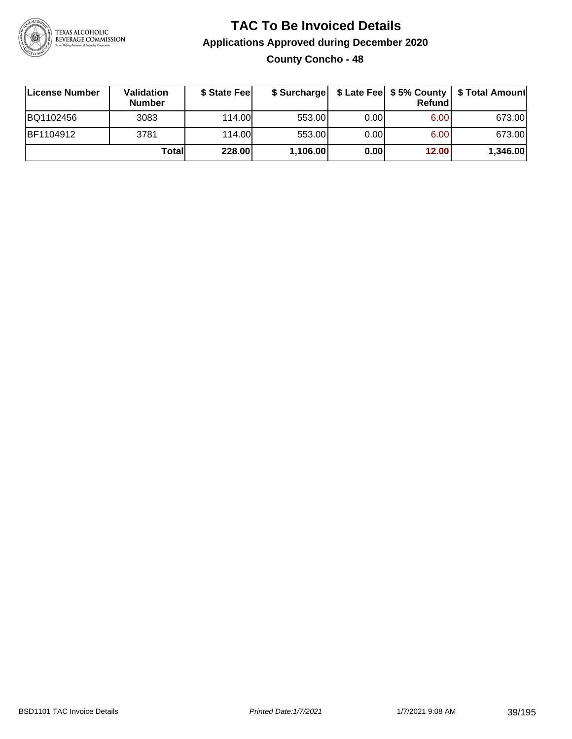# TAC To Be Invoiced Details

## Applications Approved during December 2020

### County Concho - 48

| License Number | Validation Number | $ State Fee | $ Surcharge | $ Late Fee | $ 5% County Refund | $ Total Amount |
|---|---|---|---|---|---|---|
| BQ1102456 | 3083 | 114.00 | 553.00 | 0.00 | 6.00 | 673.00 |
| BF1104912 | 3781 | 114.00 | 553.00 | 0.00 | 6.00 | 673.00 |
| | **Total** | **228.00** | **1,106.00** | **0.00** | **12.00** | **1,346.00** |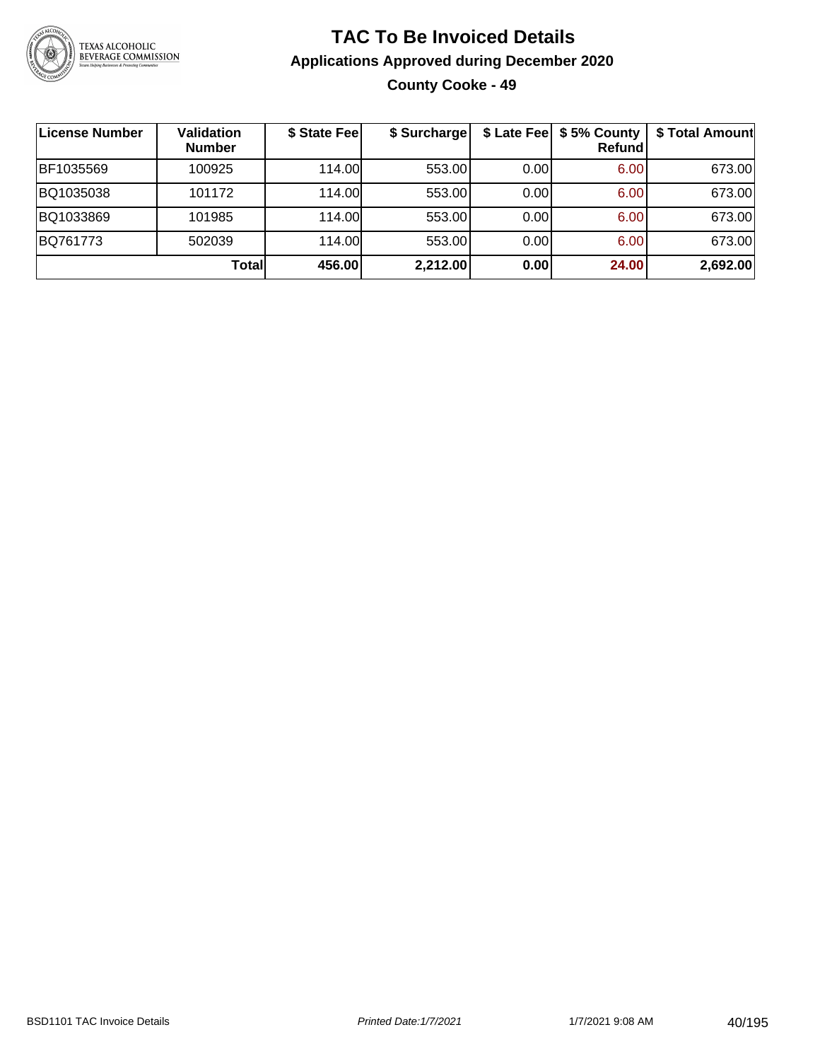# TAC To Be Invoiced Details

## Applications Approved during December 2020

### County Cooke - 49

| License Number | Validation Number | $ State Fee | $ Surcharge | $ Late Fee | $ 5% County Refund | $ Total Amount |
|---|---|---|---|---|---|---|
| BF1035569 | 100925 | 114.00 | 553.00 | 0.00 | 6.00 | 673.00 |
| BQ1035038 | 101172 | 114.00 | 553.00 | 0.00 | 6.00 | 673.00 |
| BQ1033869 | 101985 | 114.00 | 553.00 | 0.00 | 6.00 | 673.00 |
| BQ761773 | 502039 | 114.00 | 553.00 | 0.00 | 6.00 | 673.00 |
| | **Total** | **456.00** | **2,212.00** | **0.00** | **24.00** | **2,692.00** |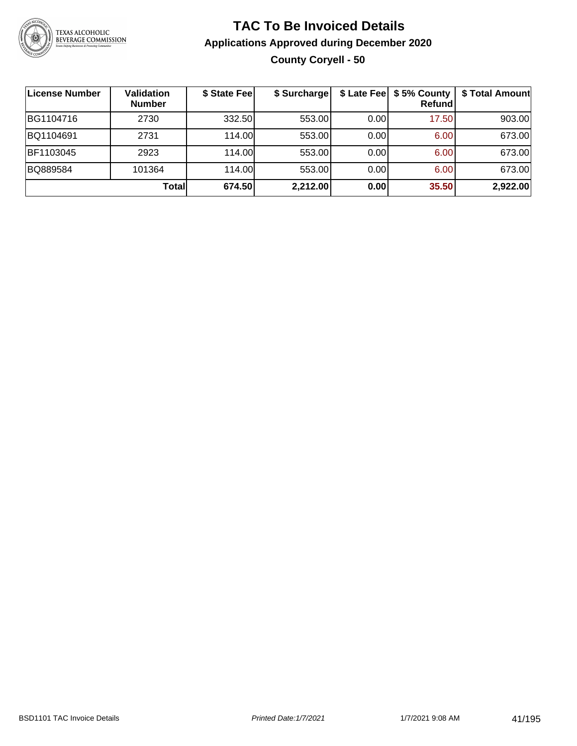# TAC To Be Invoiced Details

## Applications Approved during December 2020

### County Coryell - 50

| License Number | Validation Number | $ State Fee | $ Surcharge | $ Late Fee | $ 5% County Refund | $ Total Amount |
|---|---|---|---|---|---|---|
| BG1104716 | 2730 | 332.50 | 553.00 | 0.00 | 17.50 | 903.00 |
| BQ1104691 | 2731 | 114.00 | 553.00 | 0.00 | 6.00 | 673.00 |
| BF1103045 | 2923 | 114.00 | 553.00 | 0.00 | 6.00 | 673.00 |
| BQ889584 | 101364 | 114.00 | 553.00 | 0.00 | 6.00 | 673.00 |
| | **Total** | **674.50** | **2,212.00** | **0.00** | **35.50** | **2,922.00** |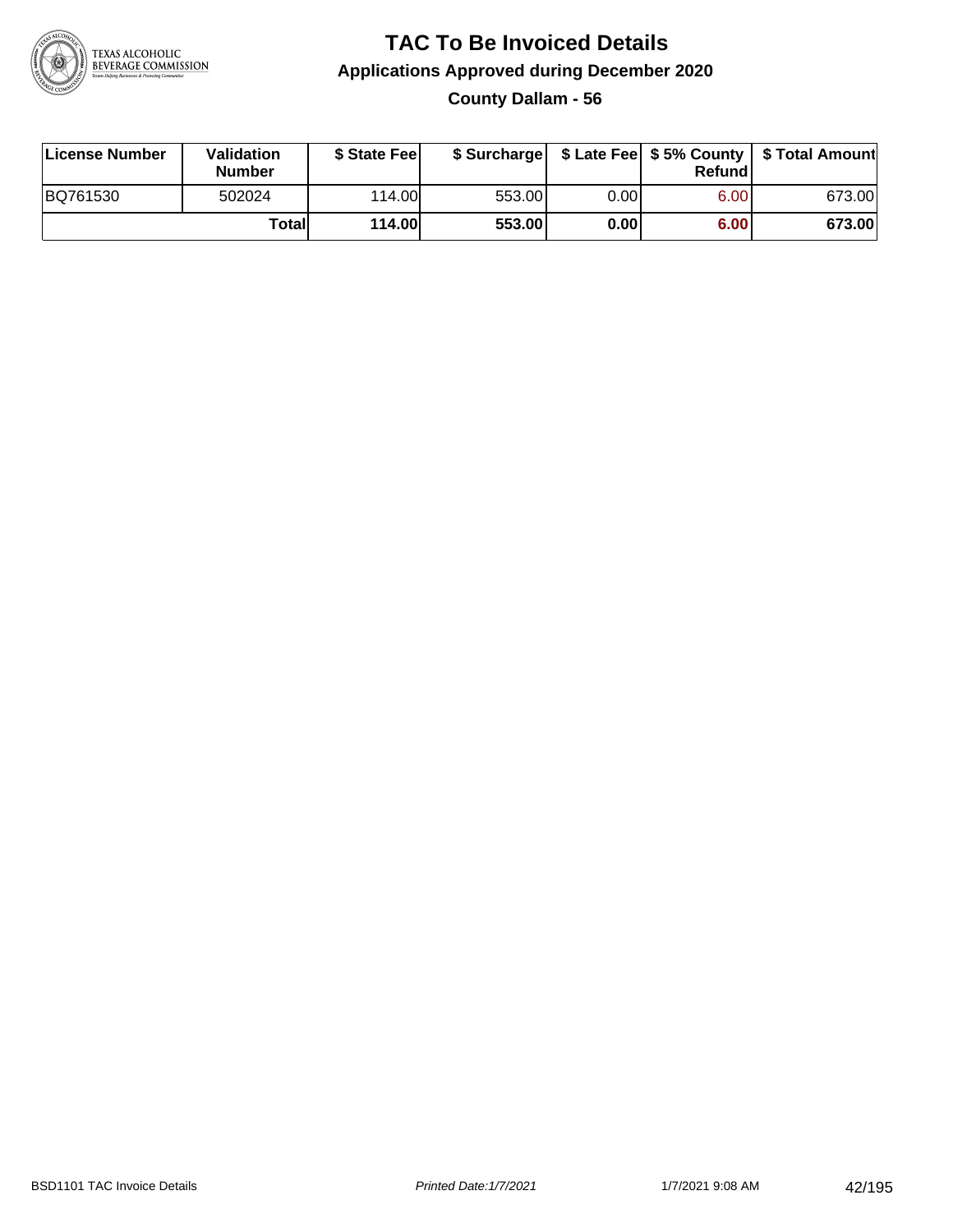# TAC To Be Invoiced Details

## Applications Approved during December 2020

### County Dallam - 56

| License Number | Validation Number | $ State Fee | $ Surcharge | $ Late Fee | $ 5% County Refund | $ Total Amount |
|---|---|---|---|---|---|---|
| BQ761530 | 502024 | 114.00 | 553.00 | 0.00 | 6.00 | 673.00 |
| | **Total** | **114.00** | **553.00** | **0.00** | **6.00** | **673.00** |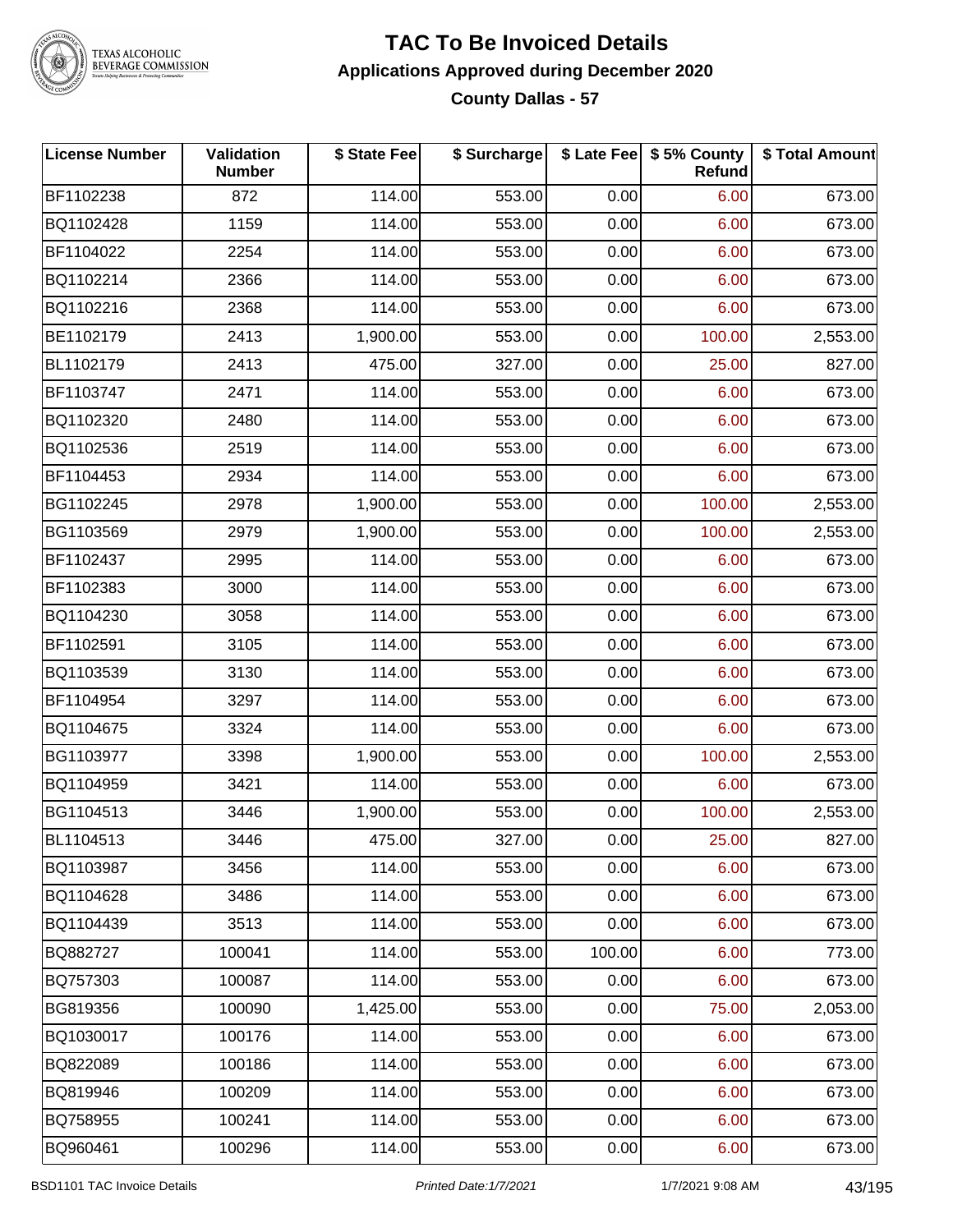# TAC To Be Invoiced Details

## Applications Approved during December 2020

### County Dallas - 57

| License Number | Validation Number | $ State Fee | $ Surcharge | $ Late Fee | $ 5% County Refund | $ Total Amount |
|---|---|---|---|---|---|---|
| BF1102238 | 872 | 114.00 | 553.00 | 0.00 | 6.00 | 673.00 |
| BQ1102428 | 1159 | 114.00 | 553.00 | 0.00 | 6.00 | 673.00 |
| BF1104022 | 2254 | 114.00 | 553.00 | 0.00 | 6.00 | 673.00 |
| BQ1102214 | 2366 | 114.00 | 553.00 | 0.00 | 6.00 | 673.00 |
| BQ1102216 | 2368 | 114.00 | 553.00 | 0.00 | 6.00 | 673.00 |
| BE1102179 | 2413 | 1,900.00 | 553.00 | 0.00 | 100.00 | 2,553.00 |
| BL1102179 | 2413 | 475.00 | 327.00 | 0.00 | 25.00 | 827.00 |
| BF1103747 | 2471 | 114.00 | 553.00 | 0.00 | 6.00 | 673.00 |
| BQ1102320 | 2480 | 114.00 | 553.00 | 0.00 | 6.00 | 673.00 |
| BQ1102536 | 2519 | 114.00 | 553.00 | 0.00 | 6.00 | 673.00 |
| BF1104453 | 2934 | 114.00 | 553.00 | 0.00 | 6.00 | 673.00 |
| BG1102245 | 2978 | 1,900.00 | 553.00 | 0.00 | 100.00 | 2,553.00 |
| BG1103569 | 2979 | 1,900.00 | 553.00 | 0.00 | 100.00 | 2,553.00 |
| BF1102437 | 2995 | 114.00 | 553.00 | 0.00 | 6.00 | 673.00 |
| BF1102383 | 3000 | 114.00 | 553.00 | 0.00 | 6.00 | 673.00 |
| BQ1104230 | 3058 | 114.00 | 553.00 | 0.00 | 6.00 | 673.00 |
| BF1102591 | 3105 | 114.00 | 553.00 | 0.00 | 6.00 | 673.00 |
| BQ1103539 | 3130 | 114.00 | 553.00 | 0.00 | 6.00 | 673.00 |
| BF1104954 | 3297 | 114.00 | 553.00 | 0.00 | 6.00 | 673.00 |
| BQ1104675 | 3324 | 114.00 | 553.00 | 0.00 | 6.00 | 673.00 |
| BG1103977 | 3398 | 1,900.00 | 553.00 | 0.00 | 100.00 | 2,553.00 |
| BQ1104959 | 3421 | 114.00 | 553.00 | 0.00 | 6.00 | 673.00 |
| BG1104513 | 3446 | 1,900.00 | 553.00 | 0.00 | 100.00 | 2,553.00 |
| BL1104513 | 3446 | 475.00 | 327.00 | 0.00 | 25.00 | 827.00 |
| BQ1103987 | 3456 | 114.00 | 553.00 | 0.00 | 6.00 | 673.00 |
| BQ1104628 | 3486 | 114.00 | 553.00 | 0.00 | 6.00 | 673.00 |
| BQ1104439 | 3513 | 114.00 | 553.00 | 0.00 | 6.00 | 673.00 |
| BQ882727 | 100041 | 114.00 | 553.00 | 100.00 | 6.00 | 773.00 |
| BQ757303 | 100087 | 114.00 | 553.00 | 0.00 | 6.00 | 673.00 |
| BG819356 | 100090 | 1,425.00 | 553.00 | 0.00 | 75.00 | 2,053.00 |
| BQ1030017 | 100176 | 114.00 | 553.00 | 0.00 | 6.00 | 673.00 |
| BQ822089 | 100186 | 114.00 | 553.00 | 0.00 | 6.00 | 673.00 |
| BQ819946 | 100209 | 114.00 | 553.00 | 0.00 | 6.00 | 673.00 |
| BQ758955 | 100241 | 114.00 | 553.00 | 0.00 | 6.00 | 673.00 |
| BQ960461 | 100296 | 114.00 | 553.00 | 0.00 | 6.00 | 673.00 |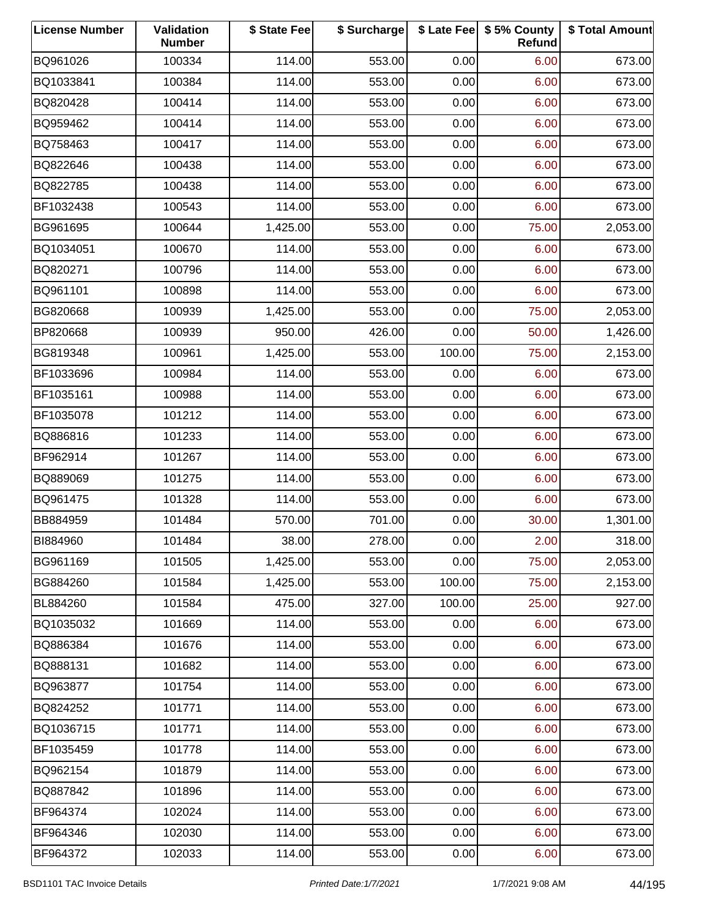| License Number | Validation Number | $ State Fee | $ Surcharge | $ Late Fee | $ 5% County Refund | $ Total Amount |
|---|---|---|---|---|---|---|
| BQ961026 | 100334 | 114.00 | 553.00 | 0.00 | 6.00 | 673.00 |
| BQ1033841 | 100384 | 114.00 | 553.00 | 0.00 | 6.00 | 673.00 |
| BQ820428 | 100414 | 114.00 | 553.00 | 0.00 | 6.00 | 673.00 |
| BQ959462 | 100414 | 114.00 | 553.00 | 0.00 | 6.00 | 673.00 |
| BQ758463 | 100417 | 114.00 | 553.00 | 0.00 | 6.00 | 673.00 |
| BQ822646 | 100438 | 114.00 | 553.00 | 0.00 | 6.00 | 673.00 |
| BQ822785 | 100438 | 114.00 | 553.00 | 0.00 | 6.00 | 673.00 |
| BF1032438 | 100543 | 114.00 | 553.00 | 0.00 | 6.00 | 673.00 |
| BG961695 | 100644 | 1,425.00 | 553.00 | 0.00 | 75.00 | 2,053.00 |
| BQ1034051 | 100670 | 114.00 | 553.00 | 0.00 | 6.00 | 673.00 |
| BQ820271 | 100796 | 114.00 | 553.00 | 0.00 | 6.00 | 673.00 |
| BQ961101 | 100898 | 114.00 | 553.00 | 0.00 | 6.00 | 673.00 |
| BG820668 | 100939 | 1,425.00 | 553.00 | 0.00 | 75.00 | 2,053.00 |
| BP820668 | 100939 | 950.00 | 426.00 | 0.00 | 50.00 | 1,426.00 |
| BG819348 | 100961 | 1,425.00 | 553.00 | 100.00 | 75.00 | 2,153.00 |
| BF1033696 | 100984 | 114.00 | 553.00 | 0.00 | 6.00 | 673.00 |
| BF1035161 | 100988 | 114.00 | 553.00 | 0.00 | 6.00 | 673.00 |
| BF1035078 | 101212 | 114.00 | 553.00 | 0.00 | 6.00 | 673.00 |
| BQ886816 | 101233 | 114.00 | 553.00 | 0.00 | 6.00 | 673.00 |
| BF962914 | 101267 | 114.00 | 553.00 | 0.00 | 6.00 | 673.00 |
| BQ889069 | 101275 | 114.00 | 553.00 | 0.00 | 6.00 | 673.00 |
| BQ961475 | 101328 | 114.00 | 553.00 | 0.00 | 6.00 | 673.00 |
| BB884959 | 101484 | 570.00 | 701.00 | 0.00 | 30.00 | 1,301.00 |
| BI884960 | 101484 | 38.00 | 278.00 | 0.00 | 2.00 | 318.00 |
| BG961169 | 101505 | 1,425.00 | 553.00 | 0.00 | 75.00 | 2,053.00 |
| BG884260 | 101584 | 1,425.00 | 553.00 | 100.00 | 75.00 | 2,153.00 |
| BL884260 | 101584 | 475.00 | 327.00 | 100.00 | 25.00 | 927.00 |
| BQ1035032 | 101669 | 114.00 | 553.00 | 0.00 | 6.00 | 673.00 |
| BQ886384 | 101676 | 114.00 | 553.00 | 0.00 | 6.00 | 673.00 |
| BQ888131 | 101682 | 114.00 | 553.00 | 0.00 | 6.00 | 673.00 |
| BQ963877 | 101754 | 114.00 | 553.00 | 0.00 | 6.00 | 673.00 |
| BQ824252 | 101771 | 114.00 | 553.00 | 0.00 | 6.00 | 673.00 |
| BQ1036715 | 101771 | 114.00 | 553.00 | 0.00 | 6.00 | 673.00 |
| BF1035459 | 101778 | 114.00 | 553.00 | 0.00 | 6.00 | 673.00 |
| BQ962154 | 101879 | 114.00 | 553.00 | 0.00 | 6.00 | 673.00 |
| BQ887842 | 101896 | 114.00 | 553.00 | 0.00 | 6.00 | 673.00 |
| BF964374 | 102024 | 114.00 | 553.00 | 0.00 | 6.00 | 673.00 |
| BF964346 | 102030 | 114.00 | 553.00 | 0.00 | 6.00 | 673.00 |
| BF964372 | 102033 | 114.00 | 553.00 | 0.00 | 6.00 | 673.00 |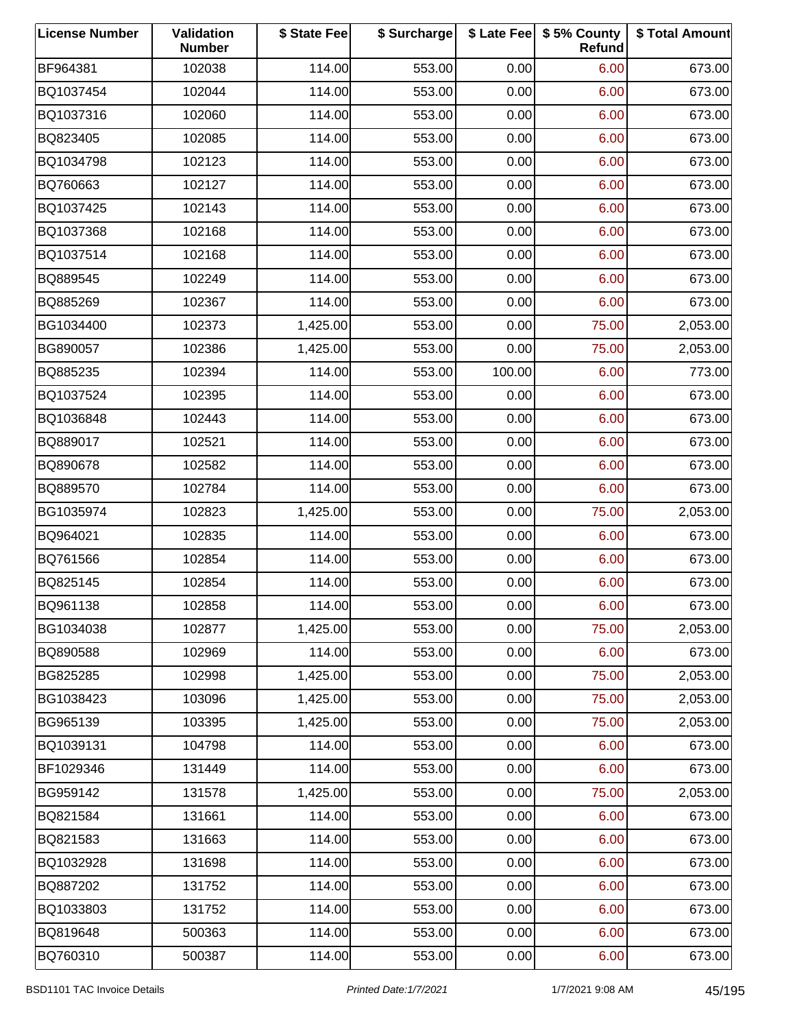| License Number | Validation Number | $ State Fee | $ Surcharge | $ Late Fee | $ 5% County Refund | $ Total Amount |
|---|---|---|---|---|---|---|
| BF964381 | 102038 | 114.00 | 553.00 | 0.00 | 6.00 | 673.00 |
| BQ1037454 | 102044 | 114.00 | 553.00 | 0.00 | 6.00 | 673.00 |
| BQ1037316 | 102060 | 114.00 | 553.00 | 0.00 | 6.00 | 673.00 |
| BQ823405 | 102085 | 114.00 | 553.00 | 0.00 | 6.00 | 673.00 |
| BQ1034798 | 102123 | 114.00 | 553.00 | 0.00 | 6.00 | 673.00 |
| BQ760663 | 102127 | 114.00 | 553.00 | 0.00 | 6.00 | 673.00 |
| BQ1037425 | 102143 | 114.00 | 553.00 | 0.00 | 6.00 | 673.00 |
| BQ1037368 | 102168 | 114.00 | 553.00 | 0.00 | 6.00 | 673.00 |
| BQ1037514 | 102168 | 114.00 | 553.00 | 0.00 | 6.00 | 673.00 |
| BQ889545 | 102249 | 114.00 | 553.00 | 0.00 | 6.00 | 673.00 |
| BQ885269 | 102367 | 114.00 | 553.00 | 0.00 | 6.00 | 673.00 |
| BG1034400 | 102373 | 1,425.00 | 553.00 | 0.00 | 75.00 | 2,053.00 |
| BG890057 | 102386 | 1,425.00 | 553.00 | 0.00 | 75.00 | 2,053.00 |
| BQ885235 | 102394 | 114.00 | 553.00 | 100.00 | 6.00 | 773.00 |
| BQ1037524 | 102395 | 114.00 | 553.00 | 0.00 | 6.00 | 673.00 |
| BQ1036848 | 102443 | 114.00 | 553.00 | 0.00 | 6.00 | 673.00 |
| BQ889017 | 102521 | 114.00 | 553.00 | 0.00 | 6.00 | 673.00 |
| BQ890678 | 102582 | 114.00 | 553.00 | 0.00 | 6.00 | 673.00 |
| BQ889570 | 102784 | 114.00 | 553.00 | 0.00 | 6.00 | 673.00 |
| BG1035974 | 102823 | 1,425.00 | 553.00 | 0.00 | 75.00 | 2,053.00 |
| BQ964021 | 102835 | 114.00 | 553.00 | 0.00 | 6.00 | 673.00 |
| BQ761566 | 102854 | 114.00 | 553.00 | 0.00 | 6.00 | 673.00 |
| BQ825145 | 102854 | 114.00 | 553.00 | 0.00 | 6.00 | 673.00 |
| BQ961138 | 102858 | 114.00 | 553.00 | 0.00 | 6.00 | 673.00 |
| BG1034038 | 102877 | 1,425.00 | 553.00 | 0.00 | 75.00 | 2,053.00 |
| BQ890588 | 102969 | 114.00 | 553.00 | 0.00 | 6.00 | 673.00 |
| BG825285 | 102998 | 1,425.00 | 553.00 | 0.00 | 75.00 | 2,053.00 |
| BG1038423 | 103096 | 1,425.00 | 553.00 | 0.00 | 75.00 | 2,053.00 |
| BG965139 | 103395 | 1,425.00 | 553.00 | 0.00 | 75.00 | 2,053.00 |
| BQ1039131 | 104798 | 114.00 | 553.00 | 0.00 | 6.00 | 673.00 |
| BF1029346 | 131449 | 114.00 | 553.00 | 0.00 | 6.00 | 673.00 |
| BG959142 | 131578 | 1,425.00 | 553.00 | 0.00 | 75.00 | 2,053.00 |
| BQ821584 | 131661 | 114.00 | 553.00 | 0.00 | 6.00 | 673.00 |
| BQ821583 | 131663 | 114.00 | 553.00 | 0.00 | 6.00 | 673.00 |
| BQ1032928 | 131698 | 114.00 | 553.00 | 0.00 | 6.00 | 673.00 |
| BQ887202 | 131752 | 114.00 | 553.00 | 0.00 | 6.00 | 673.00 |
| BQ1033803 | 131752 | 114.00 | 553.00 | 0.00 | 6.00 | 673.00 |
| BQ819648 | 500363 | 114.00 | 553.00 | 0.00 | 6.00 | 673.00 |
| BQ760310 | 500387 | 114.00 | 553.00 | 0.00 | 6.00 | 673.00 |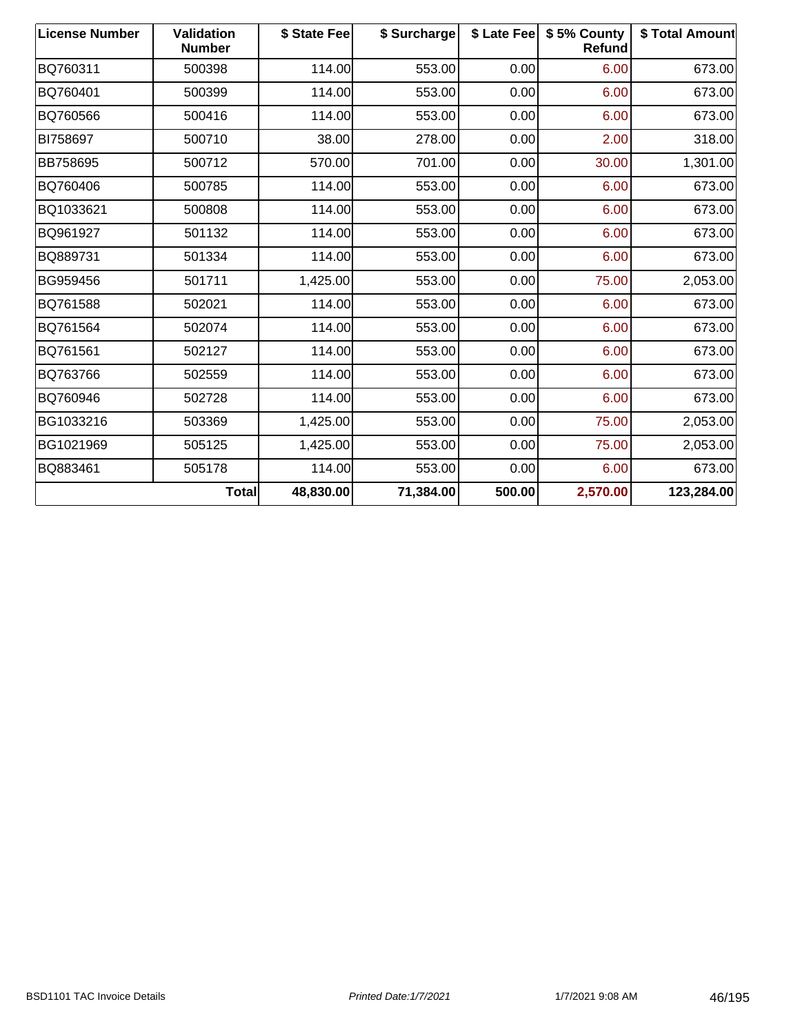| License Number | Validation Number | $ State Fee | $ Surcharge | $ Late Fee | $ 5% County Refund | $ Total Amount |
|---|---|---|---|---|---|---|
| BQ760311 | 500398 | 114.00 | 553.00 | 0.00 | 6.00 | 673.00 |
| BQ760401 | 500399 | 114.00 | 553.00 | 0.00 | 6.00 | 673.00 |
| BQ760566 | 500416 | 114.00 | 553.00 | 0.00 | 6.00 | 673.00 |
| BI758697 | 500710 | 38.00 | 278.00 | 0.00 | 2.00 | 318.00 |
| BB758695 | 500712 | 570.00 | 701.00 | 0.00 | 30.00 | 1,301.00 |
| BQ760406 | 500785 | 114.00 | 553.00 | 0.00 | 6.00 | 673.00 |
| BQ1033621 | 500808 | 114.00 | 553.00 | 0.00 | 6.00 | 673.00 |
| BQ961927 | 501132 | 114.00 | 553.00 | 0.00 | 6.00 | 673.00 |
| BQ889731 | 501334 | 114.00 | 553.00 | 0.00 | 6.00 | 673.00 |
| BG959456 | 501711 | 1,425.00 | 553.00 | 0.00 | 75.00 | 2,053.00 |
| BQ761588 | 502021 | 114.00 | 553.00 | 0.00 | 6.00 | 673.00 |
| BQ761564 | 502074 | 114.00 | 553.00 | 0.00 | 6.00 | 673.00 |
| BQ761561 | 502127 | 114.00 | 553.00 | 0.00 | 6.00 | 673.00 |
| BQ763766 | 502559 | 114.00 | 553.00 | 0.00 | 6.00 | 673.00 |
| BQ760946 | 502728 | 114.00 | 553.00 | 0.00 | 6.00 | 673.00 |
| BG1033216 | 503369 | 1,425.00 | 553.00 | 0.00 | 75.00 | 2,053.00 |
| BG1021969 | 505125 | 1,425.00 | 553.00 | 0.00 | 75.00 | 2,053.00 |
| BQ883461 | 505178 | 114.00 | 553.00 | 0.00 | 6.00 | 673.00 |
| | **Total** | **48,830.00** | **71,384.00** | **500.00** | **2,570.00** | **123,284.00** |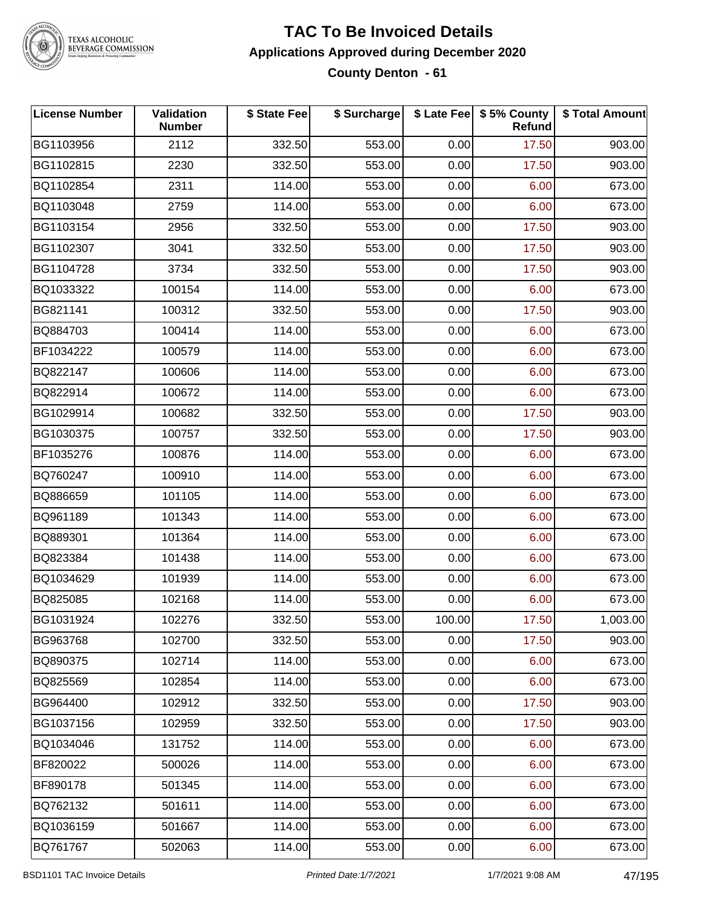# TAC To Be Invoiced Details

## Applications Approved during December 2020

### County Denton - 61

| License Number | Validation Number | $ State Fee | $ Surcharge | $ Late Fee | $ 5% County Refund | $ Total Amount |
|---|---|---|---|---|---|---|
| BG1103956 | 2112 | 332.50 | 553.00 | 0.00 | 17.50 | 903.00 |
| BG1102815 | 2230 | 332.50 | 553.00 | 0.00 | 17.50 | 903.00 |
| BQ1102854 | 2311 | 114.00 | 553.00 | 0.00 | 6.00 | 673.00 |
| BQ1103048 | 2759 | 114.00 | 553.00 | 0.00 | 6.00 | 673.00 |
| BG1103154 | 2956 | 332.50 | 553.00 | 0.00 | 17.50 | 903.00 |
| BG1102307 | 3041 | 332.50 | 553.00 | 0.00 | 17.50 | 903.00 |
| BG1104728 | 3734 | 332.50 | 553.00 | 0.00 | 17.50 | 903.00 |
| BQ1033322 | 100154 | 114.00 | 553.00 | 0.00 | 6.00 | 673.00 |
| BG821141 | 100312 | 332.50 | 553.00 | 0.00 | 17.50 | 903.00 |
| BQ884703 | 100414 | 114.00 | 553.00 | 0.00 | 6.00 | 673.00 |
| BF1034222 | 100579 | 114.00 | 553.00 | 0.00 | 6.00 | 673.00 |
| BQ822147 | 100606 | 114.00 | 553.00 | 0.00 | 6.00 | 673.00 |
| BQ822914 | 100672 | 114.00 | 553.00 | 0.00 | 6.00 | 673.00 |
| BG1029914 | 100682 | 332.50 | 553.00 | 0.00 | 17.50 | 903.00 |
| BG1030375 | 100757 | 332.50 | 553.00 | 0.00 | 17.50 | 903.00 |
| BF1035276 | 100876 | 114.00 | 553.00 | 0.00 | 6.00 | 673.00 |
| BQ760247 | 100910 | 114.00 | 553.00 | 0.00 | 6.00 | 673.00 |
| BQ886659 | 101105 | 114.00 | 553.00 | 0.00 | 6.00 | 673.00 |
| BQ961189 | 101343 | 114.00 | 553.00 | 0.00 | 6.00 | 673.00 |
| BQ889301 | 101364 | 114.00 | 553.00 | 0.00 | 6.00 | 673.00 |
| BQ823384 | 101438 | 114.00 | 553.00 | 0.00 | 6.00 | 673.00 |
| BQ1034629 | 101939 | 114.00 | 553.00 | 0.00 | 6.00 | 673.00 |
| BQ825085 | 102168 | 114.00 | 553.00 | 0.00 | 6.00 | 673.00 |
| BG1031924 | 102276 | 332.50 | 553.00 | 100.00 | 17.50 | 1,003.00 |
| BG963768 | 102700 | 332.50 | 553.00 | 0.00 | 17.50 | 903.00 |
| BQ890375 | 102714 | 114.00 | 553.00 | 0.00 | 6.00 | 673.00 |
| BQ825569 | 102854 | 114.00 | 553.00 | 0.00 | 6.00 | 673.00 |
| BG964400 | 102912 | 332.50 | 553.00 | 0.00 | 17.50 | 903.00 |
| BG1037156 | 102959 | 332.50 | 553.00 | 0.00 | 17.50 | 903.00 |
| BQ1034046 | 131752 | 114.00 | 553.00 | 0.00 | 6.00 | 673.00 |
| BF820022 | 500026 | 114.00 | 553.00 | 0.00 | 6.00 | 673.00 |
| BF890178 | 501345 | 114.00 | 553.00 | 0.00 | 6.00 | 673.00 |
| BQ762132 | 501611 | 114.00 | 553.00 | 0.00 | 6.00 | 673.00 |
| BQ1036159 | 501667 | 114.00 | 553.00 | 0.00 | 6.00 | 673.00 |
| BQ761767 | 502063 | 114.00 | 553.00 | 0.00 | 6.00 | 673.00 |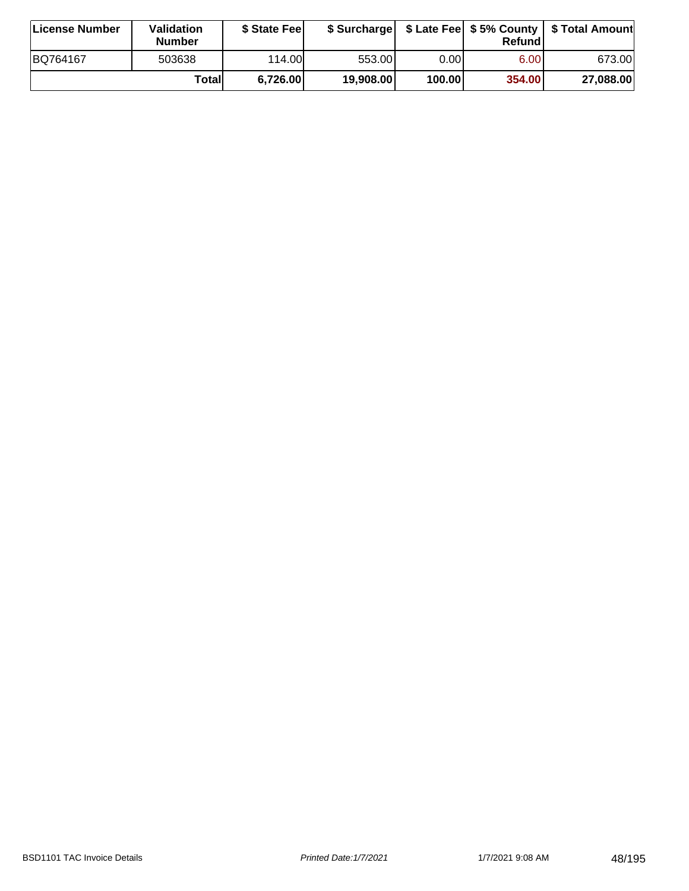| License Number | Validation Number | $ State Fee | $ Surcharge | $ Late Fee | $ 5% County Refund | $ Total Amount |
| --- | --- | --- | --- | --- | --- | --- |
| BQ764167 | 503638 | 114.00 | 553.00 | 0.00 | 6.00 | 673.00 |
| | **Total** | **6,726.00** | **19,908.00** | **100.00** | **354.00** | **27,088.00** |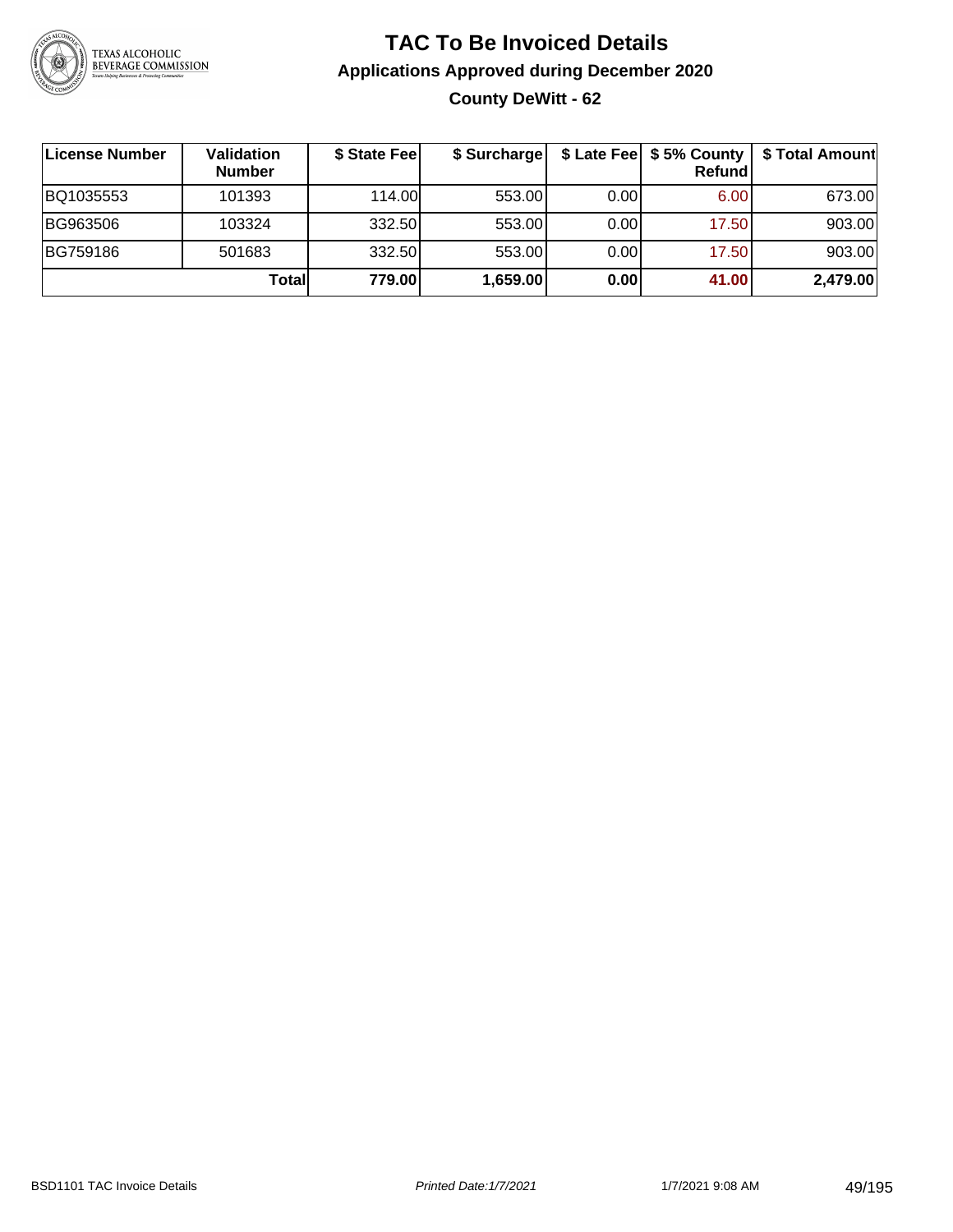# TAC To Be Invoiced Details

## Applications Approved during December 2020

### County DeWitt - 62

| License Number | Validation Number | $ State Fee | $ Surcharge | $ Late Fee | $ 5% County Refund | $ Total Amount |
|---|---|---|---|---|---|---|
| BQ1035553 | 101393 | 114.00 | 553.00 | 0.00 | 6.00 | 673.00 |
| BG963506 | 103324 | 332.50 | 553.00 | 0.00 | 17.50 | 903.00 |
| BG759186 | 501683 | 332.50 | 553.00 | 0.00 | 17.50 | 903.00 |
| | **Total** | **779.00** | **1,659.00** | **0.00** | **41.00** | **2,479.00** |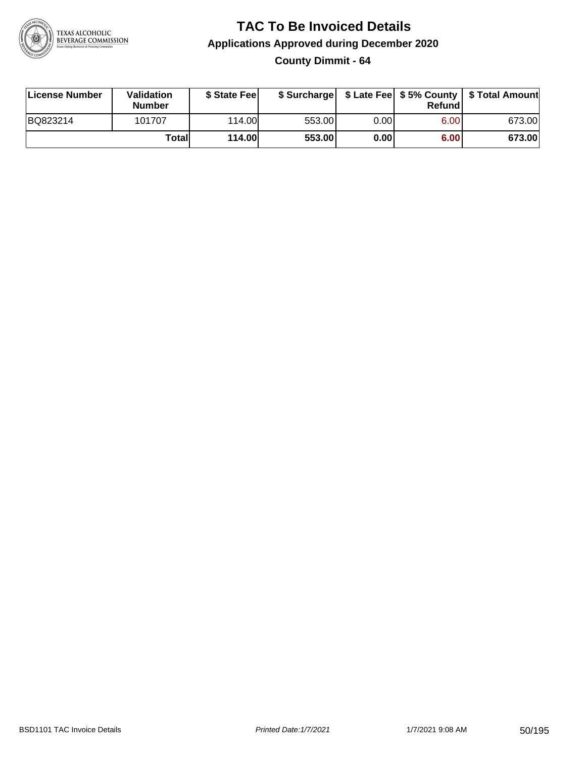# TAC To Be Invoiced Details

## Applications Approved during December 2020

### County Dimmit - 64

| License Number | Validation Number | $ State Fee | $ Surcharge | $ Late Fee | $ 5% County Refund | $ Total Amount |
|---|---|---|---|---|---|---|
| BQ823214 | 101707 | 114.00 | 553.00 | 0.00 | 6.00 | 673.00 |
| | **Total** | **114.00** | **553.00** | **0.00** | **6.00** | **673.00** |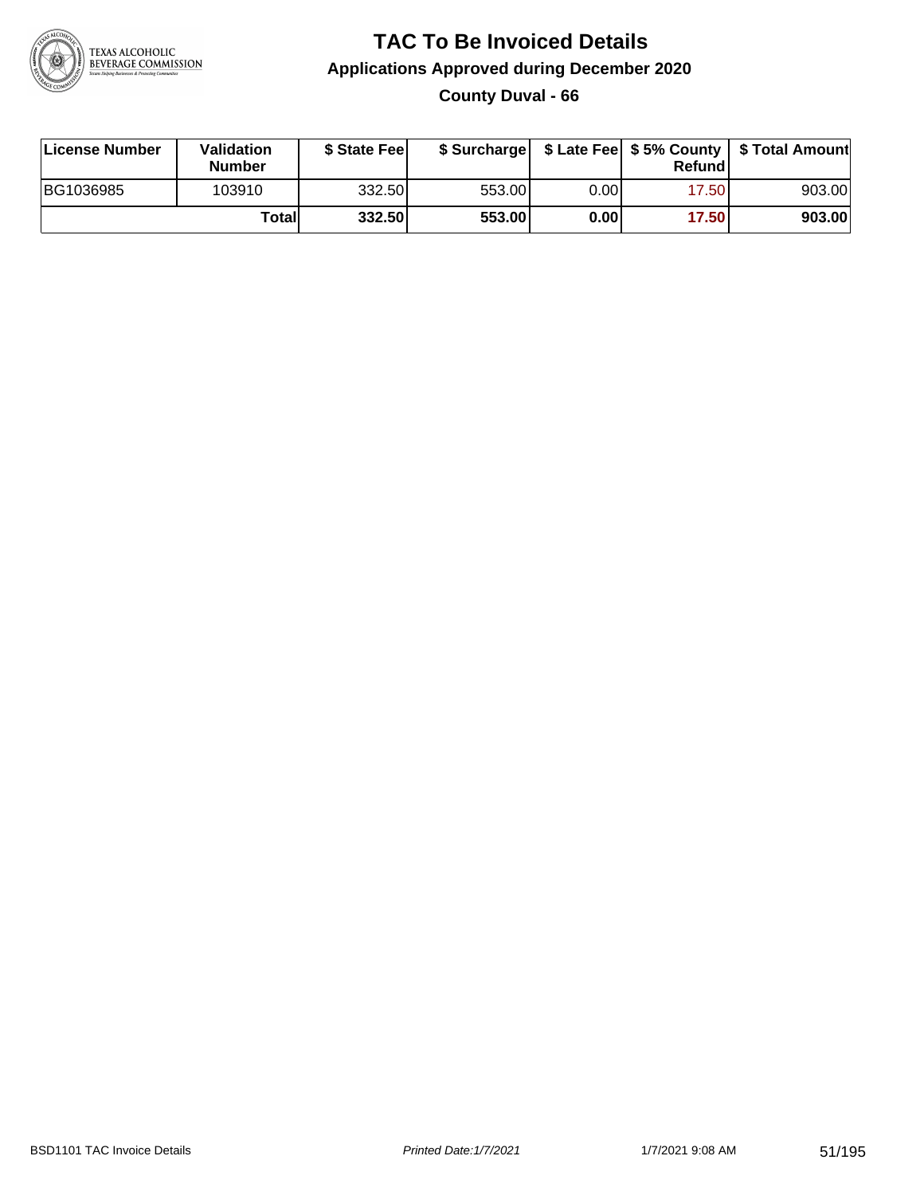# TAC To Be Invoiced Details

## Applications Approved during December 2020

### County Duval - 66

| License Number | Validation Number | $ State Fee | $ Surcharge | $ Late Fee | $ 5% County Refund | $ Total Amount |
|---|---|---|---|---|---|---|
| BG1036985 | 103910 | 332.50 | 553.00 | 0.00 | 17.50 | 903.00 |
| | **Total** | **332.50** | **553.00** | **0.00** | **17.50** | **903.00** |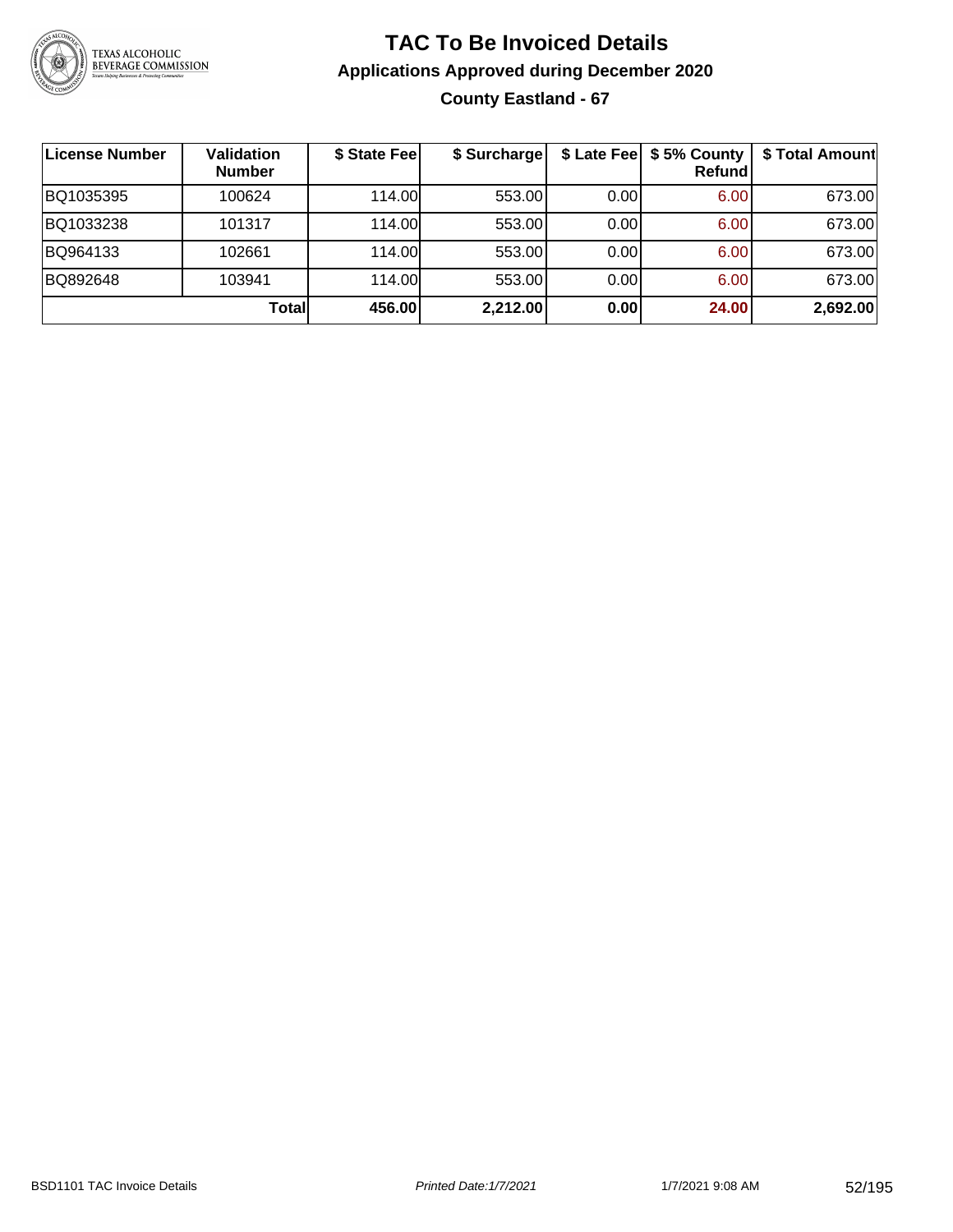# TAC To Be Invoiced Details

## Applications Approved during December 2020

### County Eastland - 67

| License Number | Validation Number | $ State Fee | $ Surcharge | $ Late Fee | $ 5% County Refund | $ Total Amount |
|---|---|---|---|---|---|---|
| BQ1035395 | 100624 | 114.00 | 553.00 | 0.00 | 6.00 | 673.00 |
| BQ1033238 | 101317 | 114.00 | 553.00 | 0.00 | 6.00 | 673.00 |
| BQ964133 | 102661 | 114.00 | 553.00 | 0.00 | 6.00 | 673.00 |
| BQ892648 | 103941 | 114.00 | 553.00 | 0.00 | 6.00 | 673.00 |
| | **Total** | **456.00** | **2,212.00** | **0.00** | **24.00** | **2,692.00** |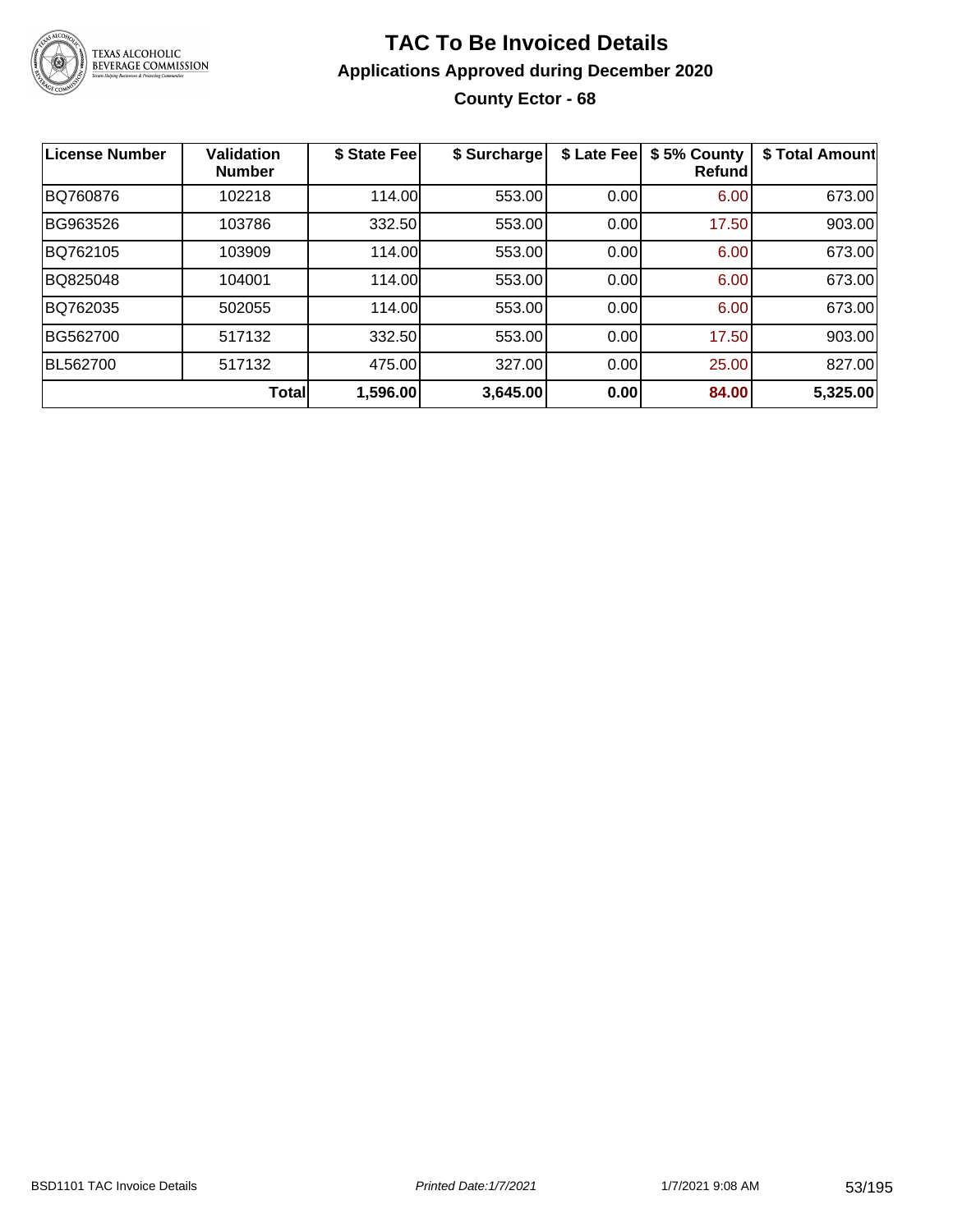# TAC To Be Invoiced Details

## Applications Approved during December 2020

### County Ector - 68

| License Number | Validation Number | $ State Fee | $ Surcharge | $ Late Fee | $ 5% County Refund | $ Total Amount |
|---|---|---|---|---|---|---|
| BQ760876 | 102218 | 114.00 | 553.00 | 0.00 | 6.00 | 673.00 |
| BG963526 | 103786 | 332.50 | 553.00 | 0.00 | 17.50 | 903.00 |
| BQ762105 | 103909 | 114.00 | 553.00 | 0.00 | 6.00 | 673.00 |
| BQ825048 | 104001 | 114.00 | 553.00 | 0.00 | 6.00 | 673.00 |
| BQ762035 | 502055 | 114.00 | 553.00 | 0.00 | 6.00 | 673.00 |
| BG562700 | 517132 | 332.50 | 553.00 | 0.00 | 17.50 | 903.00 |
| BL562700 | 517132 | 475.00 | 327.00 | 0.00 | 25.00 | 827.00 |
| | **Total** | **1,596.00** | **3,645.00** | **0.00** | **84.00** | **5,325.00** |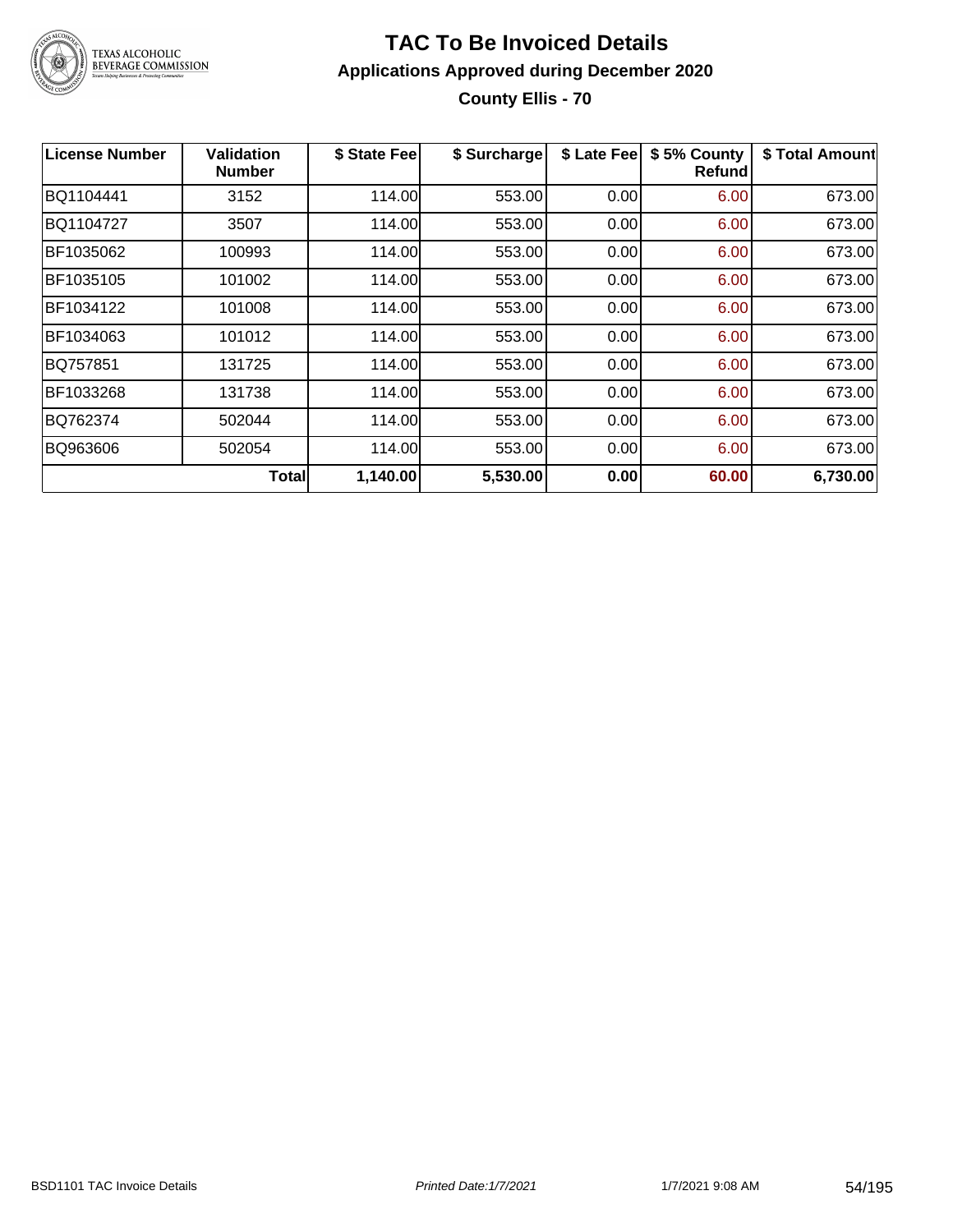# TAC To Be Invoiced Details

## Applications Approved during December 2020

### County Ellis - 70

| License Number | Validation Number | $ State Fee | $ Surcharge | $ Late Fee | $ 5% County Refund | $ Total Amount |
|---|---|---|---|---|---|---|
| BQ1104441 | 3152 | 114.00 | 553.00 | 0.00 | 6.00 | 673.00 |
| BQ1104727 | 3507 | 114.00 | 553.00 | 0.00 | 6.00 | 673.00 |
| BF1035062 | 100993 | 114.00 | 553.00 | 0.00 | 6.00 | 673.00 |
| BF1035105 | 101002 | 114.00 | 553.00 | 0.00 | 6.00 | 673.00 |
| BF1034122 | 101008 | 114.00 | 553.00 | 0.00 | 6.00 | 673.00 |
| BF1034063 | 101012 | 114.00 | 553.00 | 0.00 | 6.00 | 673.00 |
| BQ757851 | 131725 | 114.00 | 553.00 | 0.00 | 6.00 | 673.00 |
| BF1033268 | 131738 | 114.00 | 553.00 | 0.00 | 6.00 | 673.00 |
| BQ762374 | 502044 | 114.00 | 553.00 | 0.00 | 6.00 | 673.00 |
| BQ963606 | 502054 | 114.00 | 553.00 | 0.00 | 6.00 | 673.00 |
| | **Total** | **1,140.00** | **5,530.00** | **0.00** | **60.00** | **6,730.00** |

BSD1101 TAC Invoice Details | *Printed Date:1/7/2021* | 1/7/2021 9:08 AM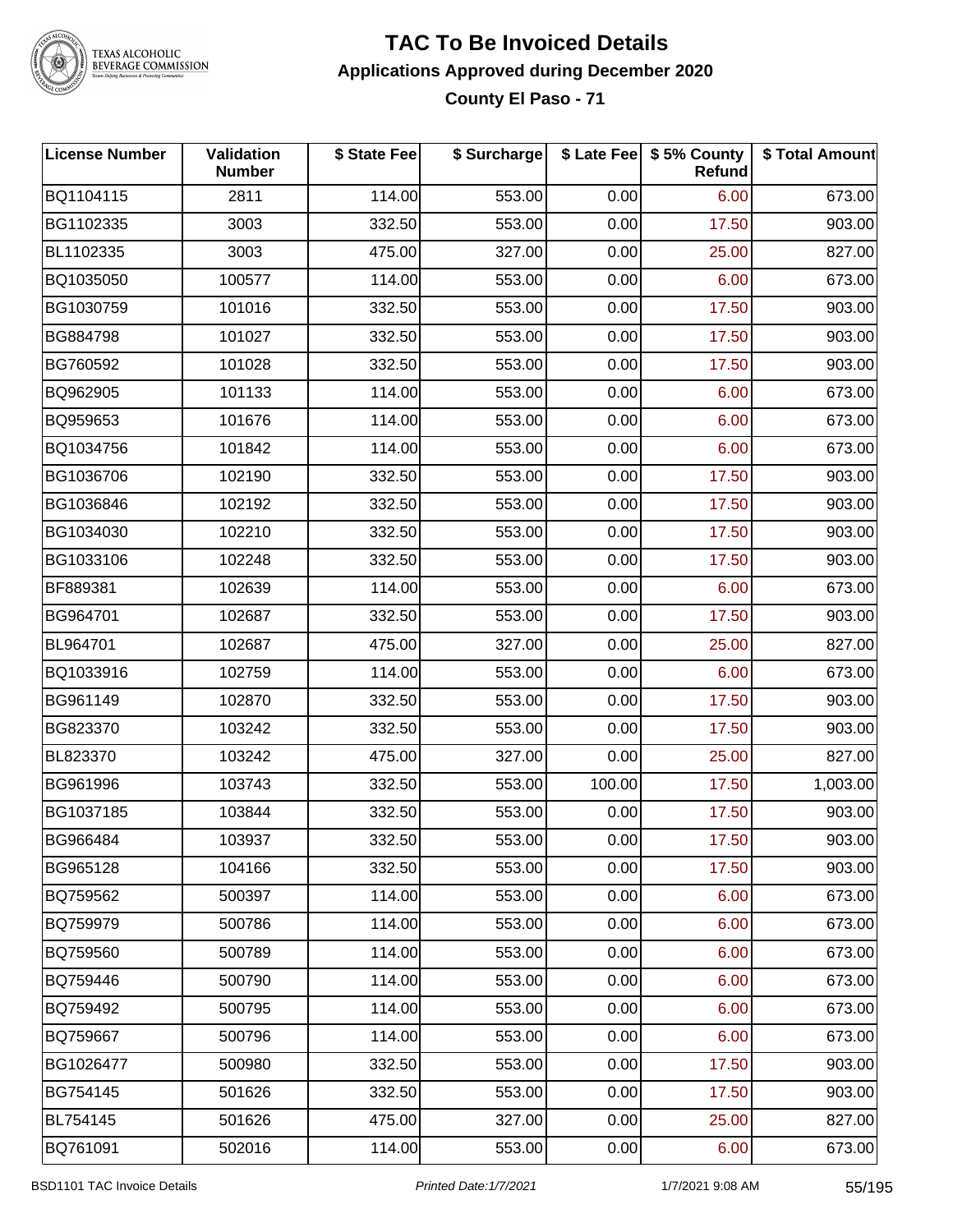# TAC To Be Invoiced Details

## Applications Approved during December 2020

### County El Paso - 71

| License Number | Validation Number | $ State Fee | $ Surcharge | $ Late Fee | $ 5% County Refund | $ Total Amount |
|---|---|---|---|---|---|---|
| BQ1104115 | 2811 | 114.00 | 553.00 | 0.00 | 6.00 | 673.00 |
| BG1102335 | 3003 | 332.50 | 553.00 | 0.00 | 17.50 | 903.00 |
| BL1102335 | 3003 | 475.00 | 327.00 | 0.00 | 25.00 | 827.00 |
| BQ1035050 | 100577 | 114.00 | 553.00 | 0.00 | 6.00 | 673.00 |
| BG1030759 | 101016 | 332.50 | 553.00 | 0.00 | 17.50 | 903.00 |
| BG884798 | 101027 | 332.50 | 553.00 | 0.00 | 17.50 | 903.00 |
| BG760592 | 101028 | 332.50 | 553.00 | 0.00 | 17.50 | 903.00 |
| BQ962905 | 101133 | 114.00 | 553.00 | 0.00 | 6.00 | 673.00 |
| BQ959653 | 101676 | 114.00 | 553.00 | 0.00 | 6.00 | 673.00 |
| BQ1034756 | 101842 | 114.00 | 553.00 | 0.00 | 6.00 | 673.00 |
| BG1036706 | 102190 | 332.50 | 553.00 | 0.00 | 17.50 | 903.00 |
| BG1036846 | 102192 | 332.50 | 553.00 | 0.00 | 17.50 | 903.00 |
| BG1034030 | 102210 | 332.50 | 553.00 | 0.00 | 17.50 | 903.00 |
| BG1033106 | 102248 | 332.50 | 553.00 | 0.00 | 17.50 | 903.00 |
| BF889381 | 102639 | 114.00 | 553.00 | 0.00 | 6.00 | 673.00 |
| BG964701 | 102687 | 332.50 | 553.00 | 0.00 | 17.50 | 903.00 |
| BL964701 | 102687 | 475.00 | 327.00 | 0.00 | 25.00 | 827.00 |
| BQ1033916 | 102759 | 114.00 | 553.00 | 0.00 | 6.00 | 673.00 |
| BG961149 | 102870 | 332.50 | 553.00 | 0.00 | 17.50 | 903.00 |
| BG823370 | 103242 | 332.50 | 553.00 | 0.00 | 17.50 | 903.00 |
| BL823370 | 103242 | 475.00 | 327.00 | 0.00 | 25.00 | 827.00 |
| BG961996 | 103743 | 332.50 | 553.00 | 100.00 | 17.50 | 1,003.00 |
| BG1037185 | 103844 | 332.50 | 553.00 | 0.00 | 17.50 | 903.00 |
| BG966484 | 103937 | 332.50 | 553.00 | 0.00 | 17.50 | 903.00 |
| BG965128 | 104166 | 332.50 | 553.00 | 0.00 | 17.50 | 903.00 |
| BQ759562 | 500397 | 114.00 | 553.00 | 0.00 | 6.00 | 673.00 |
| BQ759979 | 500786 | 114.00 | 553.00 | 0.00 | 6.00 | 673.00 |
| BQ759560 | 500789 | 114.00 | 553.00 | 0.00 | 6.00 | 673.00 |
| BQ759446 | 500790 | 114.00 | 553.00 | 0.00 | 6.00 | 673.00 |
| BQ759492 | 500795 | 114.00 | 553.00 | 0.00 | 6.00 | 673.00 |
| BQ759667 | 500796 | 114.00 | 553.00 | 0.00 | 6.00 | 673.00 |
| BG1026477 | 500980 | 332.50 | 553.00 | 0.00 | 17.50 | 903.00 |
| BG754145 | 501626 | 332.50 | 553.00 | 0.00 | 17.50 | 903.00 |
| BL754145 | 501626 | 475.00 | 327.00 | 0.00 | 25.00 | 827.00 |
| BQ761091 | 502016 | 114.00 | 553.00 | 0.00 | 6.00 | 673.00 |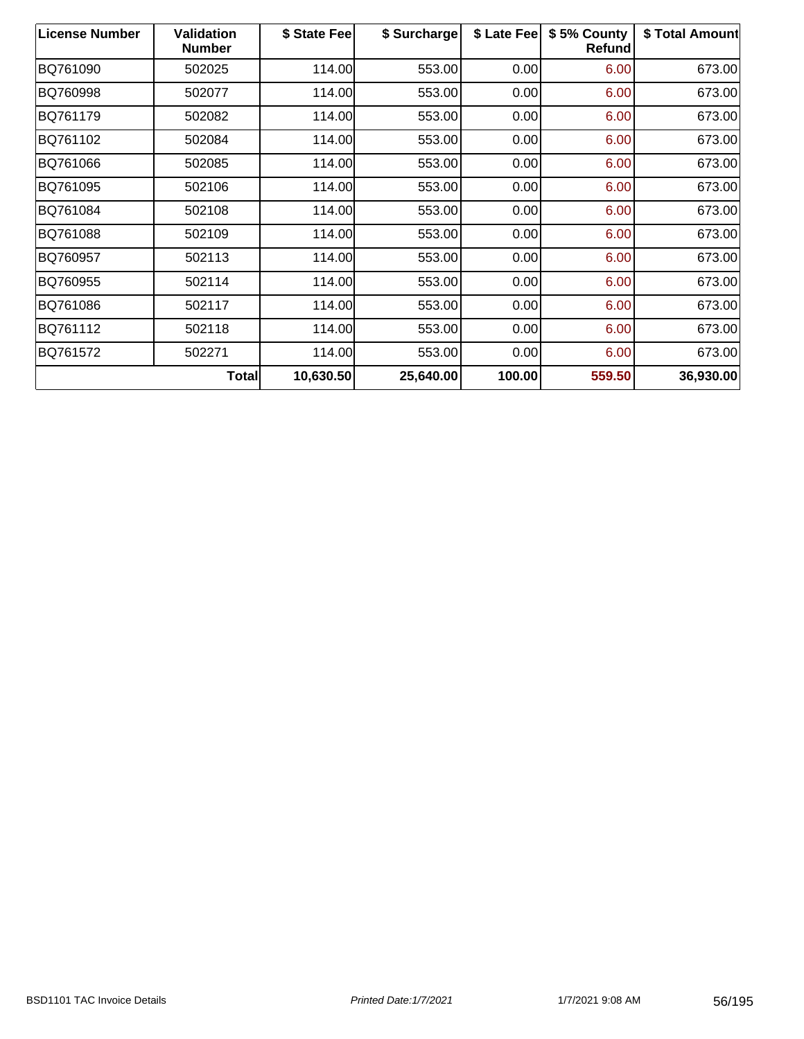| License Number | Validation Number | $ State Fee | $ Surcharge | $ Late Fee | $ 5% County Refund | $ Total Amount |
|---|---|---|---|---|---|---|
| BQ761090 | 502025 | 114.00 | 553.00 | 0.00 | 6.00 | 673.00 |
| BQ760998 | 502077 | 114.00 | 553.00 | 0.00 | 6.00 | 673.00 |
| BQ761179 | 502082 | 114.00 | 553.00 | 0.00 | 6.00 | 673.00 |
| BQ761102 | 502084 | 114.00 | 553.00 | 0.00 | 6.00 | 673.00 |
| BQ761066 | 502085 | 114.00 | 553.00 | 0.00 | 6.00 | 673.00 |
| BQ761095 | 502106 | 114.00 | 553.00 | 0.00 | 6.00 | 673.00 |
| BQ761084 | 502108 | 114.00 | 553.00 | 0.00 | 6.00 | 673.00 |
| BQ761088 | 502109 | 114.00 | 553.00 | 0.00 | 6.00 | 673.00 |
| BQ760957 | 502113 | 114.00 | 553.00 | 0.00 | 6.00 | 673.00 |
| BQ760955 | 502114 | 114.00 | 553.00 | 0.00 | 6.00 | 673.00 |
| BQ761086 | 502117 | 114.00 | 553.00 | 0.00 | 6.00 | 673.00 |
| BQ761112 | 502118 | 114.00 | 553.00 | 0.00 | 6.00 | 673.00 |
| BQ761572 | 502271 | 114.00 | 553.00 | 0.00 | 6.00 | 673.00 |
| | **Total** | **10,630.50** | **25,640.00** | **100.00** | **559.50** | **36,930.00** |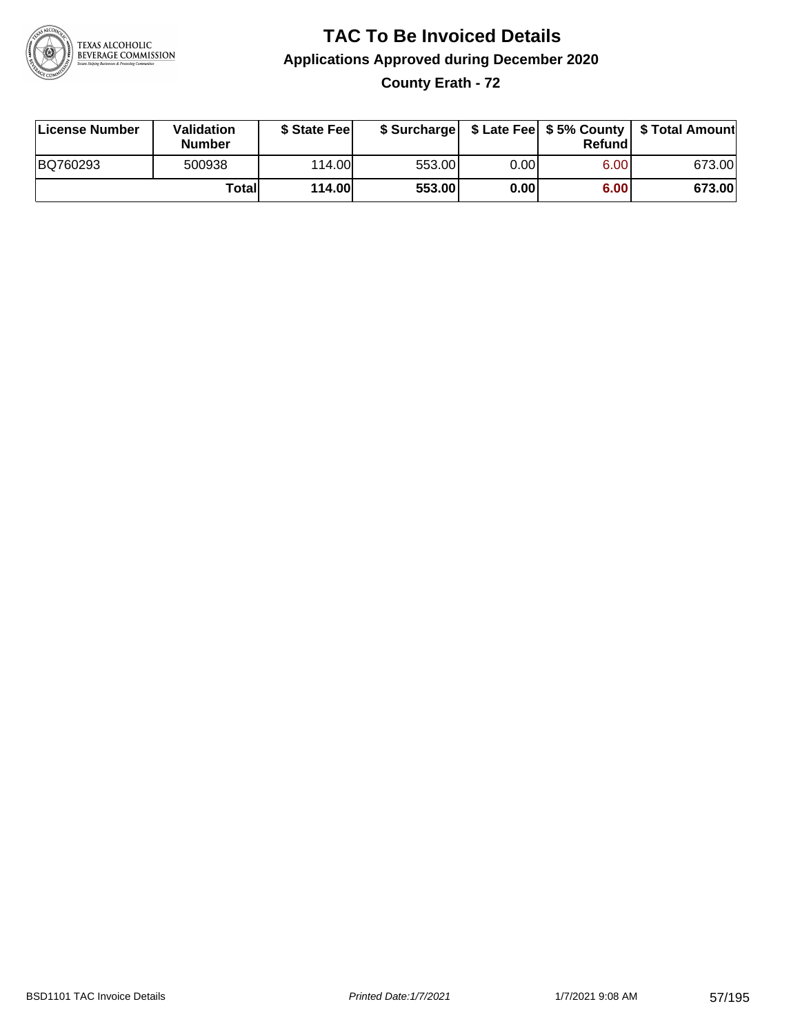# TAC To Be Invoiced Details

## Applications Approved during December 2020

### County Erath - 72

| License Number | Validation Number | $ State Fee | $ Surcharge | $ Late Fee | $ 5% County Refund | $ Total Amount |
|---|---|---|---|---|---|---|
| BQ760293 | 500938 | 114.00 | 553.00 | 0.00 | 6.00 | 673.00 |
| | **Total** | **114.00** | **553.00** | **0.00** | **6.00** | **673.00** |

BSD1101 TAC Invoice Details | *Printed Date:1/7/2021* | 1/7/2021 9:08 AM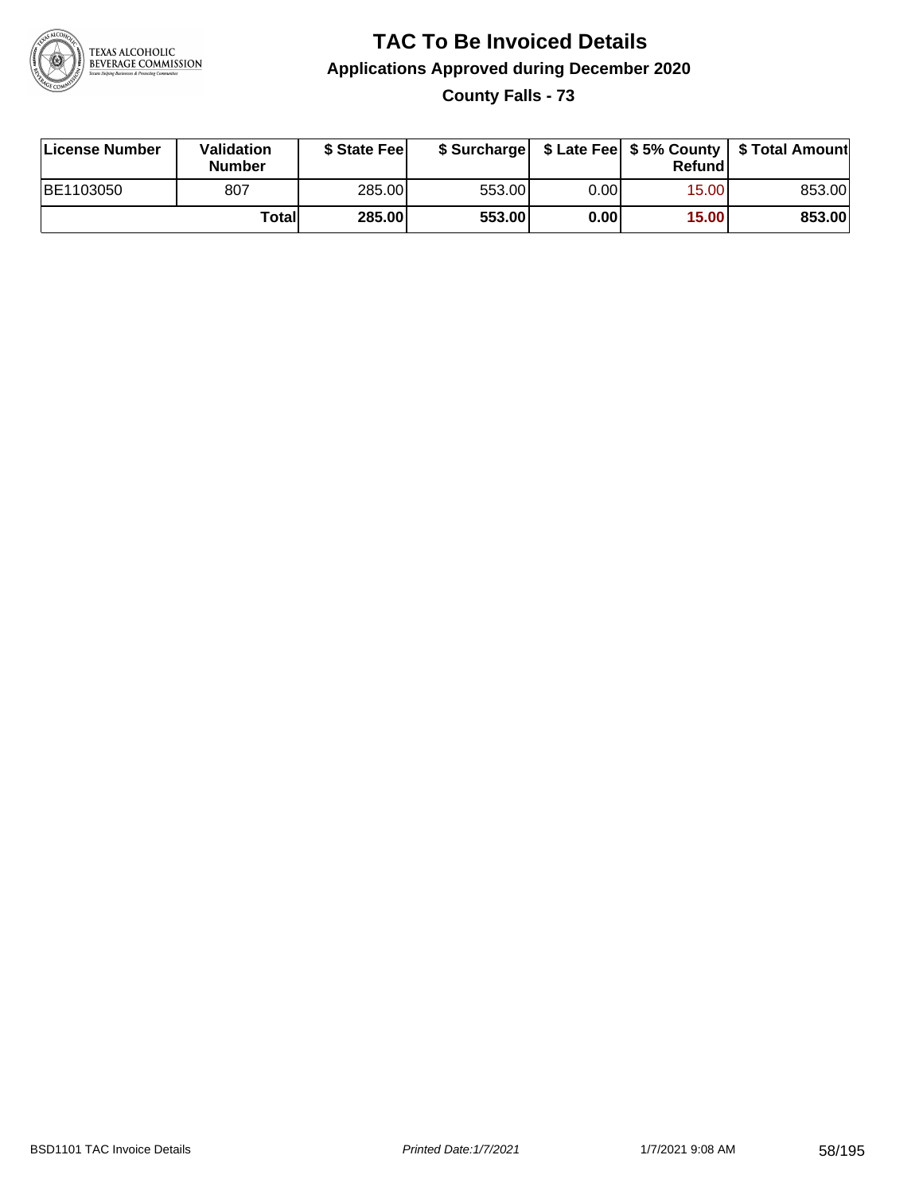# TAC To Be Invoiced Details

## Applications Approved during December 2020

### County Falls - 73

| License Number | Validation Number | $ State Fee | $ Surcharge | $ Late Fee | $ 5% County Refund | $ Total Amount |
|---|---|---|---|---|---|---|
| BE1103050 | 807 | 285.00 | 553.00 | 0.00 | 15.00 | 853.00 |
| | **Total** | **285.00** | **553.00** | **0.00** | **15.00** | **853.00** |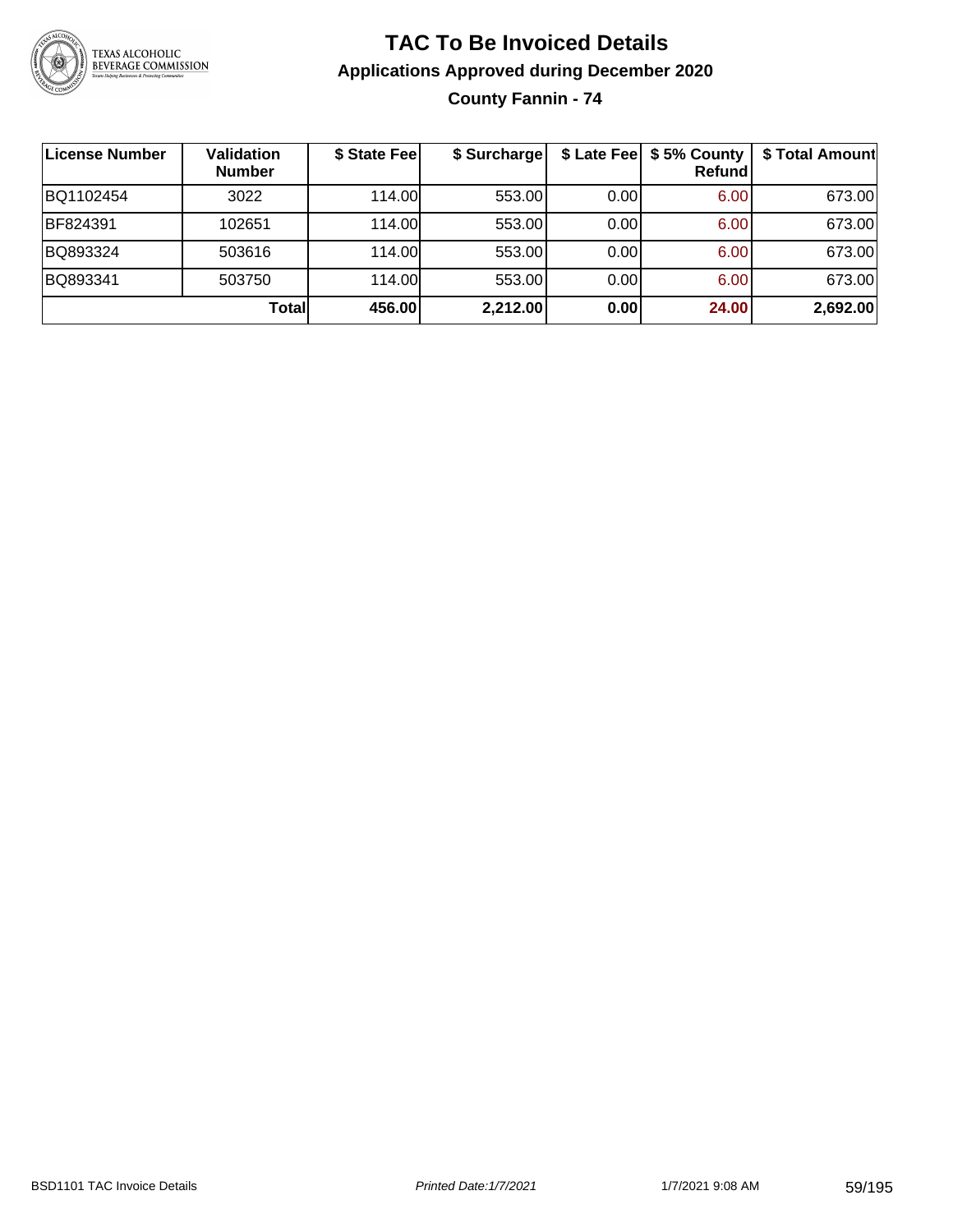# TAC To Be Invoiced Details

## Applications Approved during December 2020

### County Fannin - 74

| License Number | Validation Number | \$ State Fee | \$ Surcharge | \$ Late Fee | \$ 5% County Refund | \$ Total Amount |
|---|---|---|---|---|---|---|
| BQ1102454 | 3022 | 114.00 | 553.00 | 0.00 | 6.00 | 673.00 |
| BF824391 | 102651 | 114.00 | 553.00 | 0.00 | 6.00 | 673.00 |
| BQ893324 | 503616 | 114.00 | 553.00 | 0.00 | 6.00 | 673.00 |
| BQ893341 | 503750 | 114.00 | 553.00 | 0.00 | 6.00 | 673.00 |
| | **Total** | **456.00** | **2,212.00** | **0.00** | **24.00** | **2,692.00** |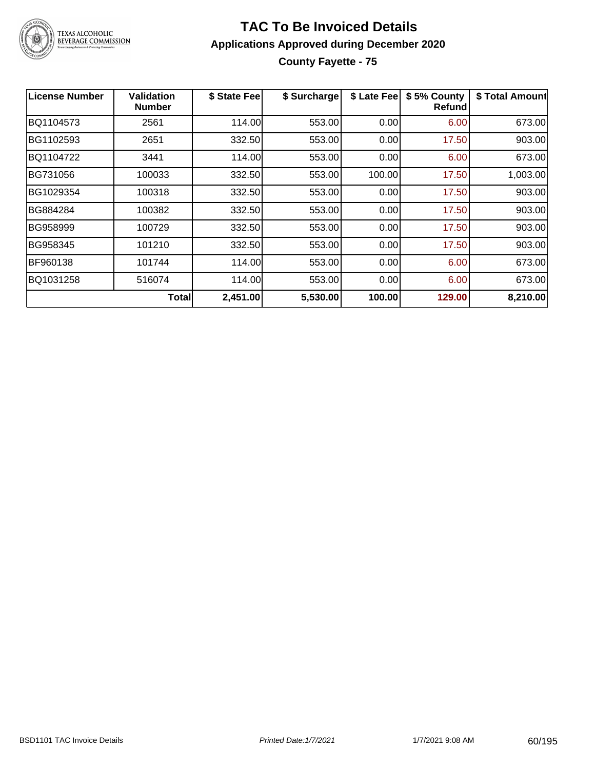# TAC To Be Invoiced Details

## Applications Approved during December 2020

### County Fayette - 75

| License Number | Validation Number | $ State Fee | $ Surcharge | $ Late Fee | $ 5% County Refund | $ Total Amount |
|---|---|---|---|---|---|---|
| BQ1104573 | 2561 | 114.00 | 553.00 | 0.00 | 6.00 | 673.00 |
| BG1102593 | 2651 | 332.50 | 553.00 | 0.00 | 17.50 | 903.00 |
| BQ1104722 | 3441 | 114.00 | 553.00 | 0.00 | 6.00 | 673.00 |
| BG731056 | 100033 | 332.50 | 553.00 | 100.00 | 17.50 | 1,003.00 |
| BG1029354 | 100318 | 332.50 | 553.00 | 0.00 | 17.50 | 903.00 |
| BG884284 | 100382 | 332.50 | 553.00 | 0.00 | 17.50 | 903.00 |
| BG958999 | 100729 | 332.50 | 553.00 | 0.00 | 17.50 | 903.00 |
| BG958345 | 101210 | 332.50 | 553.00 | 0.00 | 17.50 | 903.00 |
| BF960138 | 101744 | 114.00 | 553.00 | 0.00 | 6.00 | 673.00 |
| BQ1031258 | 516074 | 114.00 | 553.00 | 0.00 | 6.00 | 673.00 |
| | **Total** | **2,451.00** | **5,530.00** | **100.00** | **129.00** | **8,210.00** |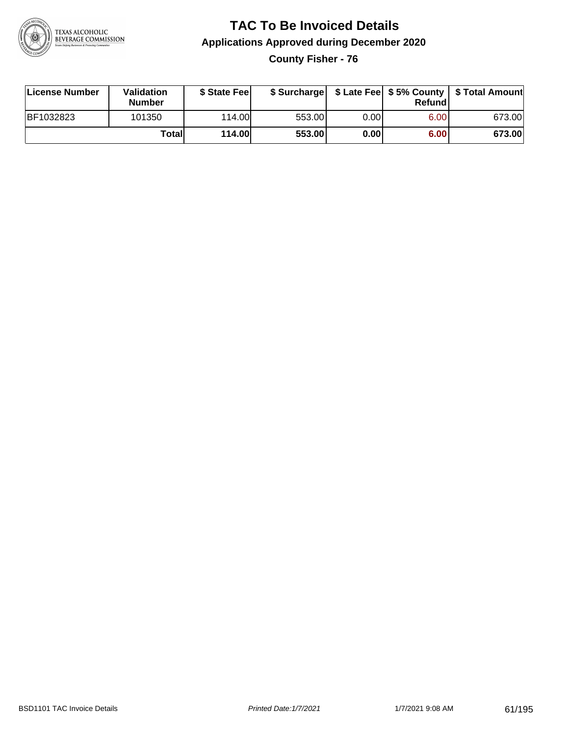# TAC To Be Invoiced Details

## Applications Approved during December 2020

### County Fisher - 76

| License Number | Validation Number | $ State Fee | $ Surcharge | $ Late Fee | $ 5% County Refund | $ Total Amount |
|---|---|---|---|---|---|---|
| BF1032823 | 101350 | 114.00 | 553.00 | 0.00 | 6.00 | 673.00 |
| | **Total** | **114.00** | **553.00** | **0.00** | **6.00** | **673.00** |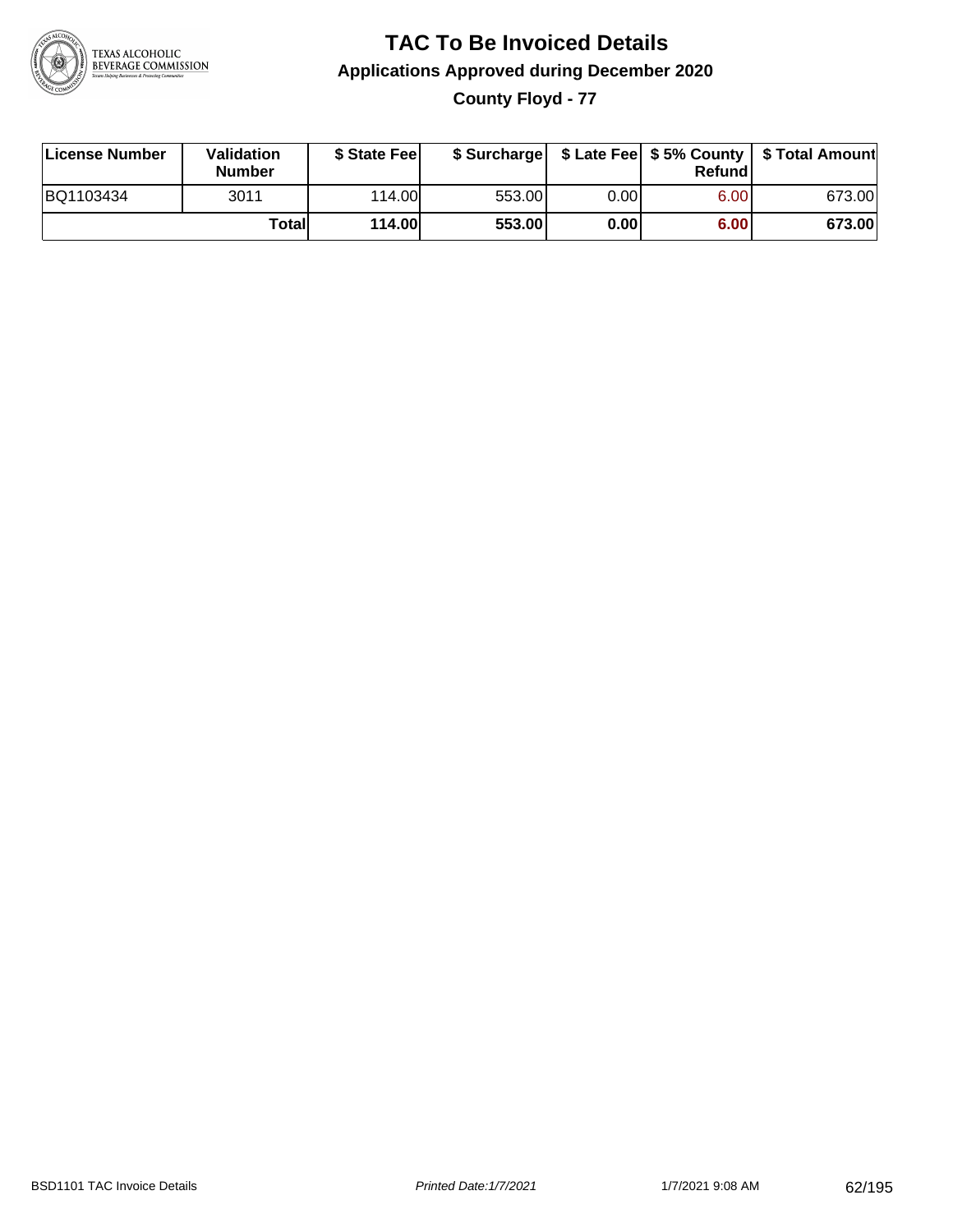# TAC To Be Invoiced Details

## Applications Approved during December 2020

### County Floyd - 77

| License Number | Validation Number | $ State Fee | $ Surcharge | $ Late Fee | $ 5% County Refund | $ Total Amount |
|---|---|---|---|---|---|---|
| BQ1103434 | 3011 | 114.00 | 553.00 | 0.00 | 6.00 | 673.00 |
| | **Total** | **114.00** | **553.00** | **0.00** | **6.00** | **673.00** |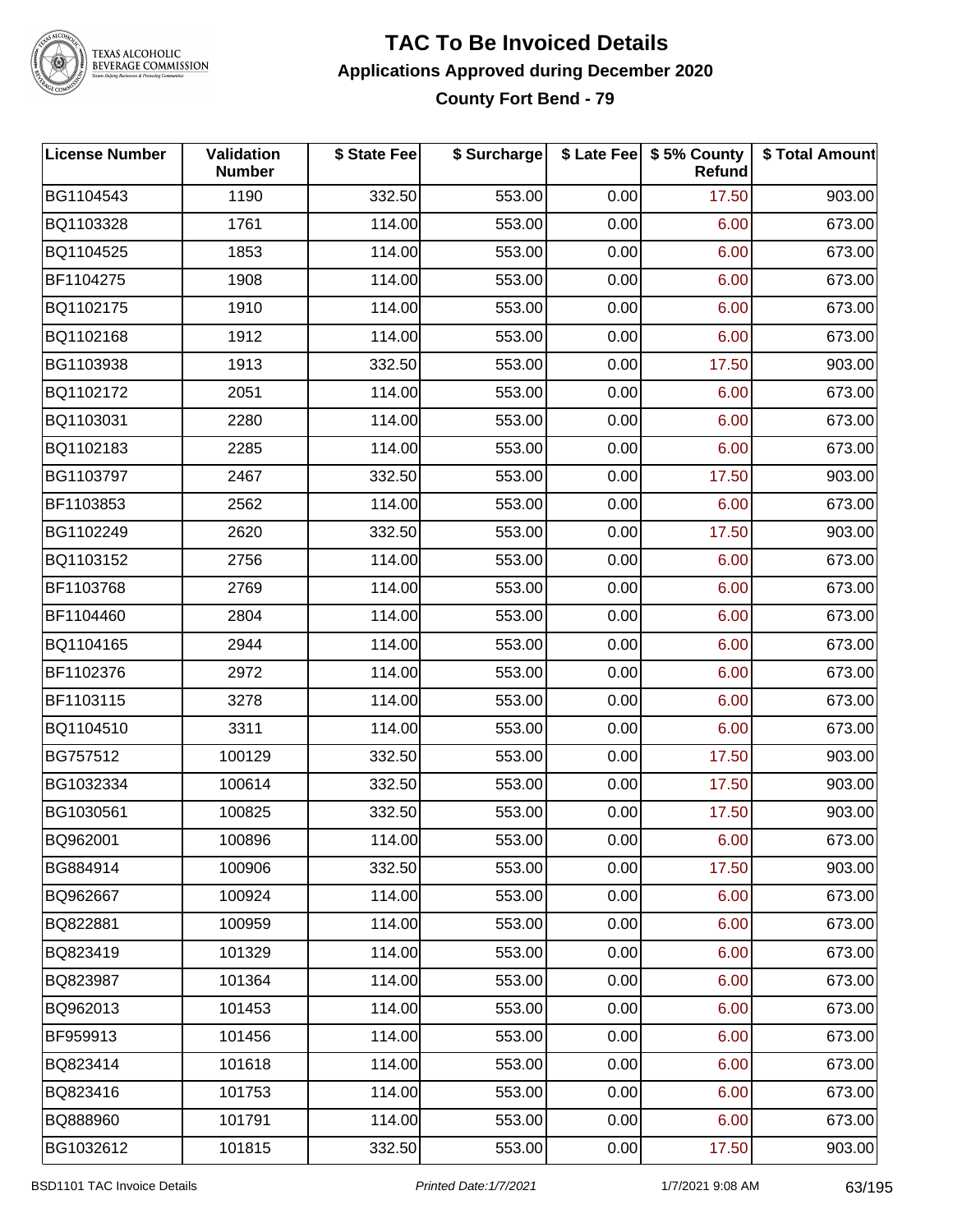# TAC To Be Invoiced Details

## Applications Approved during December 2020

### County Fort Bend - 79

| License Number | Validation Number | $ State Fee | $ Surcharge | $ Late Fee | $ 5% County Refund | $ Total Amount |
|---|---|---|---|---|---|---|
| BG1104543 | 1190 | 332.50 | 553.00 | 0.00 | 17.50 | 903.00 |
| BQ1103328 | 1761 | 114.00 | 553.00 | 0.00 | 6.00 | 673.00 |
| BQ1104525 | 1853 | 114.00 | 553.00 | 0.00 | 6.00 | 673.00 |
| BF1104275 | 1908 | 114.00 | 553.00 | 0.00 | 6.00 | 673.00 |
| BQ1102175 | 1910 | 114.00 | 553.00 | 0.00 | 6.00 | 673.00 |
| BQ1102168 | 1912 | 114.00 | 553.00 | 0.00 | 6.00 | 673.00 |
| BG1103938 | 1913 | 332.50 | 553.00 | 0.00 | 17.50 | 903.00 |
| BQ1102172 | 2051 | 114.00 | 553.00 | 0.00 | 6.00 | 673.00 |
| BQ1103031 | 2280 | 114.00 | 553.00 | 0.00 | 6.00 | 673.00 |
| BQ1102183 | 2285 | 114.00 | 553.00 | 0.00 | 6.00 | 673.00 |
| BG1103797 | 2467 | 332.50 | 553.00 | 0.00 | 17.50 | 903.00 |
| BF1103853 | 2562 | 114.00 | 553.00 | 0.00 | 6.00 | 673.00 |
| BG1102249 | 2620 | 332.50 | 553.00 | 0.00 | 17.50 | 903.00 |
| BQ1103152 | 2756 | 114.00 | 553.00 | 0.00 | 6.00 | 673.00 |
| BF1103768 | 2769 | 114.00 | 553.00 | 0.00 | 6.00 | 673.00 |
| BF1104460 | 2804 | 114.00 | 553.00 | 0.00 | 6.00 | 673.00 |
| BQ1104165 | 2944 | 114.00 | 553.00 | 0.00 | 6.00 | 673.00 |
| BF1102376 | 2972 | 114.00 | 553.00 | 0.00 | 6.00 | 673.00 |
| BF1103115 | 3278 | 114.00 | 553.00 | 0.00 | 6.00 | 673.00 |
| BQ1104510 | 3311 | 114.00 | 553.00 | 0.00 | 6.00 | 673.00 |
| BG757512 | 100129 | 332.50 | 553.00 | 0.00 | 17.50 | 903.00 |
| BG1032334 | 100614 | 332.50 | 553.00 | 0.00 | 17.50 | 903.00 |
| BG1030561 | 100825 | 332.50 | 553.00 | 0.00 | 17.50 | 903.00 |
| BQ962001 | 100896 | 114.00 | 553.00 | 0.00 | 6.00 | 673.00 |
| BG884914 | 100906 | 332.50 | 553.00 | 0.00 | 17.50 | 903.00 |
| BQ962667 | 100924 | 114.00 | 553.00 | 0.00 | 6.00 | 673.00 |
| BQ822881 | 100959 | 114.00 | 553.00 | 0.00 | 6.00 | 673.00 |
| BQ823419 | 101329 | 114.00 | 553.00 | 0.00 | 6.00 | 673.00 |
| BQ823987 | 101364 | 114.00 | 553.00 | 0.00 | 6.00 | 673.00 |
| BQ962013 | 101453 | 114.00 | 553.00 | 0.00 | 6.00 | 673.00 |
| BF959913 | 101456 | 114.00 | 553.00 | 0.00 | 6.00 | 673.00 |
| BQ823414 | 101618 | 114.00 | 553.00 | 0.00 | 6.00 | 673.00 |
| BQ823416 | 101753 | 114.00 | 553.00 | 0.00 | 6.00 | 673.00 |
| BQ888960 | 101791 | 114.00 | 553.00 | 0.00 | 6.00 | 673.00 |
| BG1032612 | 101815 | 332.50 | 553.00 | 0.00 | 17.50 | 903.00 |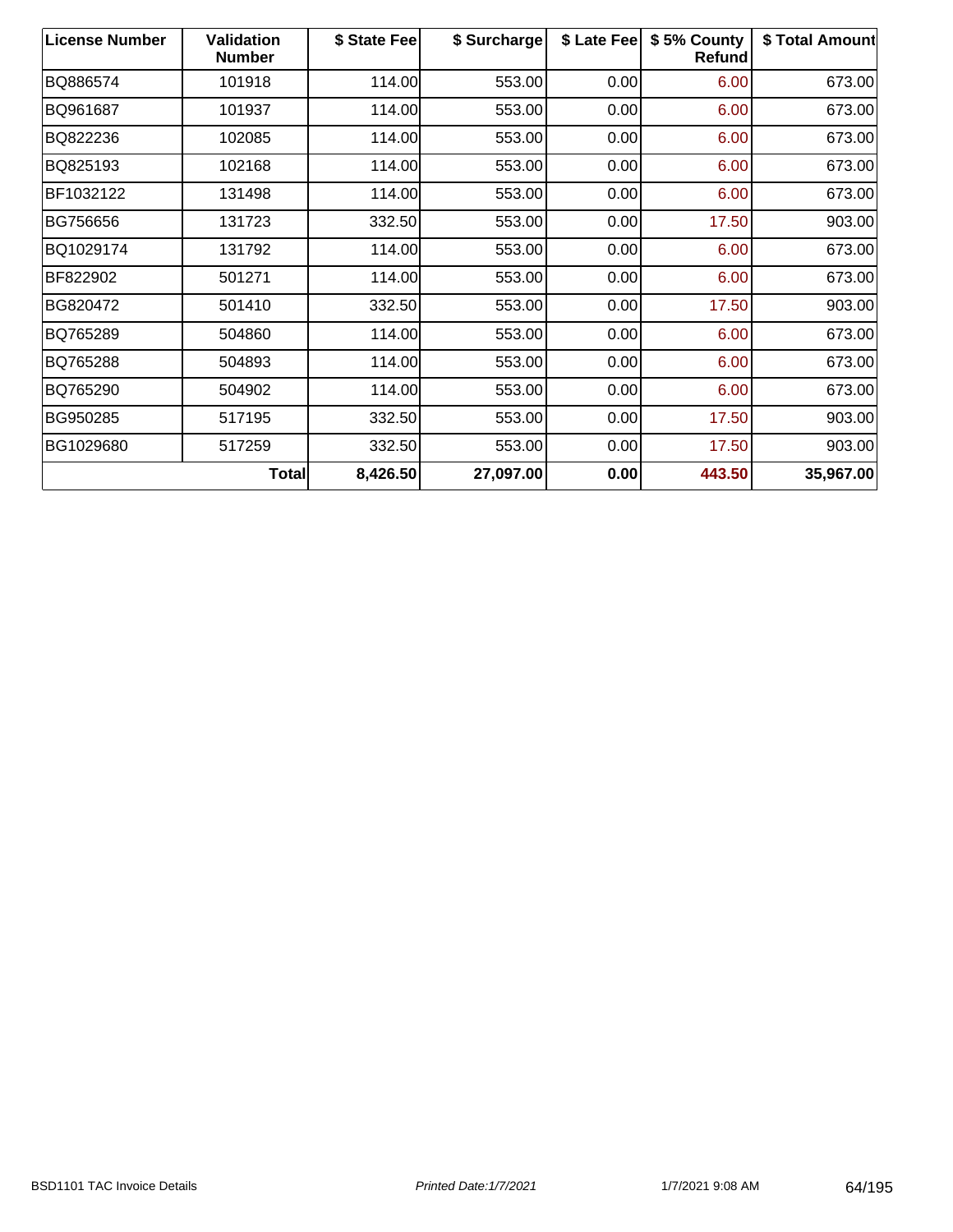| License Number | Validation Number | $ State Fee | $ Surcharge | $ Late Fee | $ 5% County Refund | $ Total Amount |
|---|---|---|---|---|---|---|
| BQ886574 | 101918 | 114.00 | 553.00 | 0.00 | 6.00 | 673.00 |
| BQ961687 | 101937 | 114.00 | 553.00 | 0.00 | 6.00 | 673.00 |
| BQ822236 | 102085 | 114.00 | 553.00 | 0.00 | 6.00 | 673.00 |
| BQ825193 | 102168 | 114.00 | 553.00 | 0.00 | 6.00 | 673.00 |
| BF1032122 | 131498 | 114.00 | 553.00 | 0.00 | 6.00 | 673.00 |
| BG756656 | 131723 | 332.50 | 553.00 | 0.00 | 17.50 | 903.00 |
| BQ1029174 | 131792 | 114.00 | 553.00 | 0.00 | 6.00 | 673.00 |
| BF822902 | 501271 | 114.00 | 553.00 | 0.00 | 6.00 | 673.00 |
| BG820472 | 501410 | 332.50 | 553.00 | 0.00 | 17.50 | 903.00 |
| BQ765289 | 504860 | 114.00 | 553.00 | 0.00 | 6.00 | 673.00 |
| BQ765288 | 504893 | 114.00 | 553.00 | 0.00 | 6.00 | 673.00 |
| BQ765290 | 504902 | 114.00 | 553.00 | 0.00 | 6.00 | 673.00 |
| BG950285 | 517195 | 332.50 | 553.00 | 0.00 | 17.50 | 903.00 |
| BG1029680 | 517259 | 332.50 | 553.00 | 0.00 | 17.50 | 903.00 |
| **Total** | | **8,426.50** | **27,097.00** | **0.00** | **443.50** | **35,967.00** |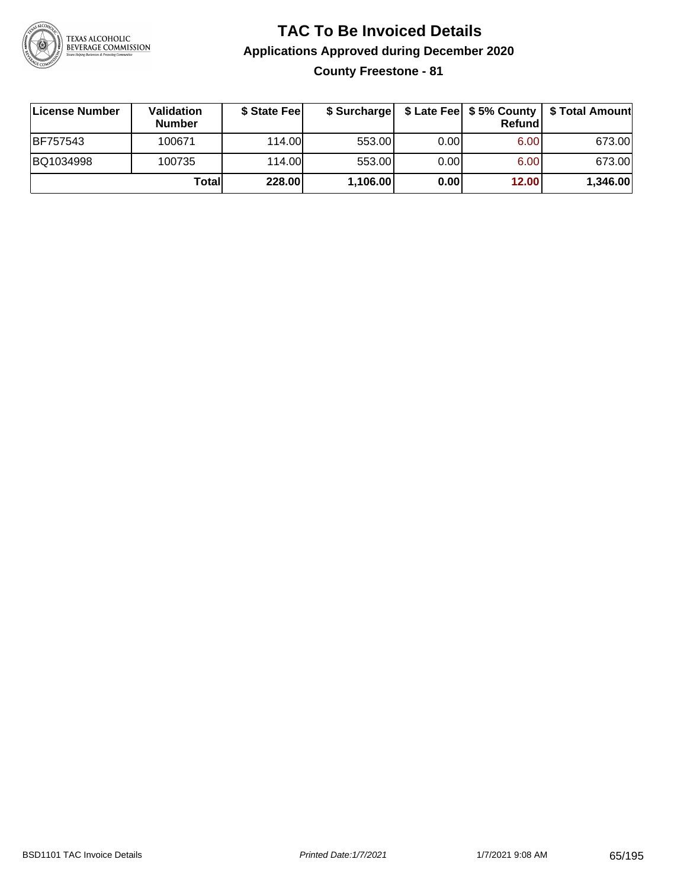# TAC To Be Invoiced Details

## Applications Approved during December 2020

### County Freestone - 81

| License Number | Validation Number | $ State Fee | $ Surcharge | $ Late Fee | $ 5% County Refund | $ Total Amount |
|---|---|---|---|---|---|---|
| BF757543 | 100671 | 114.00 | 553.00 | 0.00 | 6.00 | 673.00 |
| BQ1034998 | 100735 | 114.00 | 553.00 | 0.00 | 6.00 | 673.00 |
| | **Total** | **228.00** | **1,106.00** | **0.00** | **12.00** | **1,346.00** |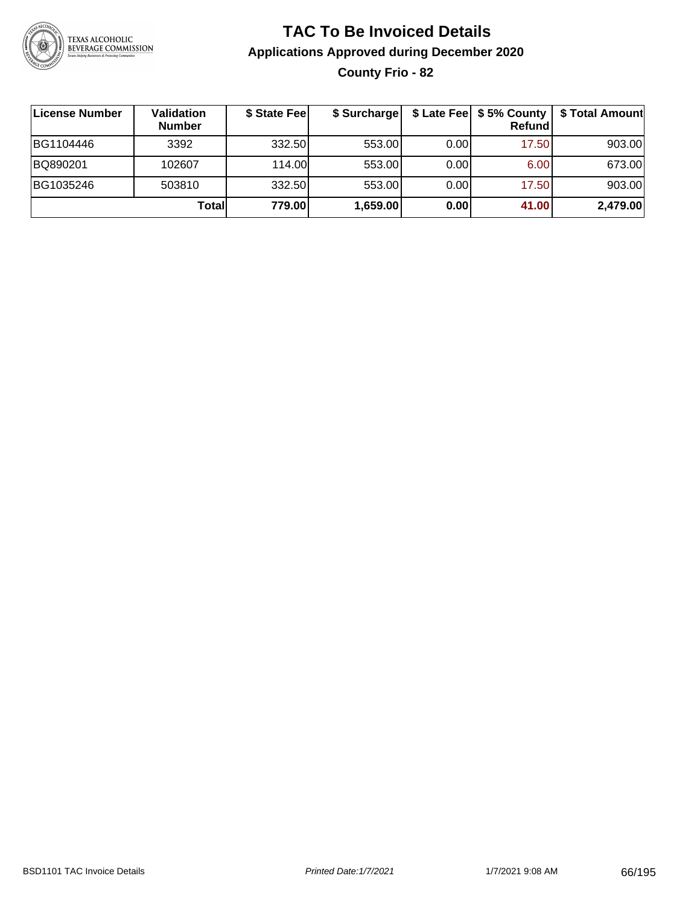# TAC To Be Invoiced Details

## Applications Approved during December 2020

### County Frio - 82

| License Number | Validation Number | $ State Fee | $ Surcharge | $ Late Fee | $ 5% County Refund | $ Total Amount |
|---|---|---|---|---|---|---|
| BG1104446 | 3392 | 332.50 | 553.00 | 0.00 | 17.50 | 903.00 |
| BQ890201 | 102607 | 114.00 | 553.00 | 0.00 | 6.00 | 673.00 |
| BG1035246 | 503810 | 332.50 | 553.00 | 0.00 | 17.50 | 903.00 |
| | **Total** | **779.00** | **1,659.00** | **0.00** | **41.00** | **2,479.00** |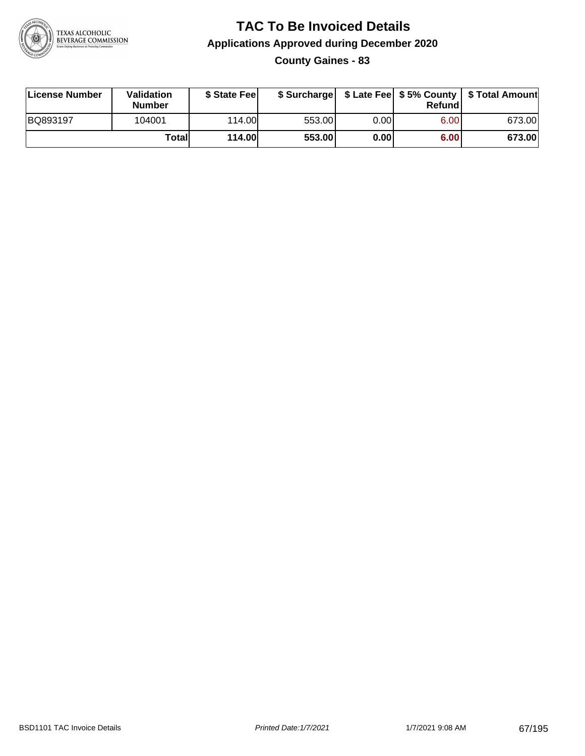# TAC To Be Invoiced Details

## Applications Approved during December 2020

### County Gaines - 83

| License Number | Validation Number | $ State Fee | $ Surcharge | $ Late Fee | $ 5% County Refund | $ Total Amount |
|---|---|---|---|---|---|---|
| BQ893197 | 104001 | 114.00 | 553.00 | 0.00 | 6.00 | 673.00 |
| | **Total** | **114.00** | **553.00** | **0.00** | **6.00** | **673.00** |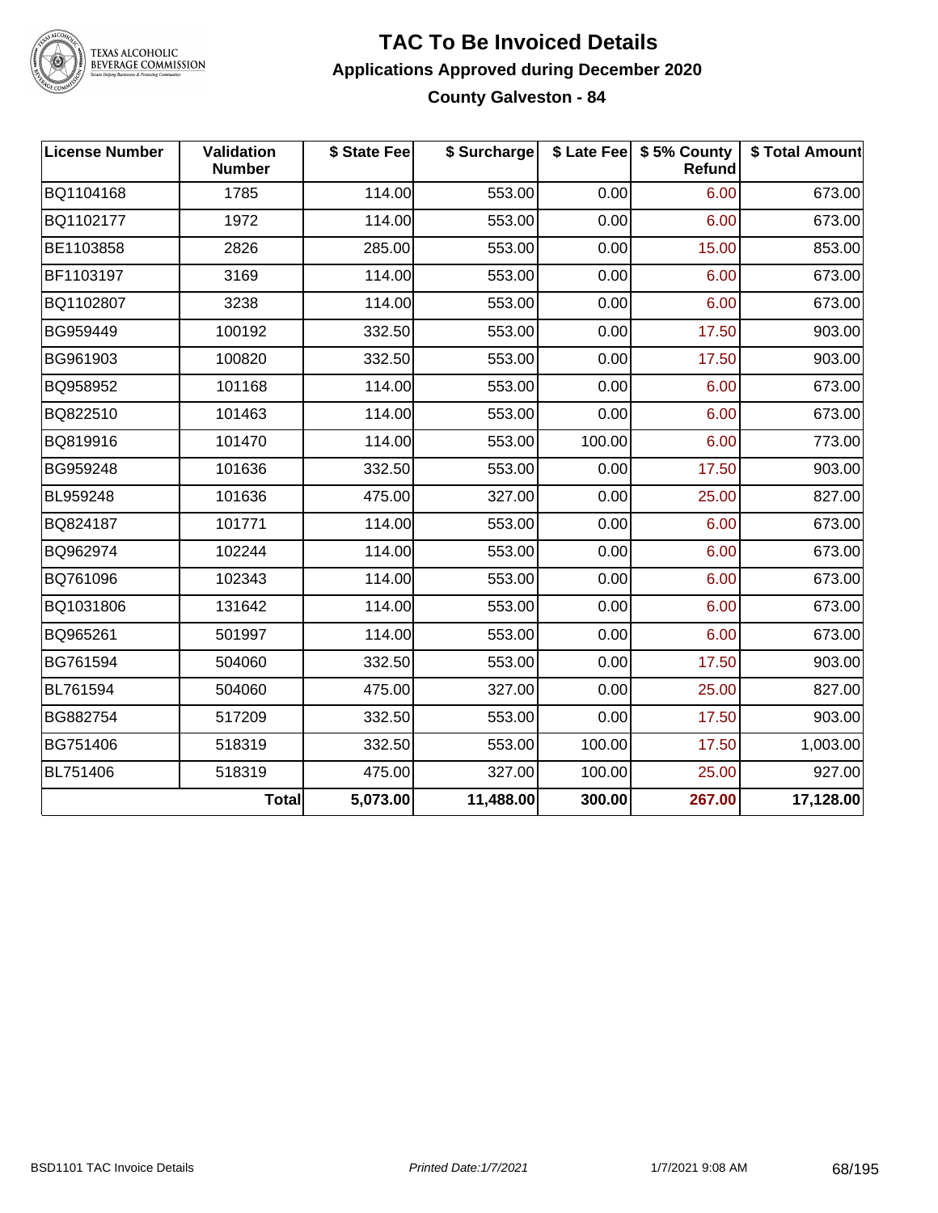# TAC To Be Invoiced Details

## Applications Approved during December 2020

### County Galveston - 84

| License Number | Validation Number | \$ State Fee | \$ Surcharge | \$ Late Fee | \$ 5% County Refund | \$ Total Amount |
|---|---|---|---|---|---|---|
| BQ1104168 | 1785 | 114.00 | 553.00 | 0.00 | 6.00 | 673.00 |
| BQ1102177 | 1972 | 114.00 | 553.00 | 0.00 | 6.00 | 673.00 |
| BE1103858 | 2826 | 285.00 | 553.00 | 0.00 | 15.00 | 853.00 |
| BF1103197 | 3169 | 114.00 | 553.00 | 0.00 | 6.00 | 673.00 |
| BQ1102807 | 3238 | 114.00 | 553.00 | 0.00 | 6.00 | 673.00 |
| BG959449 | 100192 | 332.50 | 553.00 | 0.00 | 17.50 | 903.00 |
| BG961903 | 100820 | 332.50 | 553.00 | 0.00 | 17.50 | 903.00 |
| BQ958952 | 101168 | 114.00 | 553.00 | 0.00 | 6.00 | 673.00 |
| BQ822510 | 101463 | 114.00 | 553.00 | 0.00 | 6.00 | 673.00 |
| BQ819916 | 101470 | 114.00 | 553.00 | 100.00 | 6.00 | 773.00 |
| BG959248 | 101636 | 332.50 | 553.00 | 0.00 | 17.50 | 903.00 |
| BL959248 | 101636 | 475.00 | 327.00 | 0.00 | 25.00 | 827.00 |
| BQ824187 | 101771 | 114.00 | 553.00 | 0.00 | 6.00 | 673.00 |
| BQ962974 | 102244 | 114.00 | 553.00 | 0.00 | 6.00 | 673.00 |
| BQ761096 | 102343 | 114.00 | 553.00 | 0.00 | 6.00 | 673.00 |
| BQ1031806 | 131642 | 114.00 | 553.00 | 0.00 | 6.00 | 673.00 |
| BQ965261 | 501997 | 114.00 | 553.00 | 0.00 | 6.00 | 673.00 |
| BG761594 | 504060 | 332.50 | 553.00 | 0.00 | 17.50 | 903.00 |
| BL761594 | 504060 | 475.00 | 327.00 | 0.00 | 25.00 | 827.00 |
| BG882754 | 517209 | 332.50 | 553.00 | 0.00 | 17.50 | 903.00 |
| BG751406 | 518319 | 332.50 | 553.00 | 100.00 | 17.50 | 1,003.00 |
| BL751406 | 518319 | 475.00 | 327.00 | 100.00 | 25.00 | 927.00 |
| | **Total** | **5,073.00** | **11,488.00** | **300.00** | **267.00** | **17,128.00** |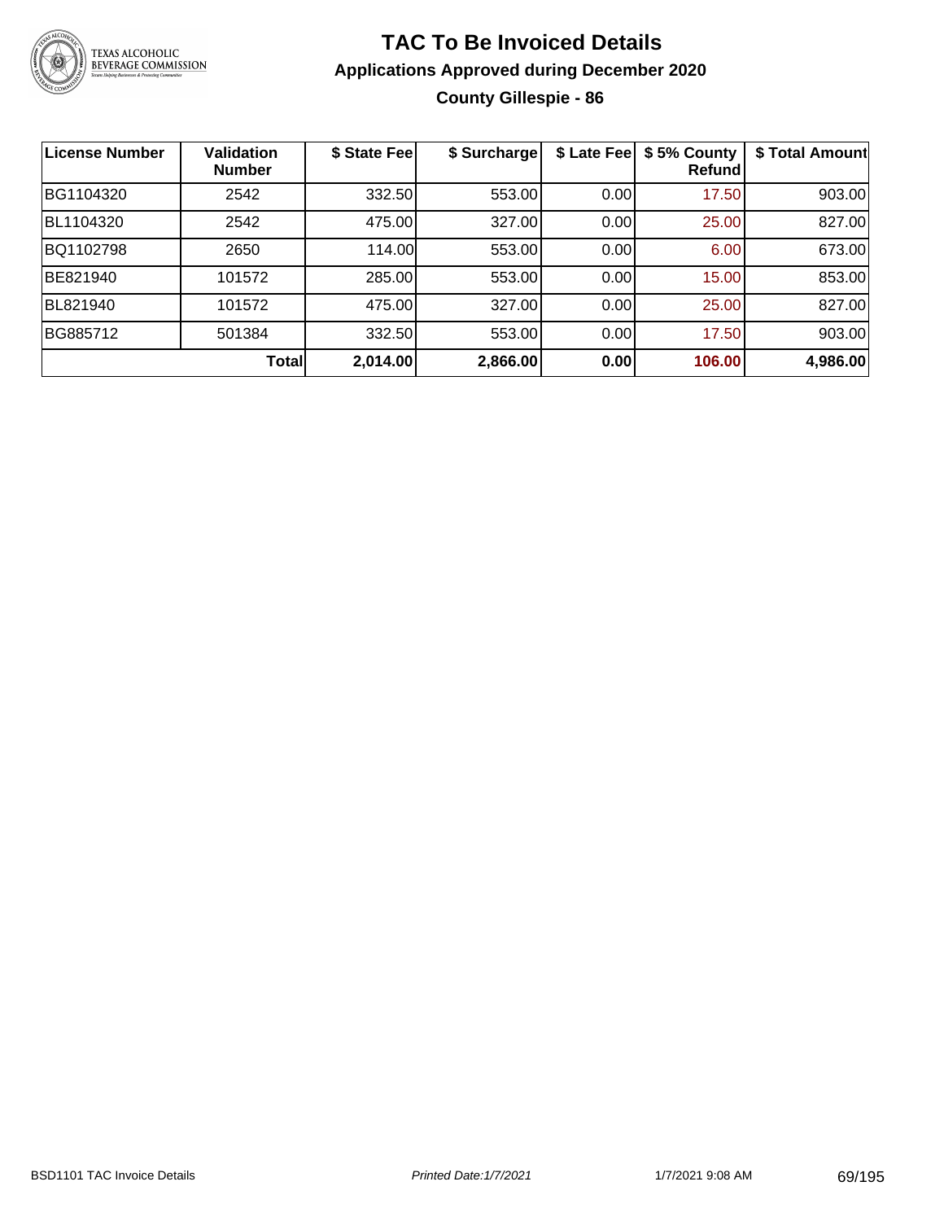# TAC To Be Invoiced Details

## Applications Approved during December 2020

### County Gillespie - 86

| License Number | Validation Number | $ State Fee | $ Surcharge | $ Late Fee | $ 5% County Refund | $ Total Amount |
|---|---|---|---|---|---|---|
| BG1104320 | 2542 | 332.50 | 553.00 | 0.00 | 17.50 | 903.00 |
| BL1104320 | 2542 | 475.00 | 327.00 | 0.00 | 25.00 | 827.00 |
| BQ1102798 | 2650 | 114.00 | 553.00 | 0.00 | 6.00 | 673.00 |
| BE821940 | 101572 | 285.00 | 553.00 | 0.00 | 15.00 | 853.00 |
| BL821940 | 101572 | 475.00 | 327.00 | 0.00 | 25.00 | 827.00 |
| BG885712 | 501384 | 332.50 | 553.00 | 0.00 | 17.50 | 903.00 |
| | **Total** | **2,014.00** | **2,866.00** | **0.00** | **106.00** | **4,986.00** |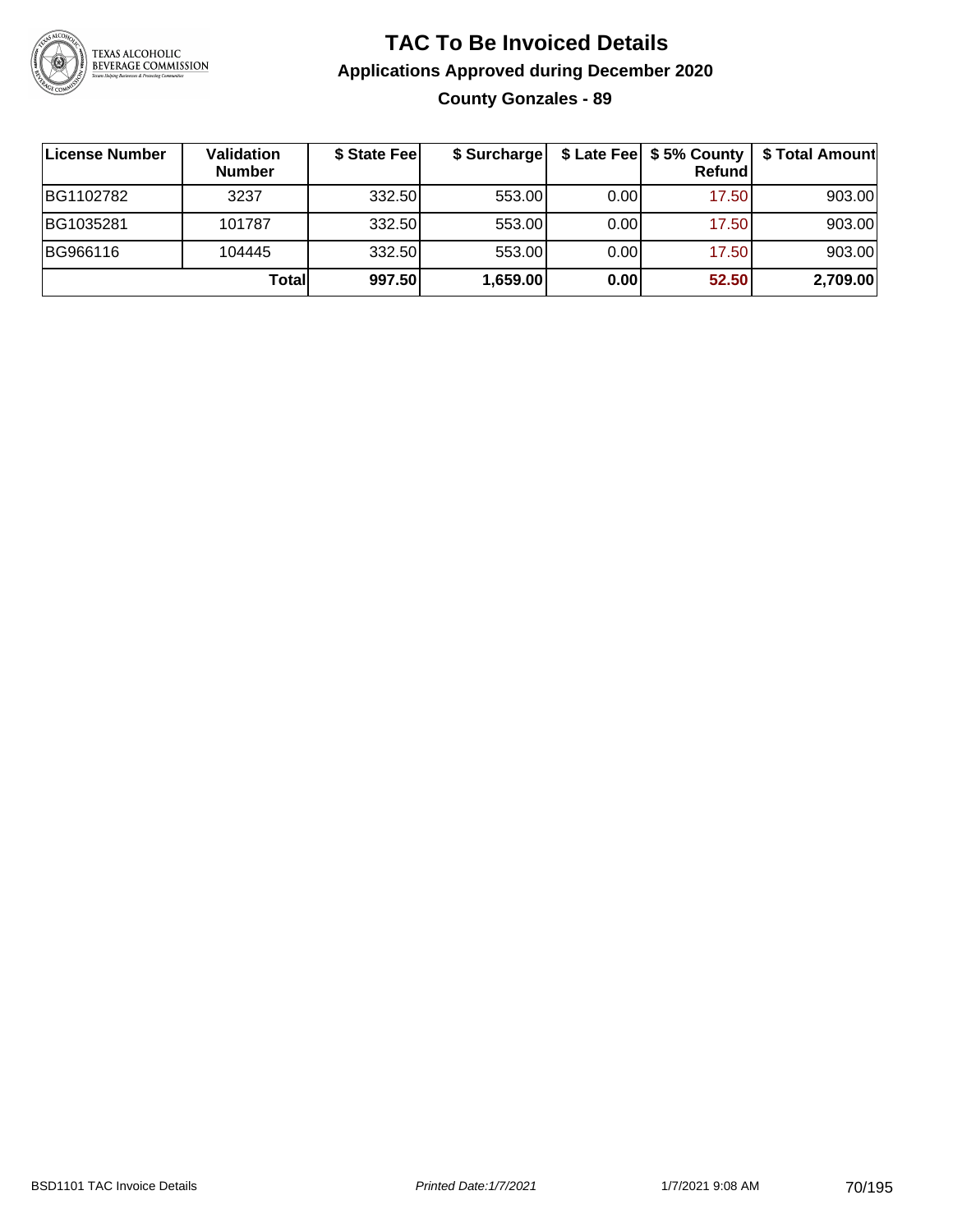# TAC To Be Invoiced Details

## Applications Approved during December 2020

### County Gonzales - 89

| License Number | Validation Number | $ State Fee | $ Surcharge | $ Late Fee | $ 5% County Refund | $ Total Amount |
|---|---|---|---|---|---|---|
| BG1102782 | 3237 | 332.50 | 553.00 | 0.00 | 17.50 | 903.00 |
| BG1035281 | 101787 | 332.50 | 553.00 | 0.00 | 17.50 | 903.00 |
| BG966116 | 104445 | 332.50 | 553.00 | 0.00 | 17.50 | 903.00 |
| | **Total** | **997.50** | **1,659.00** | **0.00** | **52.50** | **2,709.00** |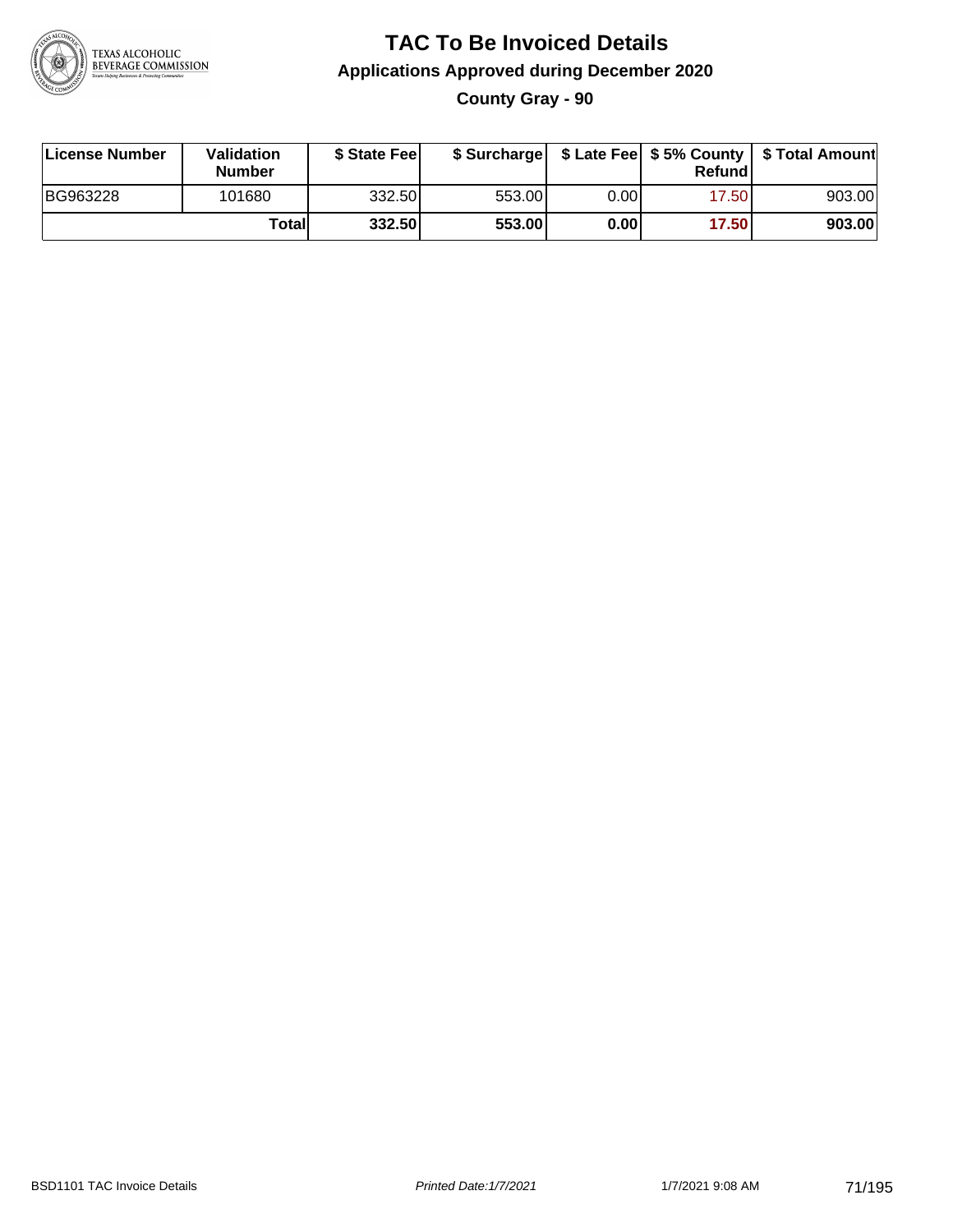# TAC To Be Invoiced Details

## Applications Approved during December 2020

### County Gray - 90

| License Number | Validation Number | $ State Fee | $ Surcharge | $ Late Fee | $ 5% County Refund | $ Total Amount |
|---|---|---|---|---|---|---|
| BG963228 | 101680 | 332.50 | 553.00 | 0.00 | 17.50 | 903.00 |
| | **Total** | **332.50** | **553.00** | **0.00** | **17.50** | **903.00** |

BSD1101 TAC Invoice Details | *Printed Date:1/7/2021* | 1/7/2021 9:08 AM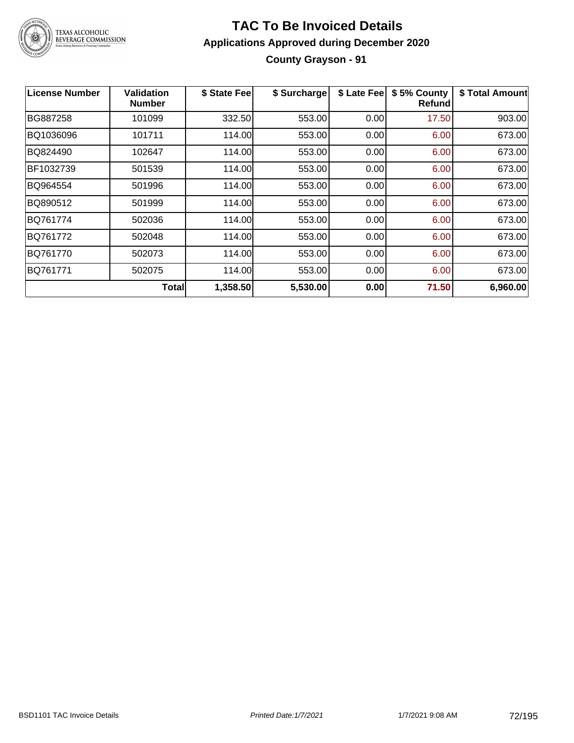# TAC To Be Invoiced Details

## Applications Approved during December 2020

### County Grayson - 91

| License Number | Validation Number | $ State Fee | $ Surcharge | $ Late Fee | $ 5% County Refund | $ Total Amount |
|---|---|---|---|---|---|---|
| BG887258 | 101099 | 332.50 | 553.00 | 0.00 | 17.50 | 903.00 |
| BQ1036096 | 101711 | 114.00 | 553.00 | 0.00 | 6.00 | 673.00 |
| BQ824490 | 102647 | 114.00 | 553.00 | 0.00 | 6.00 | 673.00 |
| BF1032739 | 501539 | 114.00 | 553.00 | 0.00 | 6.00 | 673.00 |
| BQ964554 | 501996 | 114.00 | 553.00 | 0.00 | 6.00 | 673.00 |
| BQ890512 | 501999 | 114.00 | 553.00 | 0.00 | 6.00 | 673.00 |
| BQ761774 | 502036 | 114.00 | 553.00 | 0.00 | 6.00 | 673.00 |
| BQ761772 | 502048 | 114.00 | 553.00 | 0.00 | 6.00 | 673.00 |
| BQ761770 | 502073 | 114.00 | 553.00 | 0.00 | 6.00 | 673.00 |
| BQ761771 | 502075 | 114.00 | 553.00 | 0.00 | 6.00 | 673.00 |
| | **Total** | **1,358.50** | **5,530.00** | **0.00** | **71.50** | **6,960.00** |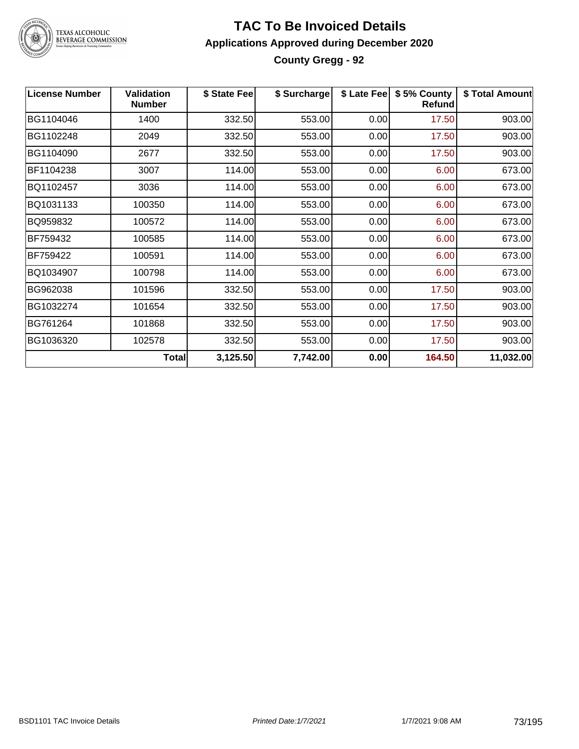# TAC To Be Invoiced Details

## Applications Approved during December 2020

### County Gregg - 92

| License Number | Validation Number | $ State Fee | $ Surcharge | $ Late Fee | $ 5% County Refund | $ Total Amount |
|---|---|---|---|---|---|---|
| BG1104046 | 1400 | 332.50 | 553.00 | 0.00 | 17.50 | 903.00 |
| BG1102248 | 2049 | 332.50 | 553.00 | 0.00 | 17.50 | 903.00 |
| BG1104090 | 2677 | 332.50 | 553.00 | 0.00 | 17.50 | 903.00 |
| BF1104238 | 3007 | 114.00 | 553.00 | 0.00 | 6.00 | 673.00 |
| BQ1102457 | 3036 | 114.00 | 553.00 | 0.00 | 6.00 | 673.00 |
| BQ1031133 | 100350 | 114.00 | 553.00 | 0.00 | 6.00 | 673.00 |
| BQ959832 | 100572 | 114.00 | 553.00 | 0.00 | 6.00 | 673.00 |
| BF759432 | 100585 | 114.00 | 553.00 | 0.00 | 6.00 | 673.00 |
| BF759422 | 100591 | 114.00 | 553.00 | 0.00 | 6.00 | 673.00 |
| BQ1034907 | 100798 | 114.00 | 553.00 | 0.00 | 6.00 | 673.00 |
| BG962038 | 101596 | 332.50 | 553.00 | 0.00 | 17.50 | 903.00 |
| BG1032274 | 101654 | 332.50 | 553.00 | 0.00 | 17.50 | 903.00 |
| BG761264 | 101868 | 332.50 | 553.00 | 0.00 | 17.50 | 903.00 |
| BG1036320 | 102578 | 332.50 | 553.00 | 0.00 | 17.50 | 903.00 |
| | **Total** | **3,125.50** | **7,742.00** | **0.00** | **164.50** | **11,032.00** |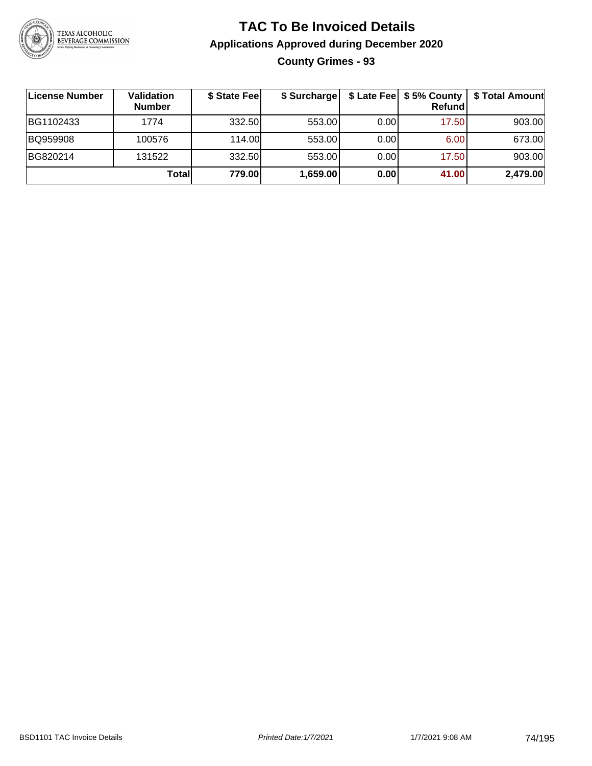# TAC To Be Invoiced Details

## Applications Approved during December 2020

### County Grimes - 93

| License Number | Validation Number | $ State Fee | $ Surcharge | $ Late Fee | $ 5% County Refund | $ Total Amount |
|---|---|---|---|---|---|---|
| BG1102433 | 1774 | 332.50 | 553.00 | 0.00 | 17.50 | 903.00 |
| BQ959908 | 100576 | 114.00 | 553.00 | 0.00 | 6.00 | 673.00 |
| BG820214 | 131522 | 332.50 | 553.00 | 0.00 | 17.50 | 903.00 |
| | **Total** | **779.00** | **1,659.00** | **0.00** | **41.00** | **2,479.00** |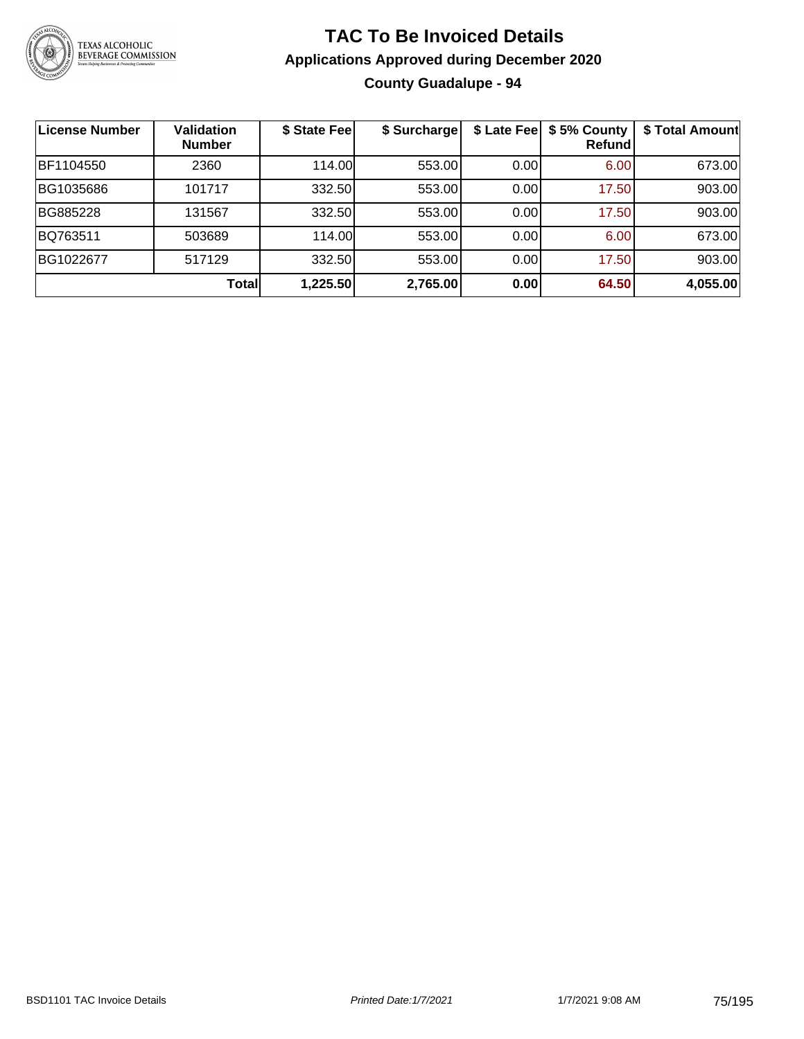# TAC To Be Invoiced Details

## Applications Approved during December 2020

### County Guadalupe - 94

| License Number | Validation Number | $ State Fee | $ Surcharge | $ Late Fee | $ 5% County Refund | $ Total Amount |
|---|---|---|---|---|---|---|
| BF1104550 | 2360 | 114.00 | 553.00 | 0.00 | 6.00 | 673.00 |
| BG1035686 | 101717 | 332.50 | 553.00 | 0.00 | 17.50 | 903.00 |
| BG885228 | 131567 | 332.50 | 553.00 | 0.00 | 17.50 | 903.00 |
| BQ763511 | 503689 | 114.00 | 553.00 | 0.00 | 6.00 | 673.00 |
| BG1022677 | 517129 | 332.50 | 553.00 | 0.00 | 17.50 | 903.00 |
| | **Total** | **1,225.50** | **2,765.00** | **0.00** | **64.50** | **4,055.00** |

BSD1101 TAC Invoice Details | *Printed Date:1/7/2021* | 1/7/2021 9:08 AM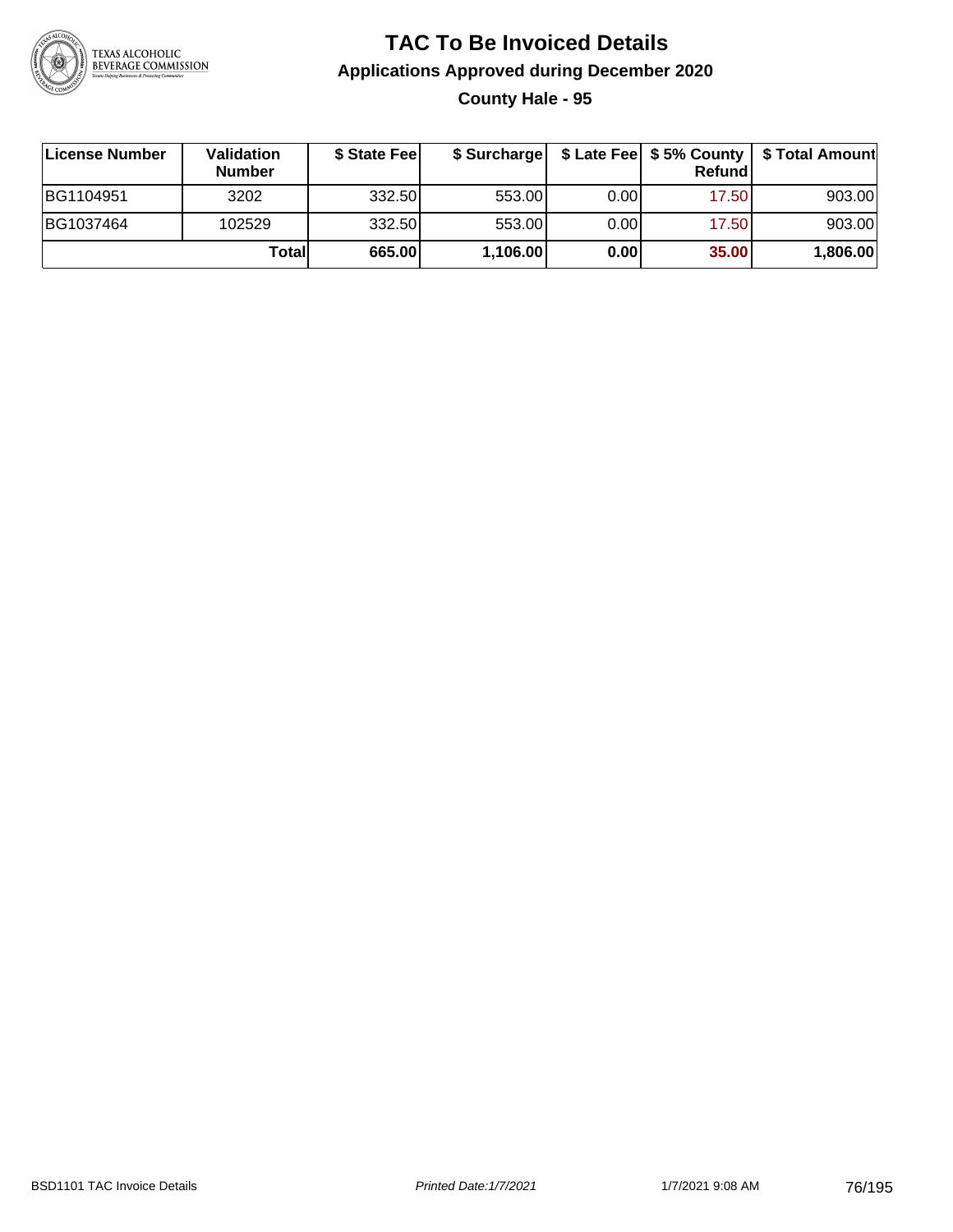# TAC To Be Invoiced Details

## Applications Approved during December 2020

### County Hale - 95

| License Number | Validation Number | $ State Fee | $ Surcharge | $ Late Fee | $ 5% County Refund | $ Total Amount |
|---|---|---|---|---|---|---|
| BG1104951 | 3202 | 332.50 | 553.00 | 0.00 | 17.50 | 903.00 |
| BG1037464 | 102529 | 332.50 | 553.00 | 0.00 | 17.50 | 903.00 |
| | **Total** | **665.00** | **1,106.00** | **0.00** | **35.00** | **1,806.00** |

BSD1101 TAC Invoice Details | *Printed Date:1/7/2021* | 1/7/2021 9:08 AM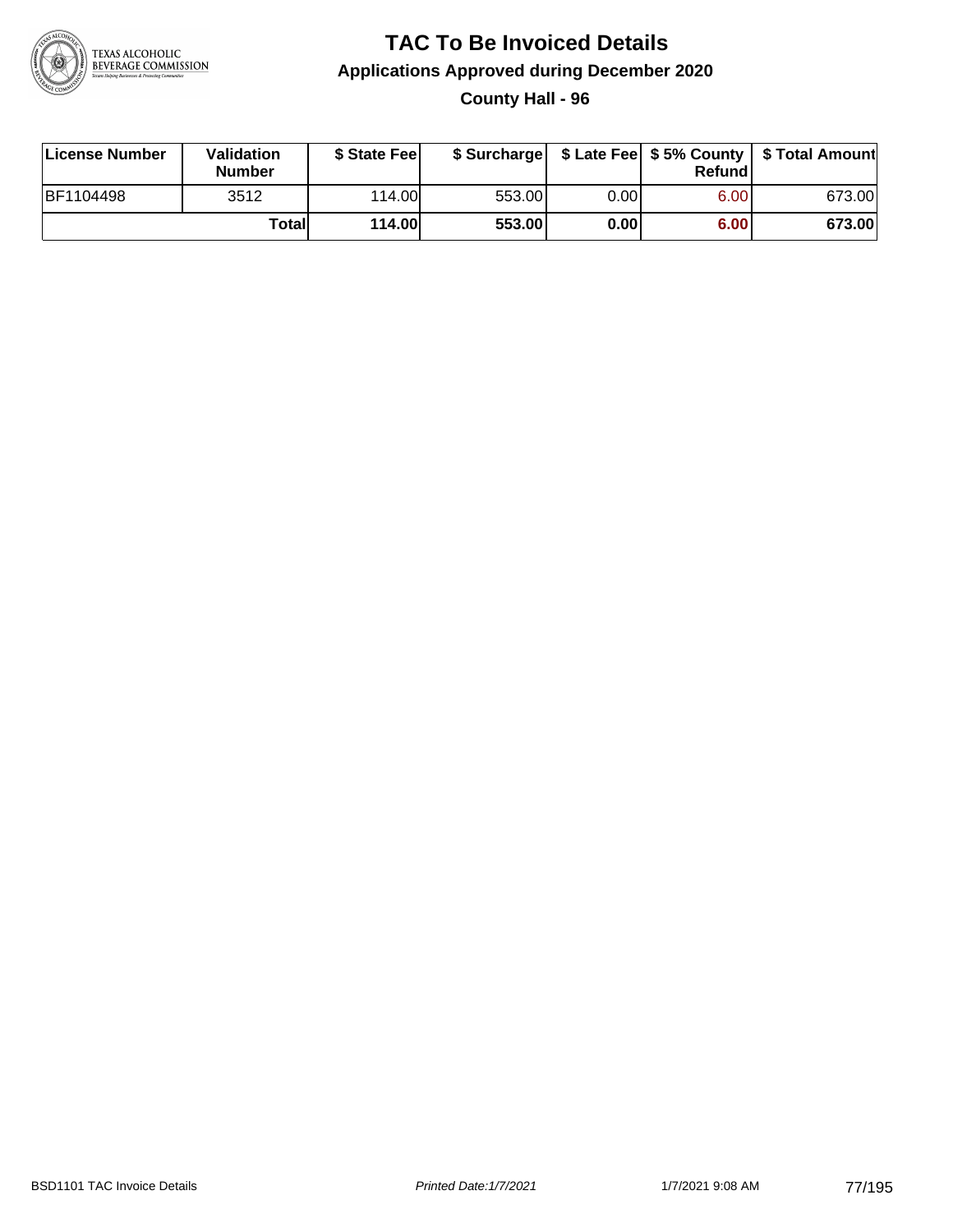# TAC To Be Invoiced Details

## Applications Approved during December 2020

### County Hall - 96

| License Number | Validation Number | $ State Fee | $ Surcharge | $ Late Fee | $ 5% County Refund | $ Total Amount |
|---|---|---|---|---|---|---|
| BF1104498 | 3512 | 114.00 | 553.00 | 0.00 | 6.00 | 673.00 |
| | **Total** | **114.00** | **553.00** | **0.00** | **6.00** | **673.00** |

BSD1101 TAC Invoice Details | *Printed Date:1/7/2021* | 1/7/2021 9:08 AM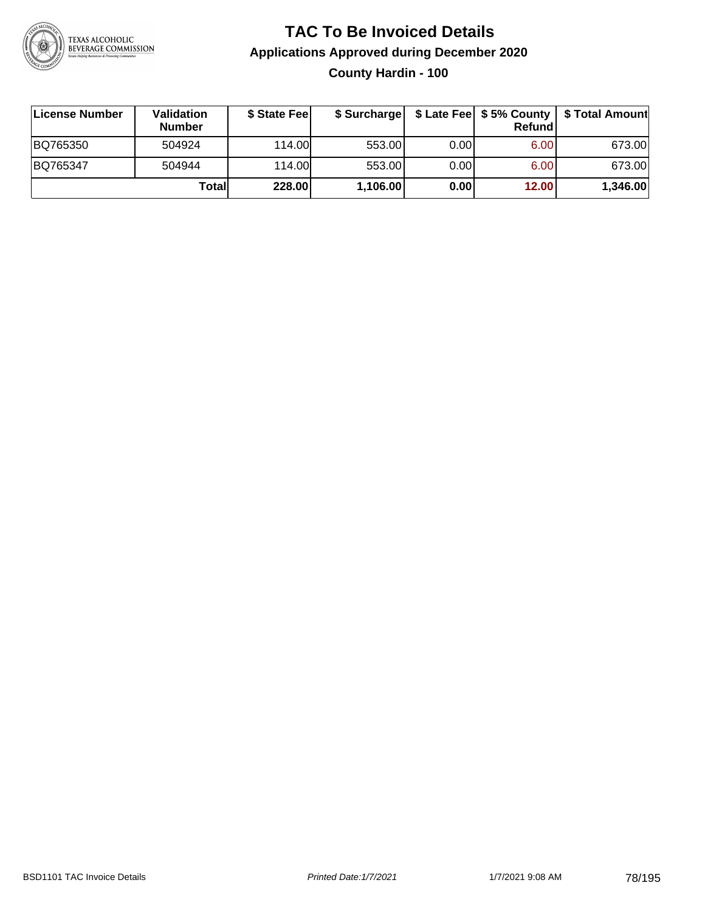# TAC To Be Invoiced Details

## Applications Approved during December 2020

### County Hardin - 100

| License Number | Validation Number | $ State Fee | $ Surcharge | $ Late Fee | $ 5% County Refund | $ Total Amount |
|---|---|---|---|---|---|---|
| BQ765350 | 504924 | 114.00 | 553.00 | 0.00 | 6.00 | 673.00 |
| BQ765347 | 504944 | 114.00 | 553.00 | 0.00 | 6.00 | 673.00 |
| | **Total** | **228.00** | **1,106.00** | **0.00** | **12.00** | **1,346.00** |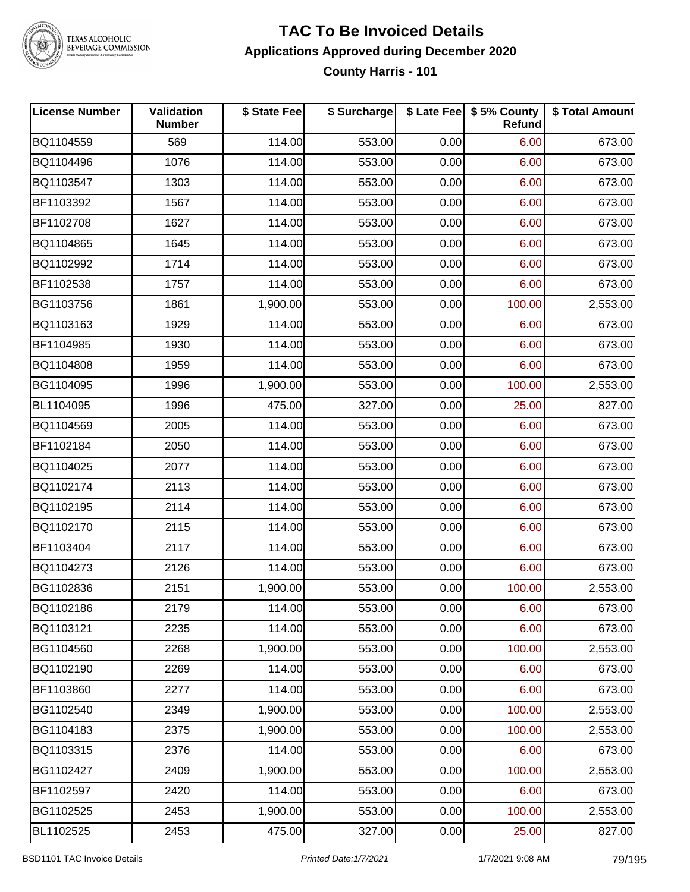# TAC To Be Invoiced Details

## Applications Approved during December 2020

### County Harris - 101

| License Number | Validation Number | $ State Fee | $ Surcharge | $ Late Fee | $ 5% County Refund | $ Total Amount |
|---|---|---|---|---|---|---|
| BQ1104559 | 569 | 114.00 | 553.00 | 0.00 | 6.00 | 673.00 |
| BQ1104496 | 1076 | 114.00 | 553.00 | 0.00 | 6.00 | 673.00 |
| BQ1103547 | 1303 | 114.00 | 553.00 | 0.00 | 6.00 | 673.00 |
| BF1103392 | 1567 | 114.00 | 553.00 | 0.00 | 6.00 | 673.00 |
| BF1102708 | 1627 | 114.00 | 553.00 | 0.00 | 6.00 | 673.00 |
| BQ1104865 | 1645 | 114.00 | 553.00 | 0.00 | 6.00 | 673.00 |
| BQ1102992 | 1714 | 114.00 | 553.00 | 0.00 | 6.00 | 673.00 |
| BF1102538 | 1757 | 114.00 | 553.00 | 0.00 | 6.00 | 673.00 |
| BG1103756 | 1861 | 1,900.00 | 553.00 | 0.00 | 100.00 | 2,553.00 |
| BQ1103163 | 1929 | 114.00 | 553.00 | 0.00 | 6.00 | 673.00 |
| BF1104985 | 1930 | 114.00 | 553.00 | 0.00 | 6.00 | 673.00 |
| BQ1104808 | 1959 | 114.00 | 553.00 | 0.00 | 6.00 | 673.00 |
| BG1104095 | 1996 | 1,900.00 | 553.00 | 0.00 | 100.00 | 2,553.00 |
| BL1104095 | 1996 | 475.00 | 327.00 | 0.00 | 25.00 | 827.00 |
| BQ1104569 | 2005 | 114.00 | 553.00 | 0.00 | 6.00 | 673.00 |
| BF1102184 | 2050 | 114.00 | 553.00 | 0.00 | 6.00 | 673.00 |
| BQ1104025 | 2077 | 114.00 | 553.00 | 0.00 | 6.00 | 673.00 |
| BQ1102174 | 2113 | 114.00 | 553.00 | 0.00 | 6.00 | 673.00 |
| BQ1102195 | 2114 | 114.00 | 553.00 | 0.00 | 6.00 | 673.00 |
| BQ1102170 | 2115 | 114.00 | 553.00 | 0.00 | 6.00 | 673.00 |
| BF1103404 | 2117 | 114.00 | 553.00 | 0.00 | 6.00 | 673.00 |
| BQ1104273 | 2126 | 114.00 | 553.00 | 0.00 | 6.00 | 673.00 |
| BG1102836 | 2151 | 1,900.00 | 553.00 | 0.00 | 100.00 | 2,553.00 |
| BQ1102186 | 2179 | 114.00 | 553.00 | 0.00 | 6.00 | 673.00 |
| BQ1103121 | 2235 | 114.00 | 553.00 | 0.00 | 6.00 | 673.00 |
| BG1104560 | 2268 | 1,900.00 | 553.00 | 0.00 | 100.00 | 2,553.00 |
| BQ1102190 | 2269 | 114.00 | 553.00 | 0.00 | 6.00 | 673.00 |
| BF1103860 | 2277 | 114.00 | 553.00 | 0.00 | 6.00 | 673.00 |
| BG1102540 | 2349 | 1,900.00 | 553.00 | 0.00 | 100.00 | 2,553.00 |
| BG1104183 | 2375 | 1,900.00 | 553.00 | 0.00 | 100.00 | 2,553.00 |
| BQ1103315 | 2376 | 114.00 | 553.00 | 0.00 | 6.00 | 673.00 |
| BG1102427 | 2409 | 1,900.00 | 553.00 | 0.00 | 100.00 | 2,553.00 |
| BF1102597 | 2420 | 114.00 | 553.00 | 0.00 | 6.00 | 673.00 |
| BG1102525 | 2453 | 1,900.00 | 553.00 | 0.00 | 100.00 | 2,553.00 |
| BL1102525 | 2453 | 475.00 | 327.00 | 0.00 | 25.00 | 827.00 |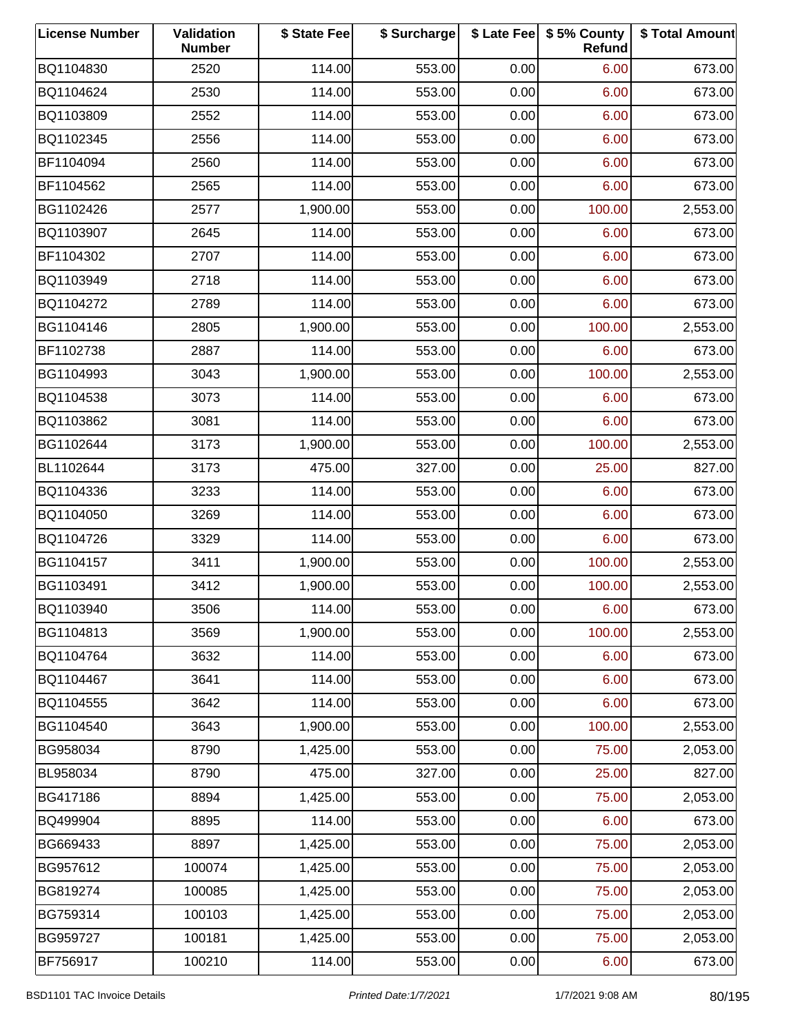| License Number | Validation Number | $ State Fee | $ Surcharge | $ Late Fee | $ 5% County Refund | $ Total Amount |
|---|---|---|---|---|---|---|
| BQ1104830 | 2520 | 114.00 | 553.00 | 0.00 | 6.00 | 673.00 |
| BQ1104624 | 2530 | 114.00 | 553.00 | 0.00 | 6.00 | 673.00 |
| BQ1103809 | 2552 | 114.00 | 553.00 | 0.00 | 6.00 | 673.00 |
| BQ1102345 | 2556 | 114.00 | 553.00 | 0.00 | 6.00 | 673.00 |
| BF1104094 | 2560 | 114.00 | 553.00 | 0.00 | 6.00 | 673.00 |
| BF1104562 | 2565 | 114.00 | 553.00 | 0.00 | 6.00 | 673.00 |
| BG1102426 | 2577 | 1,900.00 | 553.00 | 0.00 | 100.00 | 2,553.00 |
| BQ1103907 | 2645 | 114.00 | 553.00 | 0.00 | 6.00 | 673.00 |
| BF1104302 | 2707 | 114.00 | 553.00 | 0.00 | 6.00 | 673.00 |
| BQ1103949 | 2718 | 114.00 | 553.00 | 0.00 | 6.00 | 673.00 |
| BQ1104272 | 2789 | 114.00 | 553.00 | 0.00 | 6.00 | 673.00 |
| BG1104146 | 2805 | 1,900.00 | 553.00 | 0.00 | 100.00 | 2,553.00 |
| BF1102738 | 2887 | 114.00 | 553.00 | 0.00 | 6.00 | 673.00 |
| BG1104993 | 3043 | 1,900.00 | 553.00 | 0.00 | 100.00 | 2,553.00 |
| BQ1104538 | 3073 | 114.00 | 553.00 | 0.00 | 6.00 | 673.00 |
| BQ1103862 | 3081 | 114.00 | 553.00 | 0.00 | 6.00 | 673.00 |
| BG1102644 | 3173 | 1,900.00 | 553.00 | 0.00 | 100.00 | 2,553.00 |
| BL1102644 | 3173 | 475.00 | 327.00 | 0.00 | 25.00 | 827.00 |
| BQ1104336 | 3233 | 114.00 | 553.00 | 0.00 | 6.00 | 673.00 |
| BQ1104050 | 3269 | 114.00 | 553.00 | 0.00 | 6.00 | 673.00 |
| BQ1104726 | 3329 | 114.00 | 553.00 | 0.00 | 6.00 | 673.00 |
| BG1104157 | 3411 | 1,900.00 | 553.00 | 0.00 | 100.00 | 2,553.00 |
| BG1103491 | 3412 | 1,900.00 | 553.00 | 0.00 | 100.00 | 2,553.00 |
| BQ1103940 | 3506 | 114.00 | 553.00 | 0.00 | 6.00 | 673.00 |
| BG1104813 | 3569 | 1,900.00 | 553.00 | 0.00 | 100.00 | 2,553.00 |
| BQ1104764 | 3632 | 114.00 | 553.00 | 0.00 | 6.00 | 673.00 |
| BQ1104467 | 3641 | 114.00 | 553.00 | 0.00 | 6.00 | 673.00 |
| BQ1104555 | 3642 | 114.00 | 553.00 | 0.00 | 6.00 | 673.00 |
| BG1104540 | 3643 | 1,900.00 | 553.00 | 0.00 | 100.00 | 2,553.00 |
| BG958034 | 8790 | 1,425.00 | 553.00 | 0.00 | 75.00 | 2,053.00 |
| BL958034 | 8790 | 475.00 | 327.00 | 0.00 | 25.00 | 827.00 |
| BG417186 | 8894 | 1,425.00 | 553.00 | 0.00 | 75.00 | 2,053.00 |
| BQ499904 | 8895 | 114.00 | 553.00 | 0.00 | 6.00 | 673.00 |
| BG669433 | 8897 | 1,425.00 | 553.00 | 0.00 | 75.00 | 2,053.00 |
| BG957612 | 100074 | 1,425.00 | 553.00 | 0.00 | 75.00 | 2,053.00 |
| BG819274 | 100085 | 1,425.00 | 553.00 | 0.00 | 75.00 | 2,053.00 |
| BG759314 | 100103 | 1,425.00 | 553.00 | 0.00 | 75.00 | 2,053.00 |
| BG959727 | 100181 | 1,425.00 | 553.00 | 0.00 | 75.00 | 2,053.00 |
| BF756917 | 100210 | 114.00 | 553.00 | 0.00 | 6.00 | 673.00 |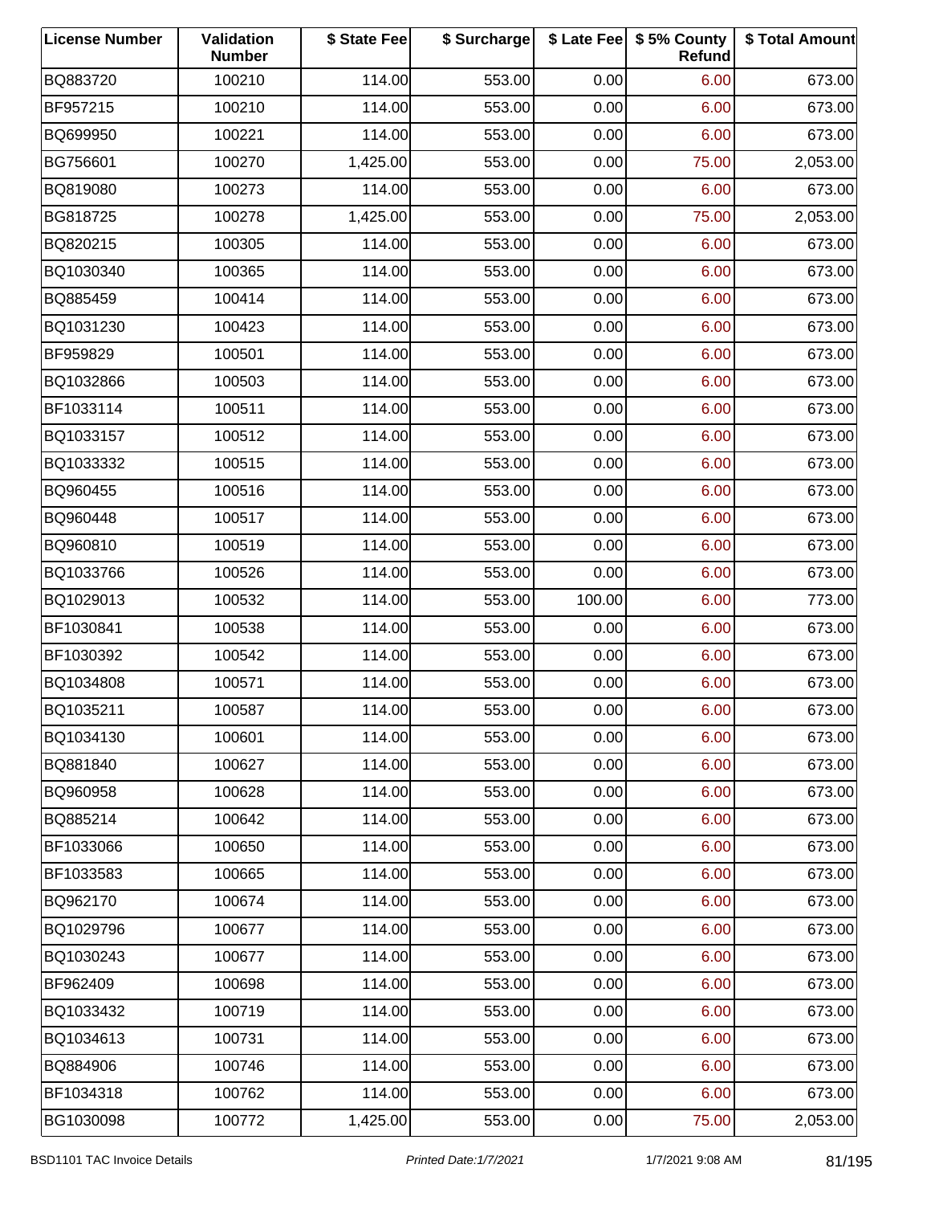| License Number | Validation Number | $ State Fee | $ Surcharge | $ Late Fee | $ 5% County Refund | $ Total Amount |
|---|---|---|---|---|---|---|
| BQ883720 | 100210 | 114.00 | 553.00 | 0.00 | 6.00 | 673.00 |
| BF957215 | 100210 | 114.00 | 553.00 | 0.00 | 6.00 | 673.00 |
| BQ699950 | 100221 | 114.00 | 553.00 | 0.00 | 6.00 | 673.00 |
| BG756601 | 100270 | 1,425.00 | 553.00 | 0.00 | 75.00 | 2,053.00 |
| BQ819080 | 100273 | 114.00 | 553.00 | 0.00 | 6.00 | 673.00 |
| BG818725 | 100278 | 1,425.00 | 553.00 | 0.00 | 75.00 | 2,053.00 |
| BQ820215 | 100305 | 114.00 | 553.00 | 0.00 | 6.00 | 673.00 |
| BQ1030340 | 100365 | 114.00 | 553.00 | 0.00 | 6.00 | 673.00 |
| BQ885459 | 100414 | 114.00 | 553.00 | 0.00 | 6.00 | 673.00 |
| BQ1031230 | 100423 | 114.00 | 553.00 | 0.00 | 6.00 | 673.00 |
| BF959829 | 100501 | 114.00 | 553.00 | 0.00 | 6.00 | 673.00 |
| BQ1032866 | 100503 | 114.00 | 553.00 | 0.00 | 6.00 | 673.00 |
| BF1033114 | 100511 | 114.00 | 553.00 | 0.00 | 6.00 | 673.00 |
| BQ1033157 | 100512 | 114.00 | 553.00 | 0.00 | 6.00 | 673.00 |
| BQ1033332 | 100515 | 114.00 | 553.00 | 0.00 | 6.00 | 673.00 |
| BQ960455 | 100516 | 114.00 | 553.00 | 0.00 | 6.00 | 673.00 |
| BQ960448 | 100517 | 114.00 | 553.00 | 0.00 | 6.00 | 673.00 |
| BQ960810 | 100519 | 114.00 | 553.00 | 0.00 | 6.00 | 673.00 |
| BQ1033766 | 100526 | 114.00 | 553.00 | 0.00 | 6.00 | 673.00 |
| BQ1029013 | 100532 | 114.00 | 553.00 | 100.00 | 6.00 | 773.00 |
| BF1030841 | 100538 | 114.00 | 553.00 | 0.00 | 6.00 | 673.00 |
| BF1030392 | 100542 | 114.00 | 553.00 | 0.00 | 6.00 | 673.00 |
| BQ1034808 | 100571 | 114.00 | 553.00 | 0.00 | 6.00 | 673.00 |
| BQ1035211 | 100587 | 114.00 | 553.00 | 0.00 | 6.00 | 673.00 |
| BQ1034130 | 100601 | 114.00 | 553.00 | 0.00 | 6.00 | 673.00 |
| BQ881840 | 100627 | 114.00 | 553.00 | 0.00 | 6.00 | 673.00 |
| BQ960958 | 100628 | 114.00 | 553.00 | 0.00 | 6.00 | 673.00 |
| BQ885214 | 100642 | 114.00 | 553.00 | 0.00 | 6.00 | 673.00 |
| BF1033066 | 100650 | 114.00 | 553.00 | 0.00 | 6.00 | 673.00 |
| BF1033583 | 100665 | 114.00 | 553.00 | 0.00 | 6.00 | 673.00 |
| BQ962170 | 100674 | 114.00 | 553.00 | 0.00 | 6.00 | 673.00 |
| BQ1029796 | 100677 | 114.00 | 553.00 | 0.00 | 6.00 | 673.00 |
| BQ1030243 | 100677 | 114.00 | 553.00 | 0.00 | 6.00 | 673.00 |
| BF962409 | 100698 | 114.00 | 553.00 | 0.00 | 6.00 | 673.00 |
| BQ1033432 | 100719 | 114.00 | 553.00 | 0.00 | 6.00 | 673.00 |
| BQ1034613 | 100731 | 114.00 | 553.00 | 0.00 | 6.00 | 673.00 |
| BQ884906 | 100746 | 114.00 | 553.00 | 0.00 | 6.00 | 673.00 |
| BF1034318 | 100762 | 114.00 | 553.00 | 0.00 | 6.00 | 673.00 |
| BG1030098 | 100772 | 1,425.00 | 553.00 | 0.00 | 75.00 | 2,053.00 |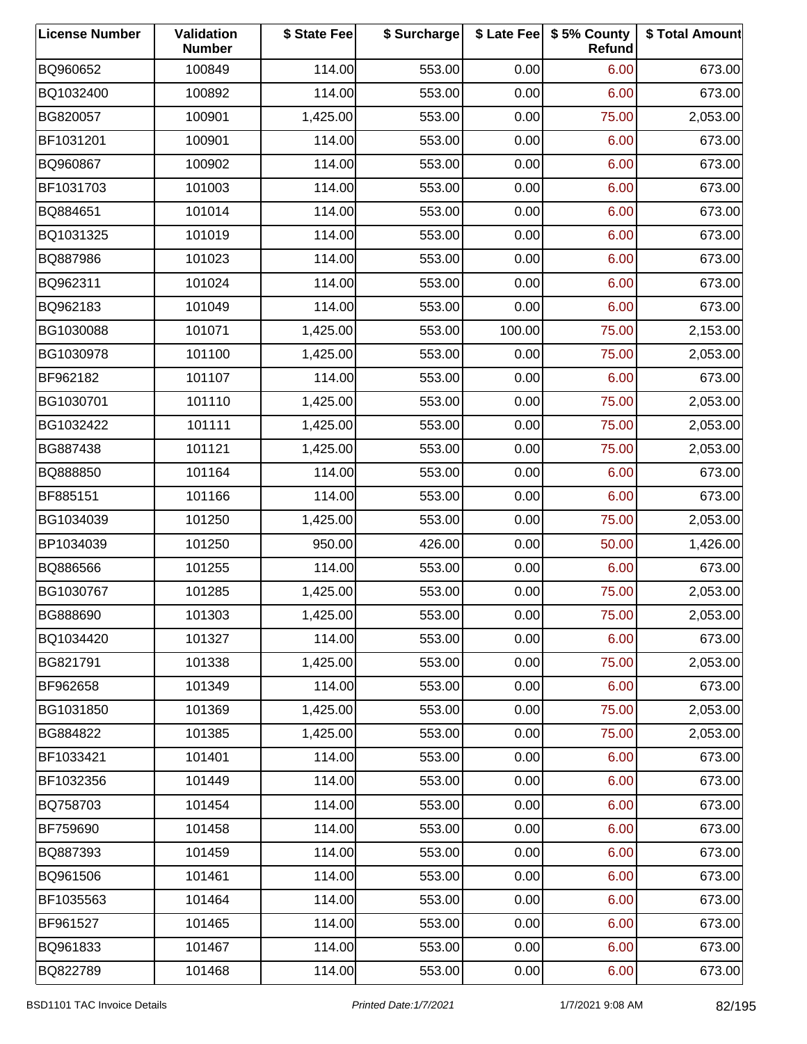| License Number | Validation Number | $ State Fee | $ Surcharge | $ Late Fee | $ 5% County Refund | $ Total Amount |
|---|---|---|---|---|---|---|
| BQ960652 | 100849 | 114.00 | 553.00 | 0.00 | 6.00 | 673.00 |
| BQ1032400 | 100892 | 114.00 | 553.00 | 0.00 | 6.00 | 673.00 |
| BG820057 | 100901 | 1,425.00 | 553.00 | 0.00 | 75.00 | 2,053.00 |
| BF1031201 | 100901 | 114.00 | 553.00 | 0.00 | 6.00 | 673.00 |
| BQ960867 | 100902 | 114.00 | 553.00 | 0.00 | 6.00 | 673.00 |
| BF1031703 | 101003 | 114.00 | 553.00 | 0.00 | 6.00 | 673.00 |
| BQ884651 | 101014 | 114.00 | 553.00 | 0.00 | 6.00 | 673.00 |
| BQ1031325 | 101019 | 114.00 | 553.00 | 0.00 | 6.00 | 673.00 |
| BQ887986 | 101023 | 114.00 | 553.00 | 0.00 | 6.00 | 673.00 |
| BQ962311 | 101024 | 114.00 | 553.00 | 0.00 | 6.00 | 673.00 |
| BQ962183 | 101049 | 114.00 | 553.00 | 0.00 | 6.00 | 673.00 |
| BG1030088 | 101071 | 1,425.00 | 553.00 | 100.00 | 75.00 | 2,153.00 |
| BG1030978 | 101100 | 1,425.00 | 553.00 | 0.00 | 75.00 | 2,053.00 |
| BF962182 | 101107 | 114.00 | 553.00 | 0.00 | 6.00 | 673.00 |
| BG1030701 | 101110 | 1,425.00 | 553.00 | 0.00 | 75.00 | 2,053.00 |
| BG1032422 | 101111 | 1,425.00 | 553.00 | 0.00 | 75.00 | 2,053.00 |
| BG887438 | 101121 | 1,425.00 | 553.00 | 0.00 | 75.00 | 2,053.00 |
| BQ888850 | 101164 | 114.00 | 553.00 | 0.00 | 6.00 | 673.00 |
| BF885151 | 101166 | 114.00 | 553.00 | 0.00 | 6.00 | 673.00 |
| BG1034039 | 101250 | 1,425.00 | 553.00 | 0.00 | 75.00 | 2,053.00 |
| BP1034039 | 101250 | 950.00 | 426.00 | 0.00 | 50.00 | 1,426.00 |
| BQ886566 | 101255 | 114.00 | 553.00 | 0.00 | 6.00 | 673.00 |
| BG1030767 | 101285 | 1,425.00 | 553.00 | 0.00 | 75.00 | 2,053.00 |
| BG888690 | 101303 | 1,425.00 | 553.00 | 0.00 | 75.00 | 2,053.00 |
| BQ1034420 | 101327 | 114.00 | 553.00 | 0.00 | 6.00 | 673.00 |
| BG821791 | 101338 | 1,425.00 | 553.00 | 0.00 | 75.00 | 2,053.00 |
| BF962658 | 101349 | 114.00 | 553.00 | 0.00 | 6.00 | 673.00 |
| BG1031850 | 101369 | 1,425.00 | 553.00 | 0.00 | 75.00 | 2,053.00 |
| BG884822 | 101385 | 1,425.00 | 553.00 | 0.00 | 75.00 | 2,053.00 |
| BF1033421 | 101401 | 114.00 | 553.00 | 0.00 | 6.00 | 673.00 |
| BF1032356 | 101449 | 114.00 | 553.00 | 0.00 | 6.00 | 673.00 |
| BQ758703 | 101454 | 114.00 | 553.00 | 0.00 | 6.00 | 673.00 |
| BF759690 | 101458 | 114.00 | 553.00 | 0.00 | 6.00 | 673.00 |
| BQ887393 | 101459 | 114.00 | 553.00 | 0.00 | 6.00 | 673.00 |
| BQ961506 | 101461 | 114.00 | 553.00 | 0.00 | 6.00 | 673.00 |
| BF1035563 | 101464 | 114.00 | 553.00 | 0.00 | 6.00 | 673.00 |
| BF961527 | 101465 | 114.00 | 553.00 | 0.00 | 6.00 | 673.00 |
| BQ961833 | 101467 | 114.00 | 553.00 | 0.00 | 6.00 | 673.00 |
| BQ822789 | 101468 | 114.00 | 553.00 | 0.00 | 6.00 | 673.00 |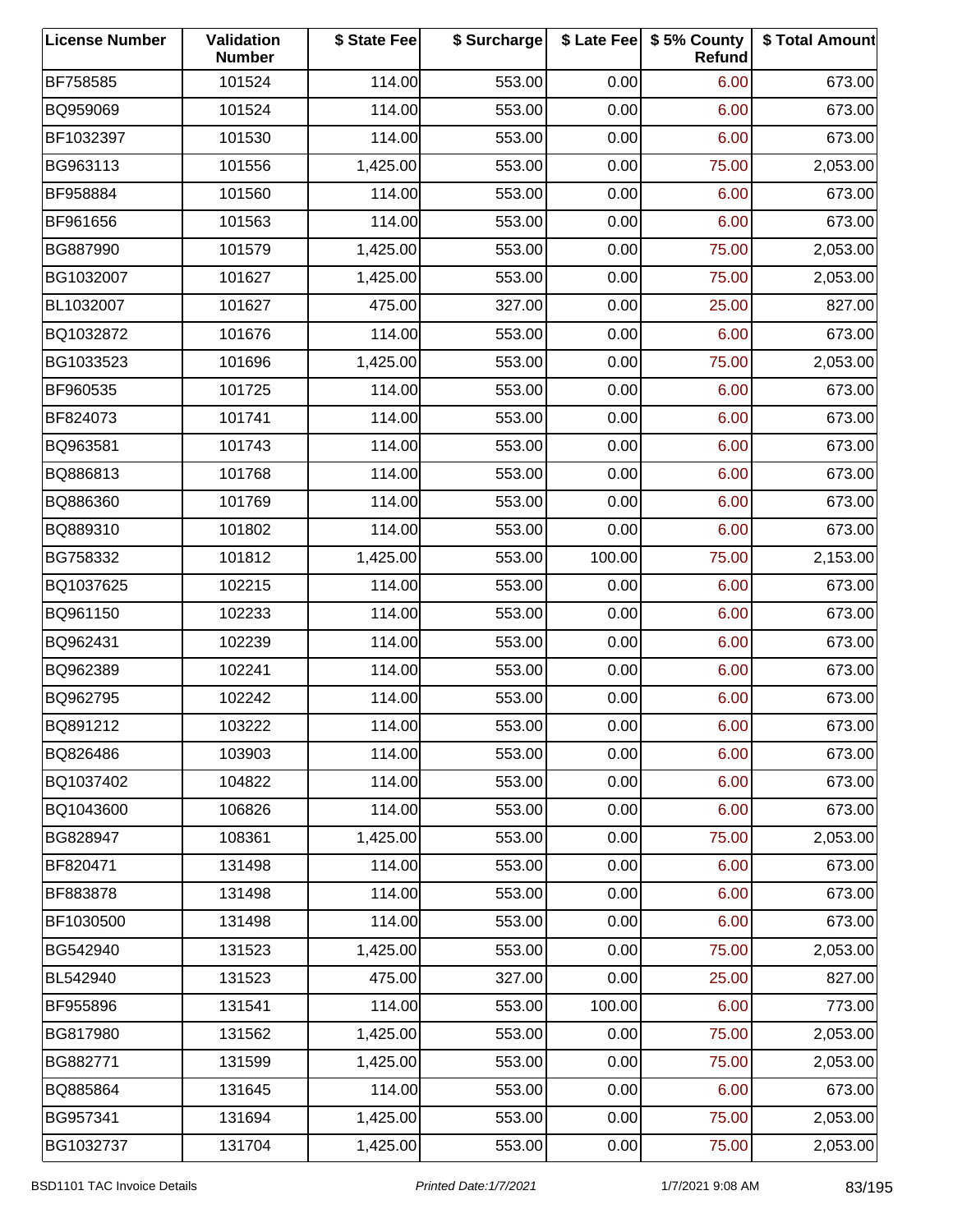| License Number | Validation Number | $ State Fee | $ Surcharge | $ Late Fee | $ 5% County Refund | $ Total Amount |
|---|---|---|---|---|---|---|
| BF758585 | 101524 | 114.00 | 553.00 | 0.00 | 6.00 | 673.00 |
| BQ959069 | 101524 | 114.00 | 553.00 | 0.00 | 6.00 | 673.00 |
| BF1032397 | 101530 | 114.00 | 553.00 | 0.00 | 6.00 | 673.00 |
| BG963113 | 101556 | 1,425.00 | 553.00 | 0.00 | 75.00 | 2,053.00 |
| BF958884 | 101560 | 114.00 | 553.00 | 0.00 | 6.00 | 673.00 |
| BF961656 | 101563 | 114.00 | 553.00 | 0.00 | 6.00 | 673.00 |
| BG887990 | 101579 | 1,425.00 | 553.00 | 0.00 | 75.00 | 2,053.00 |
| BG1032007 | 101627 | 1,425.00 | 553.00 | 0.00 | 75.00 | 2,053.00 |
| BL1032007 | 101627 | 475.00 | 327.00 | 0.00 | 25.00 | 827.00 |
| BQ1032872 | 101676 | 114.00 | 553.00 | 0.00 | 6.00 | 673.00 |
| BG1033523 | 101696 | 1,425.00 | 553.00 | 0.00 | 75.00 | 2,053.00 |
| BF960535 | 101725 | 114.00 | 553.00 | 0.00 | 6.00 | 673.00 |
| BF824073 | 101741 | 114.00 | 553.00 | 0.00 | 6.00 | 673.00 |
| BQ963581 | 101743 | 114.00 | 553.00 | 0.00 | 6.00 | 673.00 |
| BQ886813 | 101768 | 114.00 | 553.00 | 0.00 | 6.00 | 673.00 |
| BQ886360 | 101769 | 114.00 | 553.00 | 0.00 | 6.00 | 673.00 |
| BQ889310 | 101802 | 114.00 | 553.00 | 0.00 | 6.00 | 673.00 |
| BG758332 | 101812 | 1,425.00 | 553.00 | 100.00 | 75.00 | 2,153.00 |
| BQ1037625 | 102215 | 114.00 | 553.00 | 0.00 | 6.00 | 673.00 |
| BQ961150 | 102233 | 114.00 | 553.00 | 0.00 | 6.00 | 673.00 |
| BQ962431 | 102239 | 114.00 | 553.00 | 0.00 | 6.00 | 673.00 |
| BQ962389 | 102241 | 114.00 | 553.00 | 0.00 | 6.00 | 673.00 |
| BQ962795 | 102242 | 114.00 | 553.00 | 0.00 | 6.00 | 673.00 |
| BQ891212 | 103222 | 114.00 | 553.00 | 0.00 | 6.00 | 673.00 |
| BQ826486 | 103903 | 114.00 | 553.00 | 0.00 | 6.00 | 673.00 |
| BQ1037402 | 104822 | 114.00 | 553.00 | 0.00 | 6.00 | 673.00 |
| BQ1043600 | 106826 | 114.00 | 553.00 | 0.00 | 6.00 | 673.00 |
| BG828947 | 108361 | 1,425.00 | 553.00 | 0.00 | 75.00 | 2,053.00 |
| BF820471 | 131498 | 114.00 | 553.00 | 0.00 | 6.00 | 673.00 |
| BF883878 | 131498 | 114.00 | 553.00 | 0.00 | 6.00 | 673.00 |
| BF1030500 | 131498 | 114.00 | 553.00 | 0.00 | 6.00 | 673.00 |
| BG542940 | 131523 | 1,425.00 | 553.00 | 0.00 | 75.00 | 2,053.00 |
| BL542940 | 131523 | 475.00 | 327.00 | 0.00 | 25.00 | 827.00 |
| BF955896 | 131541 | 114.00 | 553.00 | 100.00 | 6.00 | 773.00 |
| BG817980 | 131562 | 1,425.00 | 553.00 | 0.00 | 75.00 | 2,053.00 |
| BG882771 | 131599 | 1,425.00 | 553.00 | 0.00 | 75.00 | 2,053.00 |
| BQ885864 | 131645 | 114.00 | 553.00 | 0.00 | 6.00 | 673.00 |
| BG957341 | 131694 | 1,425.00 | 553.00 | 0.00 | 75.00 | 2,053.00 |
| BG1032737 | 131704 | 1,425.00 | 553.00 | 0.00 | 75.00 | 2,053.00 |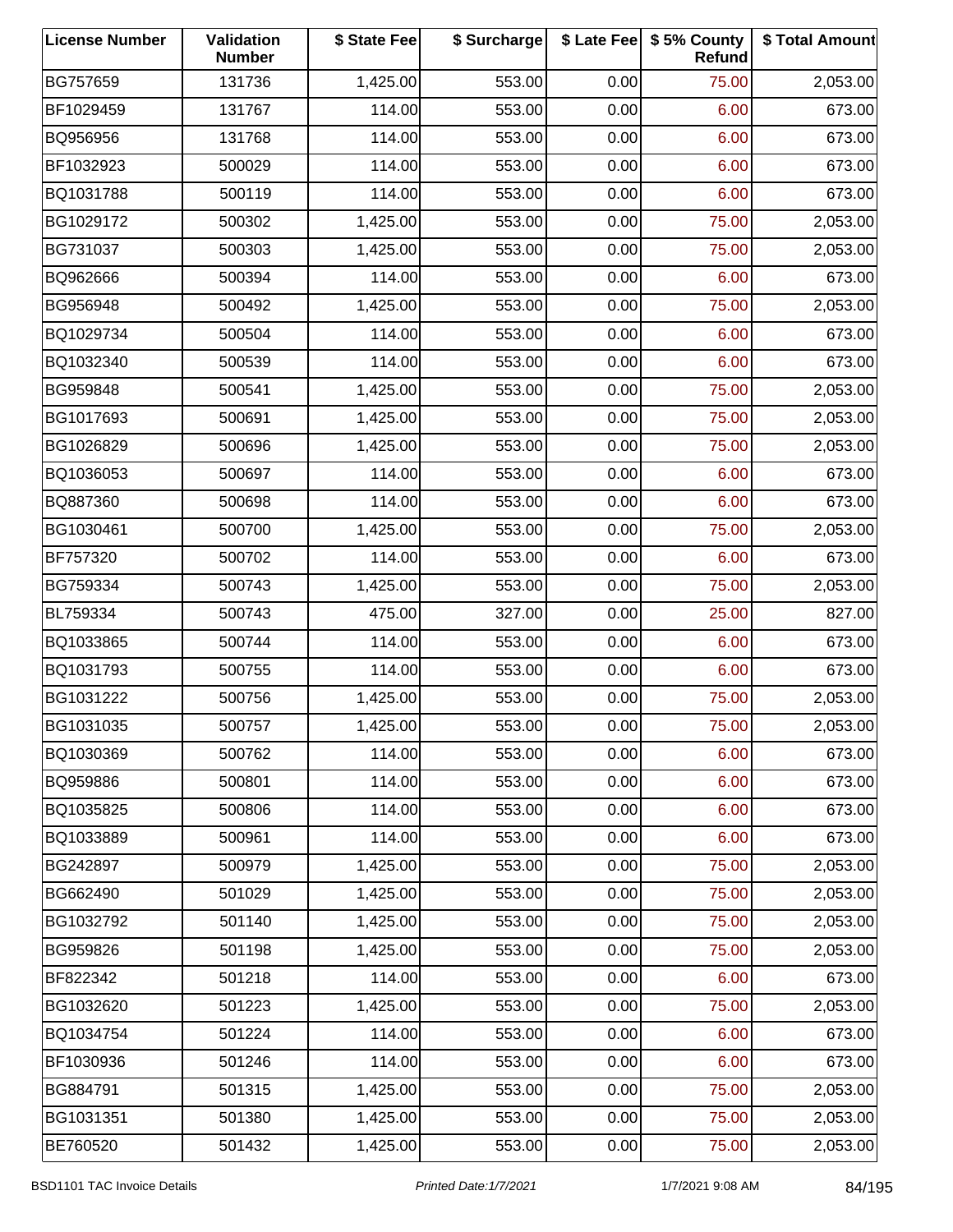| License Number | Validation Number | $ State Fee | $ Surcharge | $ Late Fee | $ 5% County Refund | $ Total Amount |
|---|---|---|---|---|---|---|
| BG757659 | 131736 | 1,425.00 | 553.00 | 0.00 | 75.00 | 2,053.00 |
| BF1029459 | 131767 | 114.00 | 553.00 | 0.00 | 6.00 | 673.00 |
| BQ956956 | 131768 | 114.00 | 553.00 | 0.00 | 6.00 | 673.00 |
| BF1032923 | 500029 | 114.00 | 553.00 | 0.00 | 6.00 | 673.00 |
| BQ1031788 | 500119 | 114.00 | 553.00 | 0.00 | 6.00 | 673.00 |
| BG1029172 | 500302 | 1,425.00 | 553.00 | 0.00 | 75.00 | 2,053.00 |
| BG731037 | 500303 | 1,425.00 | 553.00 | 0.00 | 75.00 | 2,053.00 |
| BQ962666 | 500394 | 114.00 | 553.00 | 0.00 | 6.00 | 673.00 |
| BG956948 | 500492 | 1,425.00 | 553.00 | 0.00 | 75.00 | 2,053.00 |
| BQ1029734 | 500504 | 114.00 | 553.00 | 0.00 | 6.00 | 673.00 |
| BQ1032340 | 500539 | 114.00 | 553.00 | 0.00 | 6.00 | 673.00 |
| BG959848 | 500541 | 1,425.00 | 553.00 | 0.00 | 75.00 | 2,053.00 |
| BG1017693 | 500691 | 1,425.00 | 553.00 | 0.00 | 75.00 | 2,053.00 |
| BG1026829 | 500696 | 1,425.00 | 553.00 | 0.00 | 75.00 | 2,053.00 |
| BQ1036053 | 500697 | 114.00 | 553.00 | 0.00 | 6.00 | 673.00 |
| BQ887360 | 500698 | 114.00 | 553.00 | 0.00 | 6.00 | 673.00 |
| BG1030461 | 500700 | 1,425.00 | 553.00 | 0.00 | 75.00 | 2,053.00 |
| BF757320 | 500702 | 114.00 | 553.00 | 0.00 | 6.00 | 673.00 |
| BG759334 | 500743 | 1,425.00 | 553.00 | 0.00 | 75.00 | 2,053.00 |
| BL759334 | 500743 | 475.00 | 327.00 | 0.00 | 25.00 | 827.00 |
| BQ1033865 | 500744 | 114.00 | 553.00 | 0.00 | 6.00 | 673.00 |
| BQ1031793 | 500755 | 114.00 | 553.00 | 0.00 | 6.00 | 673.00 |
| BG1031222 | 500756 | 1,425.00 | 553.00 | 0.00 | 75.00 | 2,053.00 |
| BG1031035 | 500757 | 1,425.00 | 553.00 | 0.00 | 75.00 | 2,053.00 |
| BQ1030369 | 500762 | 114.00 | 553.00 | 0.00 | 6.00 | 673.00 |
| BQ959886 | 500801 | 114.00 | 553.00 | 0.00 | 6.00 | 673.00 |
| BQ1035825 | 500806 | 114.00 | 553.00 | 0.00 | 6.00 | 673.00 |
| BQ1033889 | 500961 | 114.00 | 553.00 | 0.00 | 6.00 | 673.00 |
| BG242897 | 500979 | 1,425.00 | 553.00 | 0.00 | 75.00 | 2,053.00 |
| BG662490 | 501029 | 1,425.00 | 553.00 | 0.00 | 75.00 | 2,053.00 |
| BG1032792 | 501140 | 1,425.00 | 553.00 | 0.00 | 75.00 | 2,053.00 |
| BG959826 | 501198 | 1,425.00 | 553.00 | 0.00 | 75.00 | 2,053.00 |
| BF822342 | 501218 | 114.00 | 553.00 | 0.00 | 6.00 | 673.00 |
| BG1032620 | 501223 | 1,425.00 | 553.00 | 0.00 | 75.00 | 2,053.00 |
| BQ1034754 | 501224 | 114.00 | 553.00 | 0.00 | 6.00 | 673.00 |
| BF1030936 | 501246 | 114.00 | 553.00 | 0.00 | 6.00 | 673.00 |
| BG884791 | 501315 | 1,425.00 | 553.00 | 0.00 | 75.00 | 2,053.00 |
| BG1031351 | 501380 | 1,425.00 | 553.00 | 0.00 | 75.00 | 2,053.00 |
| BE760520 | 501432 | 1,425.00 | 553.00 | 0.00 | 75.00 | 2,053.00 |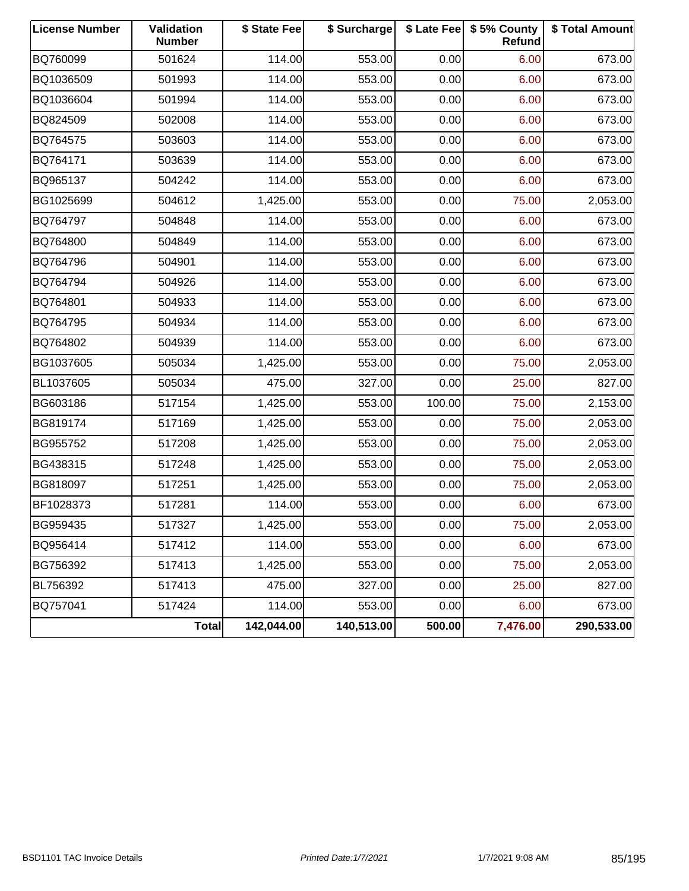| License Number | Validation Number | $ State Fee | $ Surcharge | $ Late Fee | $ 5% County Refund | $ Total Amount |
|---|---|---|---|---|---|---|
| BQ760099 | 501624 | 114.00 | 553.00 | 0.00 | 6.00 | 673.00 |
| BQ1036509 | 501993 | 114.00 | 553.00 | 0.00 | 6.00 | 673.00 |
| BQ1036604 | 501994 | 114.00 | 553.00 | 0.00 | 6.00 | 673.00 |
| BQ824509 | 502008 | 114.00 | 553.00 | 0.00 | 6.00 | 673.00 |
| BQ764575 | 503603 | 114.00 | 553.00 | 0.00 | 6.00 | 673.00 |
| BQ764171 | 503639 | 114.00 | 553.00 | 0.00 | 6.00 | 673.00 |
| BQ965137 | 504242 | 114.00 | 553.00 | 0.00 | 6.00 | 673.00 |
| BG1025699 | 504612 | 1,425.00 | 553.00 | 0.00 | 75.00 | 2,053.00 |
| BQ764797 | 504848 | 114.00 | 553.00 | 0.00 | 6.00 | 673.00 |
| BQ764800 | 504849 | 114.00 | 553.00 | 0.00 | 6.00 | 673.00 |
| BQ764796 | 504901 | 114.00 | 553.00 | 0.00 | 6.00 | 673.00 |
| BQ764794 | 504926 | 114.00 | 553.00 | 0.00 | 6.00 | 673.00 |
| BQ764801 | 504933 | 114.00 | 553.00 | 0.00 | 6.00 | 673.00 |
| BQ764795 | 504934 | 114.00 | 553.00 | 0.00 | 6.00 | 673.00 |
| BQ764802 | 504939 | 114.00 | 553.00 | 0.00 | 6.00 | 673.00 |
| BG1037605 | 505034 | 1,425.00 | 553.00 | 0.00 | 75.00 | 2,053.00 |
| BL1037605 | 505034 | 475.00 | 327.00 | 0.00 | 25.00 | 827.00 |
| BG603186 | 517154 | 1,425.00 | 553.00 | 100.00 | 75.00 | 2,153.00 |
| BG819174 | 517169 | 1,425.00 | 553.00 | 0.00 | 75.00 | 2,053.00 |
| BG955752 | 517208 | 1,425.00 | 553.00 | 0.00 | 75.00 | 2,053.00 |
| BG438315 | 517248 | 1,425.00 | 553.00 | 0.00 | 75.00 | 2,053.00 |
| BG818097 | 517251 | 1,425.00 | 553.00 | 0.00 | 75.00 | 2,053.00 |
| BF1028373 | 517281 | 114.00 | 553.00 | 0.00 | 6.00 | 673.00 |
| BG959435 | 517327 | 1,425.00 | 553.00 | 0.00 | 75.00 | 2,053.00 |
| BQ956414 | 517412 | 114.00 | 553.00 | 0.00 | 6.00 | 673.00 |
| BG756392 | 517413 | 1,425.00 | 553.00 | 0.00 | 75.00 | 2,053.00 |
| BL756392 | 517413 | 475.00 | 327.00 | 0.00 | 25.00 | 827.00 |
| BQ757041 | 517424 | 114.00 | 553.00 | 0.00 | 6.00 | 673.00 |
| | **Total** | **142,044.00** | **140,513.00** | **500.00** | **7,476.00** | **290,533.00** |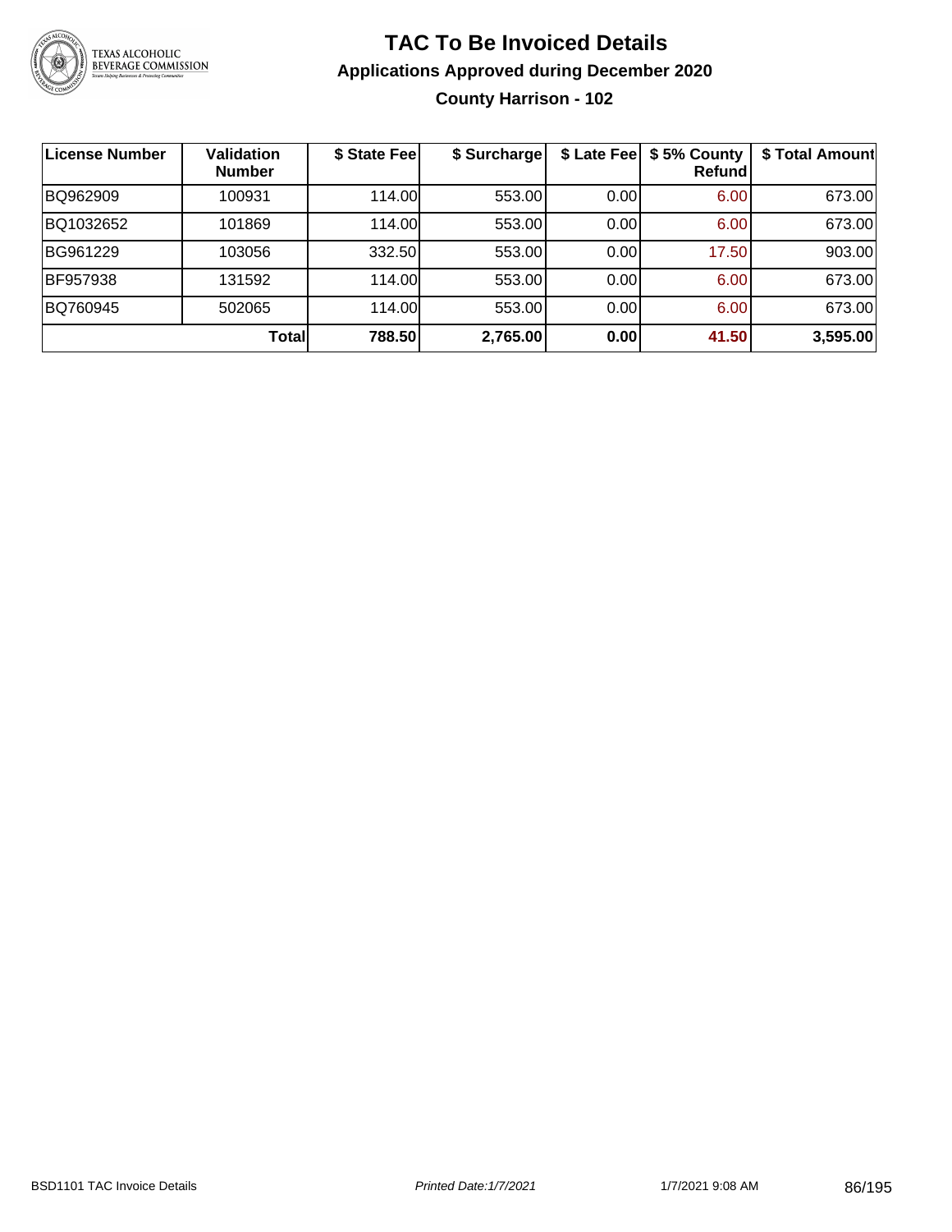# TAC To Be Invoiced Details

## Applications Approved during December 2020

### County Harrison - 102

| License Number | Validation Number | $ State Fee | $ Surcharge | $ Late Fee | $ 5% County Refund | $ Total Amount |
|---|---|---|---|---|---|---|
| BQ962909 | 100931 | 114.00 | 553.00 | 0.00 | 6.00 | 673.00 |
| BQ1032652 | 101869 | 114.00 | 553.00 | 0.00 | 6.00 | 673.00 |
| BG961229 | 103056 | 332.50 | 553.00 | 0.00 | 17.50 | 903.00 |
| BF957938 | 131592 | 114.00 | 553.00 | 0.00 | 6.00 | 673.00 |
| BQ760945 | 502065 | 114.00 | 553.00 | 0.00 | 6.00 | 673.00 |
| | **Total** | **788.50** | **2,765.00** | **0.00** | **41.50** | **3,595.00** |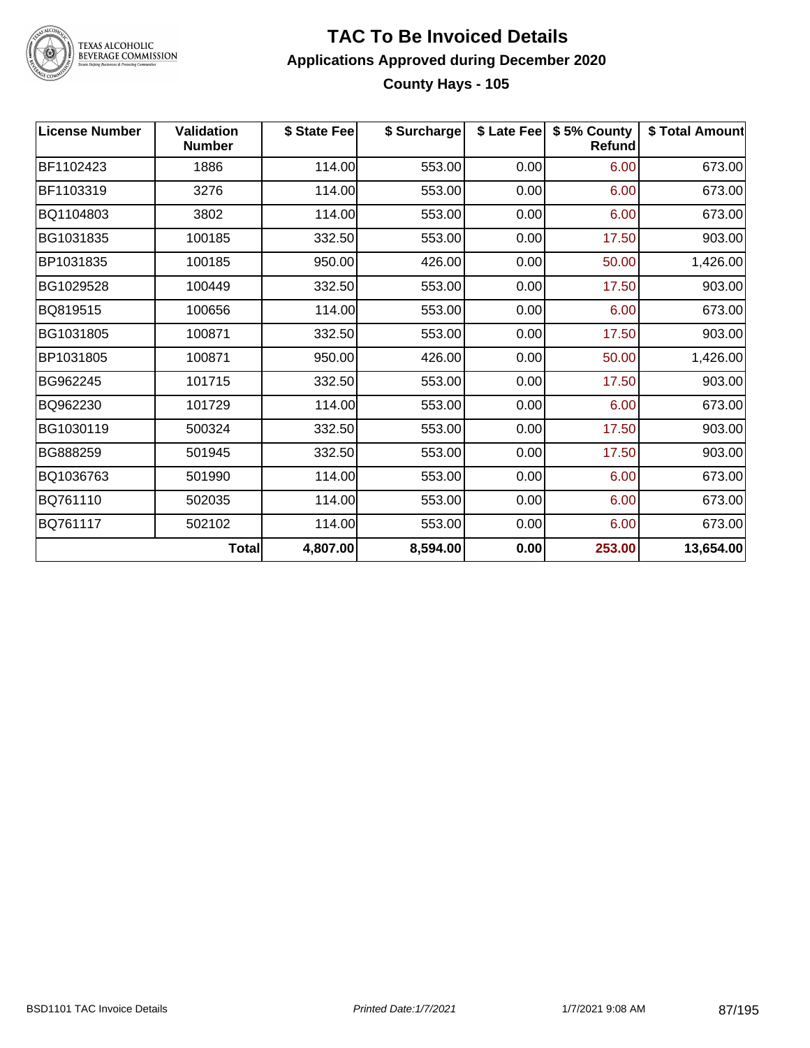# TAC To Be Invoiced Details

## Applications Approved during December 2020

### County Hays - 105

| License Number | Validation Number | $ State Fee | $ Surcharge | $ Late Fee | $ 5% County Refund | $ Total Amount |
|---|---|---|---|---|---|---|
| BF1102423 | 1886 | 114.00 | 553.00 | 0.00 | 6.00 | 673.00 |
| BF1103319 | 3276 | 114.00 | 553.00 | 0.00 | 6.00 | 673.00 |
| BQ1104803 | 3802 | 114.00 | 553.00 | 0.00 | 6.00 | 673.00 |
| BG1031835 | 100185 | 332.50 | 553.00 | 0.00 | 17.50 | 903.00 |
| BP1031835 | 100185 | 950.00 | 426.00 | 0.00 | 50.00 | 1,426.00 |
| BG1029528 | 100449 | 332.50 | 553.00 | 0.00 | 17.50 | 903.00 |
| BQ819515 | 100656 | 114.00 | 553.00 | 0.00 | 6.00 | 673.00 |
| BG1031805 | 100871 | 332.50 | 553.00 | 0.00 | 17.50 | 903.00 |
| BP1031805 | 100871 | 950.00 | 426.00 | 0.00 | 50.00 | 1,426.00 |
| BG962245 | 101715 | 332.50 | 553.00 | 0.00 | 17.50 | 903.00 |
| BQ962230 | 101729 | 114.00 | 553.00 | 0.00 | 6.00 | 673.00 |
| BG1030119 | 500324 | 332.50 | 553.00 | 0.00 | 17.50 | 903.00 |
| BG888259 | 501945 | 332.50 | 553.00 | 0.00 | 17.50 | 903.00 |
| BQ1036763 | 501990 | 114.00 | 553.00 | 0.00 | 6.00 | 673.00 |
| BQ761110 | 502035 | 114.00 | 553.00 | 0.00 | 6.00 | 673.00 |
| BQ761117 | 502102 | 114.00 | 553.00 | 0.00 | 6.00 | 673.00 |
| | **Total** | **4,807.00** | **8,594.00** | **0.00** | **253.00** | **13,654.00** |

BSD1101 TAC Invoice Details | *Printed Date:1/7/2021* | 1/7/2021 9:08 AM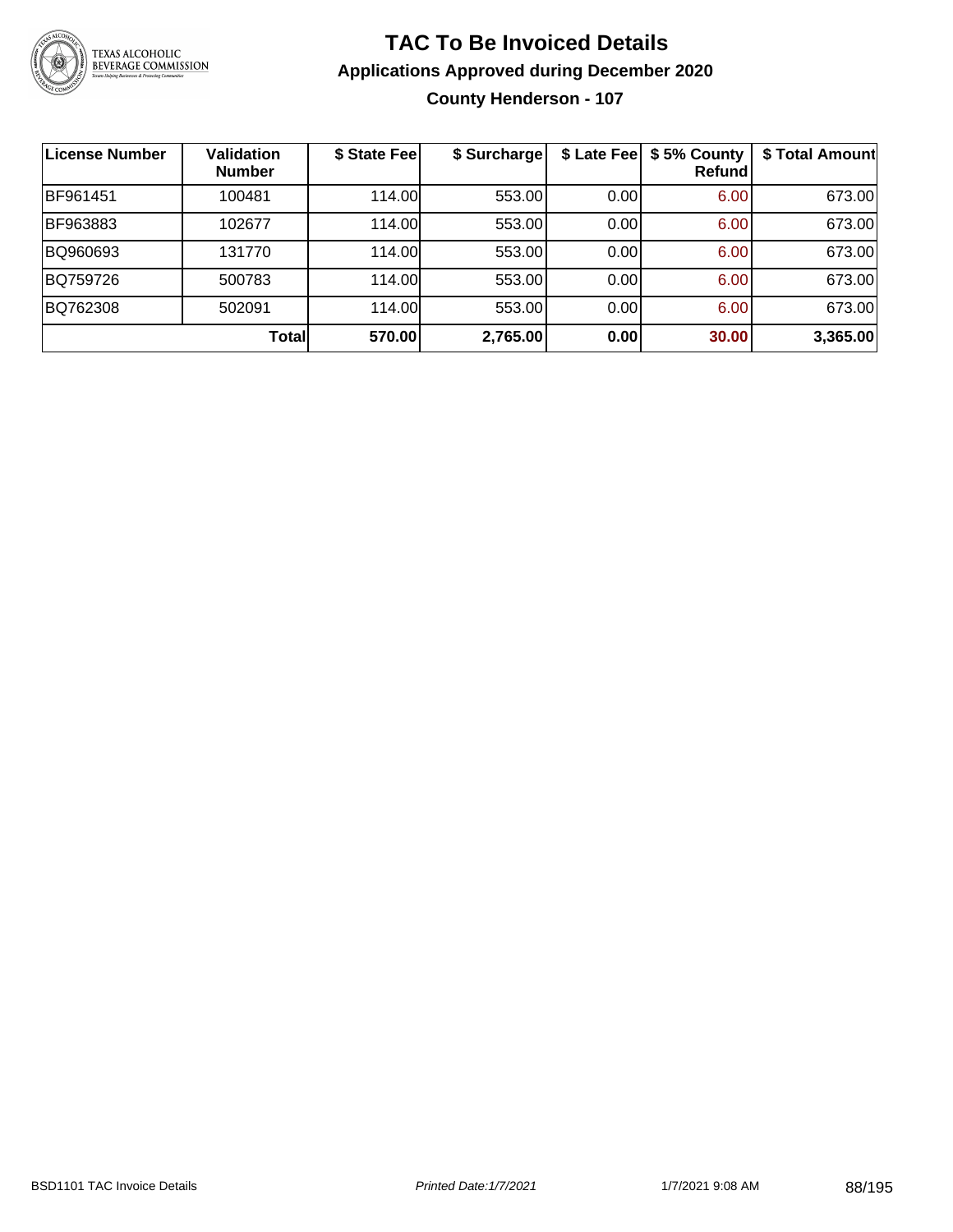# TAC To Be Invoiced Details

## Applications Approved during December 2020

### County Henderson - 107

| License Number | Validation Number | $ State Fee | $ Surcharge | $ Late Fee | $ 5% County Refund | $ Total Amount |
|---|---|---|---|---|---|---|
| BF961451 | 100481 | 114.00 | 553.00 | 0.00 | 6.00 | 673.00 |
| BF963883 | 102677 | 114.00 | 553.00 | 0.00 | 6.00 | 673.00 |
| BQ960693 | 131770 | 114.00 | 553.00 | 0.00 | 6.00 | 673.00 |
| BQ759726 | 500783 | 114.00 | 553.00 | 0.00 | 6.00 | 673.00 |
| BQ762308 | 502091 | 114.00 | 553.00 | 0.00 | 6.00 | 673.00 |
| | **Total** | **570.00** | **2,765.00** | **0.00** | **30.00** | **3,365.00** |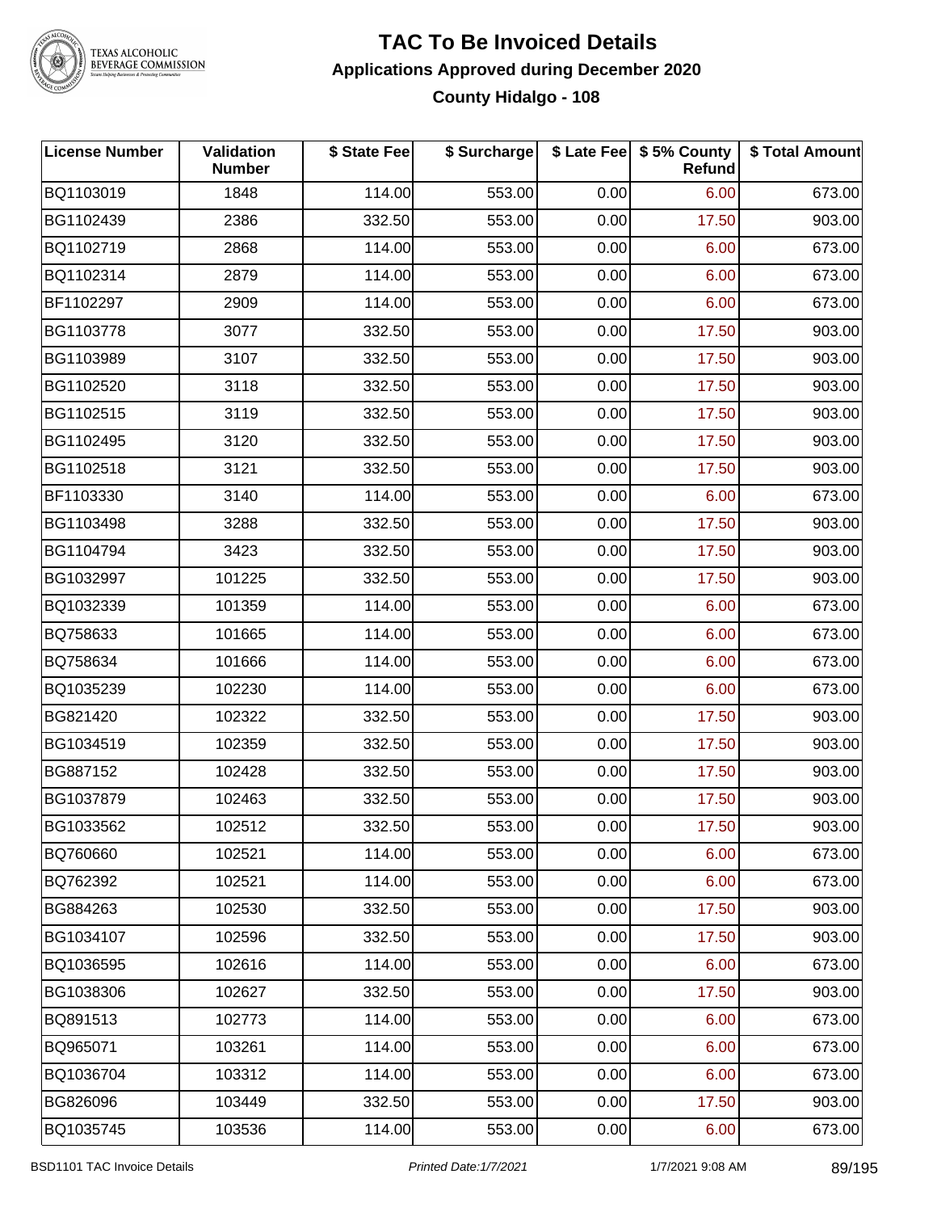# TAC To Be Invoiced Details

## Applications Approved during December 2020

### County Hidalgo - 108

| License Number | Validation Number | $ State Fee | $ Surcharge | $ Late Fee | $ 5% County Refund | $ Total Amount |
|---|---|---|---|---|---|---|
| BQ1103019 | 1848 | 114.00 | 553.00 | 0.00 | 6.00 | 673.00 |
| BG1102439 | 2386 | 332.50 | 553.00 | 0.00 | 17.50 | 903.00 |
| BQ1102719 | 2868 | 114.00 | 553.00 | 0.00 | 6.00 | 673.00 |
| BQ1102314 | 2879 | 114.00 | 553.00 | 0.00 | 6.00 | 673.00 |
| BF1102297 | 2909 | 114.00 | 553.00 | 0.00 | 6.00 | 673.00 |
| BG1103778 | 3077 | 332.50 | 553.00 | 0.00 | 17.50 | 903.00 |
| BG1103989 | 3107 | 332.50 | 553.00 | 0.00 | 17.50 | 903.00 |
| BG1102520 | 3118 | 332.50 | 553.00 | 0.00 | 17.50 | 903.00 |
| BG1102515 | 3119 | 332.50 | 553.00 | 0.00 | 17.50 | 903.00 |
| BG1102495 | 3120 | 332.50 | 553.00 | 0.00 | 17.50 | 903.00 |
| BG1102518 | 3121 | 332.50 | 553.00 | 0.00 | 17.50 | 903.00 |
| BF1103330 | 3140 | 114.00 | 553.00 | 0.00 | 6.00 | 673.00 |
| BG1103498 | 3288 | 332.50 | 553.00 | 0.00 | 17.50 | 903.00 |
| BG1104794 | 3423 | 332.50 | 553.00 | 0.00 | 17.50 | 903.00 |
| BG1032997 | 101225 | 332.50 | 553.00 | 0.00 | 17.50 | 903.00 |
| BQ1032339 | 101359 | 114.00 | 553.00 | 0.00 | 6.00 | 673.00 |
| BQ758633 | 101665 | 114.00 | 553.00 | 0.00 | 6.00 | 673.00 |
| BQ758634 | 101666 | 114.00 | 553.00 | 0.00 | 6.00 | 673.00 |
| BQ1035239 | 102230 | 114.00 | 553.00 | 0.00 | 6.00 | 673.00 |
| BG821420 | 102322 | 332.50 | 553.00 | 0.00 | 17.50 | 903.00 |
| BG1034519 | 102359 | 332.50 | 553.00 | 0.00 | 17.50 | 903.00 |
| BG887152 | 102428 | 332.50 | 553.00 | 0.00 | 17.50 | 903.00 |
| BG1037879 | 102463 | 332.50 | 553.00 | 0.00 | 17.50 | 903.00 |
| BG1033562 | 102512 | 332.50 | 553.00 | 0.00 | 17.50 | 903.00 |
| BQ760660 | 102521 | 114.00 | 553.00 | 0.00 | 6.00 | 673.00 |
| BQ762392 | 102521 | 114.00 | 553.00 | 0.00 | 6.00 | 673.00 |
| BG884263 | 102530 | 332.50 | 553.00 | 0.00 | 17.50 | 903.00 |
| BG1034107 | 102596 | 332.50 | 553.00 | 0.00 | 17.50 | 903.00 |
| BQ1036595 | 102616 | 114.00 | 553.00 | 0.00 | 6.00 | 673.00 |
| BG1038306 | 102627 | 332.50 | 553.00 | 0.00 | 17.50 | 903.00 |
| BQ891513 | 102773 | 114.00 | 553.00 | 0.00 | 6.00 | 673.00 |
| BQ965071 | 103261 | 114.00 | 553.00 | 0.00 | 6.00 | 673.00 |
| BQ1036704 | 103312 | 114.00 | 553.00 | 0.00 | 6.00 | 673.00 |
| BG826096 | 103449 | 332.50 | 553.00 | 0.00 | 17.50 | 903.00 |
| BQ1035745 | 103536 | 114.00 | 553.00 | 0.00 | 6.00 | 673.00 |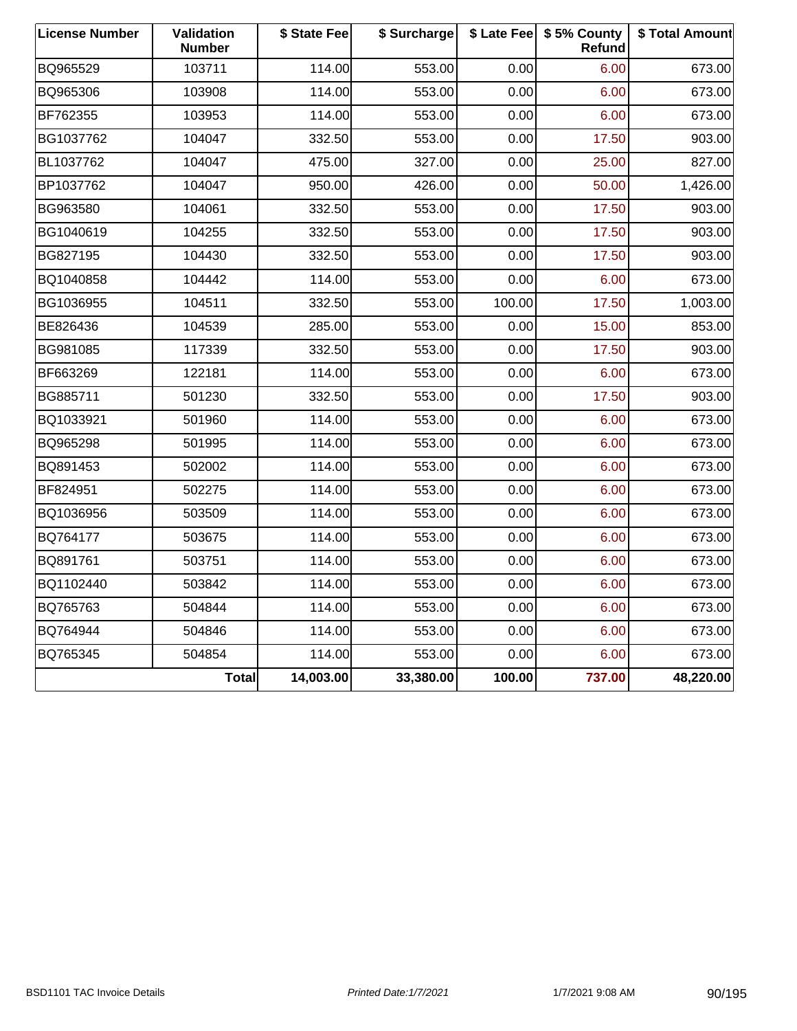| License Number | Validation Number | $ State Fee | $ Surcharge | $ Late Fee | $ 5% County Refund | $ Total Amount |
|---|---|---|---|---|---|---|
| BQ965529 | 103711 | 114.00 | 553.00 | 0.00 | 6.00 | 673.00 |
| BQ965306 | 103908 | 114.00 | 553.00 | 0.00 | 6.00 | 673.00 |
| BF762355 | 103953 | 114.00 | 553.00 | 0.00 | 6.00 | 673.00 |
| BG1037762 | 104047 | 332.50 | 553.00 | 0.00 | 17.50 | 903.00 |
| BL1037762 | 104047 | 475.00 | 327.00 | 0.00 | 25.00 | 827.00 |
| BP1037762 | 104047 | 950.00 | 426.00 | 0.00 | 50.00 | 1,426.00 |
| BG963580 | 104061 | 332.50 | 553.00 | 0.00 | 17.50 | 903.00 |
| BG1040619 | 104255 | 332.50 | 553.00 | 0.00 | 17.50 | 903.00 |
| BG827195 | 104430 | 332.50 | 553.00 | 0.00 | 17.50 | 903.00 |
| BQ1040858 | 104442 | 114.00 | 553.00 | 0.00 | 6.00 | 673.00 |
| BG1036955 | 104511 | 332.50 | 553.00 | 100.00 | 17.50 | 1,003.00 |
| BE826436 | 104539 | 285.00 | 553.00 | 0.00 | 15.00 | 853.00 |
| BG981085 | 117339 | 332.50 | 553.00 | 0.00 | 17.50 | 903.00 |
| BF663269 | 122181 | 114.00 | 553.00 | 0.00 | 6.00 | 673.00 |
| BG885711 | 501230 | 332.50 | 553.00 | 0.00 | 17.50 | 903.00 |
| BQ1033921 | 501960 | 114.00 | 553.00 | 0.00 | 6.00 | 673.00 |
| BQ965298 | 501995 | 114.00 | 553.00 | 0.00 | 6.00 | 673.00 |
| BQ891453 | 502002 | 114.00 | 553.00 | 0.00 | 6.00 | 673.00 |
| BF824951 | 502275 | 114.00 | 553.00 | 0.00 | 6.00 | 673.00 |
| BQ1036956 | 503509 | 114.00 | 553.00 | 0.00 | 6.00 | 673.00 |
| BQ764177 | 503675 | 114.00 | 553.00 | 0.00 | 6.00 | 673.00 |
| BQ891761 | 503751 | 114.00 | 553.00 | 0.00 | 6.00 | 673.00 |
| BQ1102440 | 503842 | 114.00 | 553.00 | 0.00 | 6.00 | 673.00 |
| BQ765763 | 504844 | 114.00 | 553.00 | 0.00 | 6.00 | 673.00 |
| BQ764944 | 504846 | 114.00 | 553.00 | 0.00 | 6.00 | 673.00 |
| BQ765345 | 504854 | 114.00 | 553.00 | 0.00 | 6.00 | 673.00 |
| | **Total** | **14,003.00** | **33,380.00** | **100.00** | **737.00** | **48,220.00** |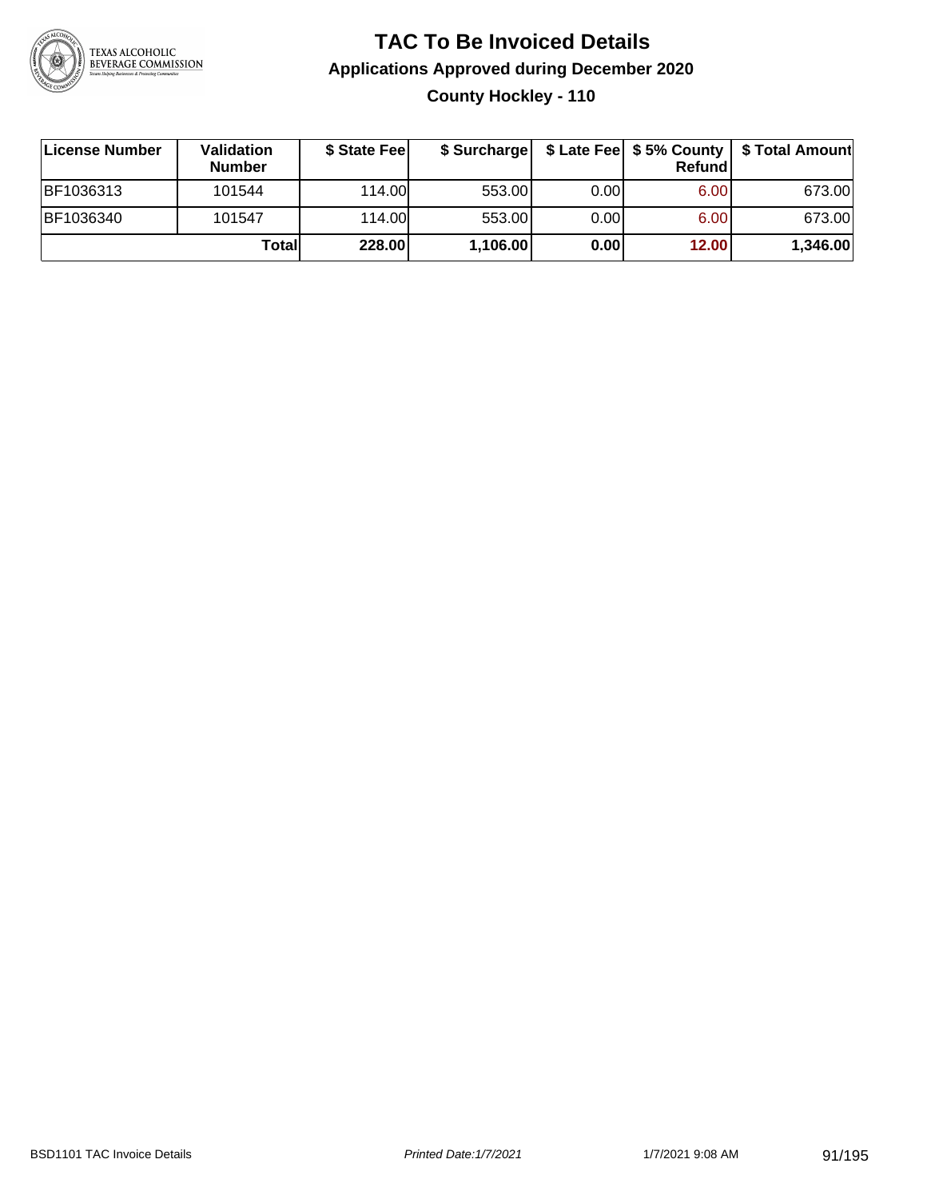# TAC To Be Invoiced Details

## Applications Approved during December 2020

### County Hockley - 110

| License Number | Validation Number | $ State Fee | $ Surcharge | $ Late Fee | $ 5% County Refund | $ Total Amount |
|---|---|---|---|---|---|---|
| BF1036313 | 101544 | 114.00 | 553.00 | 0.00 | 6.00 | 673.00 |
| BF1036340 | 101547 | 114.00 | 553.00 | 0.00 | 6.00 | 673.00 |
| | **Total** | **228.00** | **1,106.00** | **0.00** | **12.00** | **1,346.00** |

BSD1101 TAC Invoice Details | *Printed Date:1/7/2021* | 1/7/2021 9:08 AM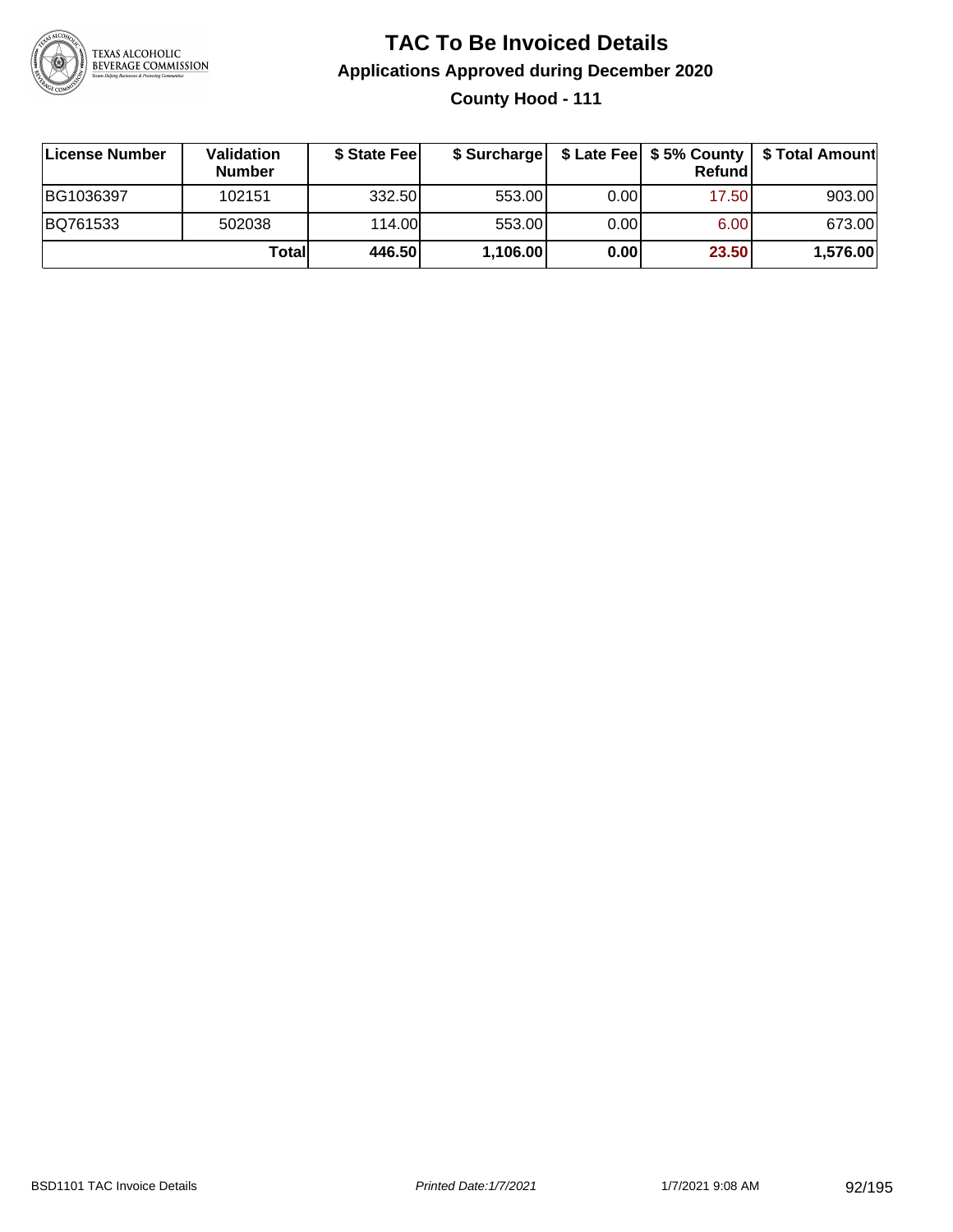# TAC To Be Invoiced Details

## Applications Approved during December 2020

### County Hood - 111

| License Number | Validation Number | \$ State Fee | \$ Surcharge | \$ Late Fee | \$ 5% County Refund | \$ Total Amount |
|---|---|---|---|---|---|---|
| BG1036397 | 102151 | 332.50 | 553.00 | 0.00 | 17.50 | 903.00 |
| BQ761533 | 502038 | 114.00 | 553.00 | 0.00 | 6.00 | 673.00 |
| | **Total** | **446.50** | **1,106.00** | **0.00** | **23.50** | **1,576.00** |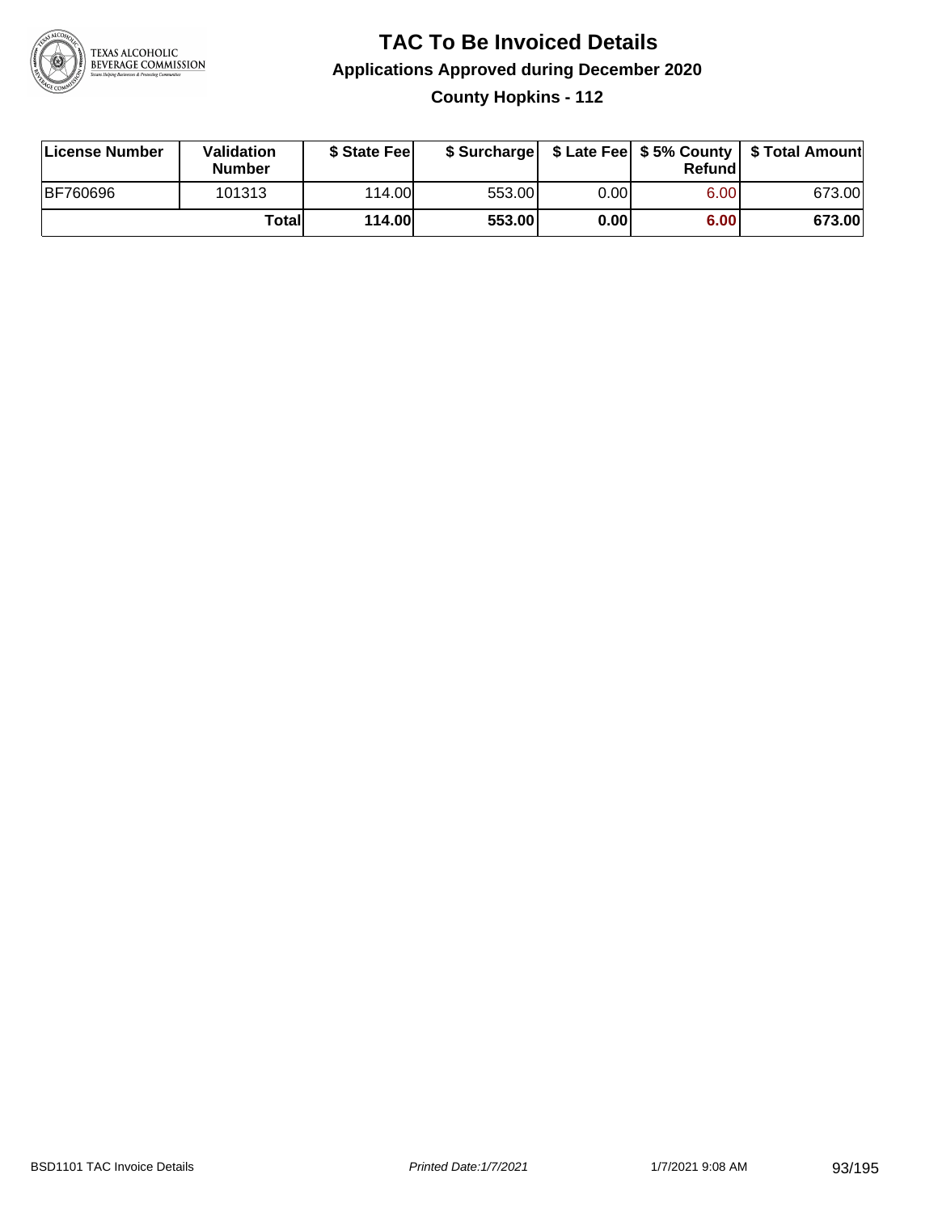# TAC To Be Invoiced Details

## Applications Approved during December 2020

### County Hopkins - 112

| License Number | Validation Number | $ State Fee | $ Surcharge | $ Late Fee | $ 5% County Refund | $ Total Amount |
| --- | --- | --- | --- | --- | --- | --- |
| BF760696 | 101313 | 114.00 | 553.00 | 0.00 | 6.00 | 673.00 |
| | **Total** | **114.00** | **553.00** | **0.00** | **6.00** | **673.00** |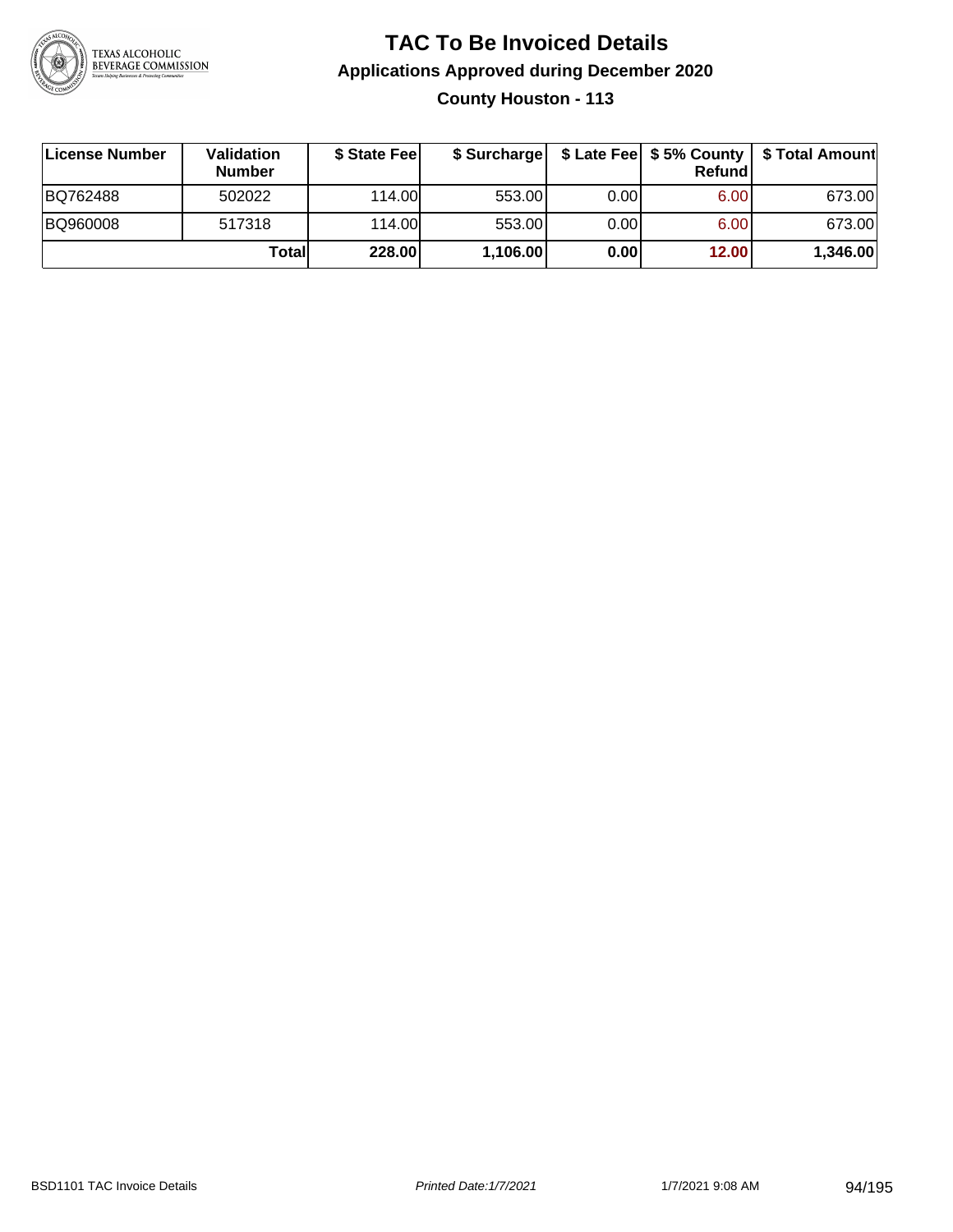# TAC To Be Invoiced Details

## Applications Approved during December 2020

### County Houston - 113

| License Number | Validation Number | \$ State Fee | \$ Surcharge | \$ Late Fee | \$ 5% County Refund | \$ Total Amount |
|---|---|---|---|---|---|---|
| BQ762488 | 502022 | 114.00 | 553.00 | 0.00 | 6.00 | 673.00 |
| BQ960008 | 517318 | 114.00 | 553.00 | 0.00 | 6.00 | 673.00 |
| | **Total** | **228.00** | **1,106.00** | **0.00** | **12.00** | **1,346.00** |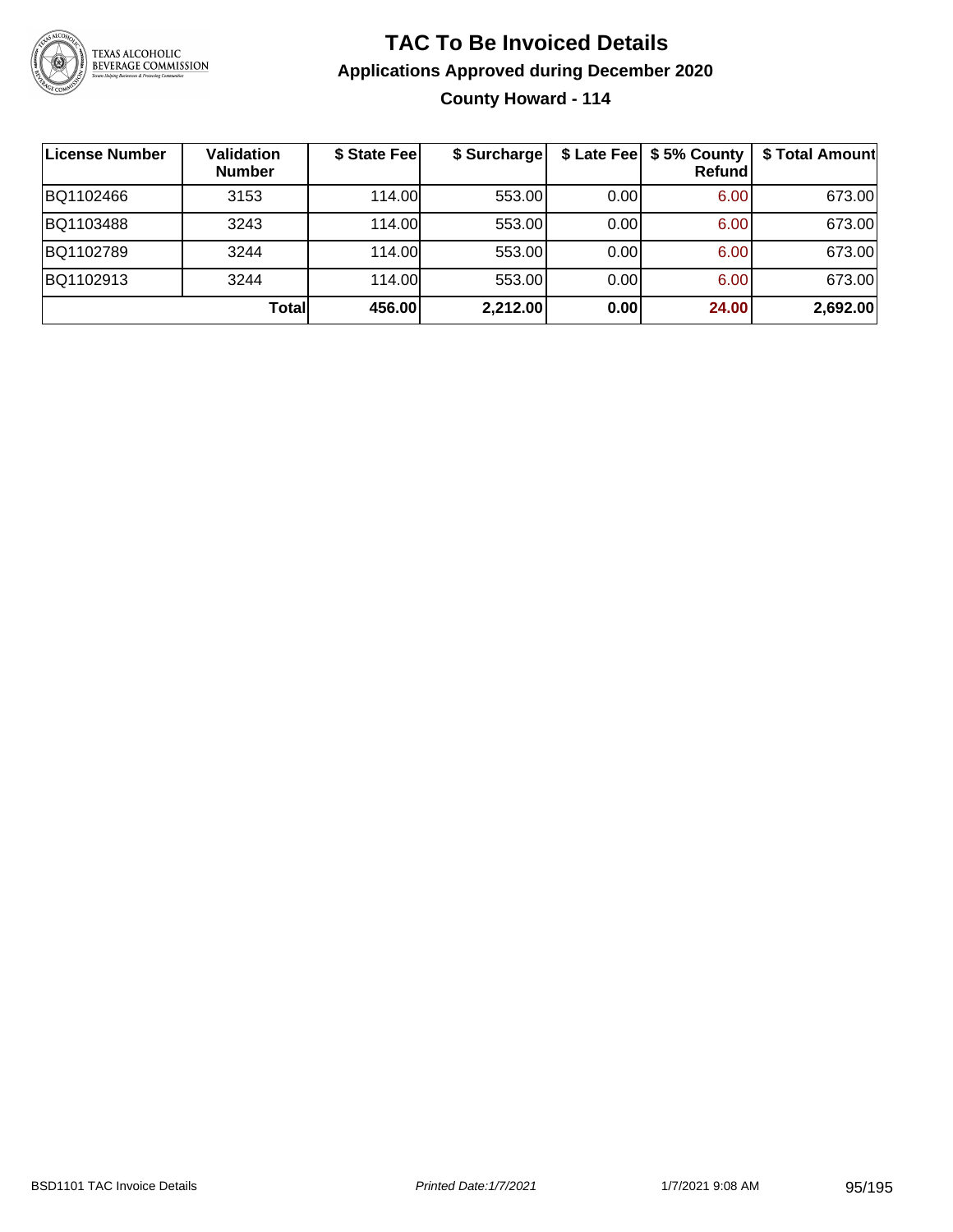# TAC To Be Invoiced Details

## Applications Approved during December 2020

### County Howard - 114

| License Number | Validation Number | $ State Fee | $ Surcharge | $ Late Fee | $ 5% County Refund | $ Total Amount |
|---|---|---|---|---|---|---|
| BQ1102466 | 3153 | 114.00 | 553.00 | 0.00 | 6.00 | 673.00 |
| BQ1103488 | 3243 | 114.00 | 553.00 | 0.00 | 6.00 | 673.00 |
| BQ1102789 | 3244 | 114.00 | 553.00 | 0.00 | 6.00 | 673.00 |
| BQ1102913 | 3244 | 114.00 | 553.00 | 0.00 | 6.00 | 673.00 |
| | **Total** | **456.00** | **2,212.00** | **0.00** | **24.00** | **2,692.00** |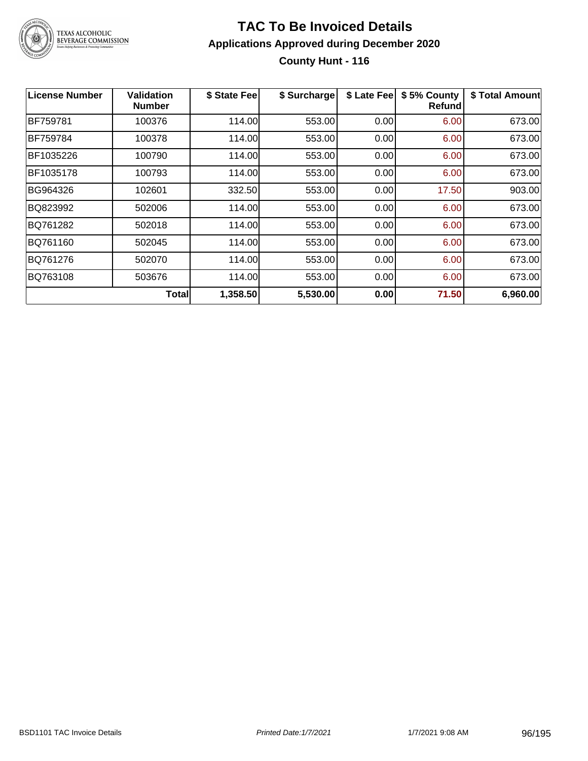# TAC To Be Invoiced Details

## Applications Approved during December 2020

### County Hunt - 116

| License Number | Validation Number | $ State Fee | $ Surcharge | $ Late Fee | $ 5% County Refund | $ Total Amount |
|---|---|---|---|---|---|---|
| BF759781 | 100376 | 114.00 | 553.00 | 0.00 | 6.00 | 673.00 |
| BF759784 | 100378 | 114.00 | 553.00 | 0.00 | 6.00 | 673.00 |
| BF1035226 | 100790 | 114.00 | 553.00 | 0.00 | 6.00 | 673.00 |
| BF1035178 | 100793 | 114.00 | 553.00 | 0.00 | 6.00 | 673.00 |
| BG964326 | 102601 | 332.50 | 553.00 | 0.00 | 17.50 | 903.00 |
| BQ823992 | 502006 | 114.00 | 553.00 | 0.00 | 6.00 | 673.00 |
| BQ761282 | 502018 | 114.00 | 553.00 | 0.00 | 6.00 | 673.00 |
| BQ761160 | 502045 | 114.00 | 553.00 | 0.00 | 6.00 | 673.00 |
| BQ761276 | 502070 | 114.00 | 553.00 | 0.00 | 6.00 | 673.00 |
| BQ763108 | 503676 | 114.00 | 553.00 | 0.00 | 6.00 | 673.00 |
| | **Total** | **1,358.50** | **5,530.00** | **0.00** | **71.50** | **6,960.00** |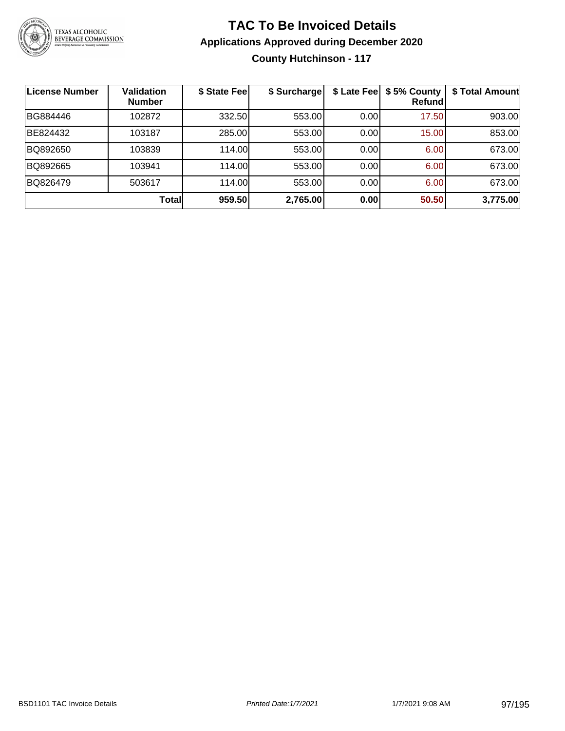# TAC To Be Invoiced Details

## Applications Approved during December 2020

### County Hutchinson - 117

| License Number | Validation Number | $ State Fee | $ Surcharge | $ Late Fee | $ 5% County Refund | $ Total Amount |
|---|---|---|---|---|---|---|
| BG884446 | 102872 | 332.50 | 553.00 | 0.00 | 17.50 | 903.00 |
| BE824432 | 103187 | 285.00 | 553.00 | 0.00 | 15.00 | 853.00 |
| BQ892650 | 103839 | 114.00 | 553.00 | 0.00 | 6.00 | 673.00 |
| BQ892665 | 103941 | 114.00 | 553.00 | 0.00 | 6.00 | 673.00 |
| BQ826479 | 503617 | 114.00 | 553.00 | 0.00 | 6.00 | 673.00 |
| | **Total** | **959.50** | **2,765.00** | **0.00** | **50.50** | **3,775.00** |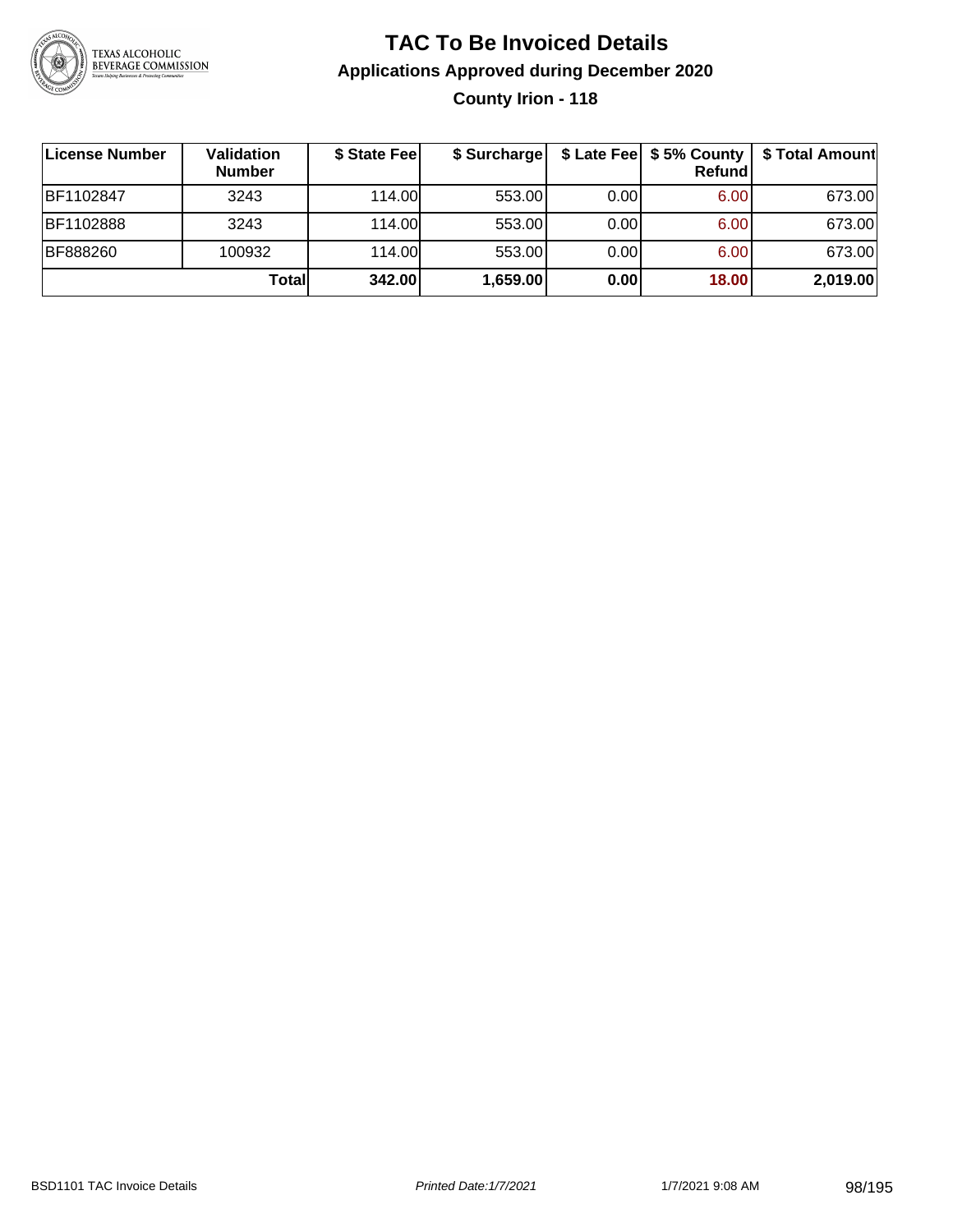# TAC To Be Invoiced Details

## Applications Approved during December 2020

### County Irion - 118

| License Number | Validation Number | $ State Fee | $ Surcharge | $ Late Fee | $ 5% County Refund | $ Total Amount |
|---|---|---|---|---|---|---|
| BF1102847 | 3243 | 114.00 | 553.00 | 0.00 | 6.00 | 673.00 |
| BF1102888 | 3243 | 114.00 | 553.00 | 0.00 | 6.00 | 673.00 |
| BF888260 | 100932 | 114.00 | 553.00 | 0.00 | 6.00 | 673.00 |
| | **Total** | **342.00** | **1,659.00** | **0.00** | **18.00** | **2,019.00** |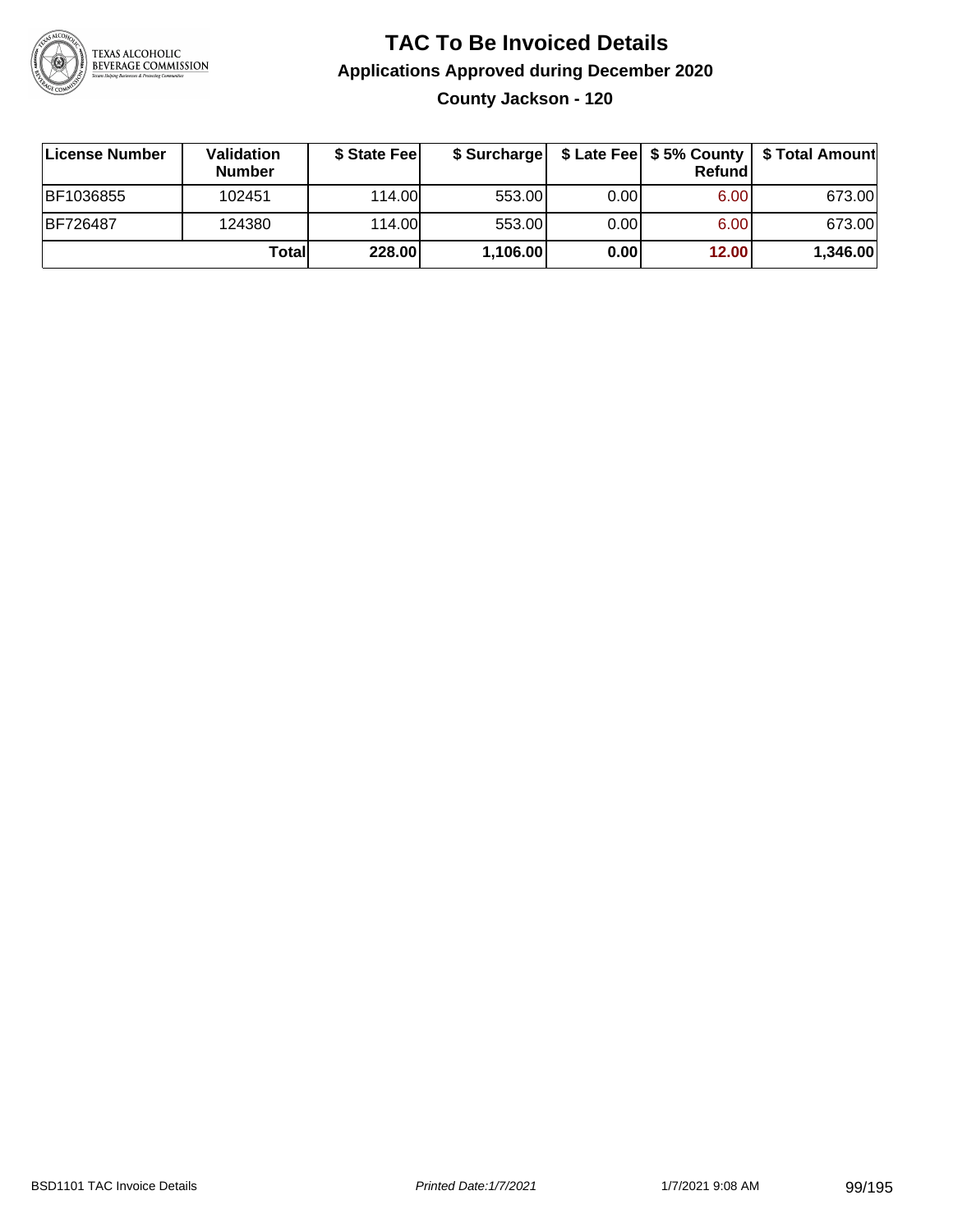# TAC To Be Invoiced Details

## Applications Approved during December 2020

### County Jackson - 120

| License Number | Validation Number | $ State Fee | $ Surcharge | $ Late Fee | $ 5% County Refund | $ Total Amount |
|---|---|---|---|---|---|---|
| BF1036855 | 102451 | 114.00 | 553.00 | 0.00 | 6.00 | 673.00 |
| BF726487 | 124380 | 114.00 | 553.00 | 0.00 | 6.00 | 673.00 |
| | **Total** | **228.00** | **1,106.00** | **0.00** | **12.00** | **1,346.00** |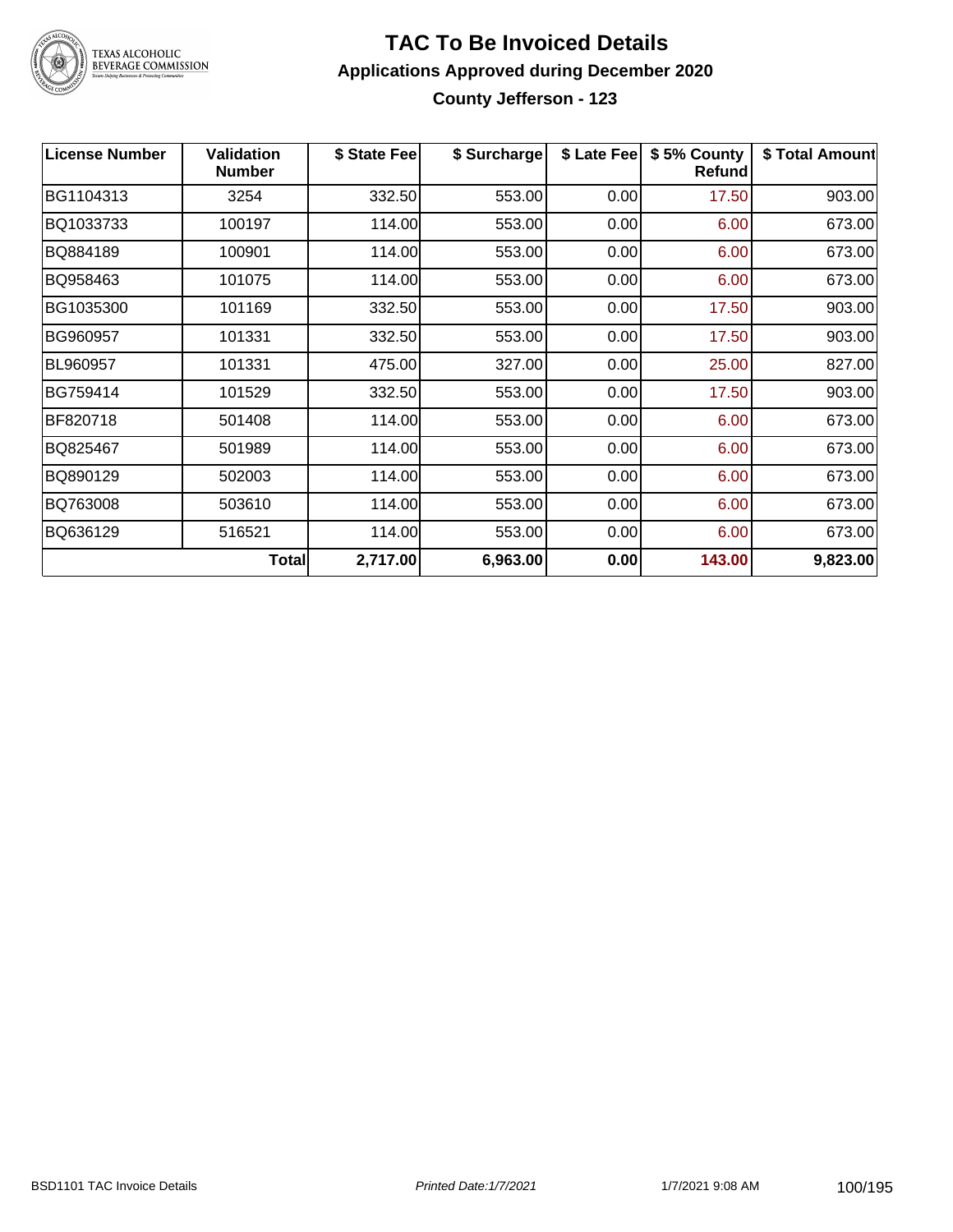# TAC To Be Invoiced Details

## Applications Approved during December 2020

### County Jefferson - 123

| License Number | Validation Number | \$ State Fee | \$ Surcharge | \$ Late Fee | \$ 5% County Refund | \$ Total Amount |
|---|---|---|---|---|---|---|
| BG1104313 | 3254 | 332.50 | 553.00 | 0.00 | 17.50 | 903.00 |
| BQ1033733 | 100197 | 114.00 | 553.00 | 0.00 | 6.00 | 673.00 |
| BQ884189 | 100901 | 114.00 | 553.00 | 0.00 | 6.00 | 673.00 |
| BQ958463 | 101075 | 114.00 | 553.00 | 0.00 | 6.00 | 673.00 |
| BG1035300 | 101169 | 332.50 | 553.00 | 0.00 | 17.50 | 903.00 |
| BG960957 | 101331 | 332.50 | 553.00 | 0.00 | 17.50 | 903.00 |
| BL960957 | 101331 | 475.00 | 327.00 | 0.00 | 25.00 | 827.00 |
| BG759414 | 101529 | 332.50 | 553.00 | 0.00 | 17.50 | 903.00 |
| BF820718 | 501408 | 114.00 | 553.00 | 0.00 | 6.00 | 673.00 |
| BQ825467 | 501989 | 114.00 | 553.00 | 0.00 | 6.00 | 673.00 |
| BQ890129 | 502003 | 114.00 | 553.00 | 0.00 | 6.00 | 673.00 |
| BQ763008 | 503610 | 114.00 | 553.00 | 0.00 | 6.00 | 673.00 |
| BQ636129 | 516521 | 114.00 | 553.00 | 0.00 | 6.00 | 673.00 |
| | **Total** | **2,717.00** | **6,963.00** | **0.00** | **143.00** | **9,823.00** |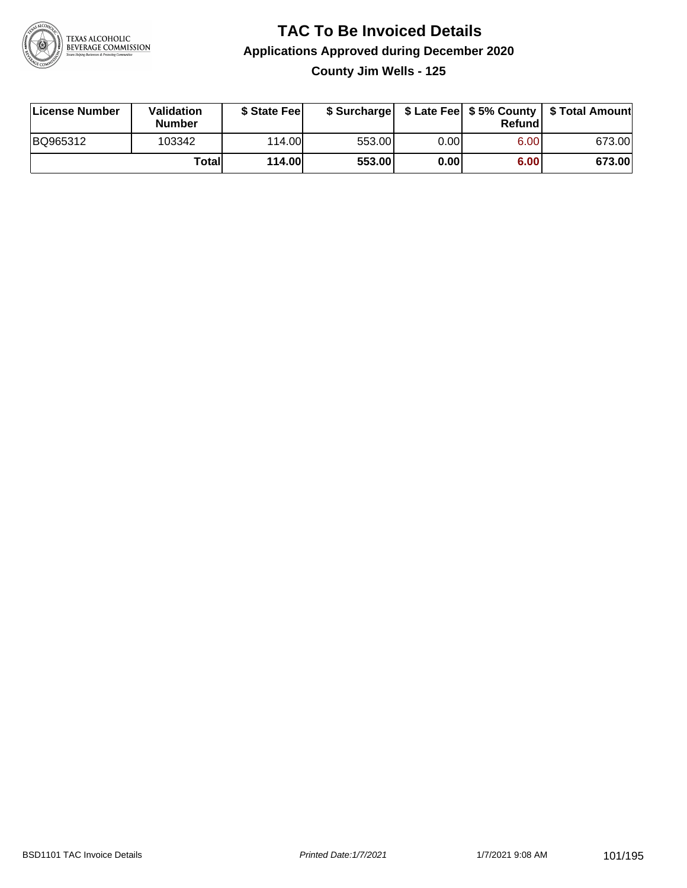# TAC To Be Invoiced Details

## Applications Approved during December 2020

### County Jim Wells - 125

| License Number | Validation Number | $ State Fee | $ Surcharge | $ Late Fee | $ 5% County Refund | $ Total Amount |
|---|---|---|---|---|---|---|
| BQ965312 | 103342 | 114.00 | 553.00 | 0.00 | 6.00 | 673.00 |
| | **Total** | **114.00** | **553.00** | **0.00** | **6.00** | **673.00** |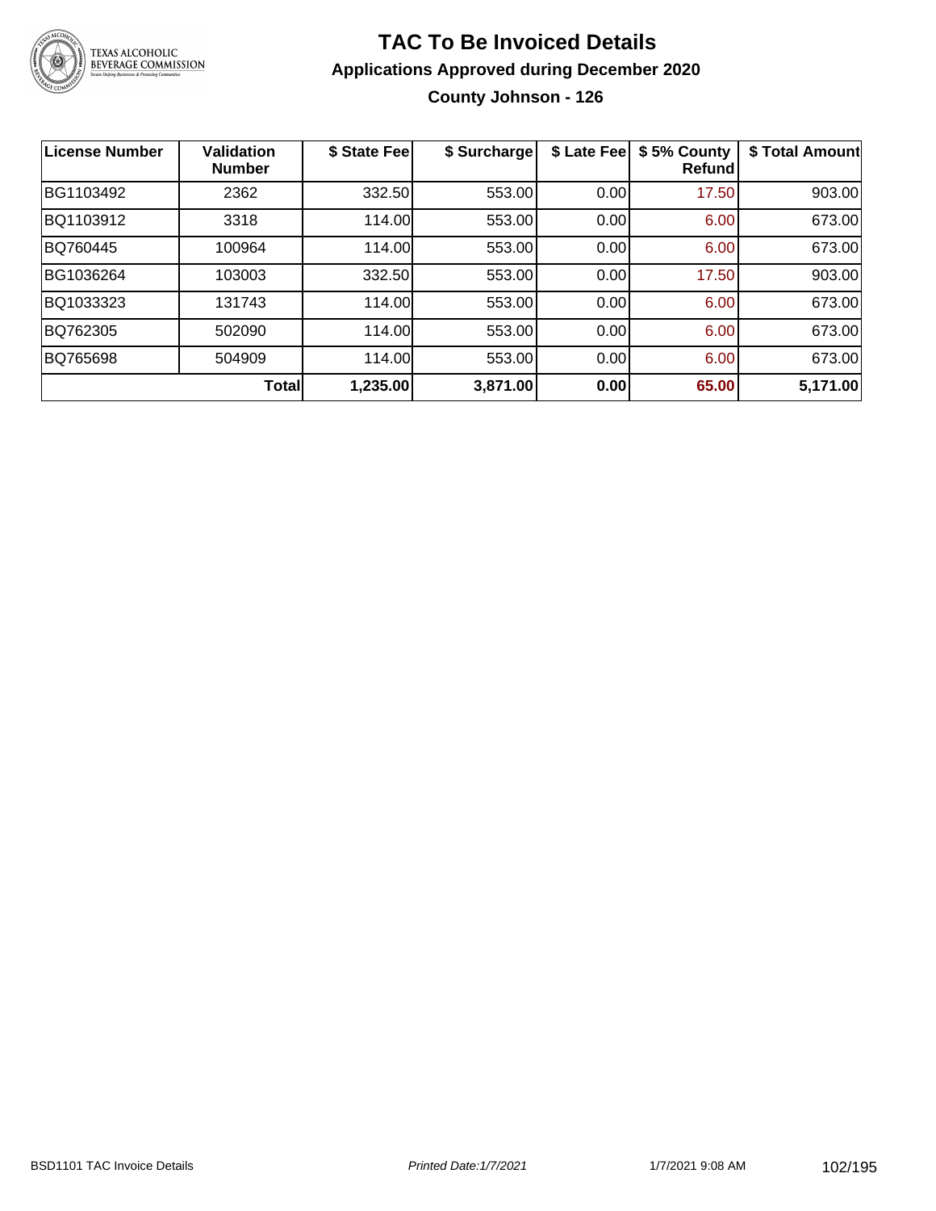# TAC To Be Invoiced Details

## Applications Approved during December 2020

### County Johnson - 126

| License Number | Validation Number | $ State Fee | $ Surcharge | $ Late Fee | $ 5% County Refund | $ Total Amount |
|---|---|---|---|---|---|---|
| BG1103492 | 2362 | 332.50 | 553.00 | 0.00 | 17.50 | 903.00 |
| BQ1103912 | 3318 | 114.00 | 553.00 | 0.00 | 6.00 | 673.00 |
| BQ760445 | 100964 | 114.00 | 553.00 | 0.00 | 6.00 | 673.00 |
| BG1036264 | 103003 | 332.50 | 553.00 | 0.00 | 17.50 | 903.00 |
| BQ1033323 | 131743 | 114.00 | 553.00 | 0.00 | 6.00 | 673.00 |
| BQ762305 | 502090 | 114.00 | 553.00 | 0.00 | 6.00 | 673.00 |
| BQ765698 | 504909 | 114.00 | 553.00 | 0.00 | 6.00 | 673.00 |
| | **Total** | **1,235.00** | **3,871.00** | **0.00** | **65.00** | **5,171.00** |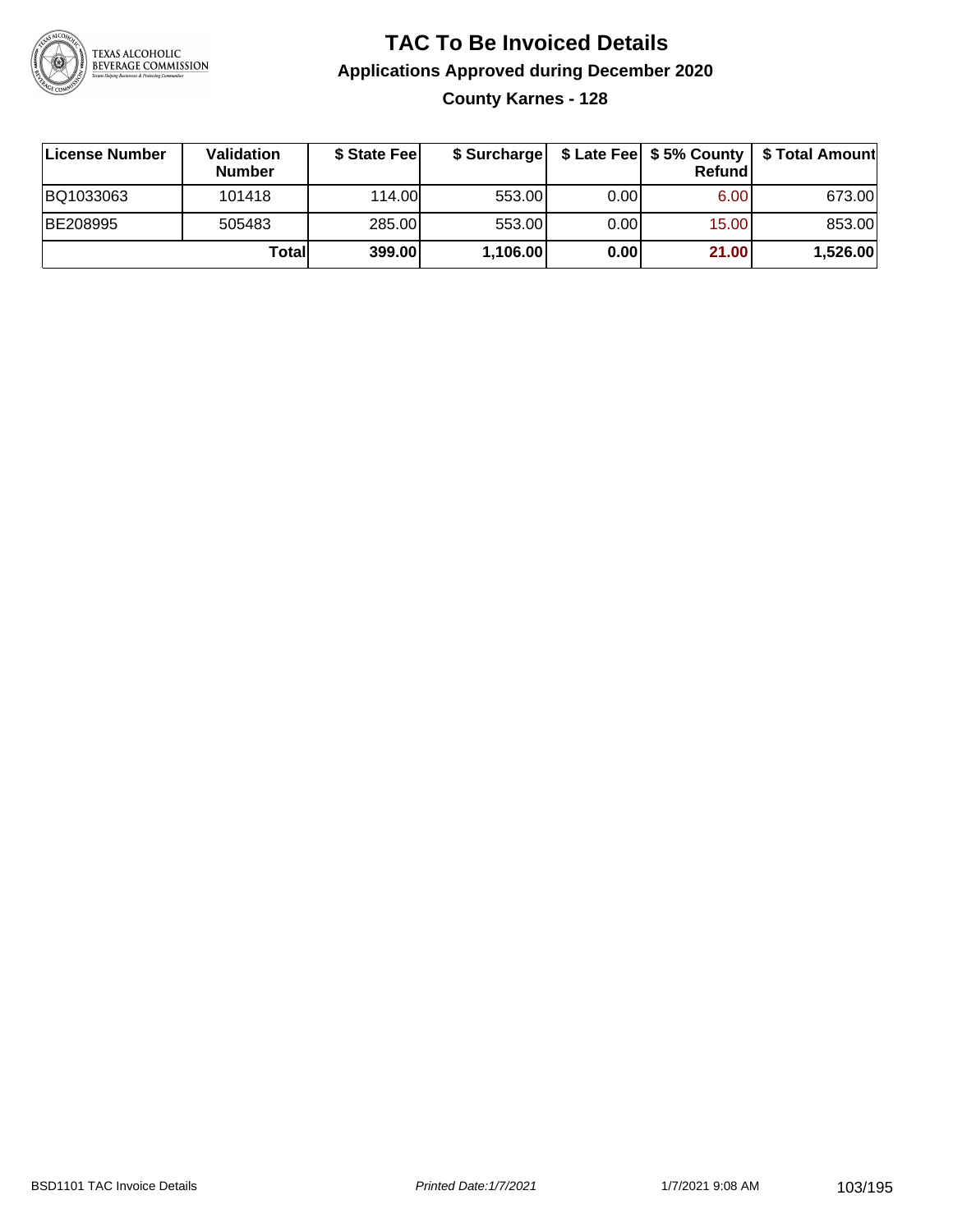# TAC To Be Invoiced Details

## Applications Approved during December 2020

### County Karnes - 128

| License Number | Validation Number | $ State Fee | $ Surcharge | $ Late Fee | $ 5% County Refund | $ Total Amount |
|---|---|---|---|---|---|---|
| BQ1033063 | 101418 | 114.00 | 553.00 | 0.00 | 6.00 | 673.00 |
| BE208995 | 505483 | 285.00 | 553.00 | 0.00 | 15.00 | 853.00 |
| | **Total** | **399.00** | **1,106.00** | **0.00** | **21.00** | **1,526.00** |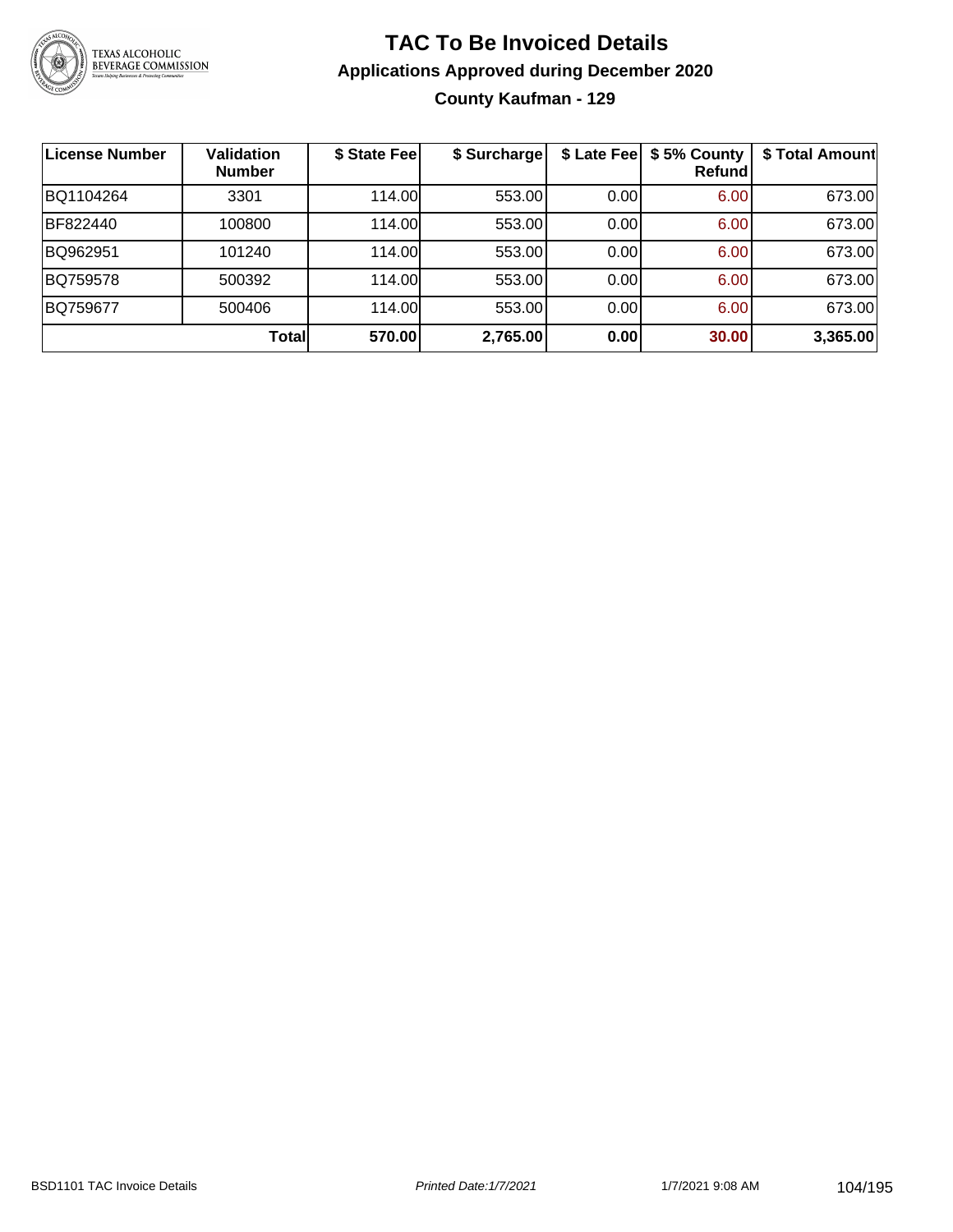# TAC To Be Invoiced Details

## Applications Approved during December 2020

### County Kaufman - 129

| License Number | Validation Number | $ State Fee | $ Surcharge | $ Late Fee | $ 5% County Refund | $ Total Amount |
|---|---|---|---|---|---|---|
| BQ1104264 | 3301 | 114.00 | 553.00 | 0.00 | 6.00 | 673.00 |
| BF822440 | 100800 | 114.00 | 553.00 | 0.00 | 6.00 | 673.00 |
| BQ962951 | 101240 | 114.00 | 553.00 | 0.00 | 6.00 | 673.00 |
| BQ759578 | 500392 | 114.00 | 553.00 | 0.00 | 6.00 | 673.00 |
| BQ759677 | 500406 | 114.00 | 553.00 | 0.00 | 6.00 | 673.00 |
| | **Total** | **570.00** | **2,765.00** | **0.00** | **30.00** | **3,365.00** |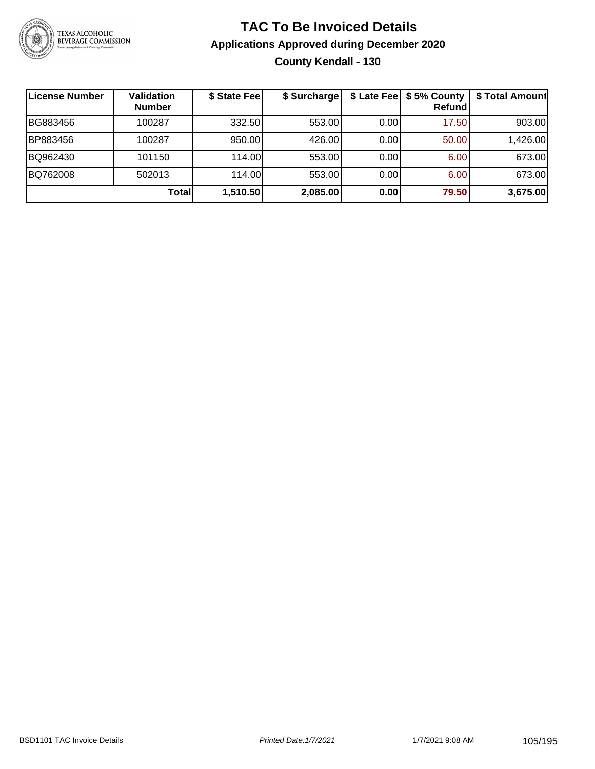# TAC To Be Invoiced Details

## Applications Approved during December 2020

### County Kendall - 130

| License Number | Validation Number | $ State Fee | $ Surcharge | $ Late Fee | $ 5% County Refund | $ Total Amount |
|---|---|---|---|---|---|---|
| BG883456 | 100287 | 332.50 | 553.00 | 0.00 | 17.50 | 903.00 |
| BP883456 | 100287 | 950.00 | 426.00 | 0.00 | 50.00 | 1,426.00 |
| BQ962430 | 101150 | 114.00 | 553.00 | 0.00 | 6.00 | 673.00 |
| BQ762008 | 502013 | 114.00 | 553.00 | 0.00 | 6.00 | 673.00 |
| | **Total** | **1,510.50** | **2,085.00** | **0.00** | **79.50** | **3,675.00** |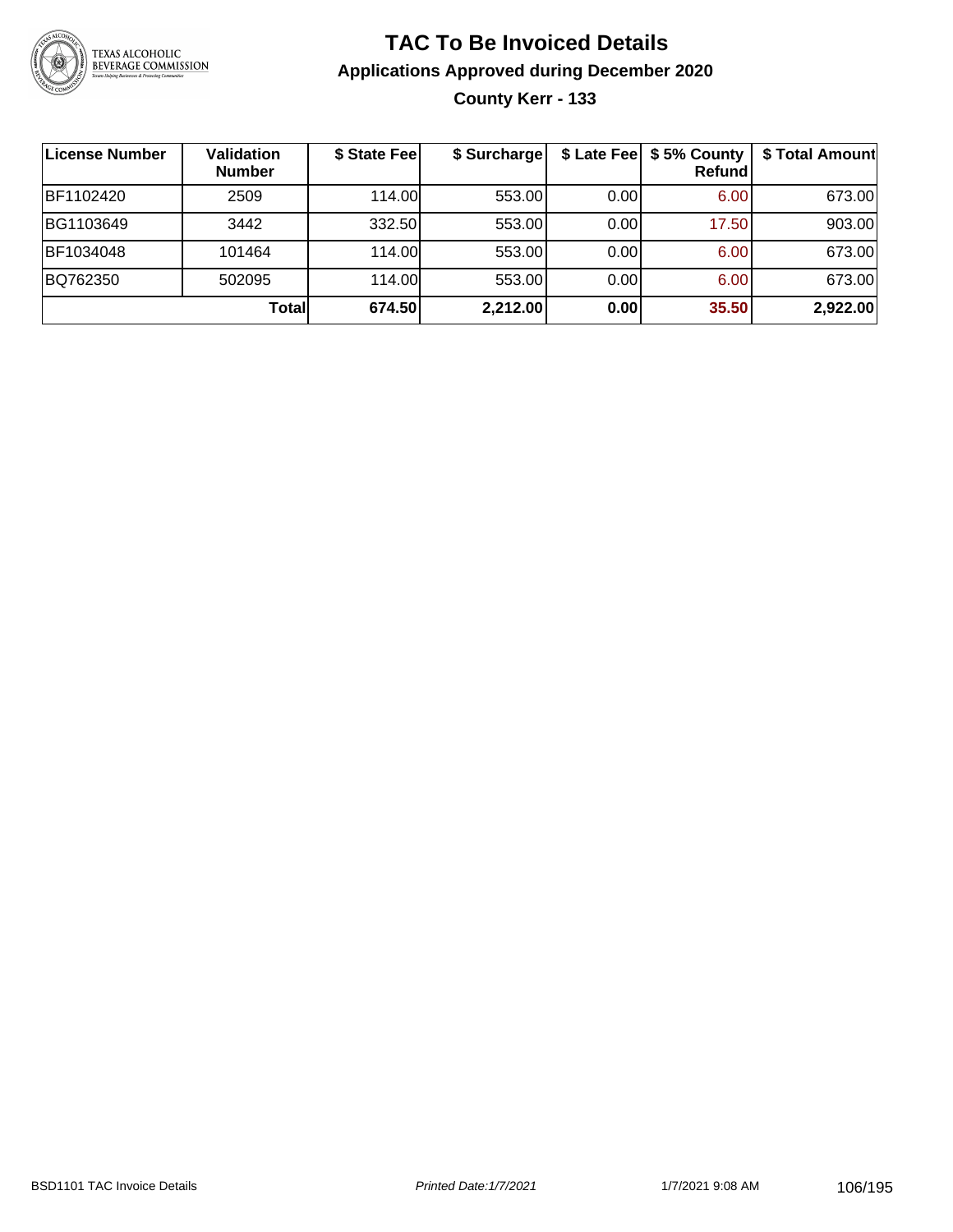# TAC To Be Invoiced Details

## Applications Approved during December 2020

### County Kerr - 133

| License Number | Validation Number | $ State Fee | $ Surcharge | $ Late Fee | $ 5% County Refund | $ Total Amount |
|---|---|---|---|---|---|---|
| BF1102420 | 2509 | 114.00 | 553.00 | 0.00 | 6.00 | 673.00 |
| BG1103649 | 3442 | 332.50 | 553.00 | 0.00 | 17.50 | 903.00 |
| BF1034048 | 101464 | 114.00 | 553.00 | 0.00 | 6.00 | 673.00 |
| BQ762350 | 502095 | 114.00 | 553.00 | 0.00 | 6.00 | 673.00 |
| | **Total** | **674.50** | **2,212.00** | **0.00** | **35.50** | **2,922.00** |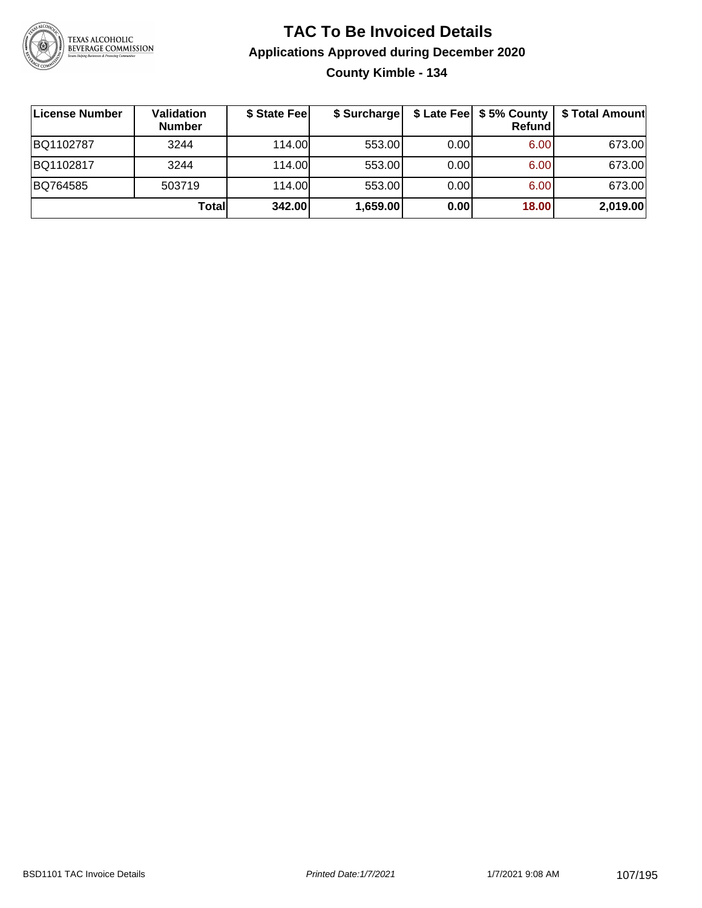# TAC To Be Invoiced Details

## Applications Approved during December 2020

### County Kimble - 134

| License Number | Validation Number | $ State Fee | $ Surcharge | $ Late Fee | $ 5% County Refund | $ Total Amount |
|---|---|---|---|---|---|---|
| BQ1102787 | 3244 | 114.00 | 553.00 | 0.00 | 6.00 | 673.00 |
| BQ1102817 | 3244 | 114.00 | 553.00 | 0.00 | 6.00 | 673.00 |
| BQ764585 | 503719 | 114.00 | 553.00 | 0.00 | 6.00 | 673.00 |
| | **Total** | **342.00** | **1,659.00** | **0.00** | **18.00** | **2,019.00** |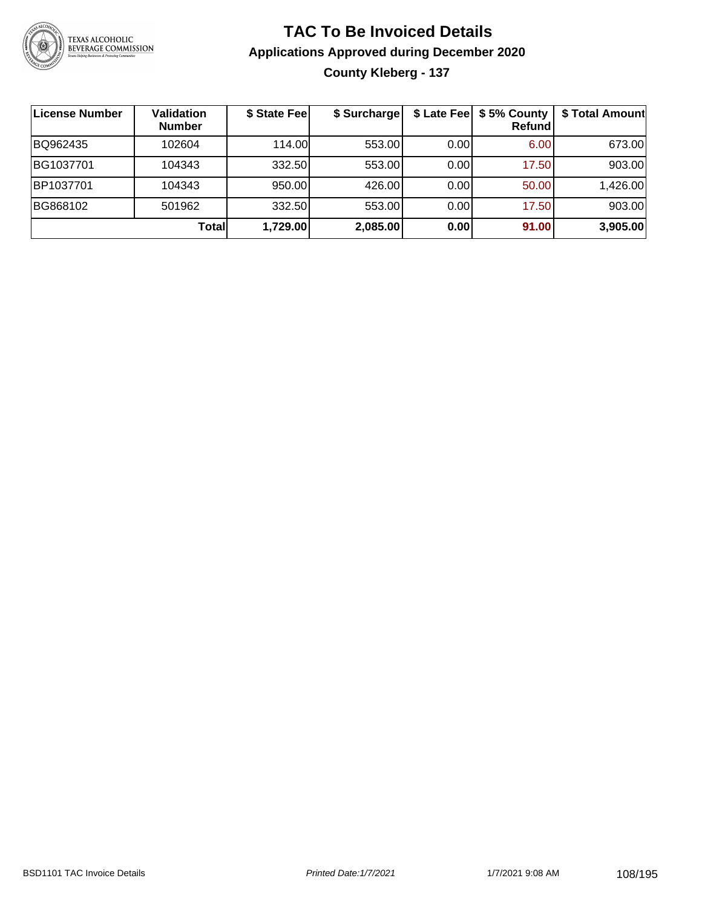# TAC To Be Invoiced Details

## Applications Approved during December 2020

### County Kleberg - 137

| License Number | Validation Number | $ State Fee | $ Surcharge | $ Late Fee | $ 5% County Refund | $ Total Amount |
|---|---|---|---|---|---|---|
| BQ962435 | 102604 | 114.00 | 553.00 | 0.00 | 6.00 | 673.00 |
| BG1037701 | 104343 | 332.50 | 553.00 | 0.00 | 17.50 | 903.00 |
| BP1037701 | 104343 | 950.00 | 426.00 | 0.00 | 50.00 | 1,426.00 |
| BG868102 | 501962 | 332.50 | 553.00 | 0.00 | 17.50 | 903.00 |
| | **Total** | **1,729.00** | **2,085.00** | **0.00** | **91.00** | **3,905.00** |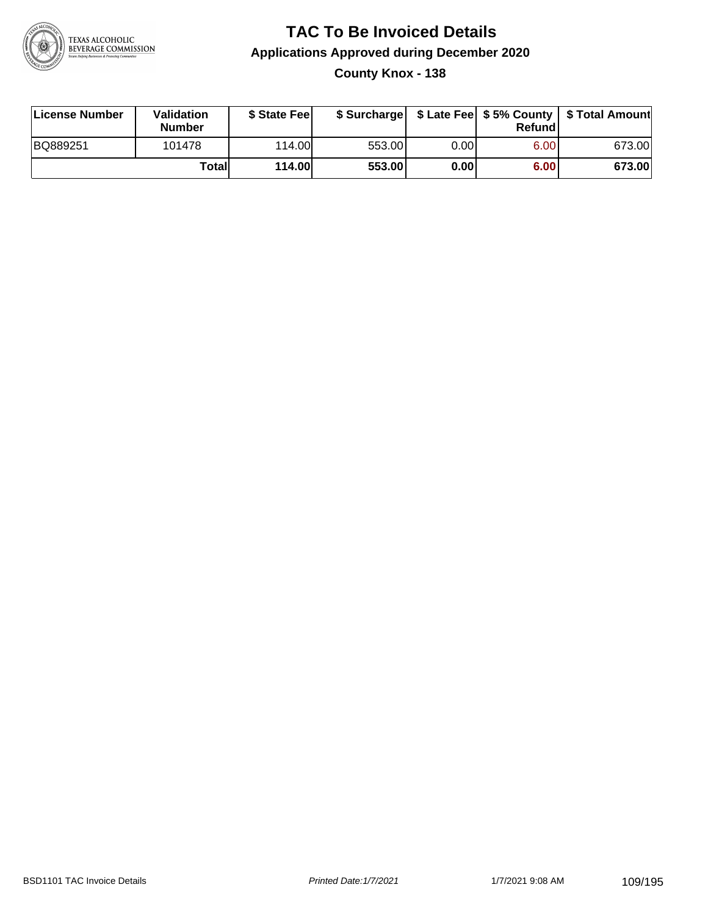# TAC To Be Invoiced Details

## Applications Approved during December 2020

### County Knox - 138

| License Number | Validation Number | $ State Fee | $ Surcharge | $ Late Fee | $ 5% County Refund | $ Total Amount |
|---|---|---|---|---|---|---|
| BQ889251 | 101478 | 114.00 | 553.00 | 0.00 | 6.00 | 673.00 |
| | **Total** | **114.00** | **553.00** | **0.00** | **6.00** | **673.00** |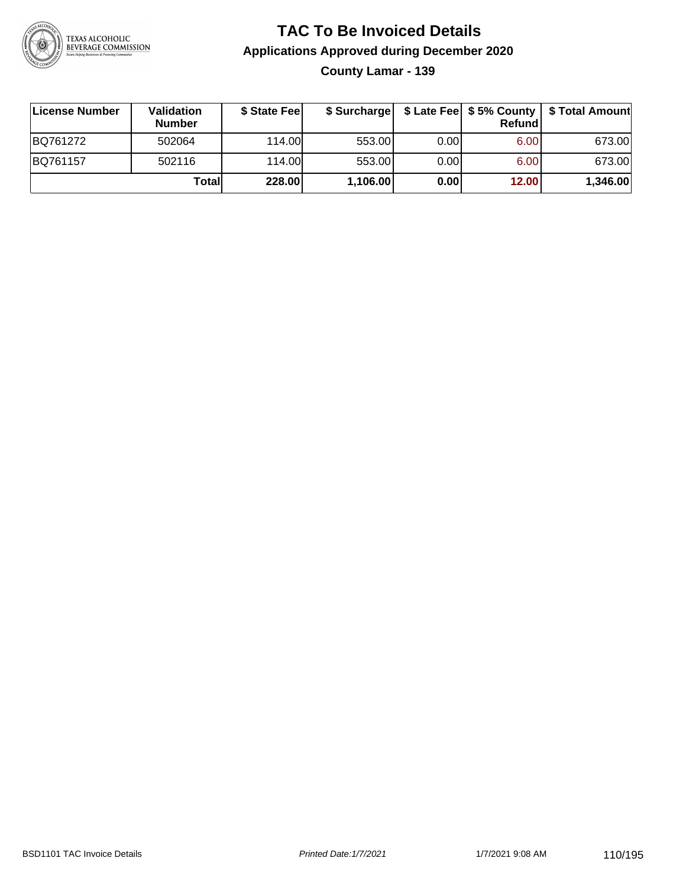# TAC To Be Invoiced Details

## Applications Approved during December 2020

### County Lamar - 139

| License Number | Validation Number | $ State Fee | $ Surcharge | $ Late Fee | $ 5% County Refund | $ Total Amount |
|---|---|---|---|---|---|---|
| BQ761272 | 502064 | 114.00 | 553.00 | 0.00 | 6.00 | 673.00 |
| BQ761157 | 502116 | 114.00 | 553.00 | 0.00 | 6.00 | 673.00 |
| | **Total** | **228.00** | **1,106.00** | **0.00** | **12.00** | **1,346.00** |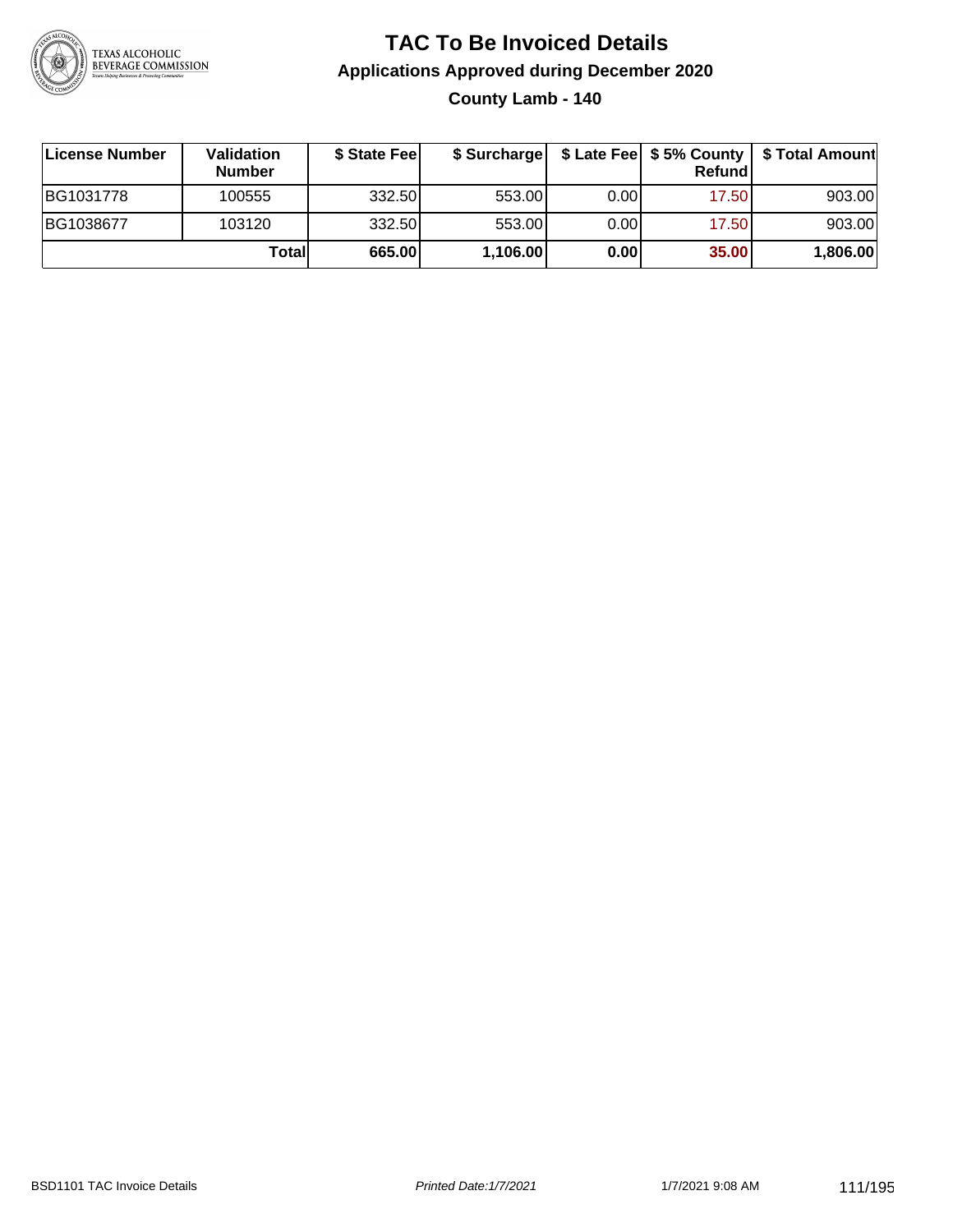# TAC To Be Invoiced Details

## Applications Approved during December 2020

### County Lamb - 140

| License Number | Validation Number | $ State Fee | $ Surcharge | $ Late Fee | $ 5% County Refund | $ Total Amount |
|---|---|---|---|---|---|---|
| BG1031778 | 100555 | 332.50 | 553.00 | 0.00 | 17.50 | 903.00 |
| BG1038677 | 103120 | 332.50 | 553.00 | 0.00 | 17.50 | 903.00 |
| | **Total** | **665.00** | **1,106.00** | **0.00** | **35.00** | **1,806.00** |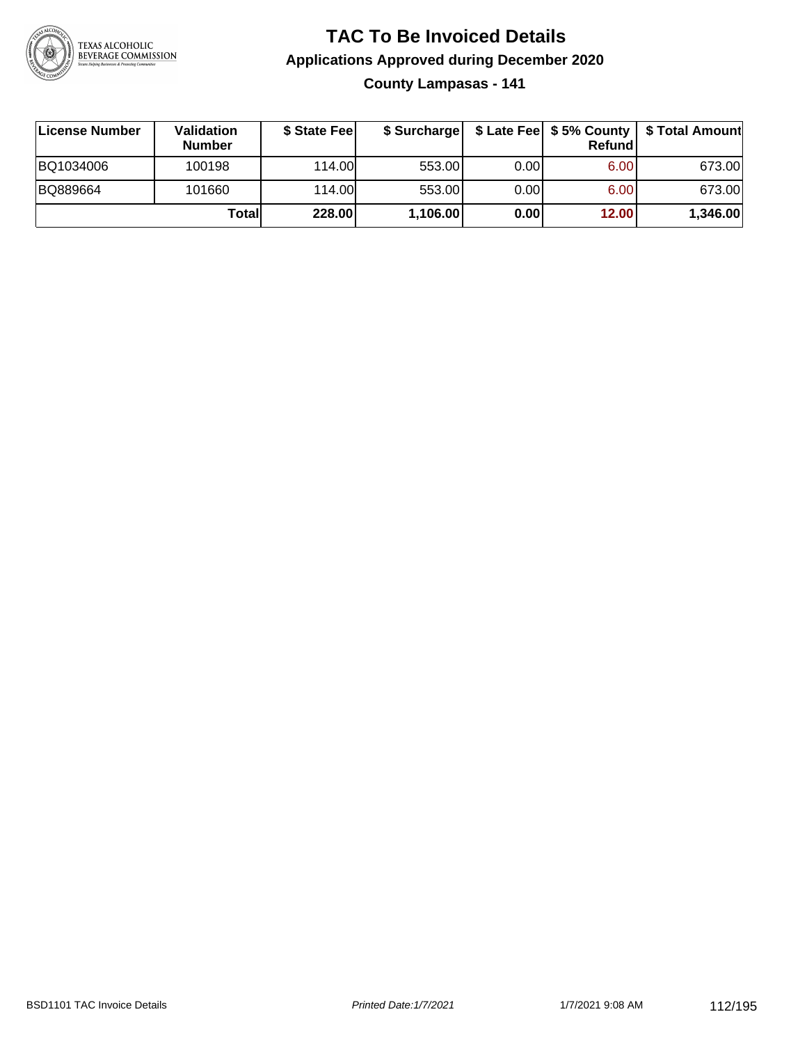# TAC To Be Invoiced Details

## Applications Approved during December 2020

### County Lampasas - 141

| License Number | Validation Number | $ State Fee | $ Surcharge | $ Late Fee | $ 5% County Refund | $ Total Amount |
|---|---|---|---|---|---|---|
| BQ1034006 | 100198 | 114.00 | 553.00 | 0.00 | 6.00 | 673.00 |
| BQ889664 | 101660 | 114.00 | 553.00 | 0.00 | 6.00 | 673.00 |
| | **Total** | **228.00** | **1,106.00** | **0.00** | **12.00** | **1,346.00** |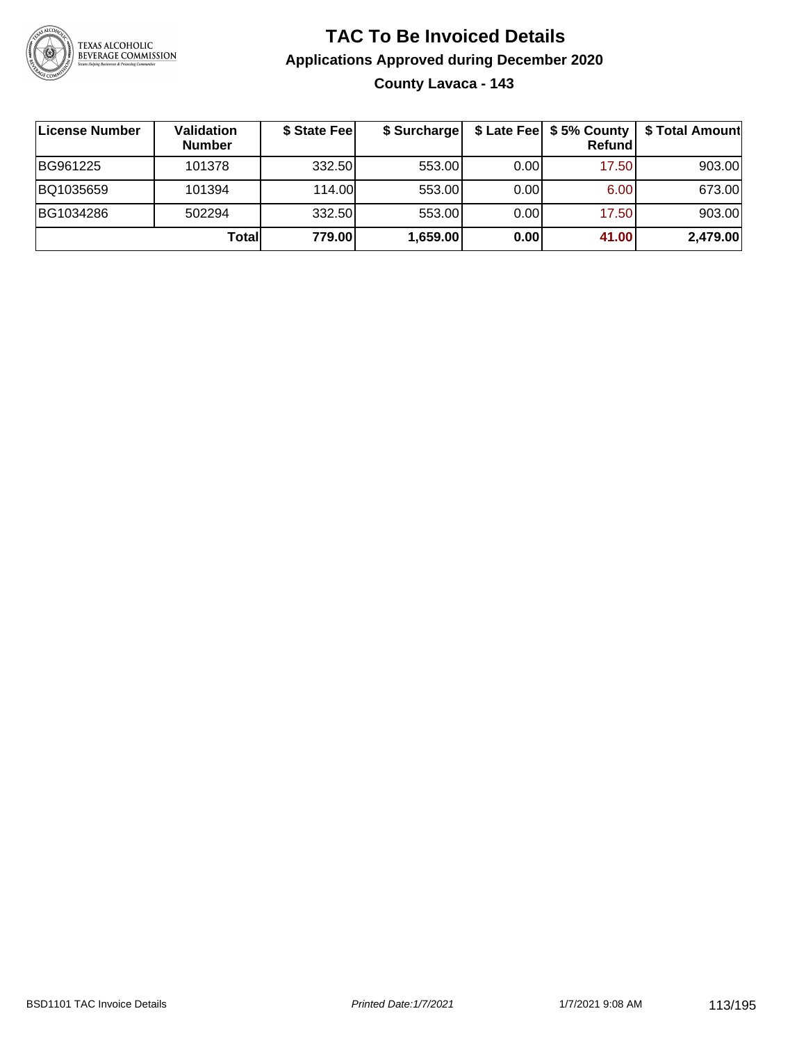# TAC To Be Invoiced Details

## Applications Approved during December 2020

### County Lavaca - 143

| License Number | Validation Number | $ State Fee | $ Surcharge | $ Late Fee | $ 5% County Refund | $ Total Amount |
|---|---|---|---|---|---|---|
| BG961225 | 101378 | 332.50 | 553.00 | 0.00 | 17.50 | 903.00 |
| BQ1035659 | 101394 | 114.00 | 553.00 | 0.00 | 6.00 | 673.00 |
| BG1034286 | 502294 | 332.50 | 553.00 | 0.00 | 17.50 | 903.00 |
| | **Total** | **779.00** | **1,659.00** | **0.00** | **41.00** | **2,479.00** |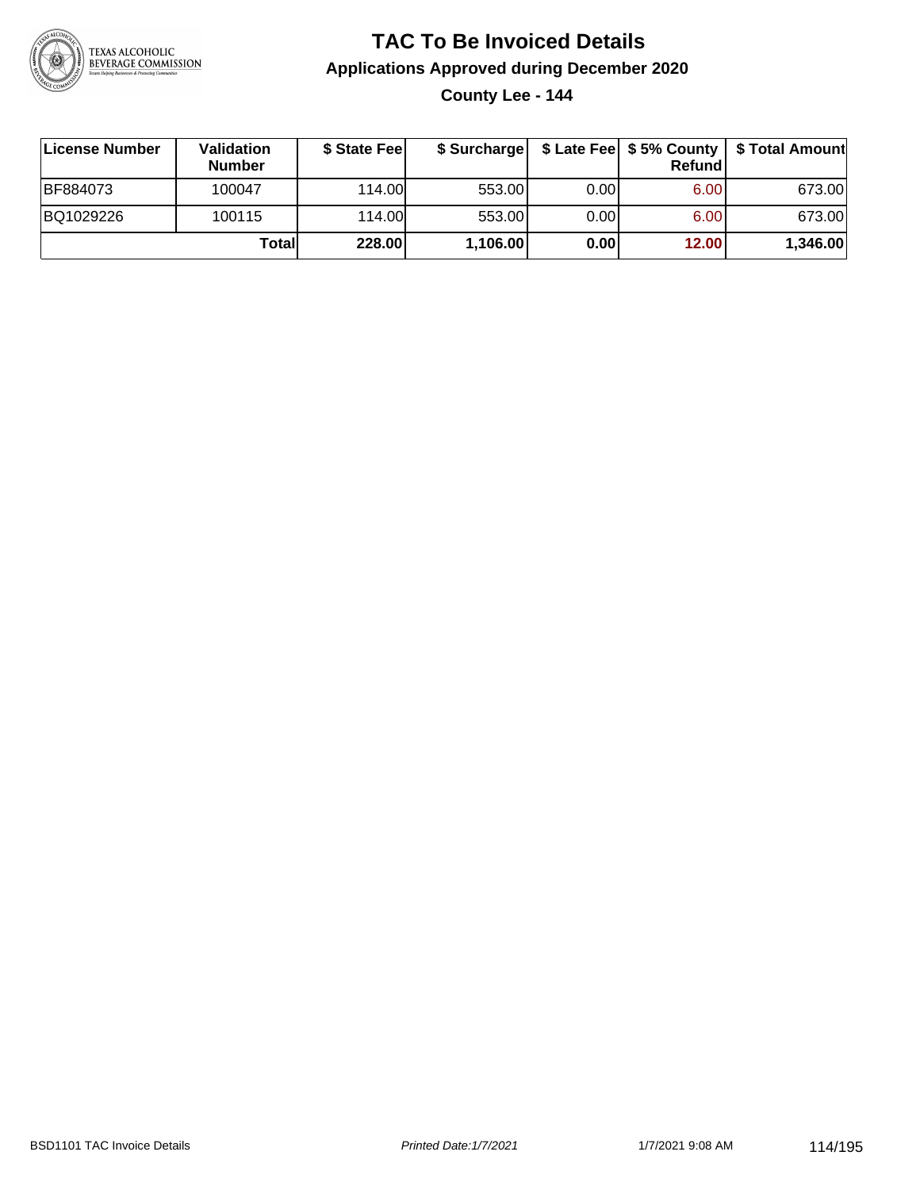# TAC To Be Invoiced Details

## Applications Approved during December 2020

### County Lee - 144

| License Number | Validation Number | $ State Fee | $ Surcharge | $ Late Fee | $ 5% County Refund | $ Total Amount |
|---|---|---|---|---|---|---|
| BF884073 | 100047 | 114.00 | 553.00 | 0.00 | 6.00 | 673.00 |
| BQ1029226 | 100115 | 114.00 | 553.00 | 0.00 | 6.00 | 673.00 |
| | **Total** | **228.00** | **1,106.00** | **0.00** | **12.00** | **1,346.00** |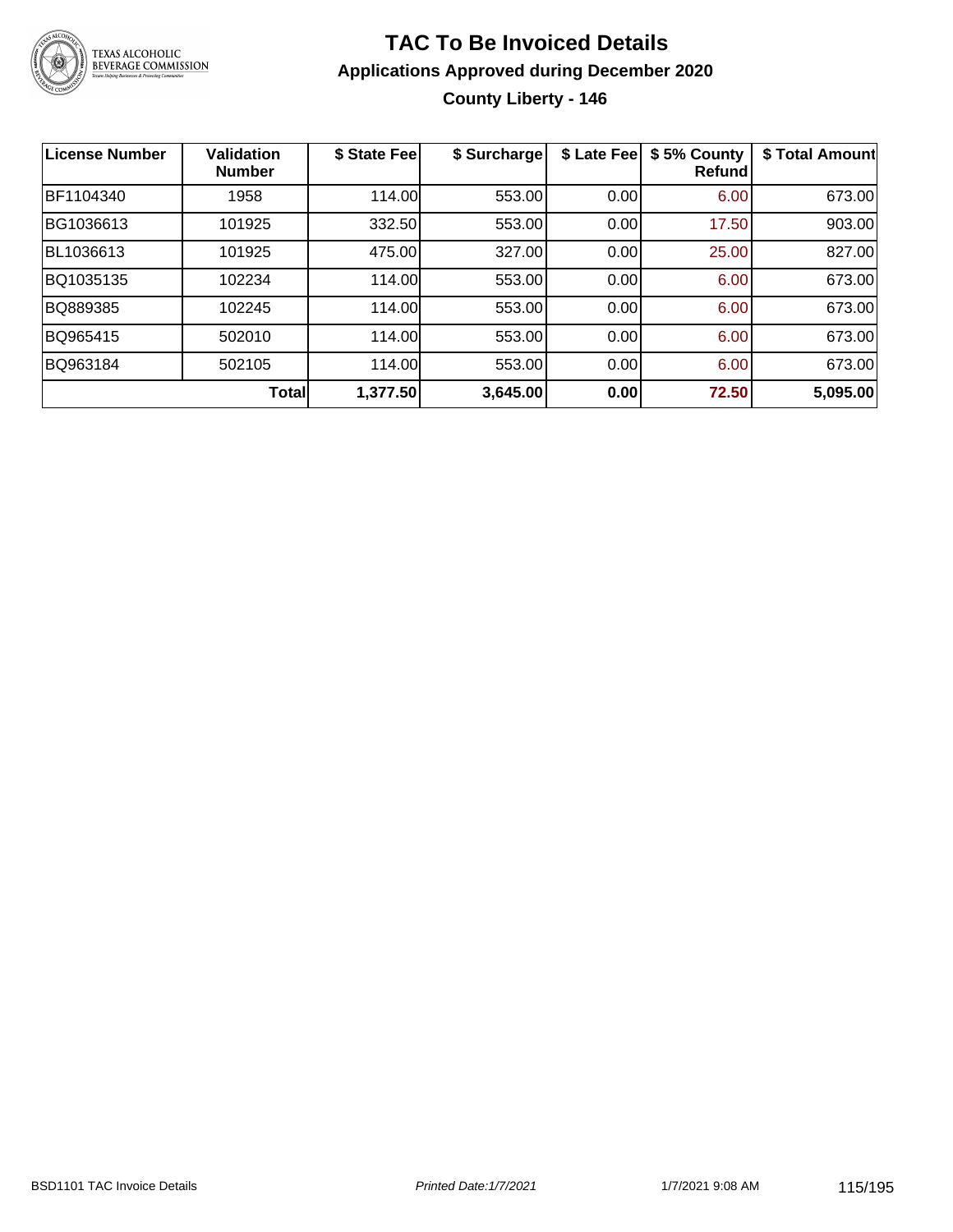# TAC To Be Invoiced Details

## Applications Approved during December 2020

### County Liberty - 146

| License Number | Validation Number | $ State Fee | $ Surcharge | $ Late Fee | $ 5% County Refund | $ Total Amount |
|---|---|---|---|---|---|---|
| BF1104340 | 1958 | 114.00 | 553.00 | 0.00 | 6.00 | 673.00 |
| BG1036613 | 101925 | 332.50 | 553.00 | 0.00 | 17.50 | 903.00 |
| BL1036613 | 101925 | 475.00 | 327.00 | 0.00 | 25.00 | 827.00 |
| BQ1035135 | 102234 | 114.00 | 553.00 | 0.00 | 6.00 | 673.00 |
| BQ889385 | 102245 | 114.00 | 553.00 | 0.00 | 6.00 | 673.00 |
| BQ965415 | 502010 | 114.00 | 553.00 | 0.00 | 6.00 | 673.00 |
| BQ963184 | 502105 | 114.00 | 553.00 | 0.00 | 6.00 | 673.00 |
| | **Total** | **1,377.50** | **3,645.00** | **0.00** | **72.50** | **5,095.00** |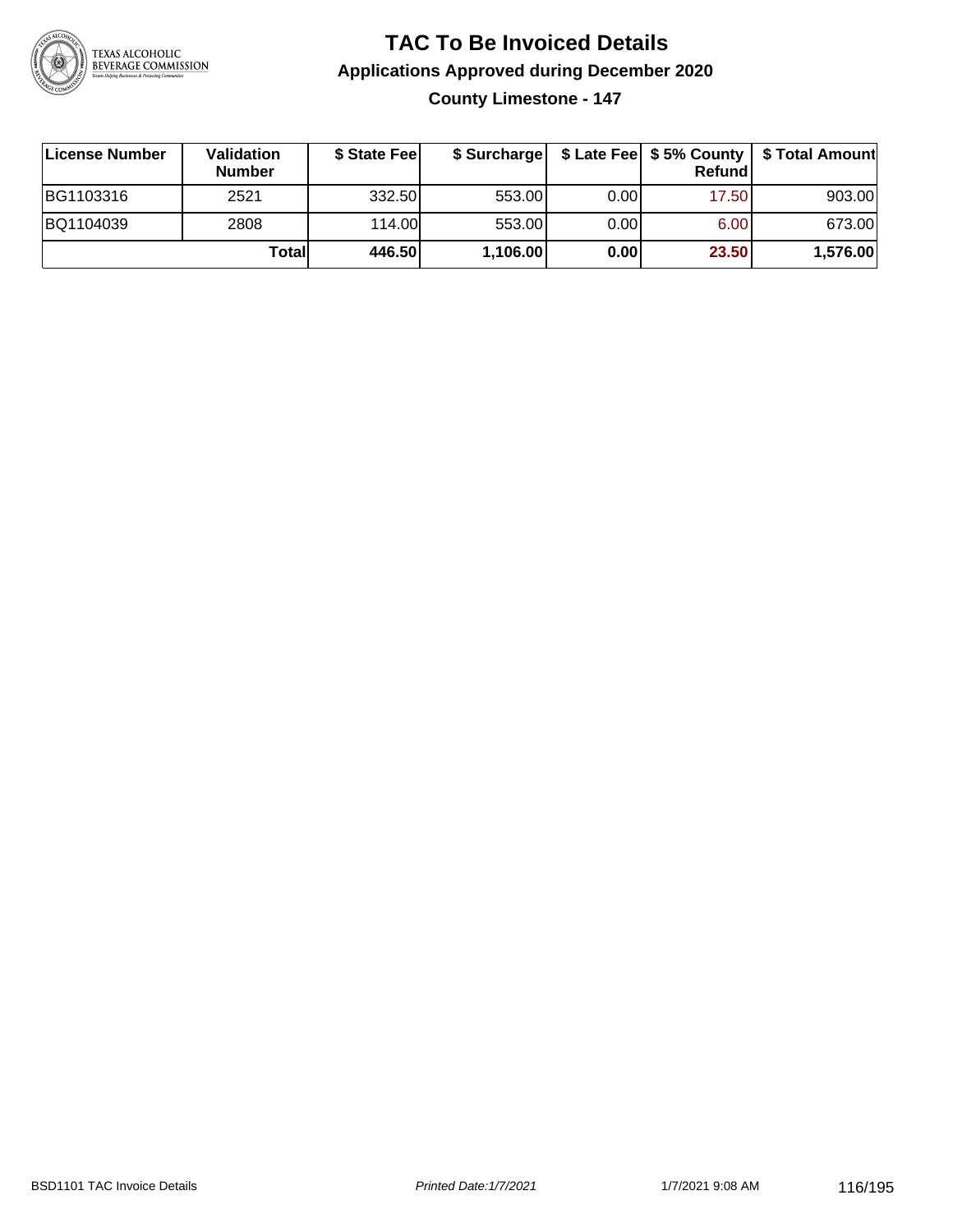# TAC To Be Invoiced Details

## Applications Approved during December 2020

### County Limestone - 147

| License Number | Validation Number | $ State Fee | $ Surcharge | $ Late Fee | $ 5% County Refund | $ Total Amount |
|---|---|---|---|---|---|---|
| BG1103316 | 2521 | 332.50 | 553.00 | 0.00 | 17.50 | 903.00 |
| BQ1104039 | 2808 | 114.00 | 553.00 | 0.00 | 6.00 | 673.00 |
| | **Total** | **446.50** | **1,106.00** | **0.00** | **23.50** | **1,576.00** |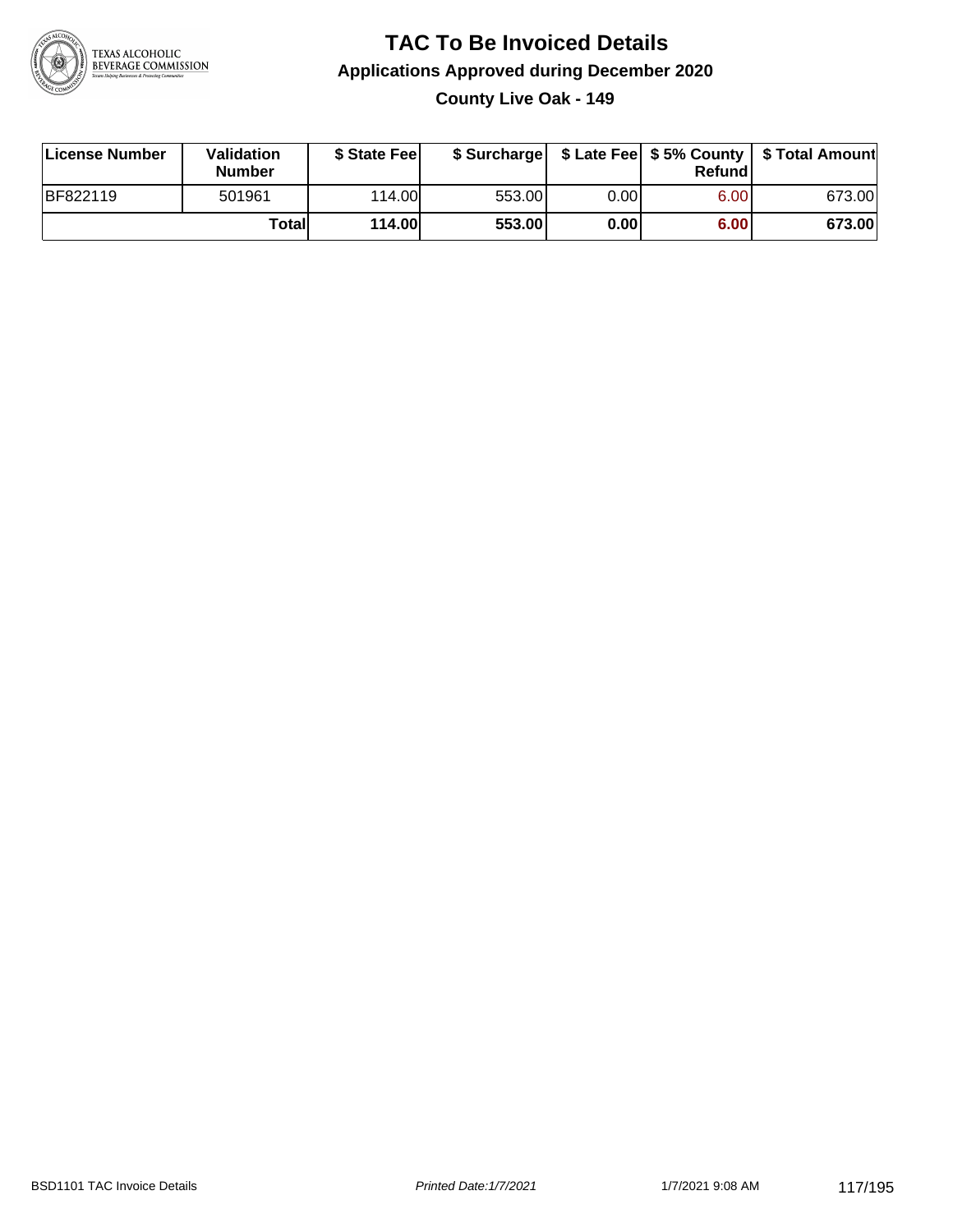# TAC To Be Invoiced Details

## Applications Approved during December 2020

### County Live Oak - 149

| License Number | Validation Number | $ State Fee | $ Surcharge | $ Late Fee | $ 5% County Refund | $ Total Amount |
|---|---|---|---|---|---|---|
| BF822119 | 501961 | 114.00 | 553.00 | 0.00 | 6.00 | 673.00 |
| | **Total** | **114.00** | **553.00** | **0.00** | **6.00** | **673.00** |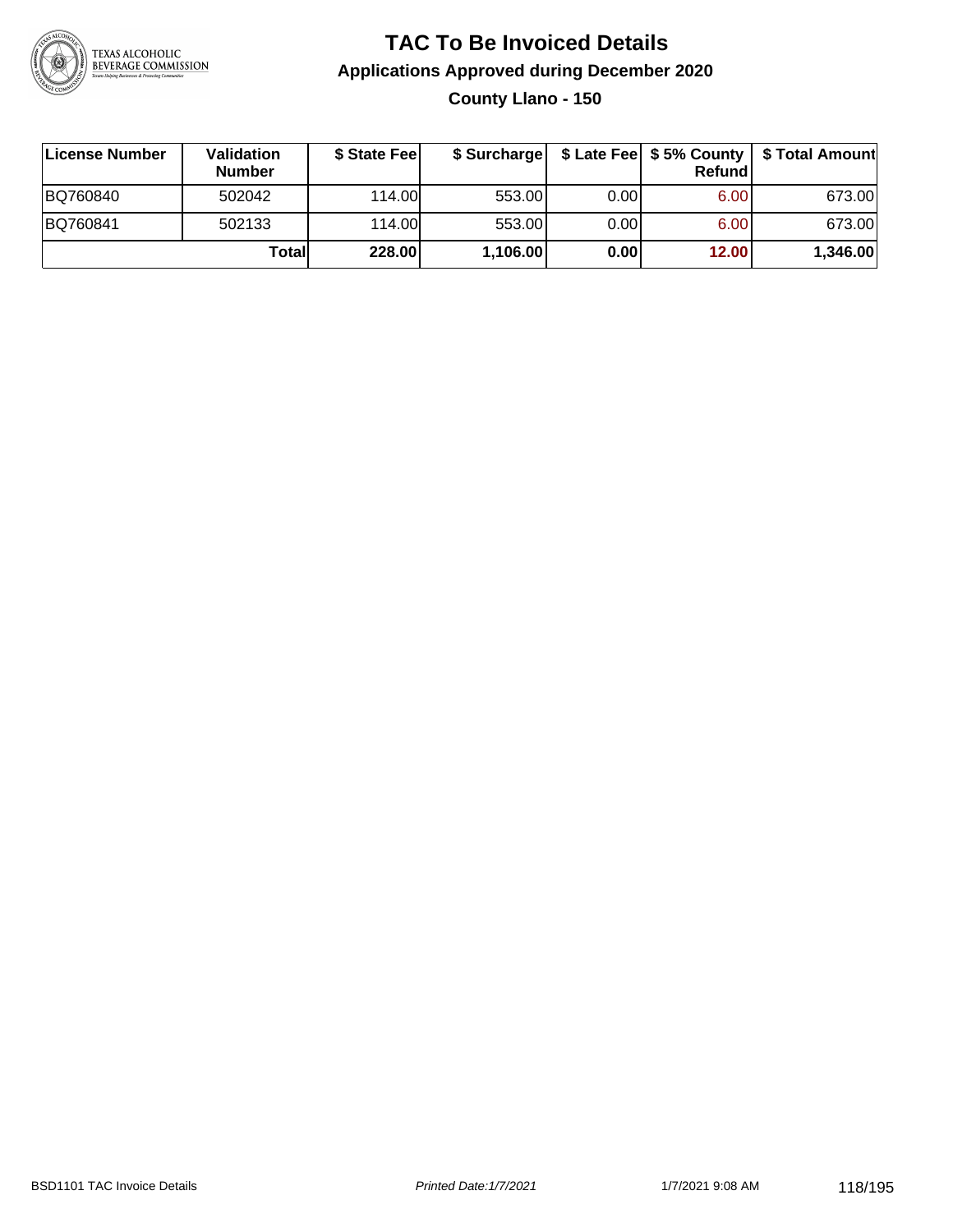# TAC To Be Invoiced Details

## Applications Approved during December 2020

### County Llano - 150

| License Number | Validation Number | $ State Fee | $ Surcharge | $ Late Fee | $ 5% County Refund | $ Total Amount |
|---|---|---|---|---|---|---|
| BQ760840 | 502042 | 114.00 | 553.00 | 0.00 | 6.00 | 673.00 |
| BQ760841 | 502133 | 114.00 | 553.00 | 0.00 | 6.00 | 673.00 |
| | **Total** | **228.00** | **1,106.00** | **0.00** | **12.00** | **1,346.00** |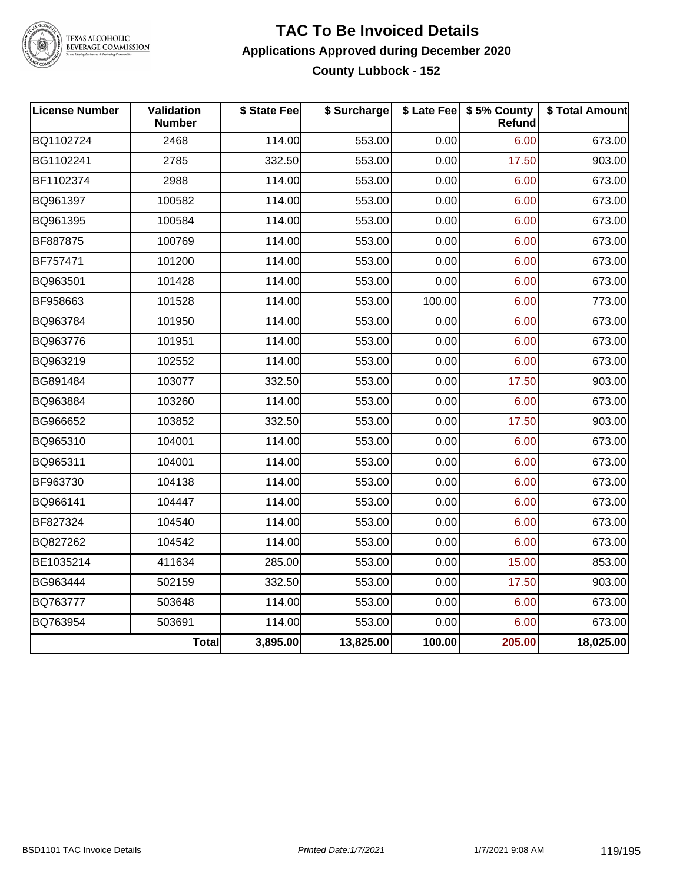# TAC To Be Invoiced Details

## Applications Approved during December 2020

### County Lubbock - 152

| License Number | Validation Number | $ State Fee | $ Surcharge | $ Late Fee | $ 5% County Refund | $ Total Amount |
|---|---|---|---|---|---|---|
| BQ1102724 | 2468 | 114.00 | 553.00 | 0.00 | 6.00 | 673.00 |
| BG1102241 | 2785 | 332.50 | 553.00 | 0.00 | 17.50 | 903.00 |
| BF1102374 | 2988 | 114.00 | 553.00 | 0.00 | 6.00 | 673.00 |
| BQ961397 | 100582 | 114.00 | 553.00 | 0.00 | 6.00 | 673.00 |
| BQ961395 | 100584 | 114.00 | 553.00 | 0.00 | 6.00 | 673.00 |
| BF887875 | 100769 | 114.00 | 553.00 | 0.00 | 6.00 | 673.00 |
| BF757471 | 101200 | 114.00 | 553.00 | 0.00 | 6.00 | 673.00 |
| BQ963501 | 101428 | 114.00 | 553.00 | 0.00 | 6.00 | 673.00 |
| BF958663 | 101528 | 114.00 | 553.00 | 100.00 | 6.00 | 773.00 |
| BQ963784 | 101950 | 114.00 | 553.00 | 0.00 | 6.00 | 673.00 |
| BQ963776 | 101951 | 114.00 | 553.00 | 0.00 | 6.00 | 673.00 |
| BQ963219 | 102552 | 114.00 | 553.00 | 0.00 | 6.00 | 673.00 |
| BG891484 | 103077 | 332.50 | 553.00 | 0.00 | 17.50 | 903.00 |
| BQ963884 | 103260 | 114.00 | 553.00 | 0.00 | 6.00 | 673.00 |
| BG966652 | 103852 | 332.50 | 553.00 | 0.00 | 17.50 | 903.00 |
| BQ965310 | 104001 | 114.00 | 553.00 | 0.00 | 6.00 | 673.00 |
| BQ965311 | 104001 | 114.00 | 553.00 | 0.00 | 6.00 | 673.00 |
| BF963730 | 104138 | 114.00 | 553.00 | 0.00 | 6.00 | 673.00 |
| BQ966141 | 104447 | 114.00 | 553.00 | 0.00 | 6.00 | 673.00 |
| BF827324 | 104540 | 114.00 | 553.00 | 0.00 | 6.00 | 673.00 |
| BQ827262 | 104542 | 114.00 | 553.00 | 0.00 | 6.00 | 673.00 |
| BE1035214 | 411634 | 285.00 | 553.00 | 0.00 | 15.00 | 853.00 |
| BG963444 | 502159 | 332.50 | 553.00 | 0.00 | 17.50 | 903.00 |
| BQ763777 | 503648 | 114.00 | 553.00 | 0.00 | 6.00 | 673.00 |
| BQ763954 | 503691 | 114.00 | 553.00 | 0.00 | 6.00 | 673.00 |
| | **Total** | **3,895.00** | **13,825.00** | **100.00** | **205.00** | **18,025.00** |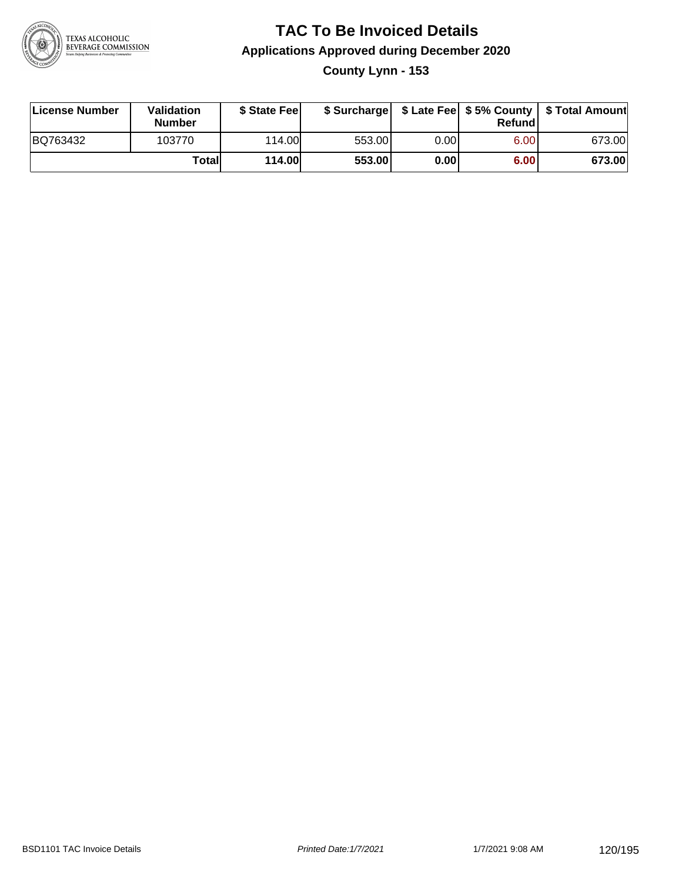# TAC To Be Invoiced Details

## Applications Approved during December 2020

### County Lynn - 153

| License Number | Validation Number | $ State Fee | $ Surcharge | $ Late Fee | $ 5% County Refund | $ Total Amount |
|---|---|---|---|---|---|---|
| BQ763432 | 103770 | 114.00 | 553.00 | 0.00 | 6.00 | 673.00 |
| | **Total** | **114.00** | **553.00** | **0.00** | **6.00** | **673.00** |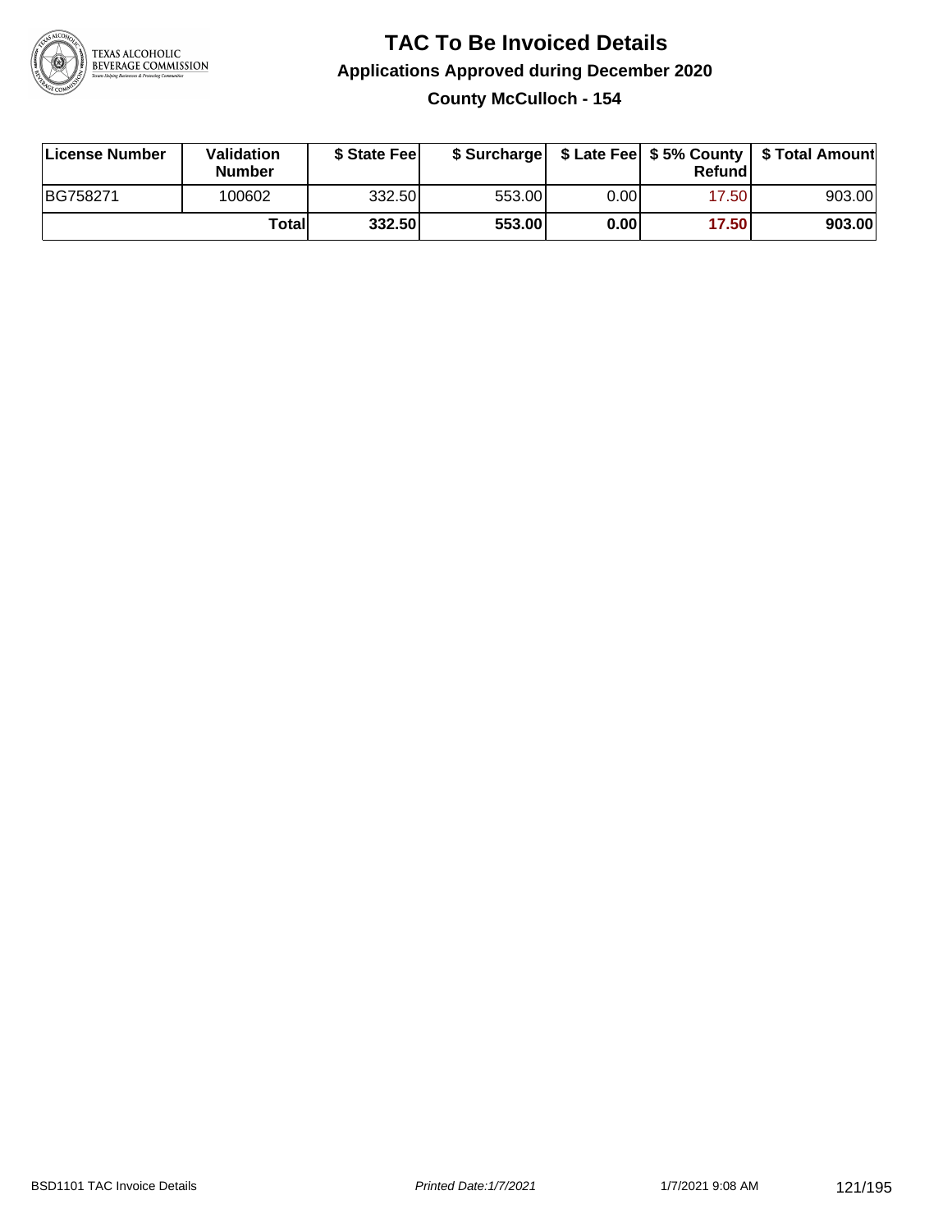# TAC To Be Invoiced Details

## Applications Approved during December 2020

### County McCulloch - 154

| License Number | Validation Number | $ State Fee | $ Surcharge | $ Late Fee | $ 5% County Refund | $ Total Amount |
|---|---|---|---|---|---|---|
| BG758271 | 100602 | 332.50 | 553.00 | 0.00 | 17.50 | 903.00 |
| | **Total** | **332.50** | **553.00** | **0.00** | **17.50** | **903.00** |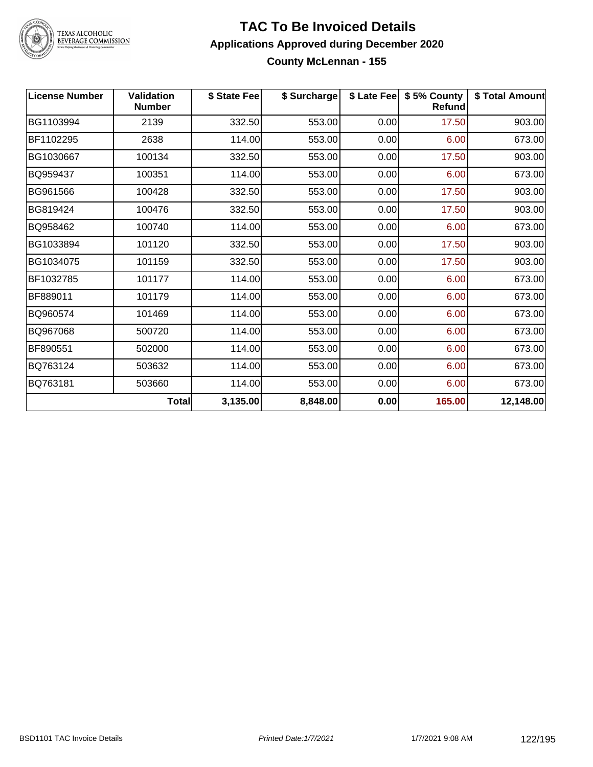# TAC To Be Invoiced Details

## Applications Approved during December 2020

### County McLennan - 155

| License Number | Validation Number | $ State Fee | $ Surcharge | $ Late Fee | $ 5% County Refund | $ Total Amount |
|---|---|---|---|---|---|---|
| BG1103994 | 2139 | 332.50 | 553.00 | 0.00 | 17.50 | 903.00 |
| BF1102295 | 2638 | 114.00 | 553.00 | 0.00 | 6.00 | 673.00 |
| BG1030667 | 100134 | 332.50 | 553.00 | 0.00 | 17.50 | 903.00 |
| BQ959437 | 100351 | 114.00 | 553.00 | 0.00 | 6.00 | 673.00 |
| BG961566 | 100428 | 332.50 | 553.00 | 0.00 | 17.50 | 903.00 |
| BG819424 | 100476 | 332.50 | 553.00 | 0.00 | 17.50 | 903.00 |
| BQ958462 | 100740 | 114.00 | 553.00 | 0.00 | 6.00 | 673.00 |
| BG1033894 | 101120 | 332.50 | 553.00 | 0.00 | 17.50 | 903.00 |
| BG1034075 | 101159 | 332.50 | 553.00 | 0.00 | 17.50 | 903.00 |
| BF1032785 | 101177 | 114.00 | 553.00 | 0.00 | 6.00 | 673.00 |
| BF889011 | 101179 | 114.00 | 553.00 | 0.00 | 6.00 | 673.00 |
| BQ960574 | 101469 | 114.00 | 553.00 | 0.00 | 6.00 | 673.00 |
| BQ967068 | 500720 | 114.00 | 553.00 | 0.00 | 6.00 | 673.00 |
| BF890551 | 502000 | 114.00 | 553.00 | 0.00 | 6.00 | 673.00 |
| BQ763124 | 503632 | 114.00 | 553.00 | 0.00 | 6.00 | 673.00 |
| BQ763181 | 503660 | 114.00 | 553.00 | 0.00 | 6.00 | 673.00 |
| | **Total** | **3,135.00** | **8,848.00** | **0.00** | **165.00** | **12,148.00** |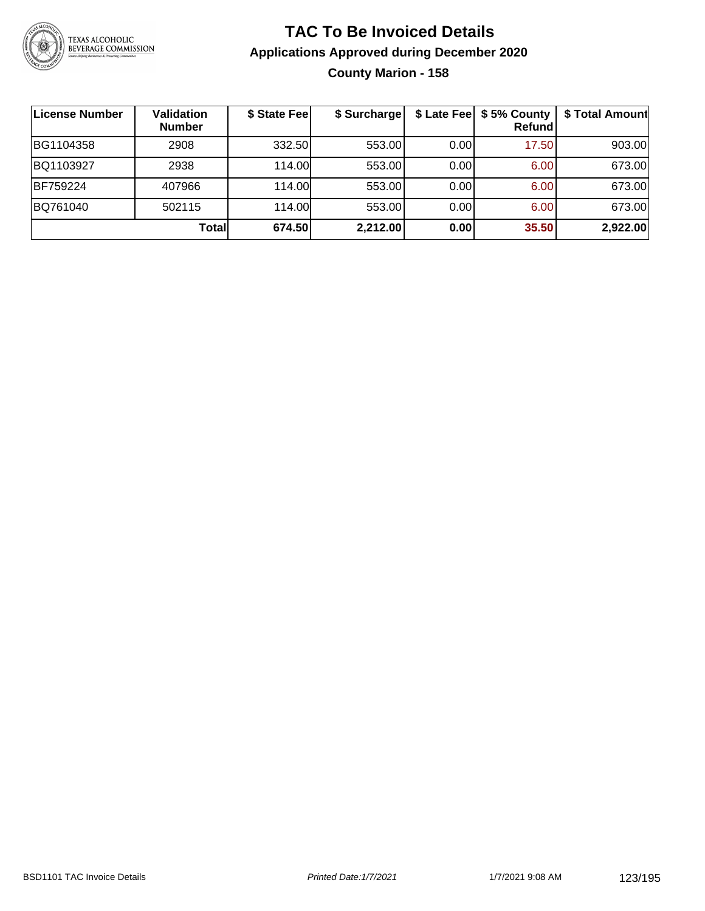# TAC To Be Invoiced Details

## Applications Approved during December 2020

### County Marion - 158

| License Number | Validation Number | $ State Fee | $ Surcharge | $ Late Fee | $ 5% County Refund | $ Total Amount |
|---|---|---|---|---|---|---|
| BG1104358 | 2908 | 332.50 | 553.00 | 0.00 | 17.50 | 903.00 |
| BQ1103927 | 2938 | 114.00 | 553.00 | 0.00 | 6.00 | 673.00 |
| BF759224 | 407966 | 114.00 | 553.00 | 0.00 | 6.00 | 673.00 |
| BQ761040 | 502115 | 114.00 | 553.00 | 0.00 | 6.00 | 673.00 |
| | **Total** | **674.50** | **2,212.00** | **0.00** | **35.50** | **2,922.00** |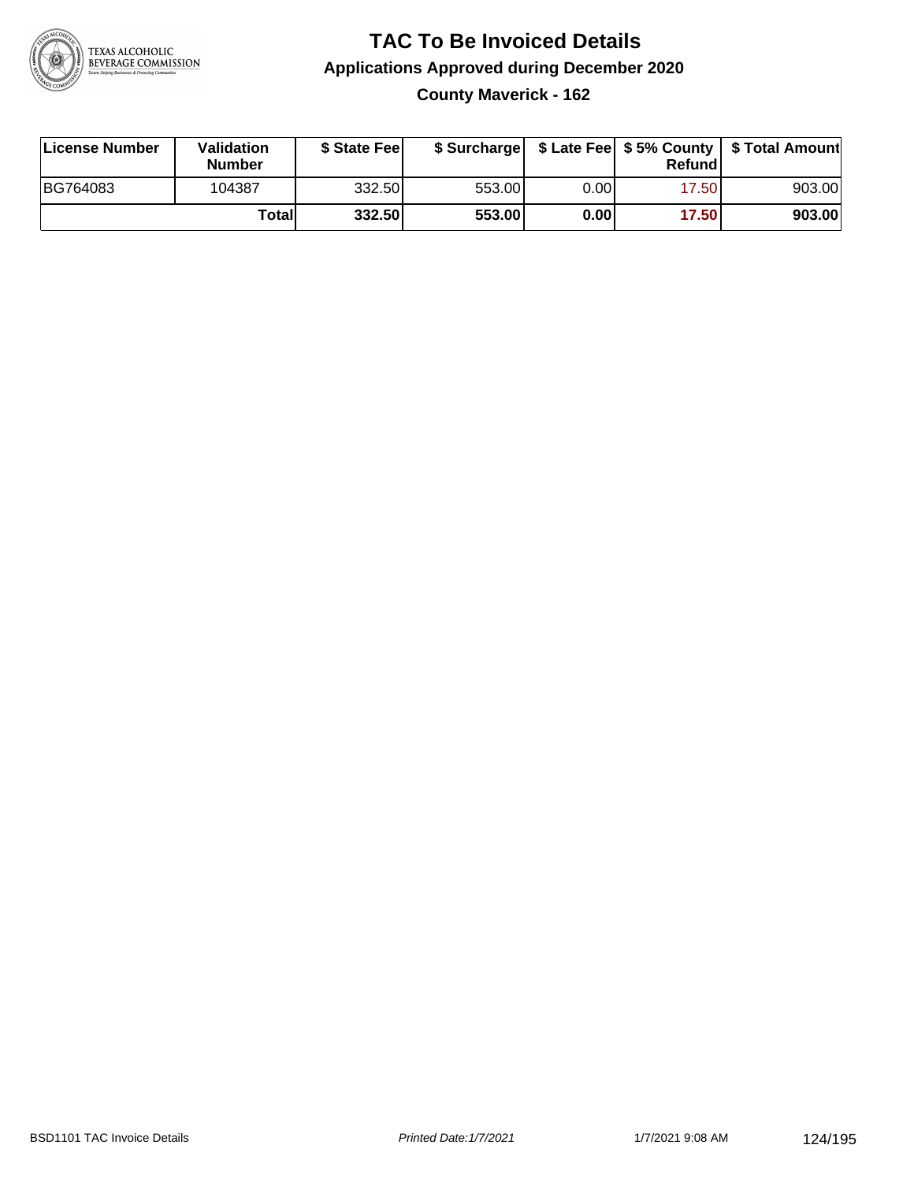# TAC To Be Invoiced Details

## Applications Approved during December 2020

### County Maverick - 162

| License Number | Validation Number | $ State Fee | $ Surcharge | $ Late Fee | $ 5% County Refund | $ Total Amount |
|---|---|---|---|---|---|---|
| BG764083 | 104387 | 332.50 | 553.00 | 0.00 | 17.50 | 903.00 |
| | **Total** | **332.50** | **553.00** | **0.00** | **17.50** | **903.00** |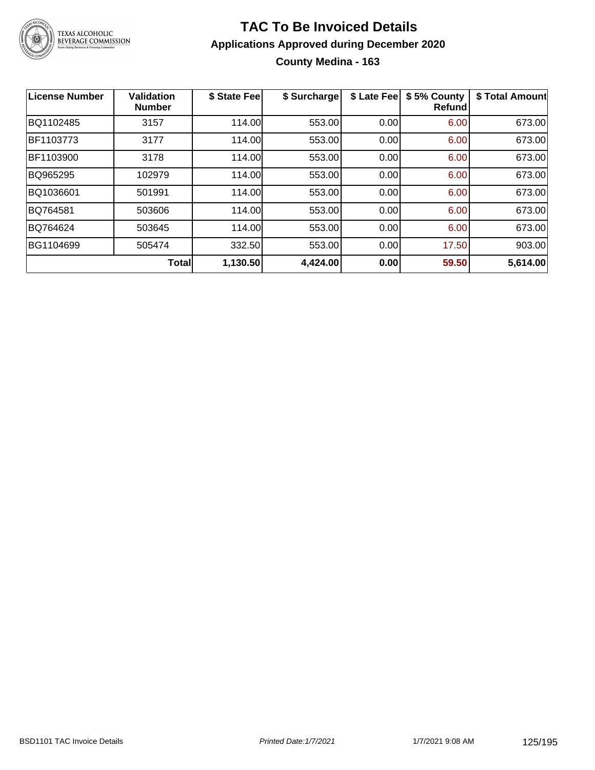# TAC To Be Invoiced Details

## Applications Approved during December 2020

### County Medina - 163

| License Number | Validation Number | $ State Fee | $ Surcharge | $ Late Fee | $ 5% County Refund | $ Total Amount |
|---|---|---|---|---|---|---|
| BQ1102485 | 3157 | 114.00 | 553.00 | 0.00 | 6.00 | 673.00 |
| BF1103773 | 3177 | 114.00 | 553.00 | 0.00 | 6.00 | 673.00 |
| BF1103900 | 3178 | 114.00 | 553.00 | 0.00 | 6.00 | 673.00 |
| BQ965295 | 102979 | 114.00 | 553.00 | 0.00 | 6.00 | 673.00 |
| BQ1036601 | 501991 | 114.00 | 553.00 | 0.00 | 6.00 | 673.00 |
| BQ764581 | 503606 | 114.00 | 553.00 | 0.00 | 6.00 | 673.00 |
| BQ764624 | 503645 | 114.00 | 553.00 | 0.00 | 6.00 | 673.00 |
| BG1104699 | 505474 | 332.50 | 553.00 | 0.00 | 17.50 | 903.00 |
| | **Total** | **1,130.50** | **4,424.00** | **0.00** | **59.50** | **5,614.00** |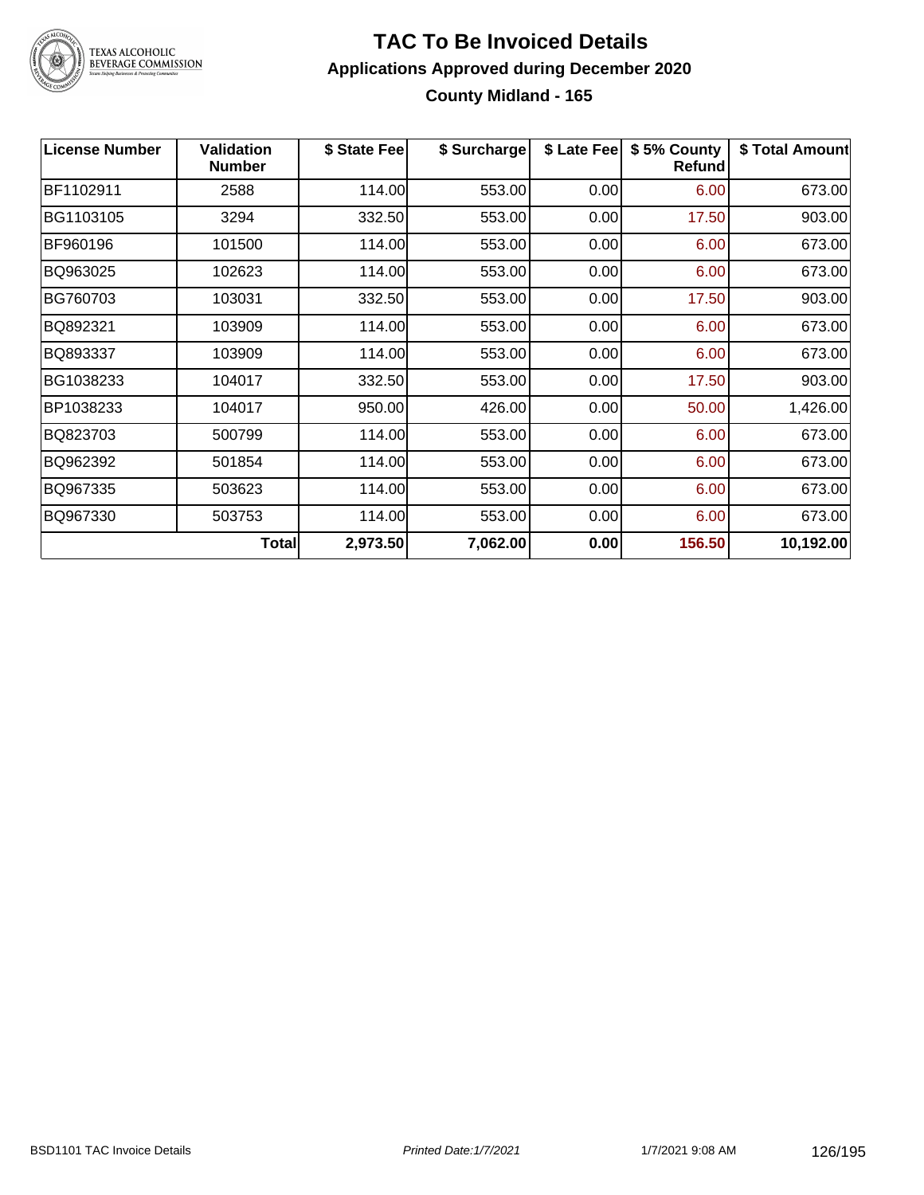# TAC To Be Invoiced Details

## Applications Approved during December 2020

### County Midland - 165

| License Number | Validation Number | $ State Fee | $ Surcharge | $ Late Fee | $ 5% County Refund | $ Total Amount |
|---|---|---|---|---|---|---|
| BF1102911 | 2588 | 114.00 | 553.00 | 0.00 | 6.00 | 673.00 |
| BG1103105 | 3294 | 332.50 | 553.00 | 0.00 | 17.50 | 903.00 |
| BF960196 | 101500 | 114.00 | 553.00 | 0.00 | 6.00 | 673.00 |
| BQ963025 | 102623 | 114.00 | 553.00 | 0.00 | 6.00 | 673.00 |
| BG760703 | 103031 | 332.50 | 553.00 | 0.00 | 17.50 | 903.00 |
| BQ892321 | 103909 | 114.00 | 553.00 | 0.00 | 6.00 | 673.00 |
| BQ893337 | 103909 | 114.00 | 553.00 | 0.00 | 6.00 | 673.00 |
| BG1038233 | 104017 | 332.50 | 553.00 | 0.00 | 17.50 | 903.00 |
| BP1038233 | 104017 | 950.00 | 426.00 | 0.00 | 50.00 | 1,426.00 |
| BQ823703 | 500799 | 114.00 | 553.00 | 0.00 | 6.00 | 673.00 |
| BQ962392 | 501854 | 114.00 | 553.00 | 0.00 | 6.00 | 673.00 |
| BQ967335 | 503623 | 114.00 | 553.00 | 0.00 | 6.00 | 673.00 |
| BQ967330 | 503753 | 114.00 | 553.00 | 0.00 | 6.00 | 673.00 |
| | **Total** | **2,973.50** | **7,062.00** | **0.00** | **156.50** | **10,192.00** |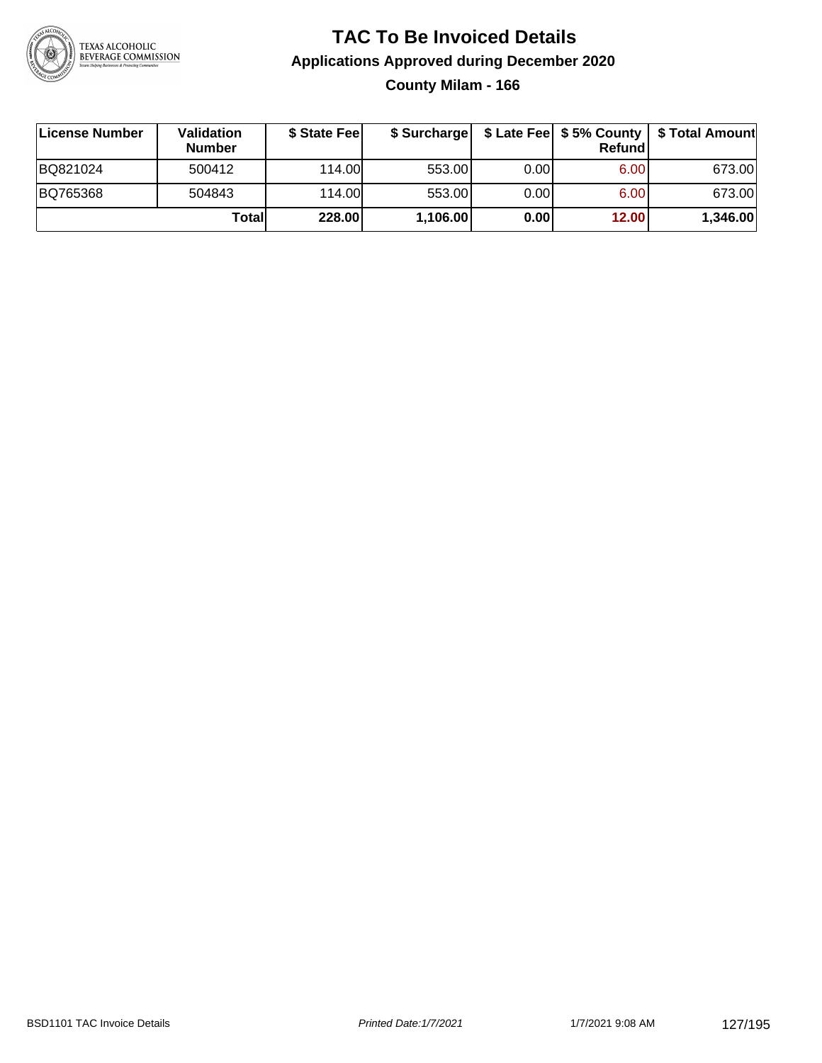# TAC To Be Invoiced Details

## Applications Approved during December 2020

### County Milam - 166

| License Number | Validation Number | $ State Fee | $ Surcharge | $ Late Fee | $ 5% County Refund | $ Total Amount |
|---|---|---|---|---|---|---|
| BQ821024 | 500412 | 114.00 | 553.00 | 0.00 | 6.00 | 673.00 |
| BQ765368 | 504843 | 114.00 | 553.00 | 0.00 | 6.00 | 673.00 |
| | **Total** | **228.00** | **1,106.00** | **0.00** | **12.00** | **1,346.00** |

BSD1101 TAC Invoice Details

*Printed Date:1/7/2021*

1/7/2021 9:08 AM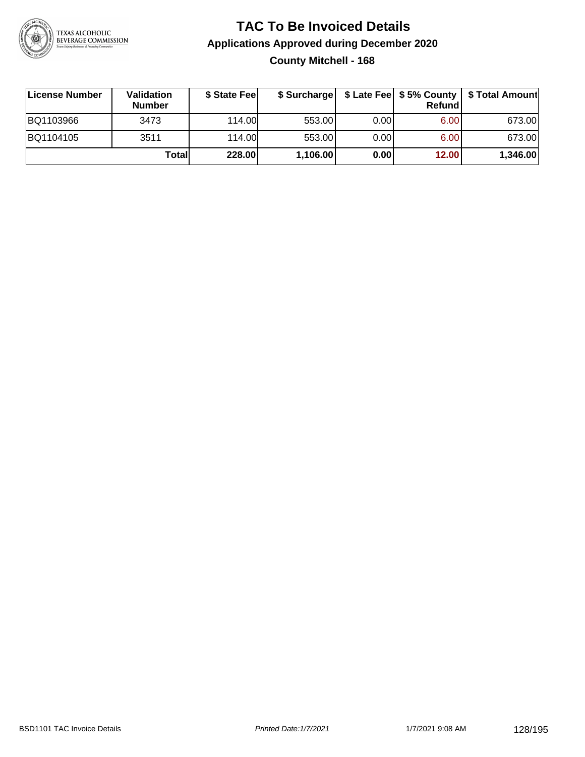# TAC To Be Invoiced Details

## Applications Approved during December 2020

### County Mitchell - 168

| License Number | Validation Number | $ State Fee | $ Surcharge | $ Late Fee | $ 5% County Refund | $ Total Amount |
|---|---|---|---|---|---|---|
| BQ1103966 | 3473 | 114.00 | 553.00 | 0.00 | 6.00 | 673.00 |
| BQ1104105 | 3511 | 114.00 | 553.00 | 0.00 | 6.00 | 673.00 |
| | **Total** | **228.00** | **1,106.00** | **0.00** | **12.00** | **1,346.00** |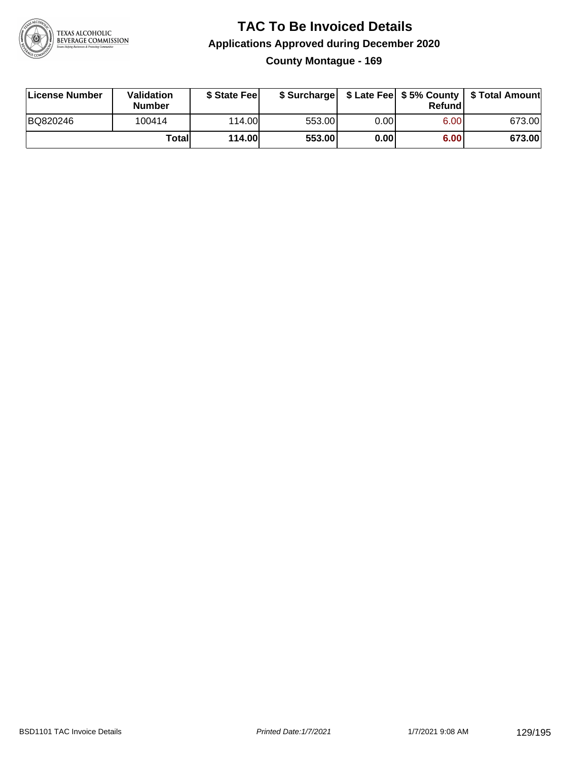# TAC To Be Invoiced Details

## Applications Approved during December 2020

### County Montague - 169

| License Number | Validation Number | $ State Fee | $ Surcharge | $ Late Fee | $ 5% County Refund | $ Total Amount |
|---|---|---|---|---|---|---|
| BQ820246 | 100414 | 114.00 | 553.00 | 0.00 | 6.00 | 673.00 |
| | **Total** | **114.00** | **553.00** | **0.00** | **6.00** | **673.00** |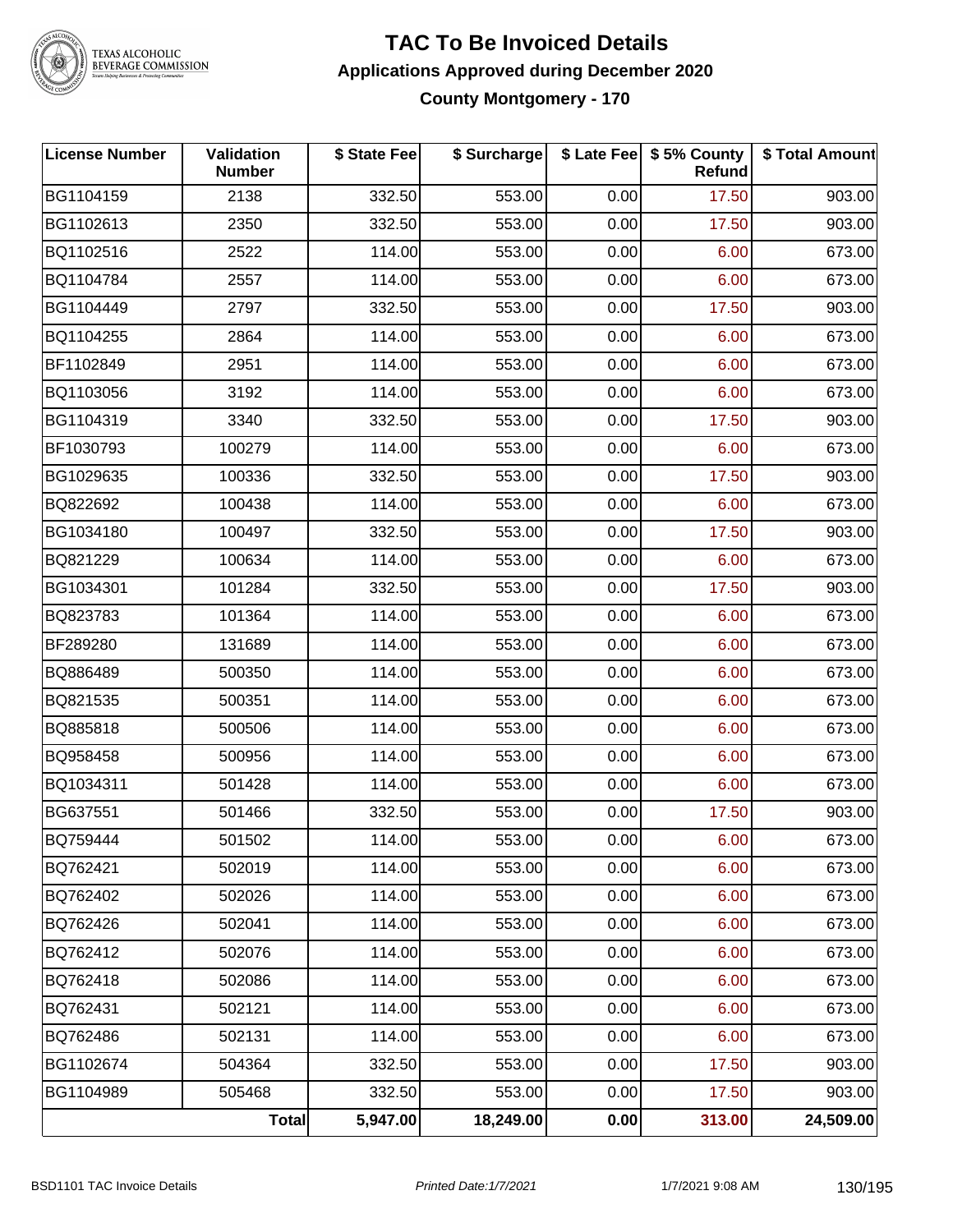# TAC To Be Invoiced Details

## Applications Approved during December 2020

### County Montgomery - 170

| License Number | Validation Number | $ State Fee | $ Surcharge | $ Late Fee | $ 5% County Refund | $ Total Amount |
|---|---|---|---|---|---|---|
| BG1104159 | 2138 | 332.50 | 553.00 | 0.00 | 17.50 | 903.00 |
| BG1102613 | 2350 | 332.50 | 553.00 | 0.00 | 17.50 | 903.00 |
| BQ1102516 | 2522 | 114.00 | 553.00 | 0.00 | 6.00 | 673.00 |
| BQ1104784 | 2557 | 114.00 | 553.00 | 0.00 | 6.00 | 673.00 |
| BG1104449 | 2797 | 332.50 | 553.00 | 0.00 | 17.50 | 903.00 |
| BQ1104255 | 2864 | 114.00 | 553.00 | 0.00 | 6.00 | 673.00 |
| BF1102849 | 2951 | 114.00 | 553.00 | 0.00 | 6.00 | 673.00 |
| BQ1103056 | 3192 | 114.00 | 553.00 | 0.00 | 6.00 | 673.00 |
| BG1104319 | 3340 | 332.50 | 553.00 | 0.00 | 17.50 | 903.00 |
| BF1030793 | 100279 | 114.00 | 553.00 | 0.00 | 6.00 | 673.00 |
| BG1029635 | 100336 | 332.50 | 553.00 | 0.00 | 17.50 | 903.00 |
| BQ822692 | 100438 | 114.00 | 553.00 | 0.00 | 6.00 | 673.00 |
| BG1034180 | 100497 | 332.50 | 553.00 | 0.00 | 17.50 | 903.00 |
| BQ821229 | 100634 | 114.00 | 553.00 | 0.00 | 6.00 | 673.00 |
| BG1034301 | 101284 | 332.50 | 553.00 | 0.00 | 17.50 | 903.00 |
| BQ823783 | 101364 | 114.00 | 553.00 | 0.00 | 6.00 | 673.00 |
| BF289280 | 131689 | 114.00 | 553.00 | 0.00 | 6.00 | 673.00 |
| BQ886489 | 500350 | 114.00 | 553.00 | 0.00 | 6.00 | 673.00 |
| BQ821535 | 500351 | 114.00 | 553.00 | 0.00 | 6.00 | 673.00 |
| BQ885818 | 500506 | 114.00 | 553.00 | 0.00 | 6.00 | 673.00 |
| BQ958458 | 500956 | 114.00 | 553.00 | 0.00 | 6.00 | 673.00 |
| BQ1034311 | 501428 | 114.00 | 553.00 | 0.00 | 6.00 | 673.00 |
| BG637551 | 501466 | 332.50 | 553.00 | 0.00 | 17.50 | 903.00 |
| BQ759444 | 501502 | 114.00 | 553.00 | 0.00 | 6.00 | 673.00 |
| BQ762421 | 502019 | 114.00 | 553.00 | 0.00 | 6.00 | 673.00 |
| BQ762402 | 502026 | 114.00 | 553.00 | 0.00 | 6.00 | 673.00 |
| BQ762426 | 502041 | 114.00 | 553.00 | 0.00 | 6.00 | 673.00 |
| BQ762412 | 502076 | 114.00 | 553.00 | 0.00 | 6.00 | 673.00 |
| BQ762418 | 502086 | 114.00 | 553.00 | 0.00 | 6.00 | 673.00 |
| BQ762431 | 502121 | 114.00 | 553.00 | 0.00 | 6.00 | 673.00 |
| BQ762486 | 502131 | 114.00 | 553.00 | 0.00 | 6.00 | 673.00 |
| BG1102674 | 504364 | 332.50 | 553.00 | 0.00 | 17.50 | 903.00 |
| BG1104989 | 505468 | 332.50 | 553.00 | 0.00 | 17.50 | 903.00 |
| | **Total** | **5,947.00** | **18,249.00** | **0.00** | **313.00** | **24,509.00** |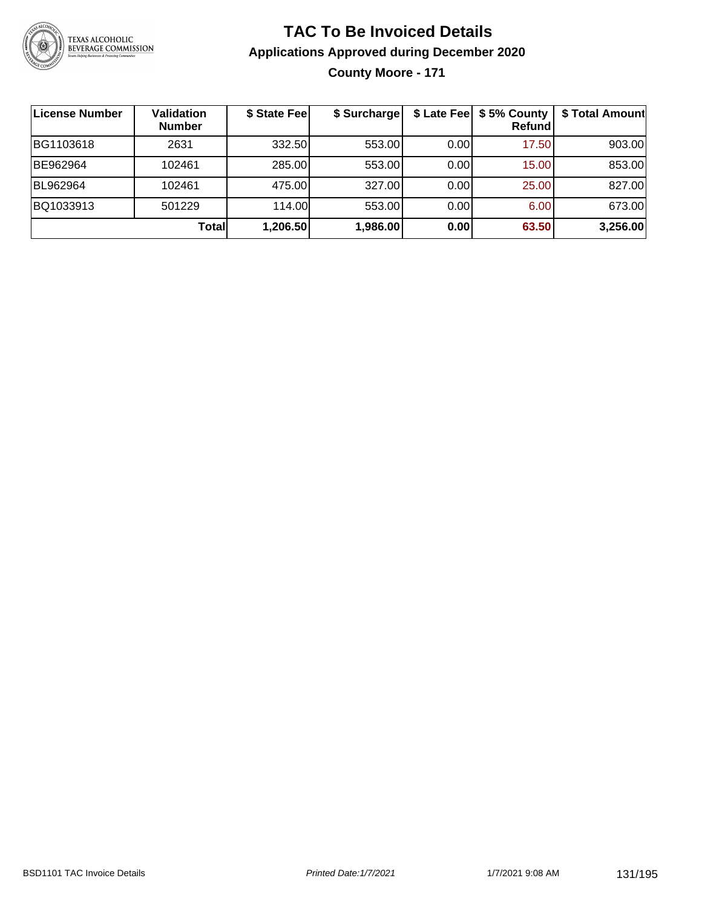# TAC To Be Invoiced Details

## Applications Approved during December 2020

### County Moore - 171

| License Number | Validation Number | $ State Fee | $ Surcharge | $ Late Fee | $ 5% County Refund | $ Total Amount |
|---|---|---|---|---|---|---|
| BG1103618 | 2631 | 332.50 | 553.00 | 0.00 | 17.50 | 903.00 |
| BE962964 | 102461 | 285.00 | 553.00 | 0.00 | 15.00 | 853.00 |
| BL962964 | 102461 | 475.00 | 327.00 | 0.00 | 25.00 | 827.00 |
| BQ1033913 | 501229 | 114.00 | 553.00 | 0.00 | 6.00 | 673.00 |
| | **Total** | **1,206.50** | **1,986.00** | **0.00** | **63.50** | **3,256.00** |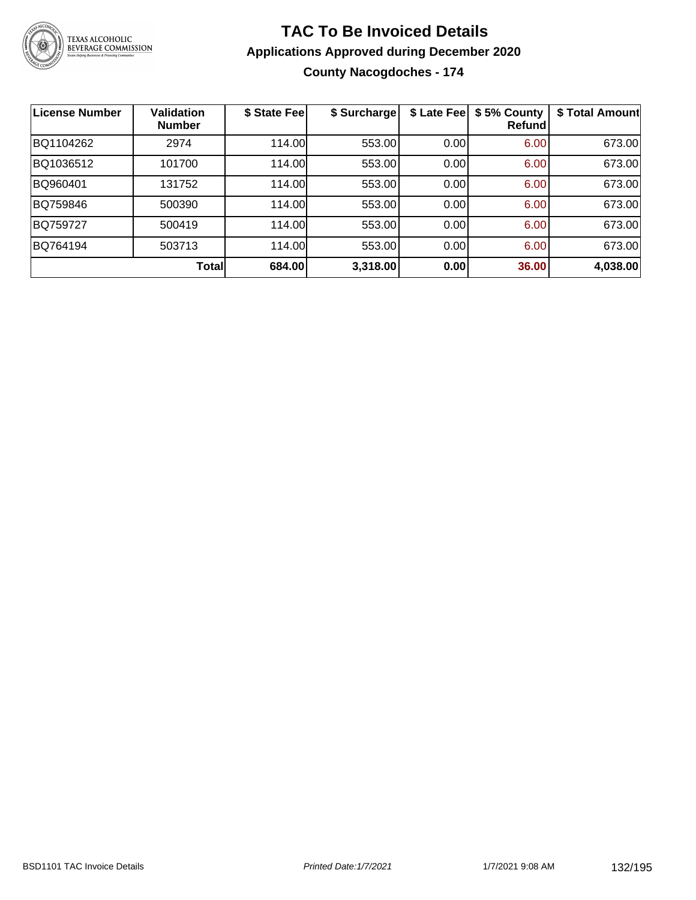# TAC To Be Invoiced Details

## Applications Approved during December 2020

### County Nacogdoches - 174

| License Number | Validation Number | \$ State Fee | \$ Surcharge | \$ Late Fee | \$ 5% County Refund | \$ Total Amount |
|---|---|---|---|---|---|---|
| BQ1104262 | 2974 | 114.00 | 553.00 | 0.00 | 6.00 | 673.00 |
| BQ1036512 | 101700 | 114.00 | 553.00 | 0.00 | 6.00 | 673.00 |
| BQ960401 | 131752 | 114.00 | 553.00 | 0.00 | 6.00 | 673.00 |
| BQ759846 | 500390 | 114.00 | 553.00 | 0.00 | 6.00 | 673.00 |
| BQ759727 | 500419 | 114.00 | 553.00 | 0.00 | 6.00 | 673.00 |
| BQ764194 | 503713 | 114.00 | 553.00 | 0.00 | 6.00 | 673.00 |
| | **Total** | **684.00** | **3,318.00** | **0.00** | **36.00** | **4,038.00** |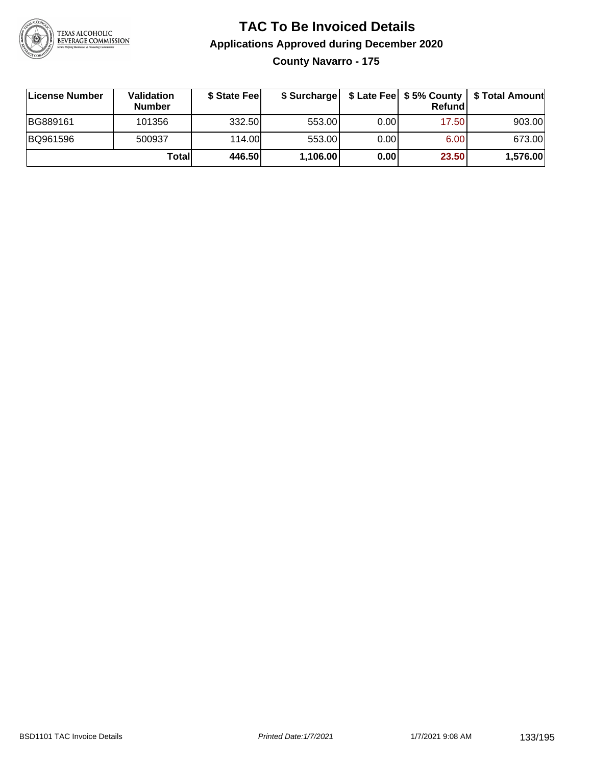# TAC To Be Invoiced Details

## Applications Approved during December 2020

### County Navarro - 175

| License Number | Validation Number | $ State Fee | $ Surcharge | $ Late Fee | $ 5% County Refund | $ Total Amount |
| --- | --- | --- | --- | --- | --- | --- |
| BG889161 | 101356 | 332.50 | 553.00 | 0.00 | 17.50 | 903.00 |
| BQ961596 | 500937 | 114.00 | 553.00 | 0.00 | 6.00 | 673.00 |
| | **Total** | **446.50** | **1,106.00** | **0.00** | **23.50** | **1,576.00** |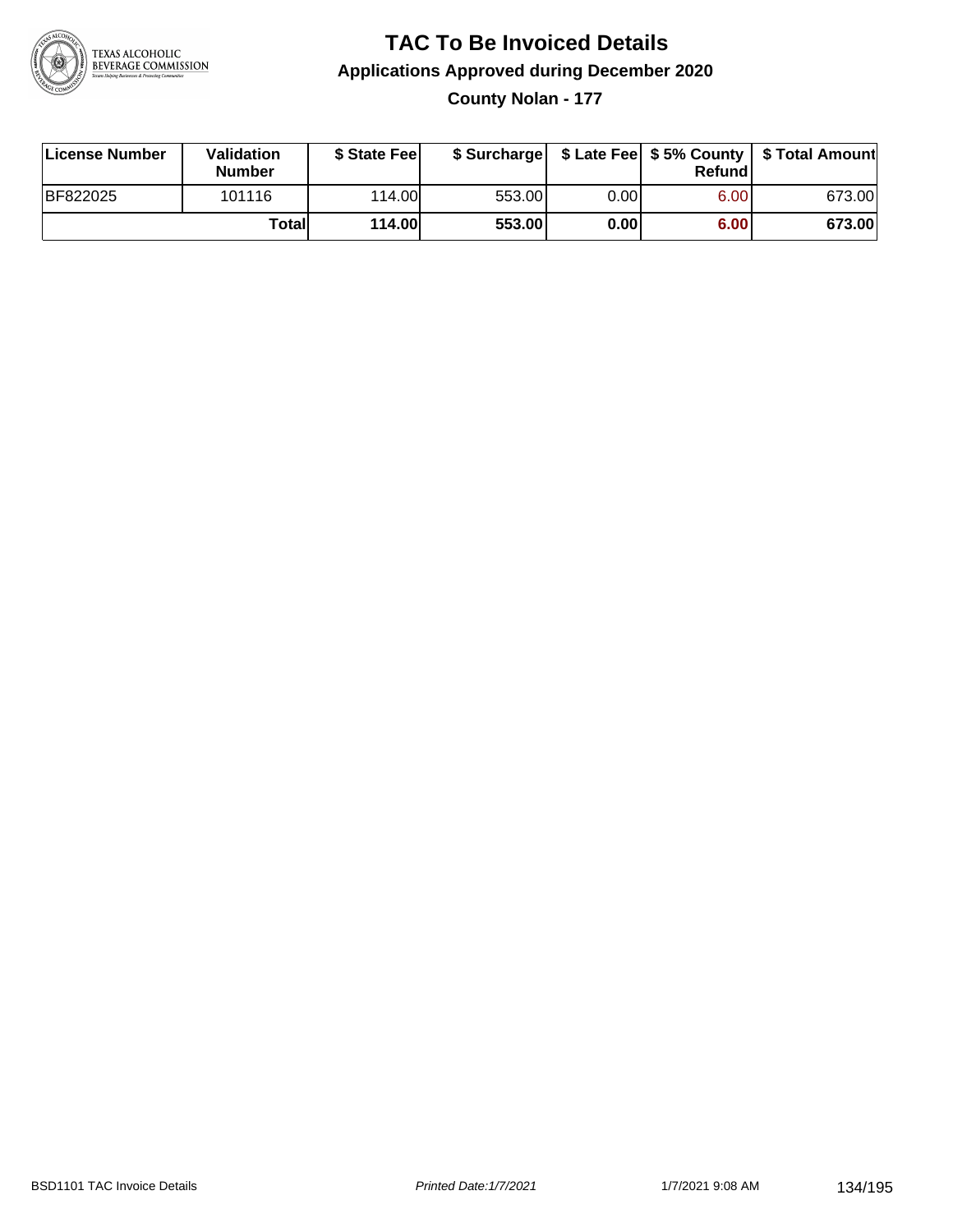# TAC To Be Invoiced Details

## Applications Approved during December 2020

### County Nolan - 177

| License Number | Validation Number | $ State Fee | $ Surcharge | $ Late Fee | $ 5% County Refund | $ Total Amount |
|---|---|---|---|---|---|---|
| BF822025 | 101116 | 114.00 | 553.00 | 0.00 | 6.00 | 673.00 |
| | **Total** | **114.00** | **553.00** | **0.00** | **6.00** | **673.00** |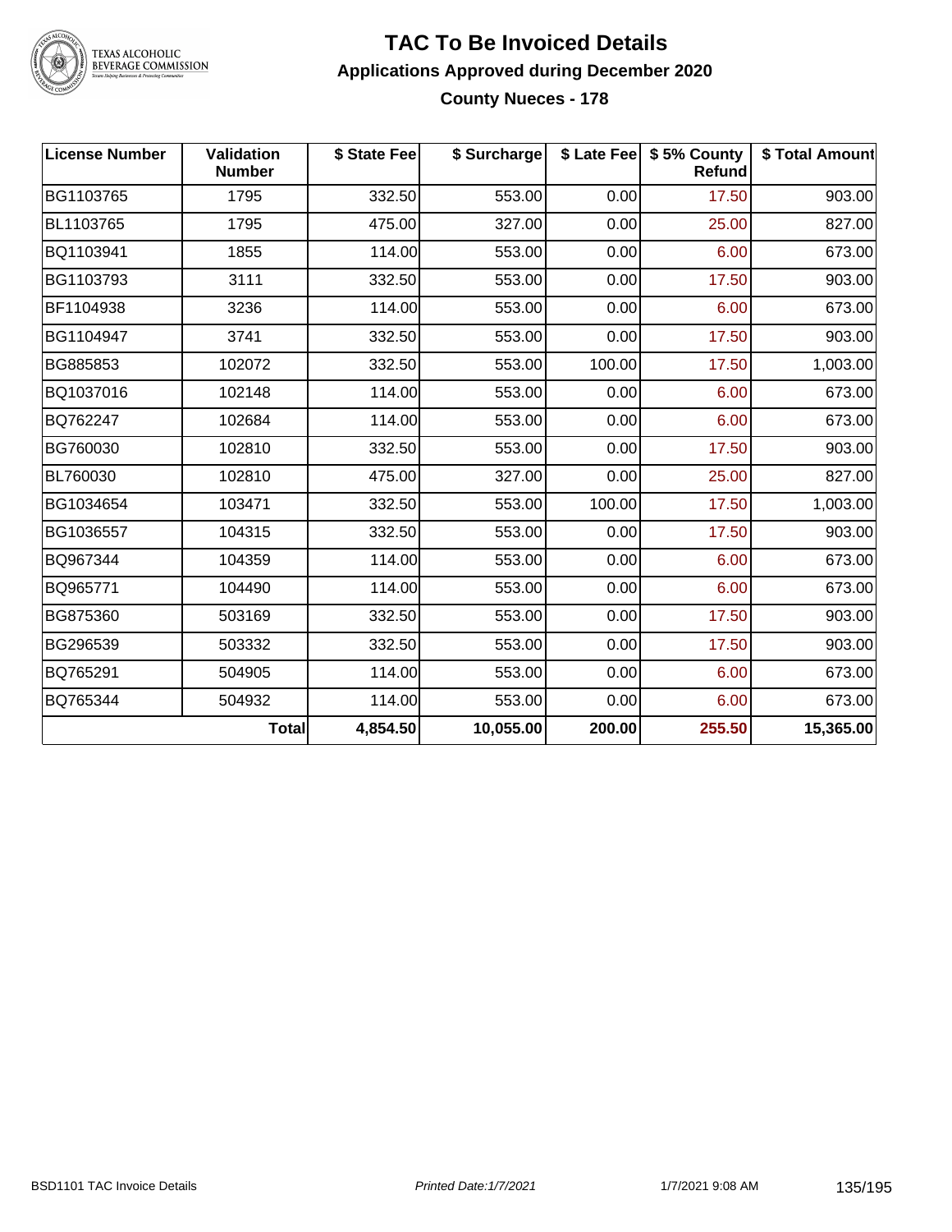# TAC To Be Invoiced Details

## Applications Approved during December 2020

### County Nueces - 178

| License Number | Validation Number | $ State Fee | $ Surcharge | $ Late Fee | $ 5% County Refund | $ Total Amount |
|---|---|---|---|---|---|---|
| BG1103765 | 1795 | 332.50 | 553.00 | 0.00 | 17.50 | 903.00 |
| BL1103765 | 1795 | 475.00 | 327.00 | 0.00 | 25.00 | 827.00 |
| BQ1103941 | 1855 | 114.00 | 553.00 | 0.00 | 6.00 | 673.00 |
| BG1103793 | 3111 | 332.50 | 553.00 | 0.00 | 17.50 | 903.00 |
| BF1104938 | 3236 | 114.00 | 553.00 | 0.00 | 6.00 | 673.00 |
| BG1104947 | 3741 | 332.50 | 553.00 | 0.00 | 17.50 | 903.00 |
| BG885853 | 102072 | 332.50 | 553.00 | 100.00 | 17.50 | 1,003.00 |
| BQ1037016 | 102148 | 114.00 | 553.00 | 0.00 | 6.00 | 673.00 |
| BQ762247 | 102684 | 114.00 | 553.00 | 0.00 | 6.00 | 673.00 |
| BG760030 | 102810 | 332.50 | 553.00 | 0.00 | 17.50 | 903.00 |
| BL760030 | 102810 | 475.00 | 327.00 | 0.00 | 25.00 | 827.00 |
| BG1034654 | 103471 | 332.50 | 553.00 | 100.00 | 17.50 | 1,003.00 |
| BG1036557 | 104315 | 332.50 | 553.00 | 0.00 | 17.50 | 903.00 |
| BQ967344 | 104359 | 114.00 | 553.00 | 0.00 | 6.00 | 673.00 |
| BQ965771 | 104490 | 114.00 | 553.00 | 0.00 | 6.00 | 673.00 |
| BG875360 | 503169 | 332.50 | 553.00 | 0.00 | 17.50 | 903.00 |
| BG296539 | 503332 | 332.50 | 553.00 | 0.00 | 17.50 | 903.00 |
| BQ765291 | 504905 | 114.00 | 553.00 | 0.00 | 6.00 | 673.00 |
| BQ765344 | 504932 | 114.00 | 553.00 | 0.00 | 6.00 | 673.00 |
| | **Total** | **4,854.50** | **10,055.00** | **200.00** | **255.50** | **15,365.00** |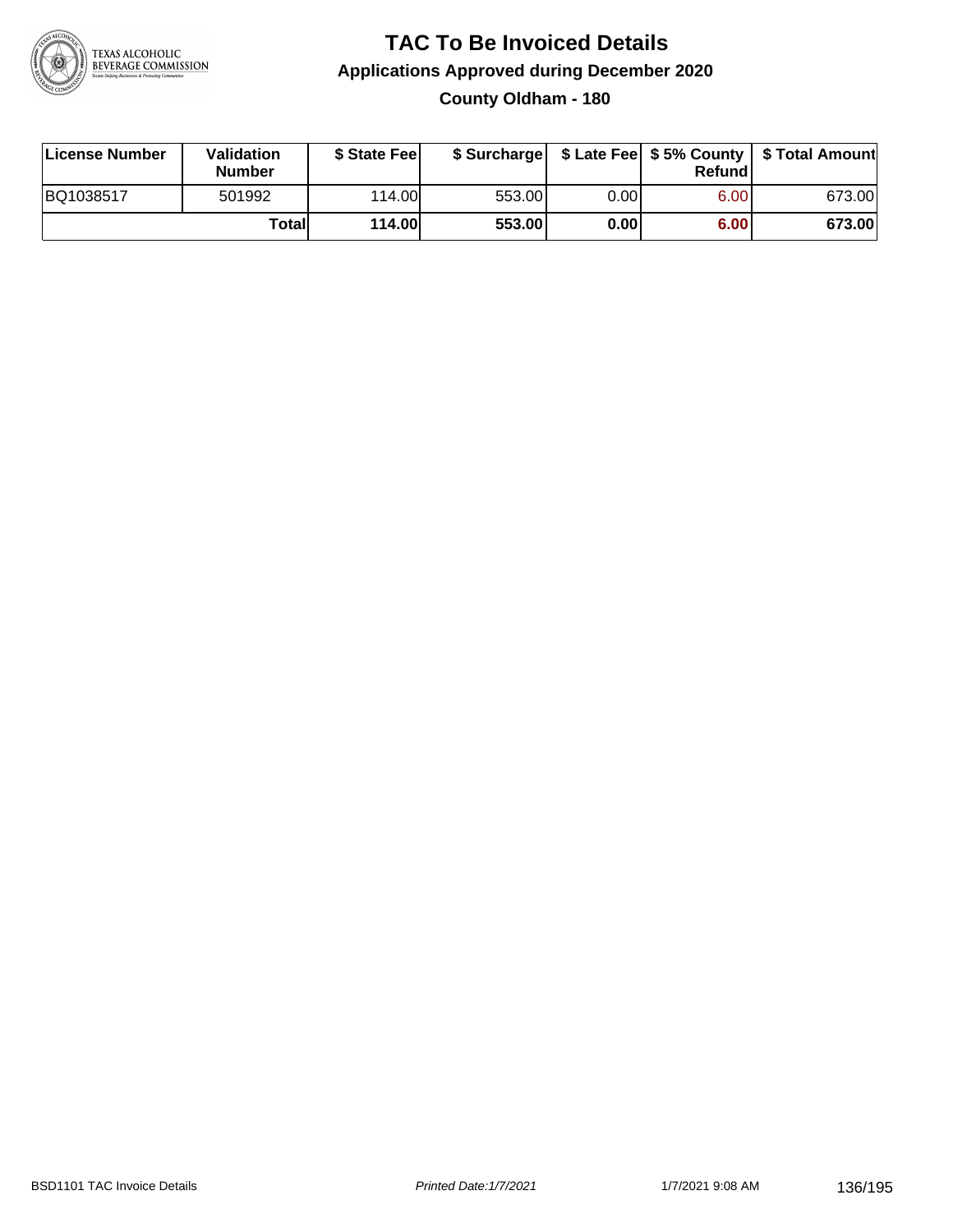# TAC To Be Invoiced Details

## Applications Approved during December 2020

### County Oldham - 180

| License Number | Validation Number | $ State Fee | $ Surcharge | $ Late Fee | $ 5% County Refund | $ Total Amount |
|---|---|---|---|---|---|---|
| BQ1038517 | 501992 | 114.00 | 553.00 | 0.00 | 6.00 | 673.00 |
| | **Total** | **114.00** | **553.00** | **0.00** | **6.00** | **673.00** |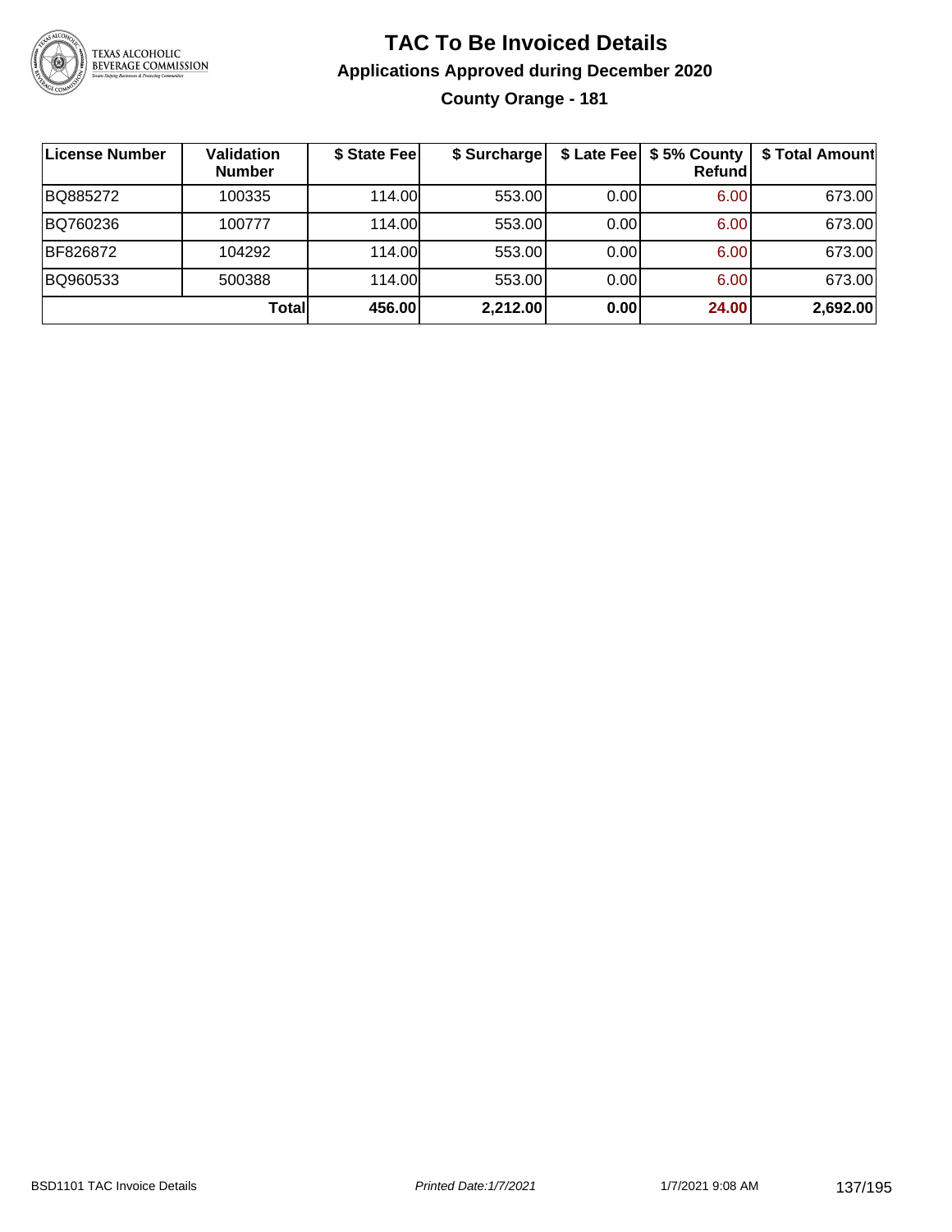# TAC To Be Invoiced Details

## Applications Approved during December 2020

### County Orange - 181

| License Number | Validation Number | $ State Fee | $ Surcharge | $ Late Fee | $ 5% County Refund | $ Total Amount |
|---|---|---|---|---|---|---|
| BQ885272 | 100335 | 114.00 | 553.00 | 0.00 | 6.00 | 673.00 |
| BQ760236 | 100777 | 114.00 | 553.00 | 0.00 | 6.00 | 673.00 |
| BF826872 | 104292 | 114.00 | 553.00 | 0.00 | 6.00 | 673.00 |
| BQ960533 | 500388 | 114.00 | 553.00 | 0.00 | 6.00 | 673.00 |
| | **Total** | **456.00** | **2,212.00** | **0.00** | **24.00** | **2,692.00** |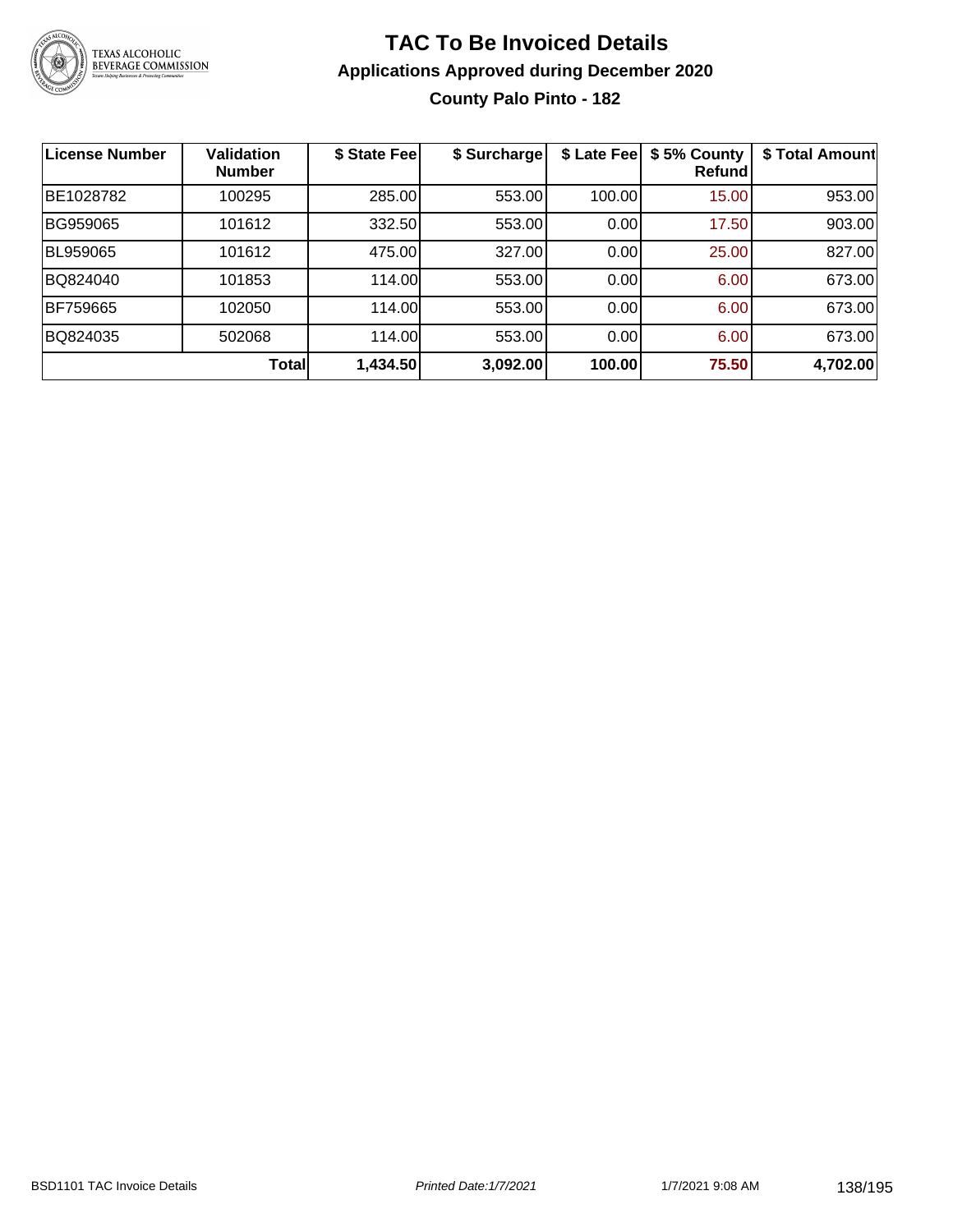# TAC To Be Invoiced Details

## Applications Approved during December 2020

### County Palo Pinto - 182

| License Number | Validation Number | $ State Fee | $ Surcharge | $ Late Fee | $ 5% County Refund | $ Total Amount |
|---|---|---|---|---|---|---|
| BE1028782 | 100295 | 285.00 | 553.00 | 100.00 | 15.00 | 953.00 |
| BG959065 | 101612 | 332.50 | 553.00 | 0.00 | 17.50 | 903.00 |
| BL959065 | 101612 | 475.00 | 327.00 | 0.00 | 25.00 | 827.00 |
| BQ824040 | 101853 | 114.00 | 553.00 | 0.00 | 6.00 | 673.00 |
| BF759665 | 102050 | 114.00 | 553.00 | 0.00 | 6.00 | 673.00 |
| BQ824035 | 502068 | 114.00 | 553.00 | 0.00 | 6.00 | 673.00 |
| | **Total** | **1,434.50** | **3,092.00** | **100.00** | **75.50** | **4,702.00** |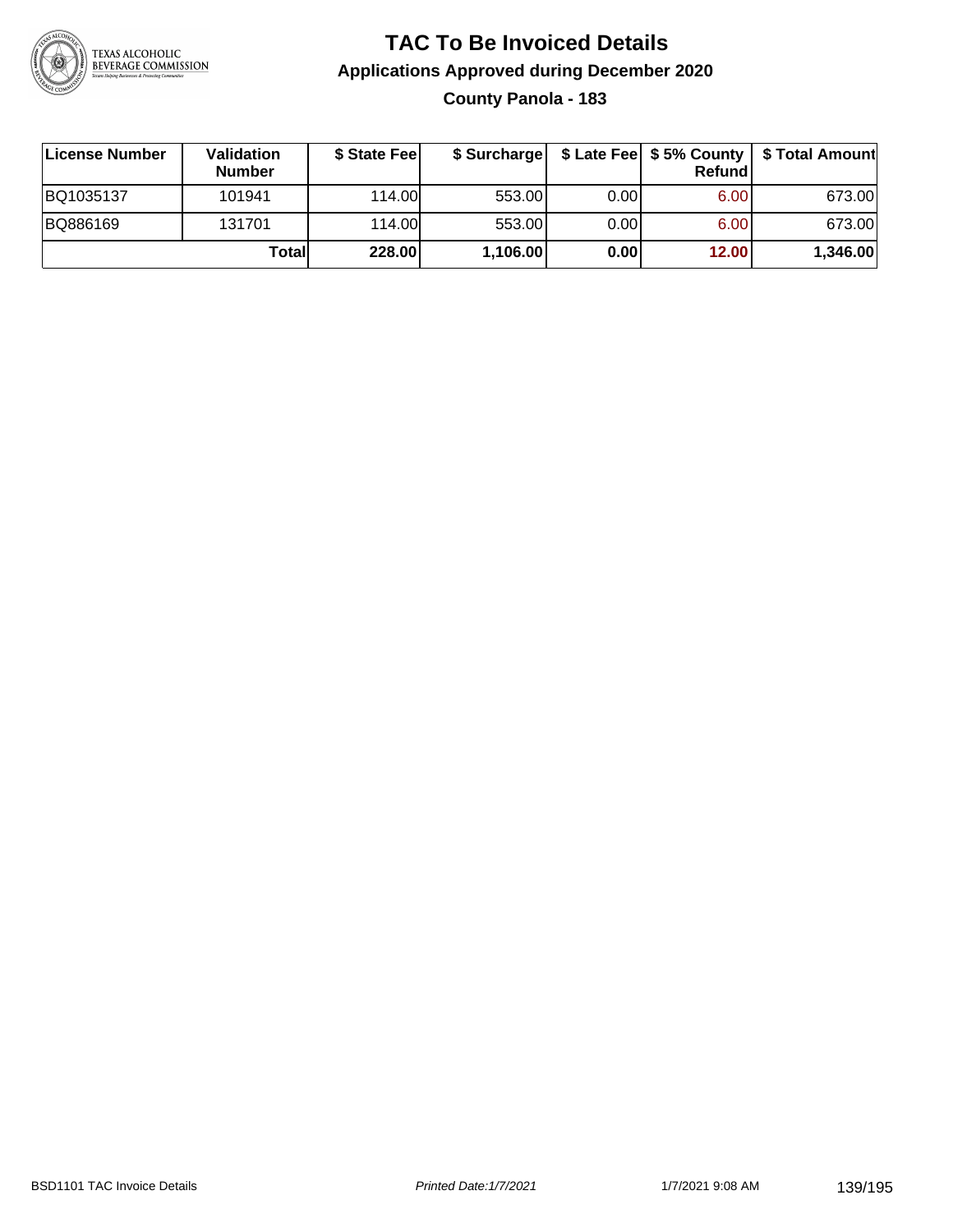# TAC To Be Invoiced Details

## Applications Approved during December 2020

### County Panola - 183

| License Number | Validation Number | $ State Fee | $ Surcharge | $ Late Fee | $ 5% County Refund | $ Total Amount |
|---|---|---|---|---|---|---|
| BQ1035137 | 101941 | 114.00 | 553.00 | 0.00 | 6.00 | 673.00 |
| BQ886169 | 131701 | 114.00 | 553.00 | 0.00 | 6.00 | 673.00 |
| | **Total** | **228.00** | **1,106.00** | **0.00** | **12.00** | **1,346.00** |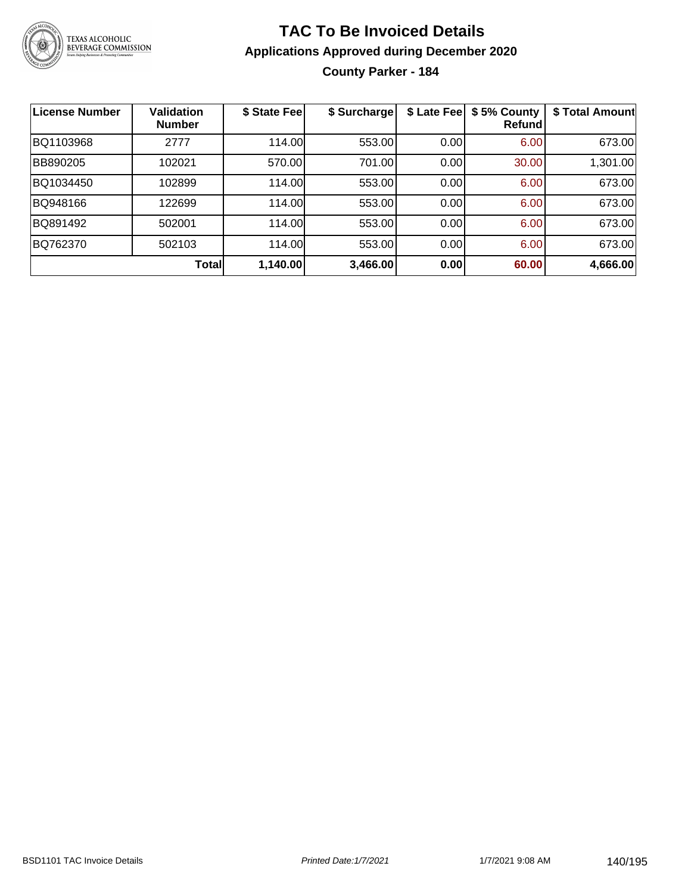# TAC To Be Invoiced Details

## Applications Approved during December 2020

### County Parker - 184

| License Number | Validation Number | $ State Fee | $ Surcharge | $ Late Fee | $ 5% County Refund | $ Total Amount |
|---|---|---|---|---|---|---|
| BQ1103968 | 2777 | 114.00 | 553.00 | 0.00 | 6.00 | 673.00 |
| BB890205 | 102021 | 570.00 | 701.00 | 0.00 | 30.00 | 1,301.00 |
| BQ1034450 | 102899 | 114.00 | 553.00 | 0.00 | 6.00 | 673.00 |
| BQ948166 | 122699 | 114.00 | 553.00 | 0.00 | 6.00 | 673.00 |
| BQ891492 | 502001 | 114.00 | 553.00 | 0.00 | 6.00 | 673.00 |
| BQ762370 | 502103 | 114.00 | 553.00 | 0.00 | 6.00 | 673.00 |
| | **Total** | **1,140.00** | **3,466.00** | **0.00** | **60.00** | **4,666.00** |

BSD1101 TAC Invoice Details — *Printed Date:1/7/2021* — 1/7/2021 9:08 AM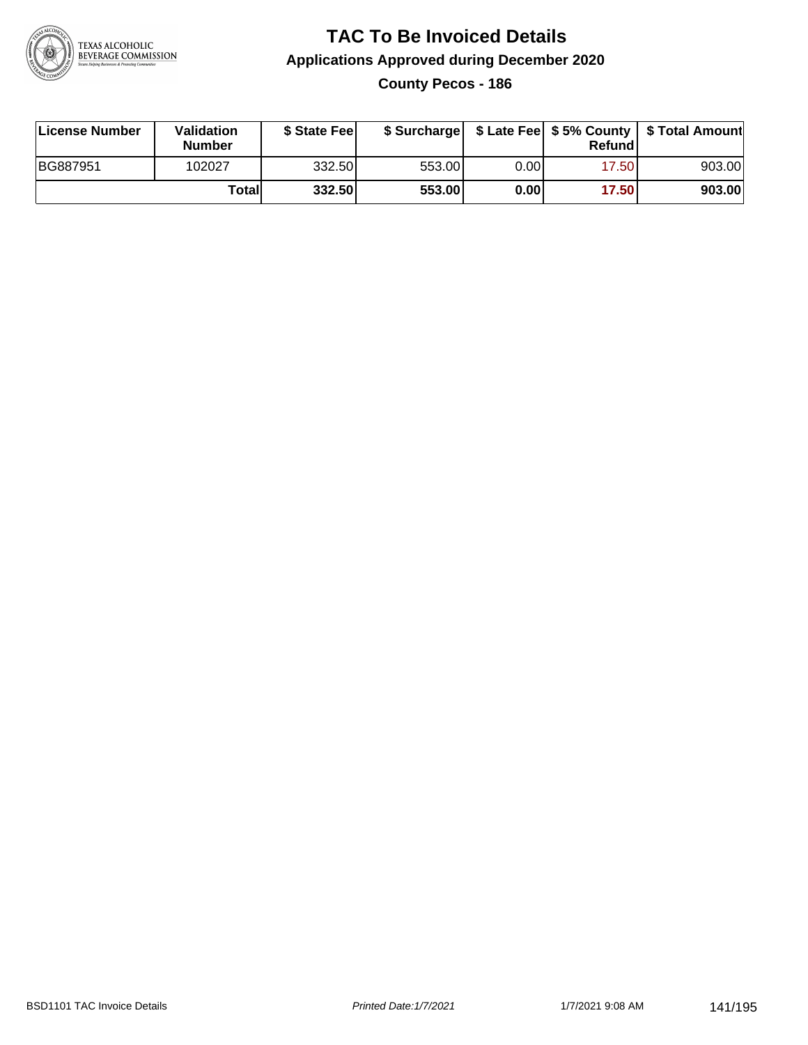# TAC To Be Invoiced Details

## Applications Approved during December 2020

### County Pecos - 186

| License Number | Validation Number | $ State Fee | $ Surcharge | $ Late Fee | $ 5% County Refund | $ Total Amount |
|---|---|---|---|---|---|---|
| BG887951 | 102027 | 332.50 | 553.00 | 0.00 | 17.50 | 903.00 |
| | **Total** | **332.50** | **553.00** | **0.00** | **17.50** | **903.00** |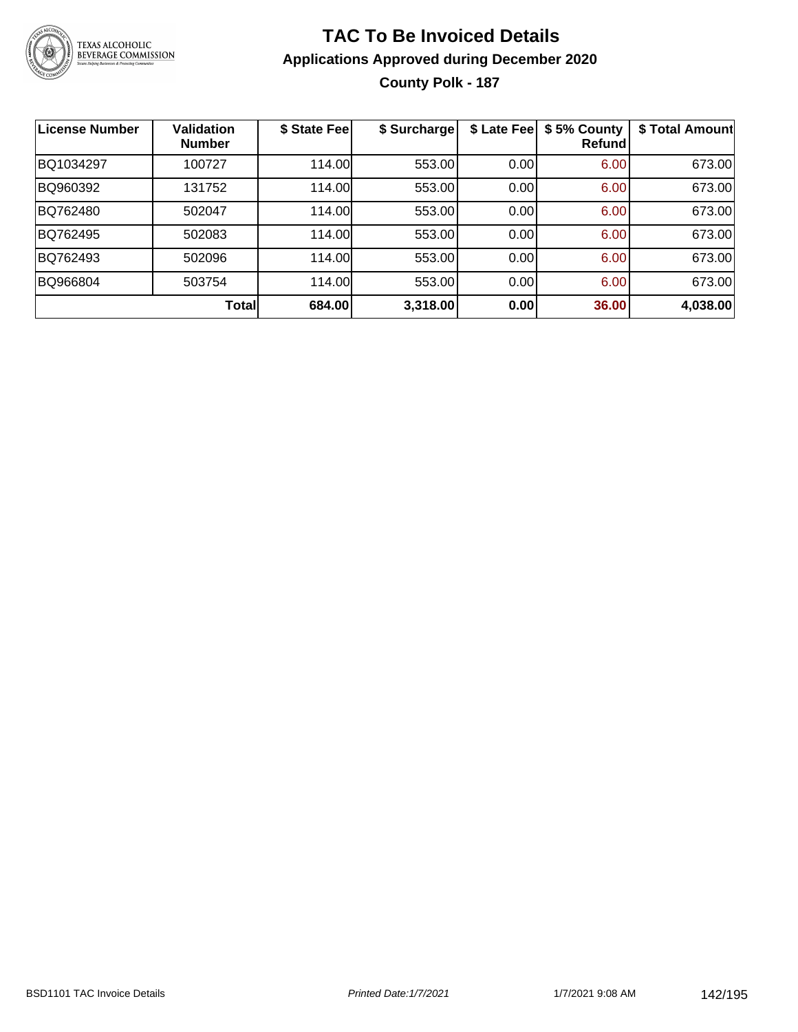# TAC To Be Invoiced Details

## Applications Approved during December 2020

### County Polk - 187

| License Number | Validation Number | $ State Fee | $ Surcharge | $ Late Fee | $ 5% County Refund | $ Total Amount |
|---|---|---|---|---|---|---|
| BQ1034297 | 100727 | 114.00 | 553.00 | 0.00 | 6.00 | 673.00 |
| BQ960392 | 131752 | 114.00 | 553.00 | 0.00 | 6.00 | 673.00 |
| BQ762480 | 502047 | 114.00 | 553.00 | 0.00 | 6.00 | 673.00 |
| BQ762495 | 502083 | 114.00 | 553.00 | 0.00 | 6.00 | 673.00 |
| BQ762493 | 502096 | 114.00 | 553.00 | 0.00 | 6.00 | 673.00 |
| BQ966804 | 503754 | 114.00 | 553.00 | 0.00 | 6.00 | 673.00 |
| | **Total** | **684.00** | **3,318.00** | **0.00** | **36.00** | **4,038.00** |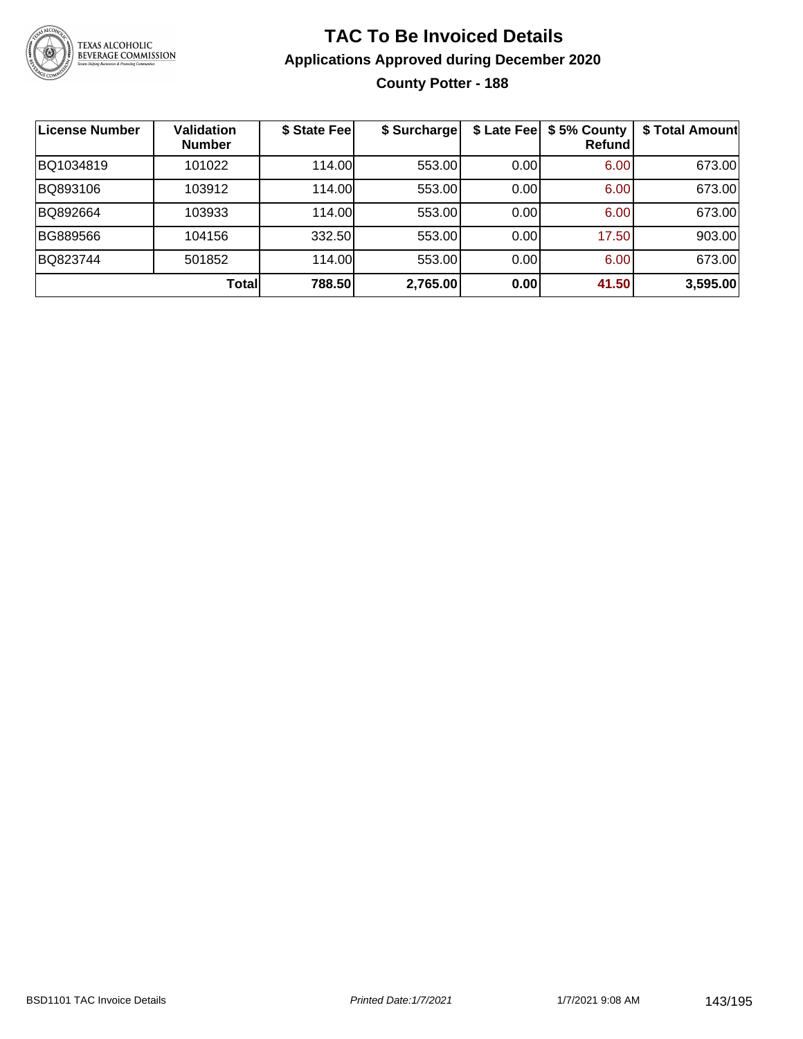# TAC To Be Invoiced Details

## Applications Approved during December 2020

### County Potter - 188

| License Number | Validation Number | $ State Fee | $ Surcharge | $ Late Fee | $ 5% County Refund | $ Total Amount |
|---|---|---|---|---|---|---|
| BQ1034819 | 101022 | 114.00 | 553.00 | 0.00 | 6.00 | 673.00 |
| BQ893106 | 103912 | 114.00 | 553.00 | 0.00 | 6.00 | 673.00 |
| BQ892664 | 103933 | 114.00 | 553.00 | 0.00 | 6.00 | 673.00 |
| BG889566 | 104156 | 332.50 | 553.00 | 0.00 | 17.50 | 903.00 |
| BQ823744 | 501852 | 114.00 | 553.00 | 0.00 | 6.00 | 673.00 |
| | **Total** | **788.50** | **2,765.00** | **0.00** | **41.50** | **3,595.00** |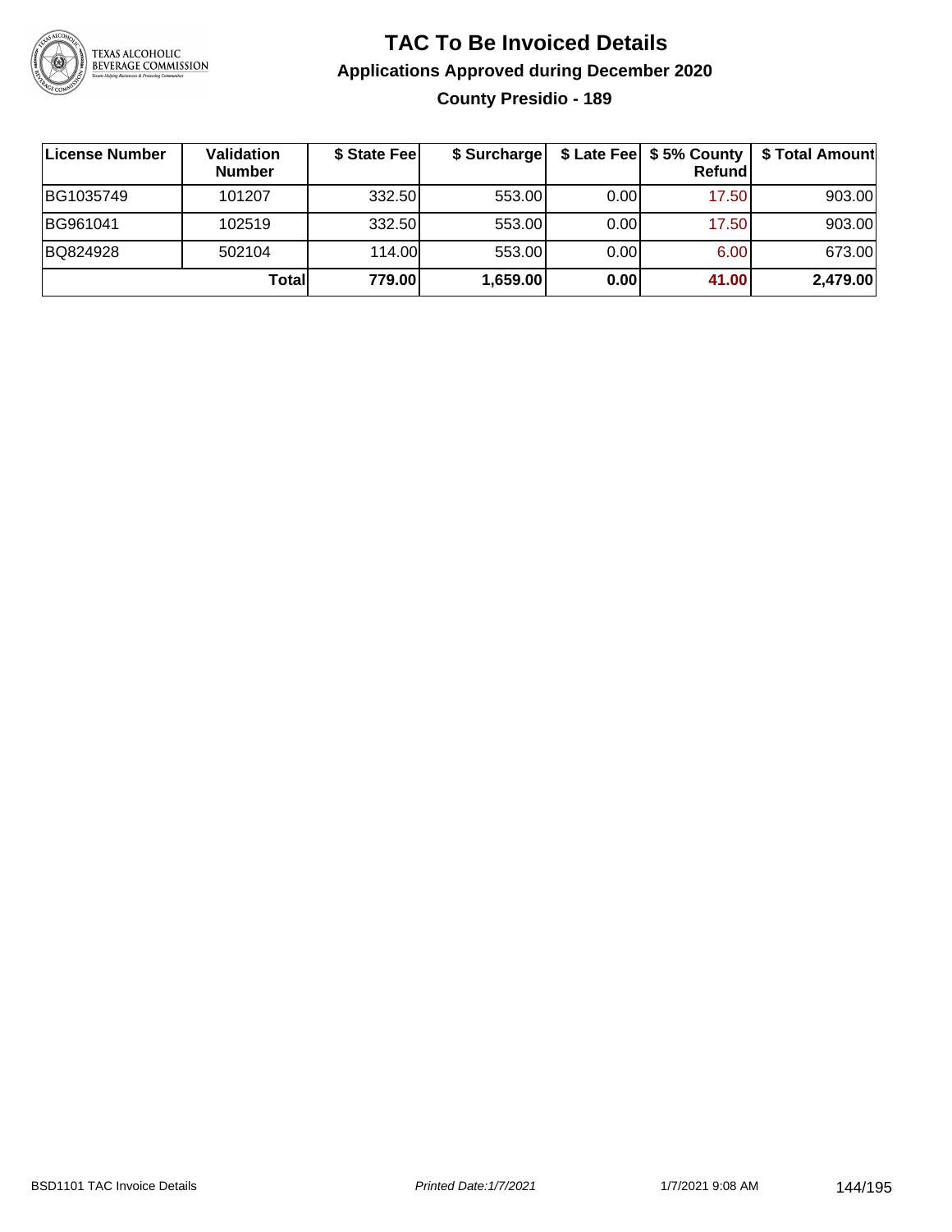# TAC To Be Invoiced Details

## Applications Approved during December 2020

### County Presidio - 189

| License Number | Validation Number | $ State Fee | $ Surcharge | $ Late Fee | $ 5% County Refund | $ Total Amount |
|---|---|---|---|---|---|---|
| BG1035749 | 101207 | 332.50 | 553.00 | 0.00 | 17.50 | 903.00 |
| BG961041 | 102519 | 332.50 | 553.00 | 0.00 | 17.50 | 903.00 |
| BQ824928 | 502104 | 114.00 | 553.00 | 0.00 | 6.00 | 673.00 |
| | **Total** | **779.00** | **1,659.00** | **0.00** | **41.00** | **2,479.00** |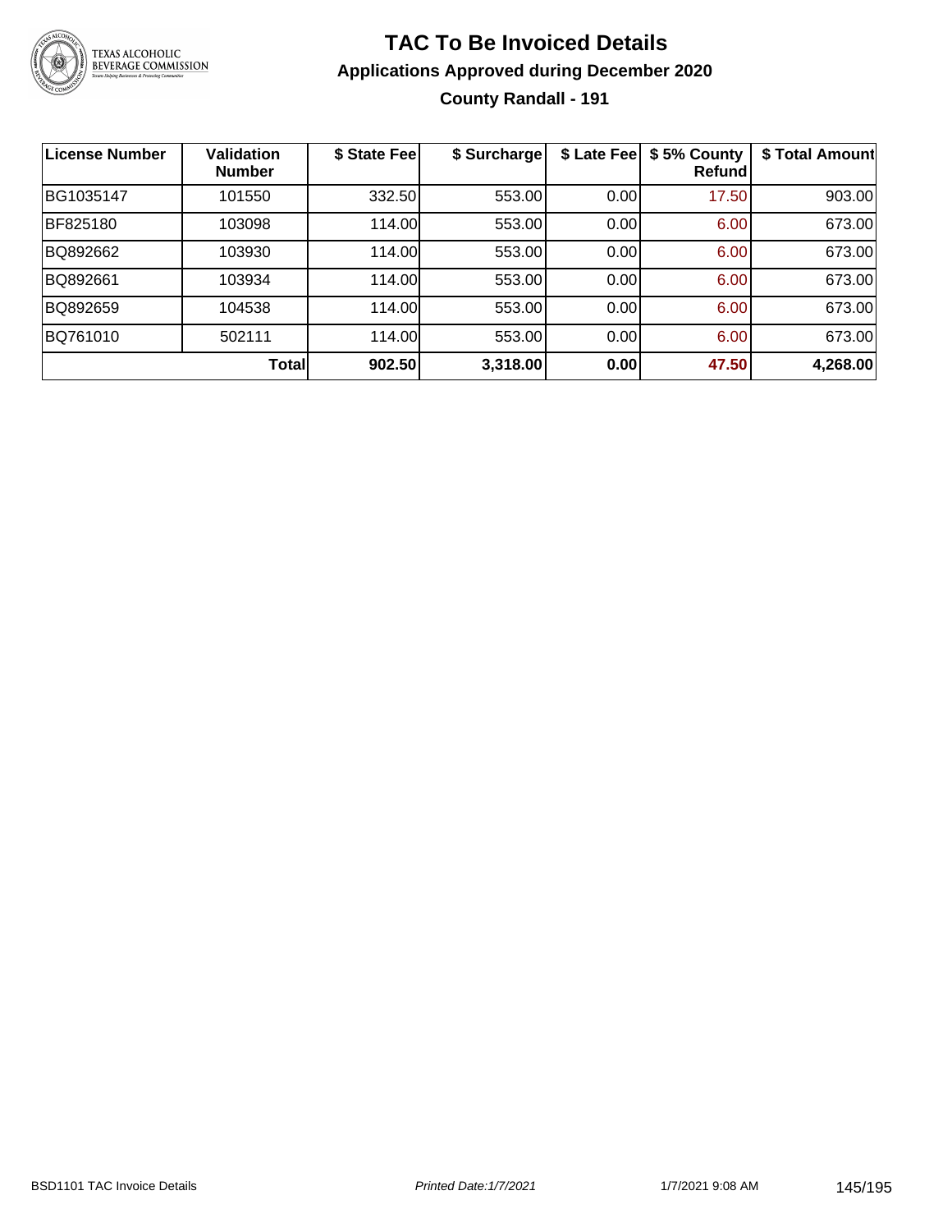# TAC To Be Invoiced Details

## Applications Approved during December 2020

### County Randall - 191

| License Number | Validation Number | \$ State Fee | \$ Surcharge | \$ Late Fee | \$ 5% County Refund | \$ Total Amount |
|---|---|---|---|---|---|---|
| BG1035147 | 101550 | 332.50 | 553.00 | 0.00 | 17.50 | 903.00 |
| BF825180 | 103098 | 114.00 | 553.00 | 0.00 | 6.00 | 673.00 |
| BQ892662 | 103930 | 114.00 | 553.00 | 0.00 | 6.00 | 673.00 |
| BQ892661 | 103934 | 114.00 | 553.00 | 0.00 | 6.00 | 673.00 |
| BQ892659 | 104538 | 114.00 | 553.00 | 0.00 | 6.00 | 673.00 |
| BQ761010 | 502111 | 114.00 | 553.00 | 0.00 | 6.00 | 673.00 |
| | **Total** | **902.50** | **3,318.00** | **0.00** | **47.50** | **4,268.00** |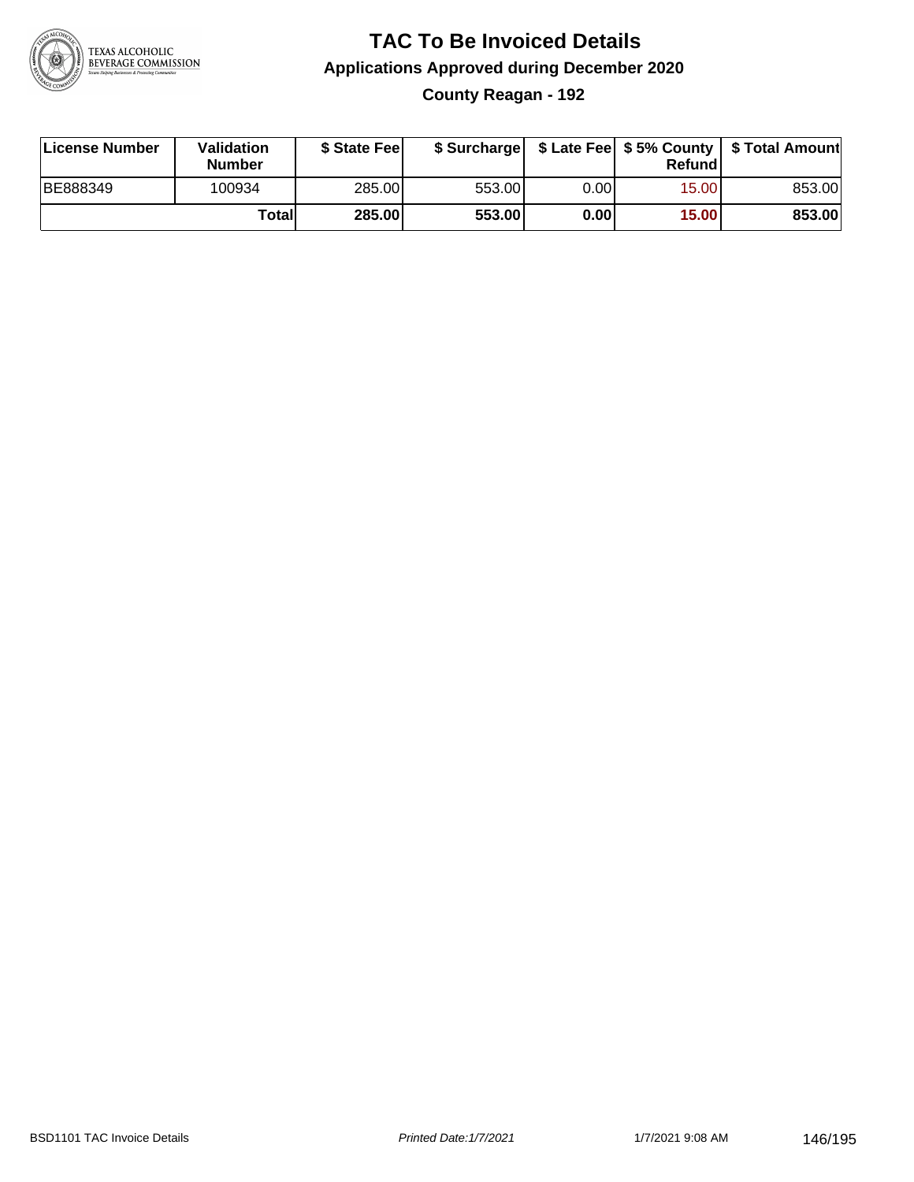# TAC To Be Invoiced Details

## Applications Approved during December 2020

### County Reagan - 192

| License Number | Validation Number | $ State Fee | $ Surcharge | $ Late Fee | $ 5% County Refund | $ Total Amount |
|---|---|---|---|---|---|---|
| BE888349 | 100934 | 285.00 | 553.00 | 0.00 | 15.00 | 853.00 |
| | **Total** | **285.00** | **553.00** | **0.00** | **15.00** | **853.00** |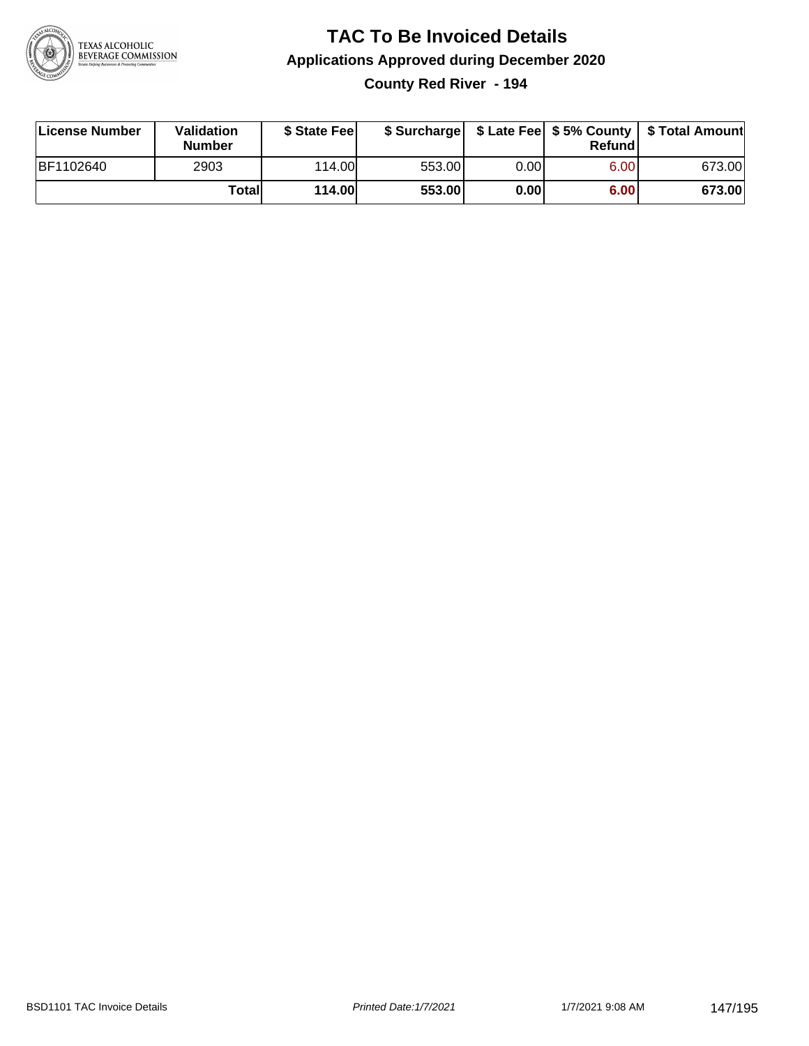# TAC To Be Invoiced Details

## Applications Approved during December 2020

### County Red River - 194

| License Number | Validation Number | $ State Fee | $ Surcharge | $ Late Fee | $ 5% County Refund | $ Total Amount |
|---|---|---|---|---|---|---|
| BF1102640 | 2903 | 114.00 | 553.00 | 0.00 | 6.00 | 673.00 |
| | **Total** | **114.00** | **553.00** | **0.00** | **6.00** | **673.00** |

BSD1101 TAC Invoice Details    *Printed Date:1/7/2021*    1/7/2021 9:08 AM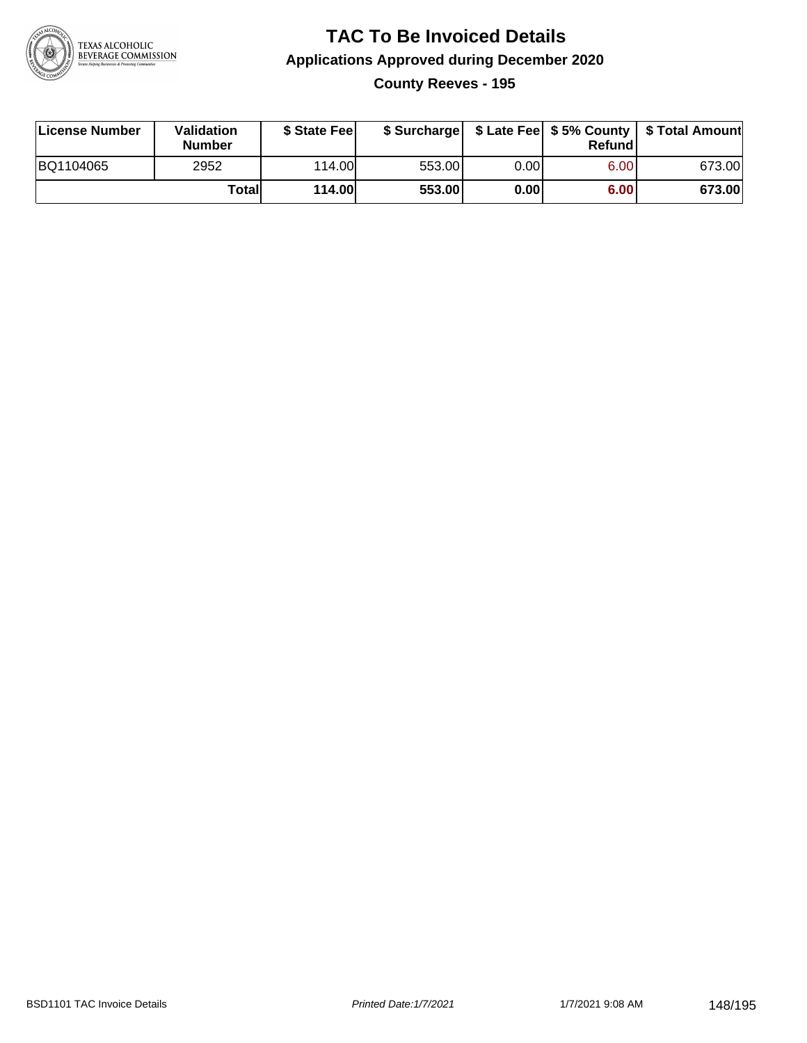# TAC To Be Invoiced Details

## Applications Approved during December 2020

### County Reeves - 195

| License Number | Validation Number | $ State Fee | $ Surcharge | $ Late Fee | $ 5% County Refund | $ Total Amount |
|---|---|---|---|---|---|---|
| BQ1104065 | 2952 | 114.00 | 553.00 | 0.00 | 6.00 | 673.00 |
| | **Total** | **114.00** | **553.00** | **0.00** | **6.00** | **673.00** |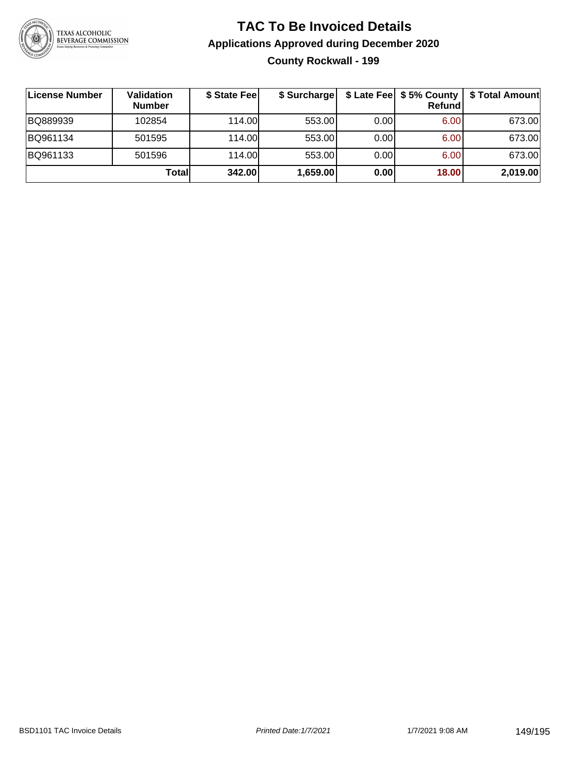# TAC To Be Invoiced Details

## Applications Approved during December 2020

### County Rockwall - 199

| License Number | Validation Number | $ State Fee | $ Surcharge | $ Late Fee | $ 5% County Refund | $ Total Amount |
|---|---|---|---|---|---|---|
| BQ889939 | 102854 | 114.00 | 553.00 | 0.00 | 6.00 | 673.00 |
| BQ961134 | 501595 | 114.00 | 553.00 | 0.00 | 6.00 | 673.00 |
| BQ961133 | 501596 | 114.00 | 553.00 | 0.00 | 6.00 | 673.00 |
| | **Total** | **342.00** | **1,659.00** | **0.00** | **18.00** | **2,019.00** |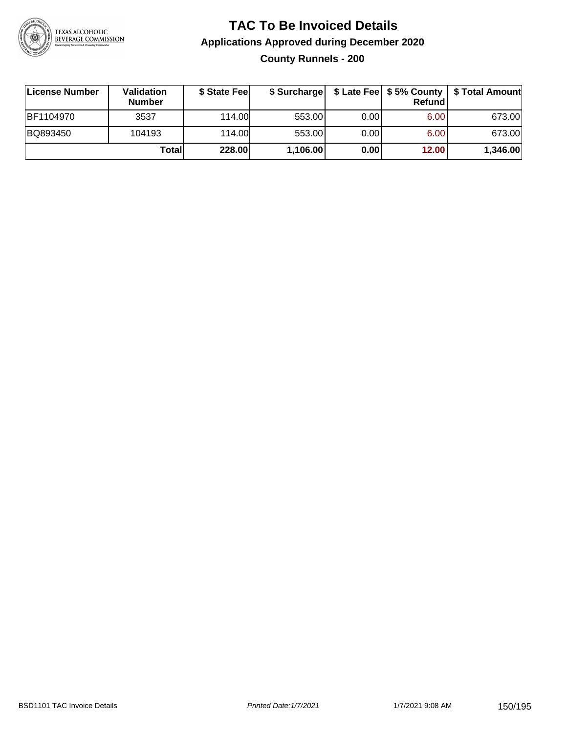# TAC To Be Invoiced Details

## Applications Approved during December 2020

### County Runnels - 200

| License Number | Validation Number | $ State Fee | $ Surcharge | $ Late Fee | $ 5% County Refund | $ Total Amount |
|---|---|---|---|---|---|---|
| BF1104970 | 3537 | 114.00 | 553.00 | 0.00 | 6.00 | 673.00 |
| BQ893450 | 104193 | 114.00 | 553.00 | 0.00 | 6.00 | 673.00 |
| | **Total** | **228.00** | **1,106.00** | **0.00** | **12.00** | **1,346.00** |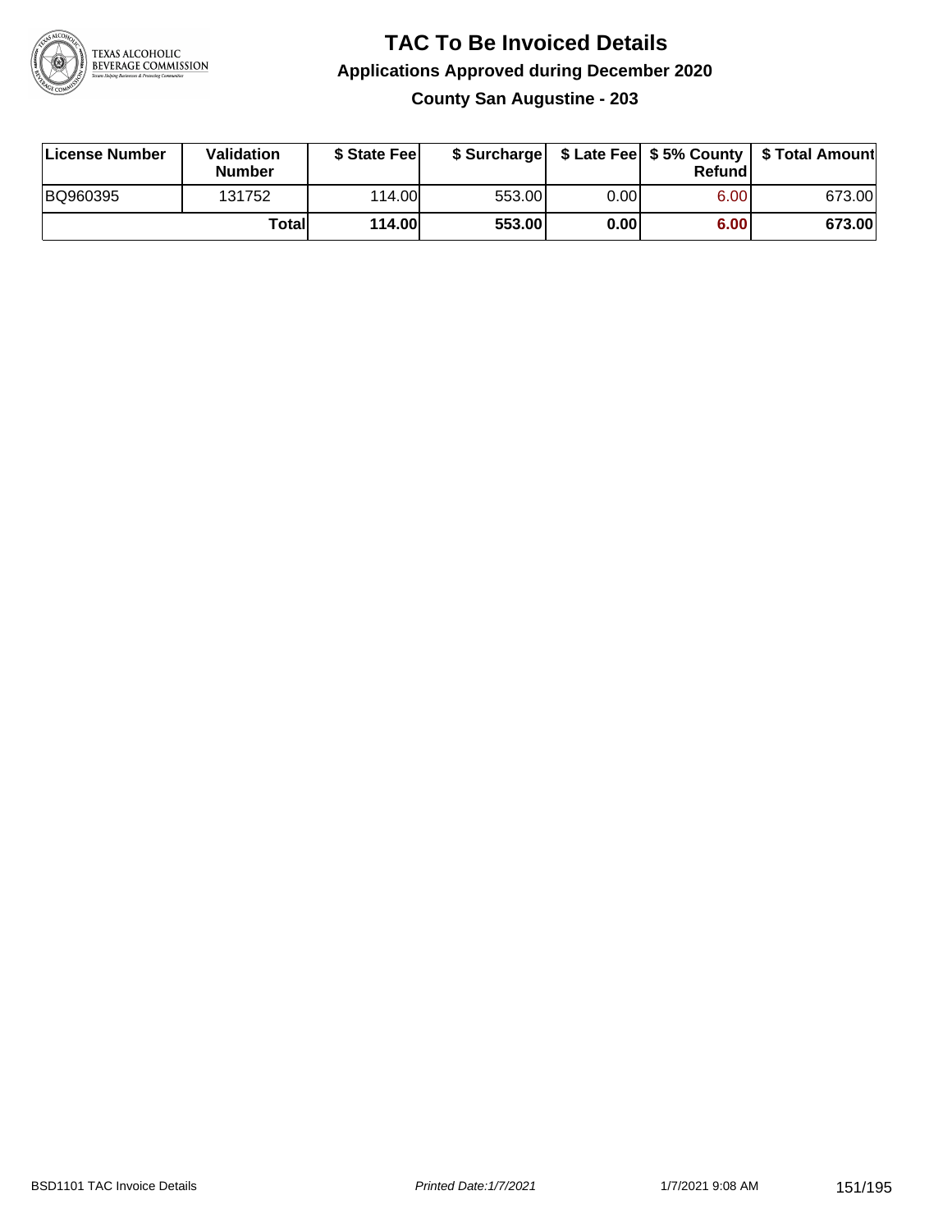# TAC To Be Invoiced Details

## Applications Approved during December 2020

### County San Augustine - 203

| License Number | Validation Number | $ State Fee | $ Surcharge | $ Late Fee | $ 5% County Refund | $ Total Amount |
|---|---|---|---|---|---|---|
| BQ960395 | 131752 | 114.00 | 553.00 | 0.00 | 6.00 | 673.00 |
| | **Total** | **114.00** | **553.00** | **0.00** | **6.00** | **673.00** |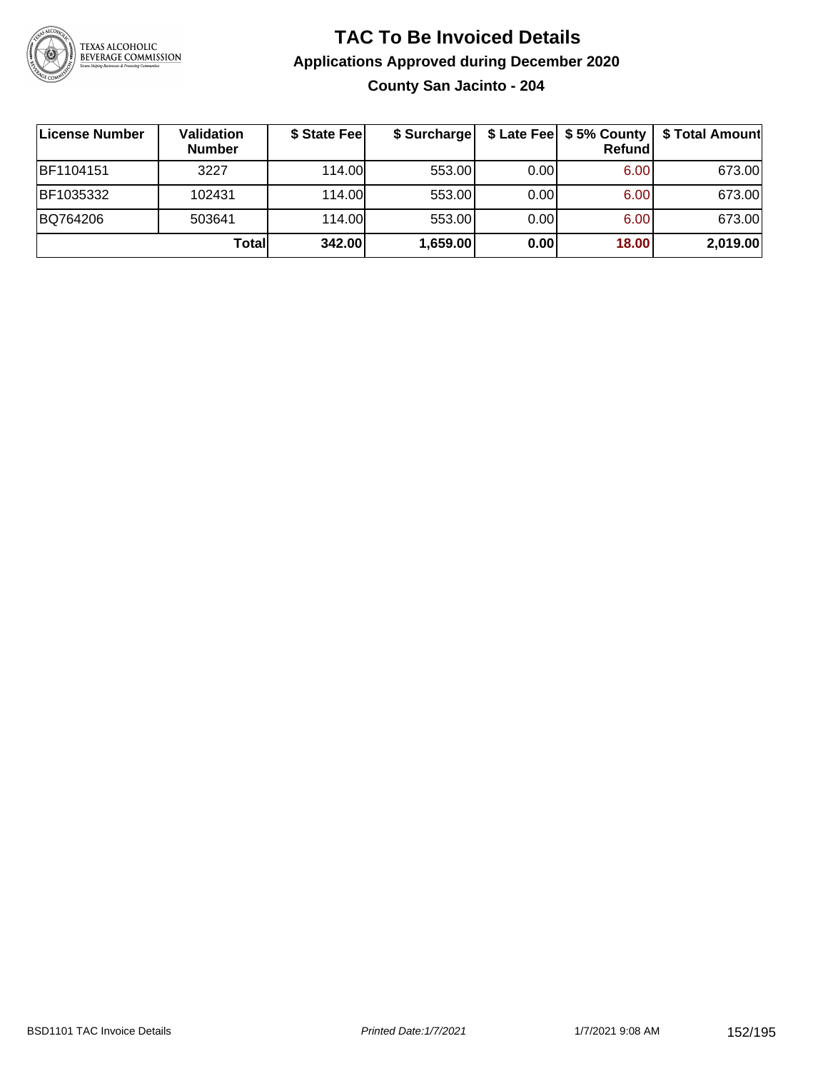# TAC To Be Invoiced Details

## Applications Approved during December 2020

### County San Jacinto - 204

| License Number | Validation Number | $ State Fee | $ Surcharge | $ Late Fee | $ 5% County Refund | $ Total Amount |
|---|---|---|---|---|---|---|
| BF1104151 | 3227 | 114.00 | 553.00 | 0.00 | 6.00 | 673.00 |
| BF1035332 | 102431 | 114.00 | 553.00 | 0.00 | 6.00 | 673.00 |
| BQ764206 | 503641 | 114.00 | 553.00 | 0.00 | 6.00 | 673.00 |
| | **Total** | **342.00** | **1,659.00** | **0.00** | **18.00** | **2,019.00** |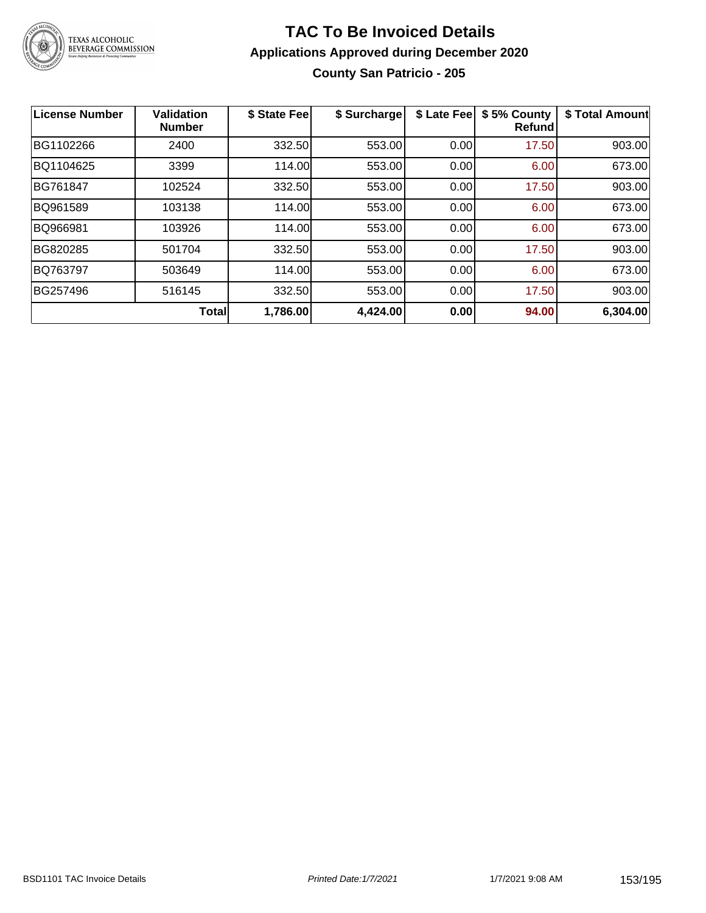# TAC To Be Invoiced Details

## Applications Approved during December 2020

### County San Patricio - 205

| License Number | Validation Number | $ State Fee | $ Surcharge | $ Late Fee | $ 5% County Refund | $ Total Amount |
|---|---|---|---|---|---|---|
| BG1102266 | 2400 | 332.50 | 553.00 | 0.00 | 17.50 | 903.00 |
| BQ1104625 | 3399 | 114.00 | 553.00 | 0.00 | 6.00 | 673.00 |
| BG761847 | 102524 | 332.50 | 553.00 | 0.00 | 17.50 | 903.00 |
| BQ961589 | 103138 | 114.00 | 553.00 | 0.00 | 6.00 | 673.00 |
| BQ966981 | 103926 | 114.00 | 553.00 | 0.00 | 6.00 | 673.00 |
| BG820285 | 501704 | 332.50 | 553.00 | 0.00 | 17.50 | 903.00 |
| BQ763797 | 503649 | 114.00 | 553.00 | 0.00 | 6.00 | 673.00 |
| BG257496 | 516145 | 332.50 | 553.00 | 0.00 | 17.50 | 903.00 |
| | **Total** | **1,786.00** | **4,424.00** | **0.00** | **94.00** | **6,304.00** |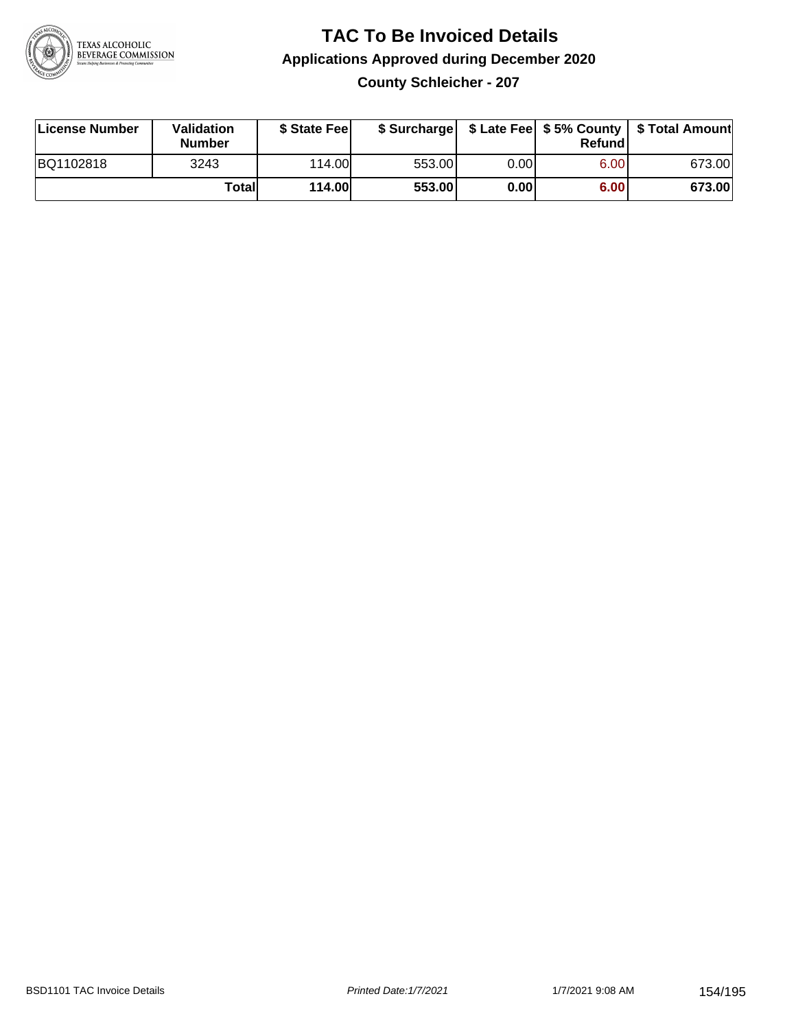# TAC To Be Invoiced Details

## Applications Approved during December 2020

### County Schleicher - 207

| License Number | Validation Number | $ State Fee | $ Surcharge | $ Late Fee | $ 5% County Refund | $ Total Amount |
|---|---|---|---|---|---|---|
| BQ1102818 | 3243 | 114.00 | 553.00 | 0.00 | 6.00 | 673.00 |
| | **Total** | **114.00** | **553.00** | **0.00** | **6.00** | **673.00** |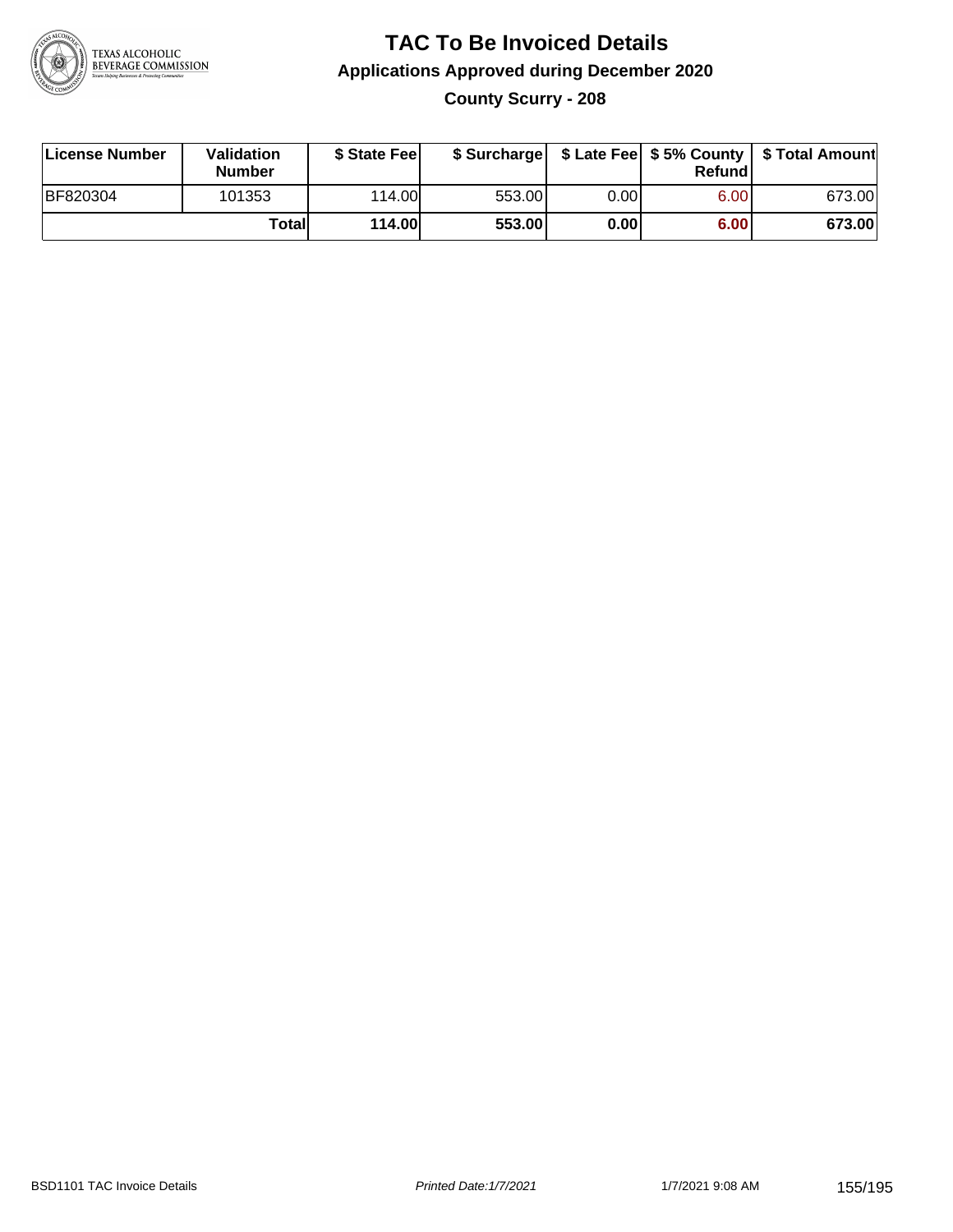# TAC To Be Invoiced Details

## Applications Approved during December 2020

### County Scurry - 208

| License Number | Validation Number | $ State Fee | $ Surcharge | $ Late Fee | $ 5% County Refund | $ Total Amount |
|---|---|---|---|---|---|---|
| BF820304 | 101353 | 114.00 | 553.00 | 0.00 | 6.00 | 673.00 |
| | **Total** | **114.00** | **553.00** | **0.00** | **6.00** | **673.00** |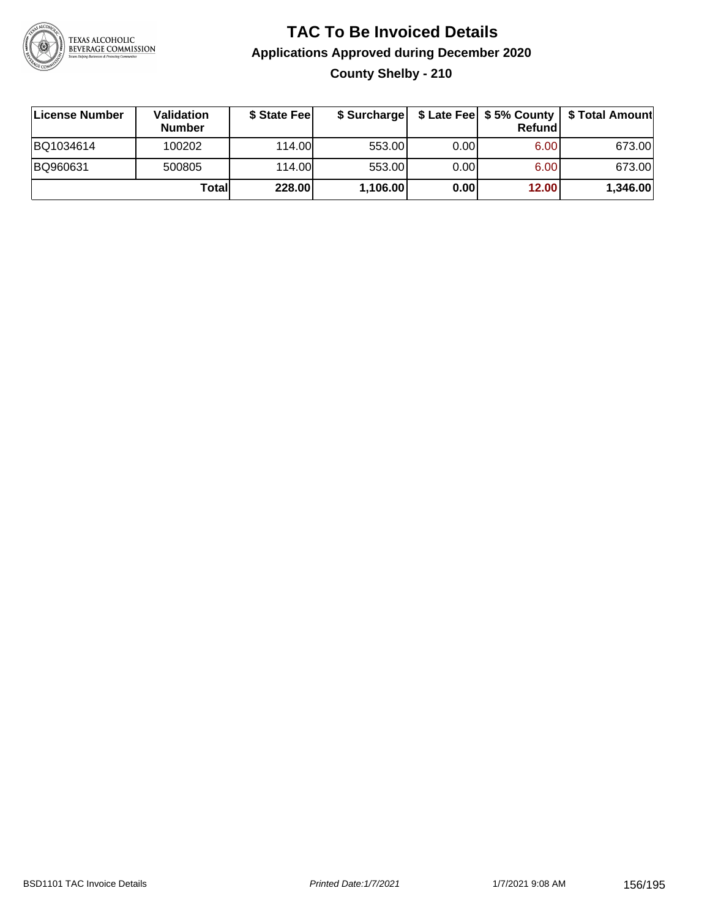# TAC To Be Invoiced Details

## Applications Approved during December 2020

### County Shelby - 210

| License Number | Validation Number | $ State Fee | $ Surcharge | $ Late Fee | $ 5% County Refund | $ Total Amount |
|---|---|---|---|---|---|---|
| BQ1034614 | 100202 | 114.00 | 553.00 | 0.00 | 6.00 | 673.00 |
| BQ960631 | 500805 | 114.00 | 553.00 | 0.00 | 6.00 | 673.00 |
| | **Total** | **228.00** | **1,106.00** | **0.00** | **12.00** | **1,346.00** |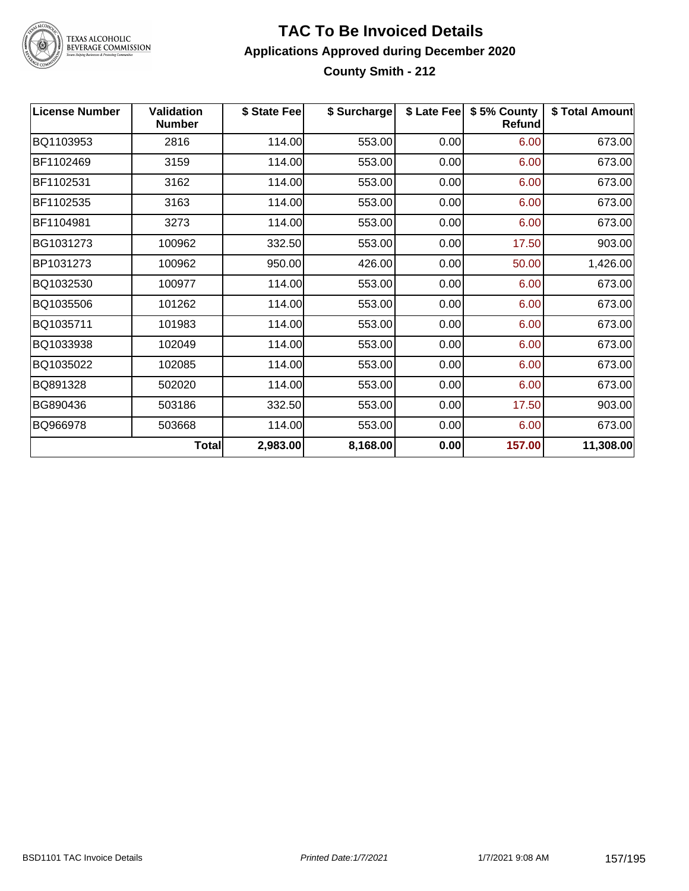# TAC To Be Invoiced Details

## Applications Approved during December 2020

### County Smith - 212

| License Number | Validation Number | $ State Fee | $ Surcharge | $ Late Fee | $ 5% County Refund | $ Total Amount |
|---|---|---|---|---|---|---|
| BQ1103953 | 2816 | 114.00 | 553.00 | 0.00 | 6.00 | 673.00 |
| BF1102469 | 3159 | 114.00 | 553.00 | 0.00 | 6.00 | 673.00 |
| BF1102531 | 3162 | 114.00 | 553.00 | 0.00 | 6.00 | 673.00 |
| BF1102535 | 3163 | 114.00 | 553.00 | 0.00 | 6.00 | 673.00 |
| BF1104981 | 3273 | 114.00 | 553.00 | 0.00 | 6.00 | 673.00 |
| BG1031273 | 100962 | 332.50 | 553.00 | 0.00 | 17.50 | 903.00 |
| BP1031273 | 100962 | 950.00 | 426.00 | 0.00 | 50.00 | 1,426.00 |
| BQ1032530 | 100977 | 114.00 | 553.00 | 0.00 | 6.00 | 673.00 |
| BQ1035506 | 101262 | 114.00 | 553.00 | 0.00 | 6.00 | 673.00 |
| BQ1035711 | 101983 | 114.00 | 553.00 | 0.00 | 6.00 | 673.00 |
| BQ1033938 | 102049 | 114.00 | 553.00 | 0.00 | 6.00 | 673.00 |
| BQ1035022 | 102085 | 114.00 | 553.00 | 0.00 | 6.00 | 673.00 |
| BQ891328 | 502020 | 114.00 | 553.00 | 0.00 | 6.00 | 673.00 |
| BG890436 | 503186 | 332.50 | 553.00 | 0.00 | 17.50 | 903.00 |
| BQ966978 | 503668 | 114.00 | 553.00 | 0.00 | 6.00 | 673.00 |
| | **Total** | **2,983.00** | **8,168.00** | **0.00** | **157.00** | **11,308.00** |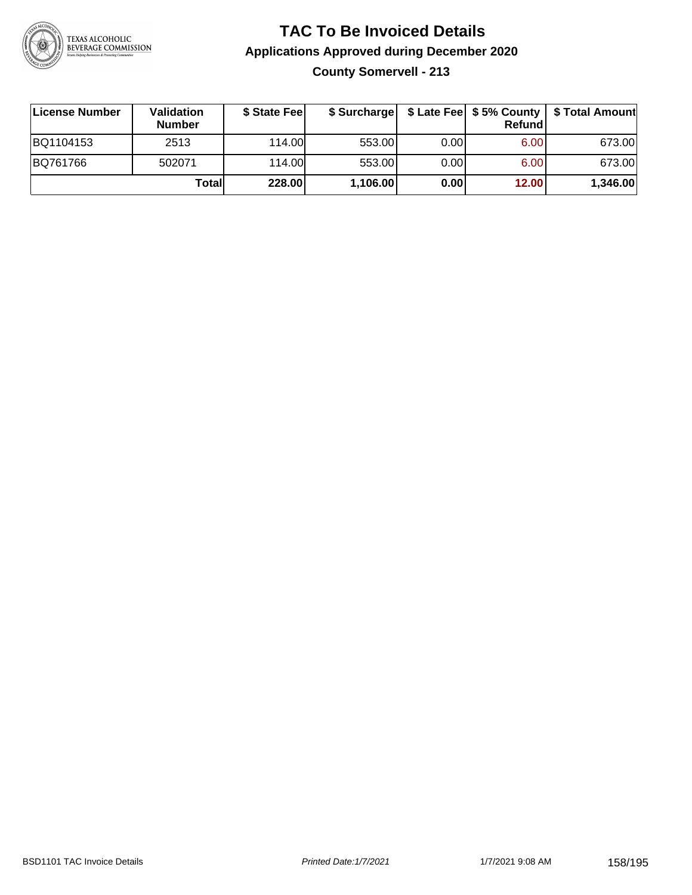# TAC To Be Invoiced Details

## Applications Approved during December 2020

### County Somervell - 213

| License Number | Validation Number | $ State Fee | $ Surcharge | $ Late Fee | $ 5% County Refund | $ Total Amount |
|---|---|---|---|---|---|---|
| BQ1104153 | 2513 | 114.00 | 553.00 | 0.00 | 6.00 | 673.00 |
| BQ761766 | 502071 | 114.00 | 553.00 | 0.00 | 6.00 | 673.00 |
| | **Total** | **228.00** | **1,106.00** | **0.00** | **12.00** | **1,346.00** |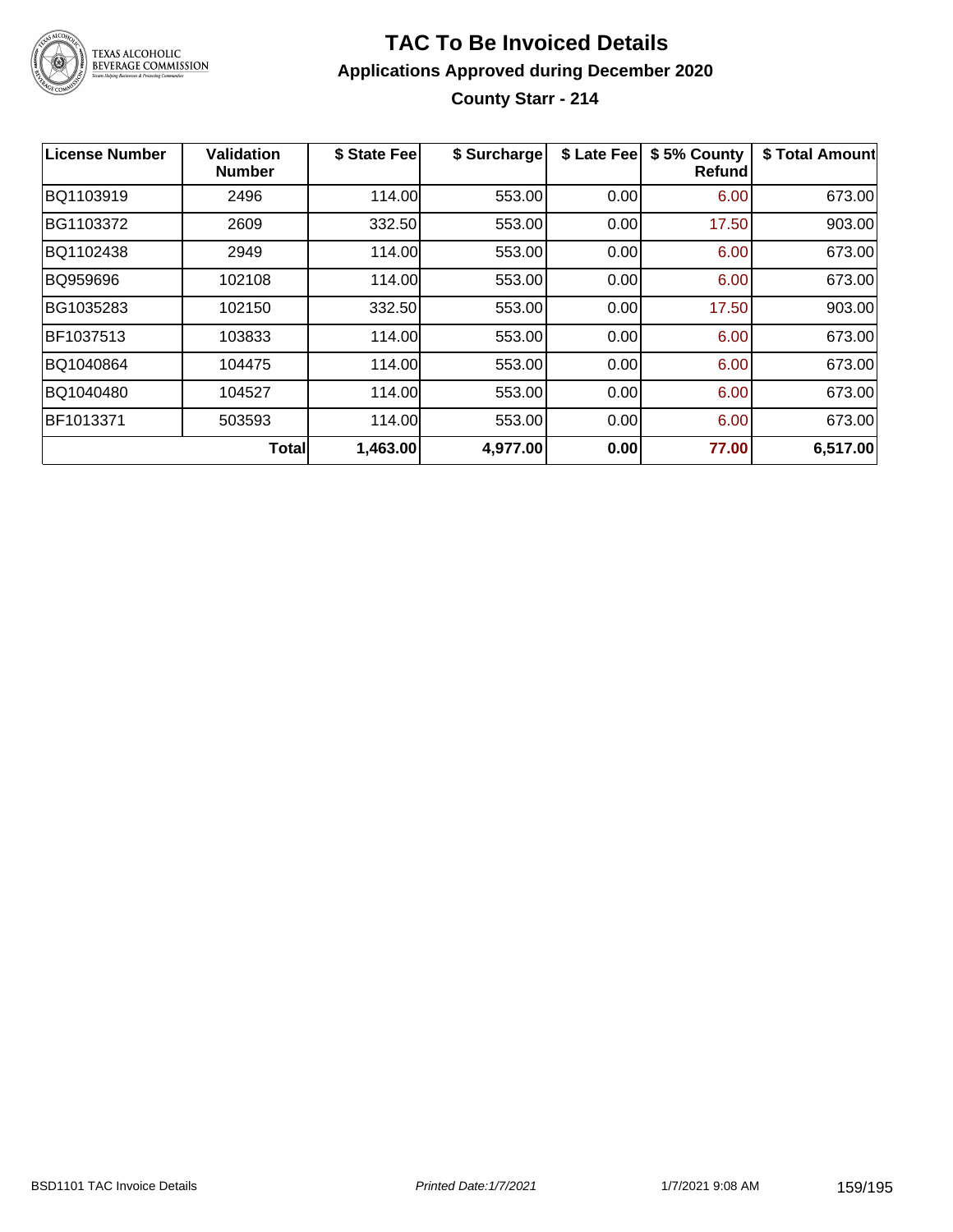# TAC To Be Invoiced Details

## Applications Approved during December 2020

### County Starr - 214

| License Number | Validation Number | $ State Fee | $ Surcharge | $ Late Fee | $ 5% County Refund | $ Total Amount |
|---|---|---|---|---|---|---|
| BQ1103919 | 2496 | 114.00 | 553.00 | 0.00 | 6.00 | 673.00 |
| BG1103372 | 2609 | 332.50 | 553.00 | 0.00 | 17.50 | 903.00 |
| BQ1102438 | 2949 | 114.00 | 553.00 | 0.00 | 6.00 | 673.00 |
| BQ959696 | 102108 | 114.00 | 553.00 | 0.00 | 6.00 | 673.00 |
| BG1035283 | 102150 | 332.50 | 553.00 | 0.00 | 17.50 | 903.00 |
| BF1037513 | 103833 | 114.00 | 553.00 | 0.00 | 6.00 | 673.00 |
| BQ1040864 | 104475 | 114.00 | 553.00 | 0.00 | 6.00 | 673.00 |
| BQ1040480 | 104527 | 114.00 | 553.00 | 0.00 | 6.00 | 673.00 |
| BF1013371 | 503593 | 114.00 | 553.00 | 0.00 | 6.00 | 673.00 |
| | **Total** | **1,463.00** | **4,977.00** | **0.00** | **77.00** | **6,517.00** |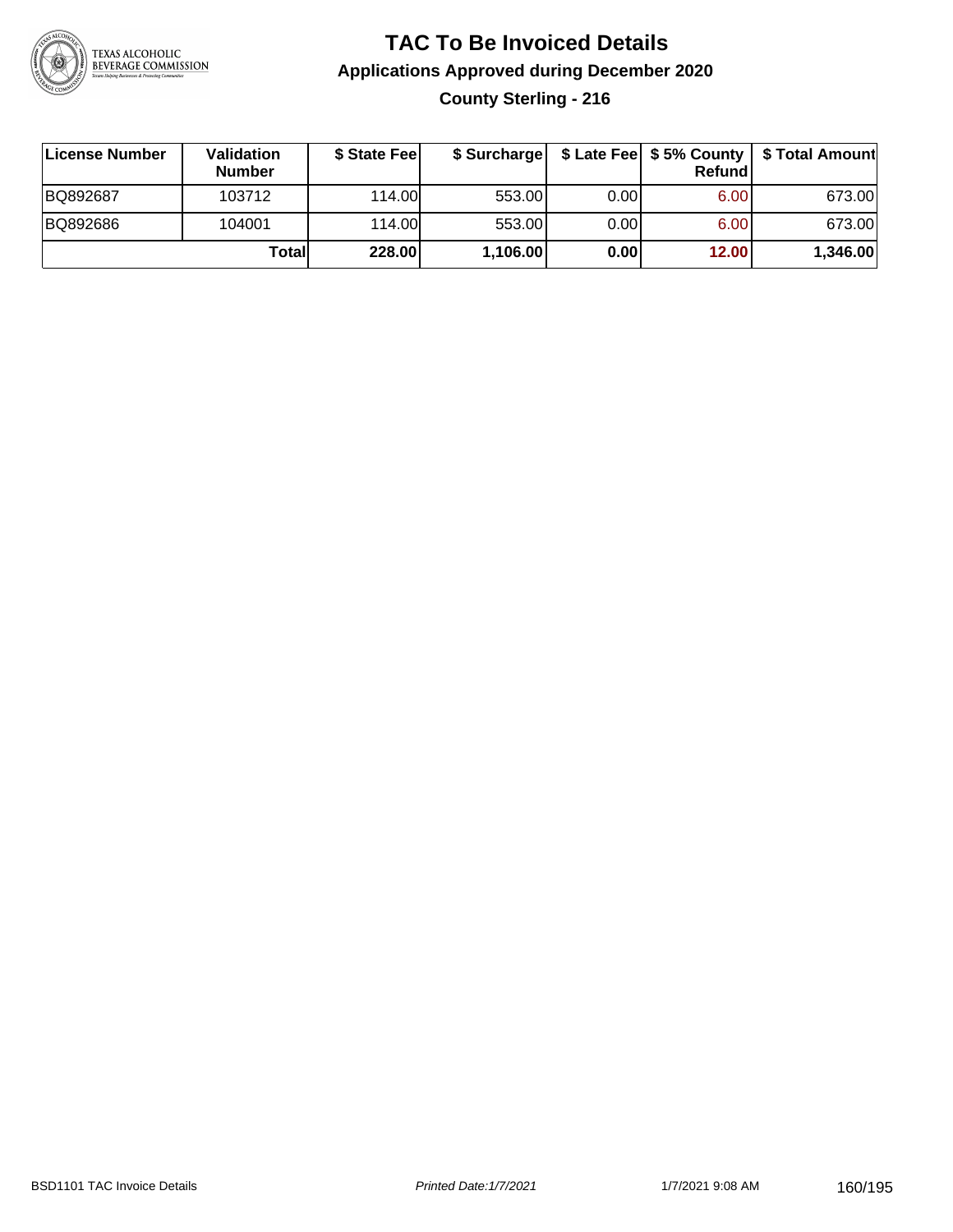# TAC To Be Invoiced Details

## Applications Approved during December 2020

### County Sterling - 216

| License Number | Validation Number | $ State Fee | $ Surcharge | $ Late Fee | $ 5% County Refund | $ Total Amount |
|---|---|---|---|---|---|---|
| BQ892687 | 103712 | 114.00 | 553.00 | 0.00 | 6.00 | 673.00 |
| BQ892686 | 104001 | 114.00 | 553.00 | 0.00 | 6.00 | 673.00 |
| | **Total** | **228.00** | **1,106.00** | **0.00** | **12.00** | **1,346.00** |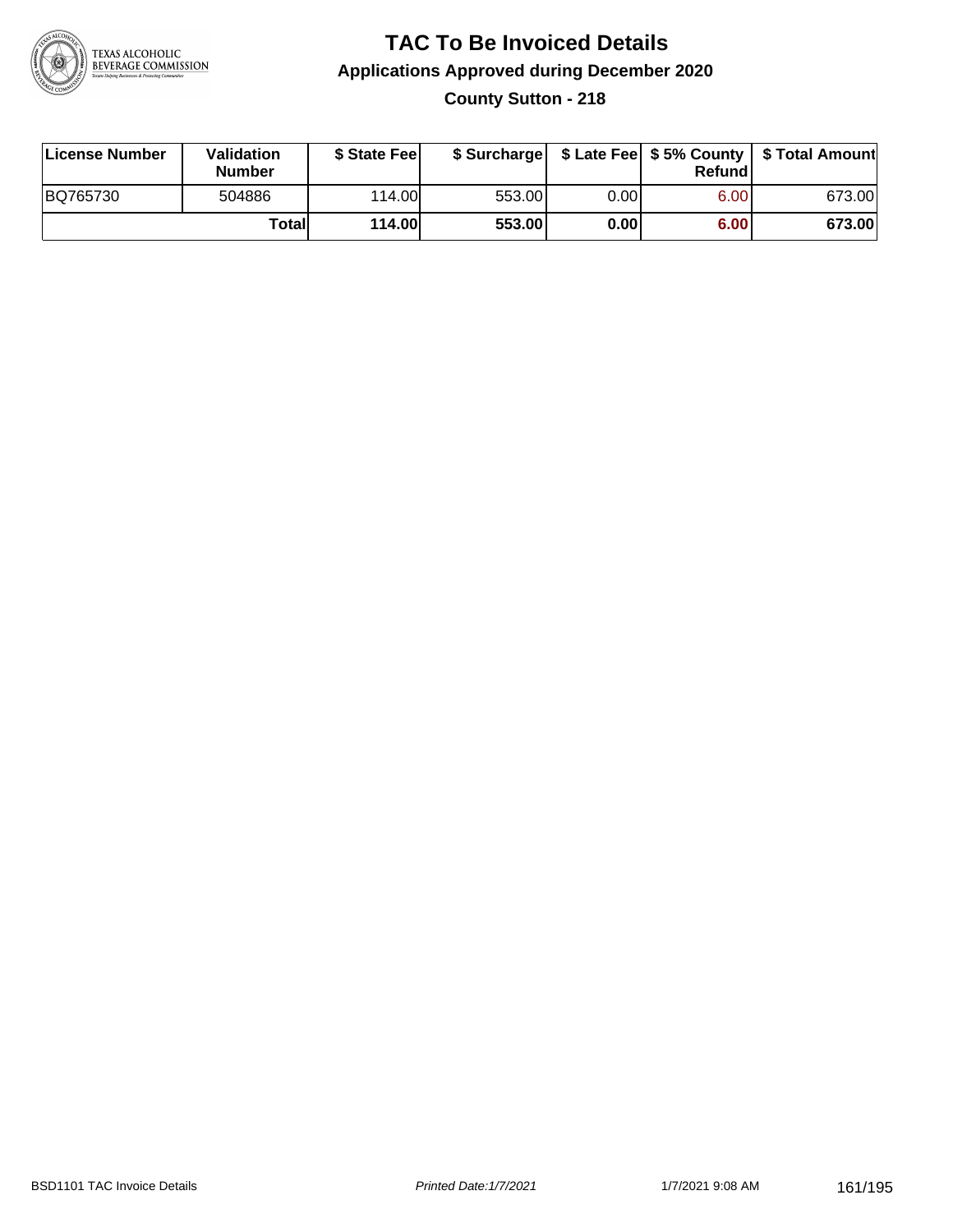# TAC To Be Invoiced Details

## Applications Approved during December 2020

### County Sutton - 218

| License Number | Validation Number | $ State Fee | $ Surcharge | $ Late Fee | $ 5% County Refund | $ Total Amount |
|---|---|---|---|---|---|---|
| BQ765730 | 504886 | 114.00 | 553.00 | 0.00 | 6.00 | 673.00 |
| | **Total** | **114.00** | **553.00** | **0.00** | **6.00** | **673.00** |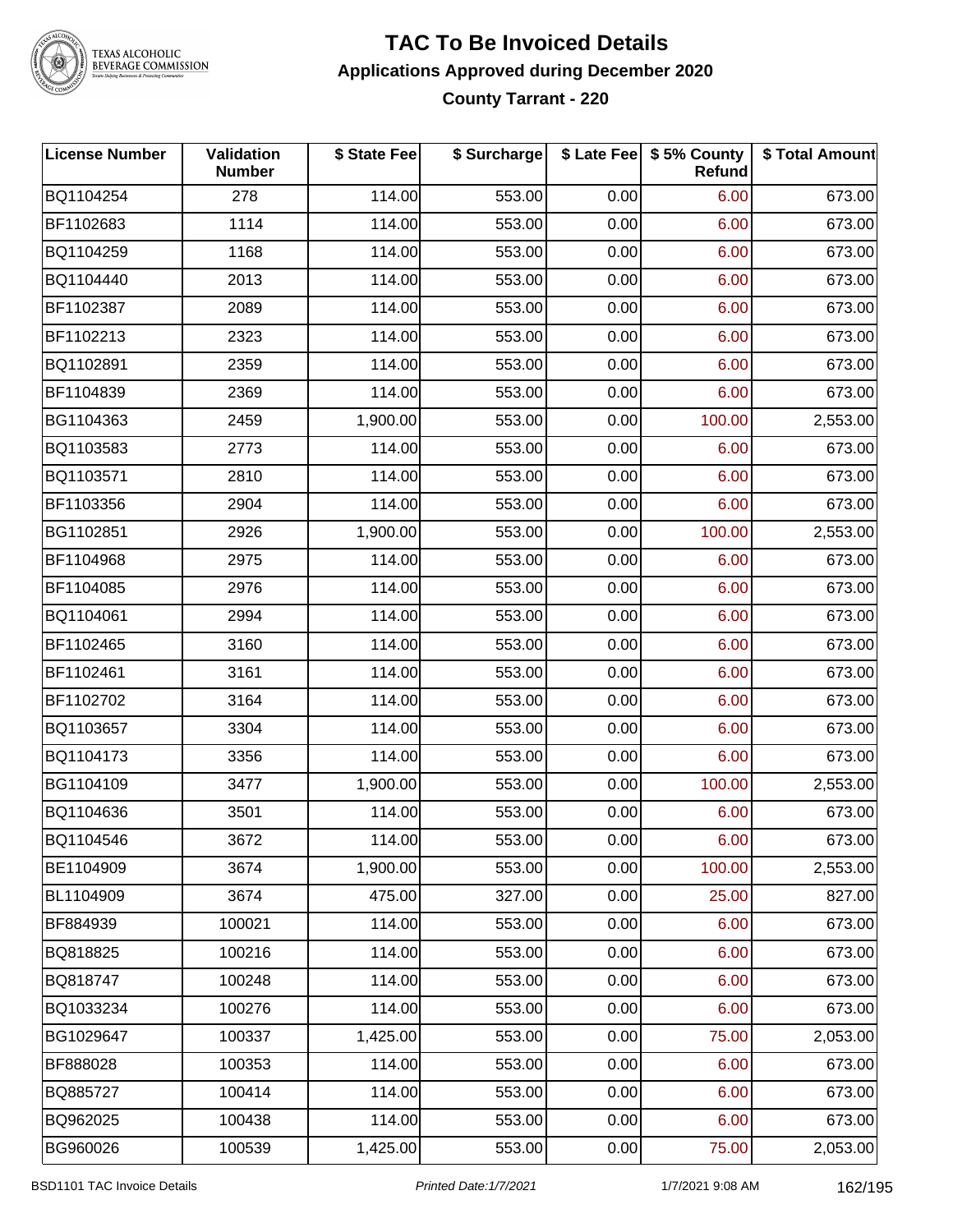# TAC To Be Invoiced Details

## Applications Approved during December 2020

### County Tarrant - 220

| License Number | Validation Number | $ State Fee | $ Surcharge | $ Late Fee | $ 5% County Refund | $ Total Amount |
|---|---|---|---|---|---|---|
| BQ1104254 | 278 | 114.00 | 553.00 | 0.00 | 6.00 | 673.00 |
| BF1102683 | 1114 | 114.00 | 553.00 | 0.00 | 6.00 | 673.00 |
| BQ1104259 | 1168 | 114.00 | 553.00 | 0.00 | 6.00 | 673.00 |
| BQ1104440 | 2013 | 114.00 | 553.00 | 0.00 | 6.00 | 673.00 |
| BF1102387 | 2089 | 114.00 | 553.00 | 0.00 | 6.00 | 673.00 |
| BF1102213 | 2323 | 114.00 | 553.00 | 0.00 | 6.00 | 673.00 |
| BQ1102891 | 2359 | 114.00 | 553.00 | 0.00 | 6.00 | 673.00 |
| BF1104839 | 2369 | 114.00 | 553.00 | 0.00 | 6.00 | 673.00 |
| BG1104363 | 2459 | 1,900.00 | 553.00 | 0.00 | 100.00 | 2,553.00 |
| BQ1103583 | 2773 | 114.00 | 553.00 | 0.00 | 6.00 | 673.00 |
| BQ1103571 | 2810 | 114.00 | 553.00 | 0.00 | 6.00 | 673.00 |
| BF1103356 | 2904 | 114.00 | 553.00 | 0.00 | 6.00 | 673.00 |
| BG1102851 | 2926 | 1,900.00 | 553.00 | 0.00 | 100.00 | 2,553.00 |
| BF1104968 | 2975 | 114.00 | 553.00 | 0.00 | 6.00 | 673.00 |
| BF1104085 | 2976 | 114.00 | 553.00 | 0.00 | 6.00 | 673.00 |
| BQ1104061 | 2994 | 114.00 | 553.00 | 0.00 | 6.00 | 673.00 |
| BF1102465 | 3160 | 114.00 | 553.00 | 0.00 | 6.00 | 673.00 |
| BF1102461 | 3161 | 114.00 | 553.00 | 0.00 | 6.00 | 673.00 |
| BF1102702 | 3164 | 114.00 | 553.00 | 0.00 | 6.00 | 673.00 |
| BQ1103657 | 3304 | 114.00 | 553.00 | 0.00 | 6.00 | 673.00 |
| BQ1104173 | 3356 | 114.00 | 553.00 | 0.00 | 6.00 | 673.00 |
| BG1104109 | 3477 | 1,900.00 | 553.00 | 0.00 | 100.00 | 2,553.00 |
| BQ1104636 | 3501 | 114.00 | 553.00 | 0.00 | 6.00 | 673.00 |
| BQ1104546 | 3672 | 114.00 | 553.00 | 0.00 | 6.00 | 673.00 |
| BE1104909 | 3674 | 1,900.00 | 553.00 | 0.00 | 100.00 | 2,553.00 |
| BL1104909 | 3674 | 475.00 | 327.00 | 0.00 | 25.00 | 827.00 |
| BF884939 | 100021 | 114.00 | 553.00 | 0.00 | 6.00 | 673.00 |
| BQ818825 | 100216 | 114.00 | 553.00 | 0.00 | 6.00 | 673.00 |
| BQ818747 | 100248 | 114.00 | 553.00 | 0.00 | 6.00 | 673.00 |
| BQ1033234 | 100276 | 114.00 | 553.00 | 0.00 | 6.00 | 673.00 |
| BG1029647 | 100337 | 1,425.00 | 553.00 | 0.00 | 75.00 | 2,053.00 |
| BF888028 | 100353 | 114.00 | 553.00 | 0.00 | 6.00 | 673.00 |
| BQ885727 | 100414 | 114.00 | 553.00 | 0.00 | 6.00 | 673.00 |
| BQ962025 | 100438 | 114.00 | 553.00 | 0.00 | 6.00 | 673.00 |
| BG960026 | 100539 | 1,425.00 | 553.00 | 0.00 | 75.00 | 2,053.00 |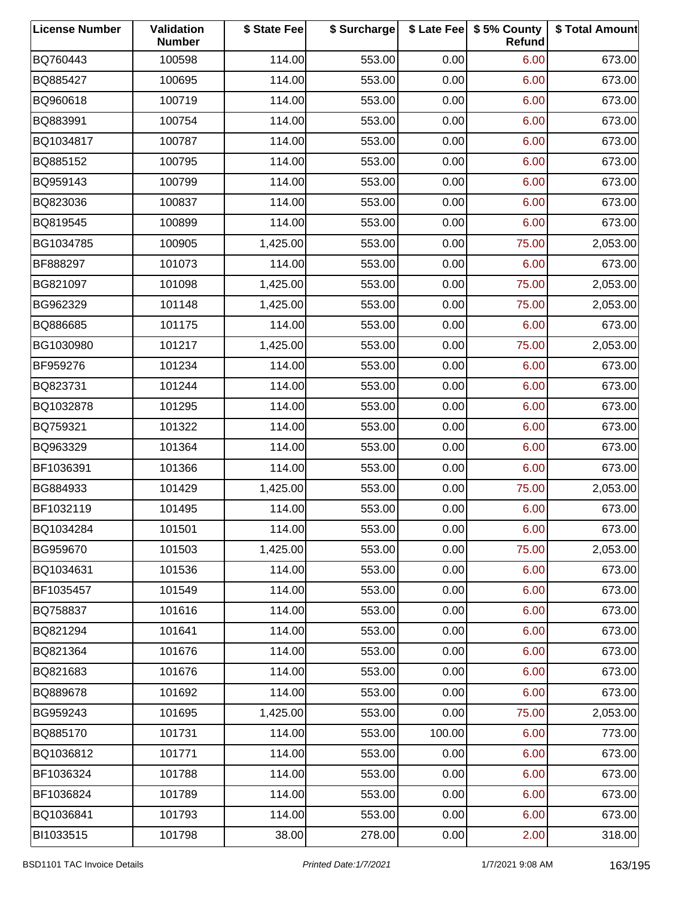| License Number | Validation Number | $ State Fee | $ Surcharge | $ Late Fee | $ 5% County Refund | $ Total Amount |
|---|---|---|---|---|---|---|
| BQ760443 | 100598 | 114.00 | 553.00 | 0.00 | 6.00 | 673.00 |
| BQ885427 | 100695 | 114.00 | 553.00 | 0.00 | 6.00 | 673.00 |
| BQ960618 | 100719 | 114.00 | 553.00 | 0.00 | 6.00 | 673.00 |
| BQ883991 | 100754 | 114.00 | 553.00 | 0.00 | 6.00 | 673.00 |
| BQ1034817 | 100787 | 114.00 | 553.00 | 0.00 | 6.00 | 673.00 |
| BQ885152 | 100795 | 114.00 | 553.00 | 0.00 | 6.00 | 673.00 |
| BQ959143 | 100799 | 114.00 | 553.00 | 0.00 | 6.00 | 673.00 |
| BQ823036 | 100837 | 114.00 | 553.00 | 0.00 | 6.00 | 673.00 |
| BQ819545 | 100899 | 114.00 | 553.00 | 0.00 | 6.00 | 673.00 |
| BG1034785 | 100905 | 1,425.00 | 553.00 | 0.00 | 75.00 | 2,053.00 |
| BF888297 | 101073 | 114.00 | 553.00 | 0.00 | 6.00 | 673.00 |
| BG821097 | 101098 | 1,425.00 | 553.00 | 0.00 | 75.00 | 2,053.00 |
| BG962329 | 101148 | 1,425.00 | 553.00 | 0.00 | 75.00 | 2,053.00 |
| BQ886685 | 101175 | 114.00 | 553.00 | 0.00 | 6.00 | 673.00 |
| BG1030980 | 101217 | 1,425.00 | 553.00 | 0.00 | 75.00 | 2,053.00 |
| BF959276 | 101234 | 114.00 | 553.00 | 0.00 | 6.00 | 673.00 |
| BQ823731 | 101244 | 114.00 | 553.00 | 0.00 | 6.00 | 673.00 |
| BQ1032878 | 101295 | 114.00 | 553.00 | 0.00 | 6.00 | 673.00 |
| BQ759321 | 101322 | 114.00 | 553.00 | 0.00 | 6.00 | 673.00 |
| BQ963329 | 101364 | 114.00 | 553.00 | 0.00 | 6.00 | 673.00 |
| BF1036391 | 101366 | 114.00 | 553.00 | 0.00 | 6.00 | 673.00 |
| BG884933 | 101429 | 1,425.00 | 553.00 | 0.00 | 75.00 | 2,053.00 |
| BF1032119 | 101495 | 114.00 | 553.00 | 0.00 | 6.00 | 673.00 |
| BQ1034284 | 101501 | 114.00 | 553.00 | 0.00 | 6.00 | 673.00 |
| BG959670 | 101503 | 1,425.00 | 553.00 | 0.00 | 75.00 | 2,053.00 |
| BQ1034631 | 101536 | 114.00 | 553.00 | 0.00 | 6.00 | 673.00 |
| BF1035457 | 101549 | 114.00 | 553.00 | 0.00 | 6.00 | 673.00 |
| BQ758837 | 101616 | 114.00 | 553.00 | 0.00 | 6.00 | 673.00 |
| BQ821294 | 101641 | 114.00 | 553.00 | 0.00 | 6.00 | 673.00 |
| BQ821364 | 101676 | 114.00 | 553.00 | 0.00 | 6.00 | 673.00 |
| BQ821683 | 101676 | 114.00 | 553.00 | 0.00 | 6.00 | 673.00 |
| BQ889678 | 101692 | 114.00 | 553.00 | 0.00 | 6.00 | 673.00 |
| BG959243 | 101695 | 1,425.00 | 553.00 | 0.00 | 75.00 | 2,053.00 |
| BQ885170 | 101731 | 114.00 | 553.00 | 100.00 | 6.00 | 773.00 |
| BQ1036812 | 101771 | 114.00 | 553.00 | 0.00 | 6.00 | 673.00 |
| BF1036324 | 101788 | 114.00 | 553.00 | 0.00 | 6.00 | 673.00 |
| BF1036824 | 101789 | 114.00 | 553.00 | 0.00 | 6.00 | 673.00 |
| BQ1036841 | 101793 | 114.00 | 553.00 | 0.00 | 6.00 | 673.00 |
| BI1033515 | 101798 | 38.00 | 278.00 | 0.00 | 2.00 | 318.00 |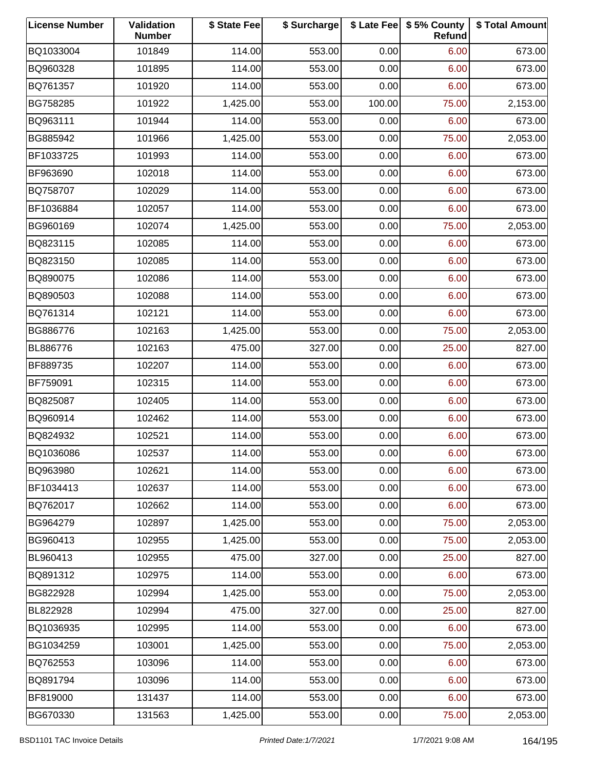| License Number | Validation Number | $ State Fee | $ Surcharge | $ Late Fee | $ 5% County Refund | $ Total Amount |
|---|---|---|---|---|---|---|
| BQ1033004 | 101849 | 114.00 | 553.00 | 0.00 | 6.00 | 673.00 |
| BQ960328 | 101895 | 114.00 | 553.00 | 0.00 | 6.00 | 673.00 |
| BQ761357 | 101920 | 114.00 | 553.00 | 0.00 | 6.00 | 673.00 |
| BG758285 | 101922 | 1,425.00 | 553.00 | 100.00 | 75.00 | 2,153.00 |
| BQ963111 | 101944 | 114.00 | 553.00 | 0.00 | 6.00 | 673.00 |
| BG885942 | 101966 | 1,425.00 | 553.00 | 0.00 | 75.00 | 2,053.00 |
| BF1033725 | 101993 | 114.00 | 553.00 | 0.00 | 6.00 | 673.00 |
| BF963690 | 102018 | 114.00 | 553.00 | 0.00 | 6.00 | 673.00 |
| BQ758707 | 102029 | 114.00 | 553.00 | 0.00 | 6.00 | 673.00 |
| BF1036884 | 102057 | 114.00 | 553.00 | 0.00 | 6.00 | 673.00 |
| BG960169 | 102074 | 1,425.00 | 553.00 | 0.00 | 75.00 | 2,053.00 |
| BQ823115 | 102085 | 114.00 | 553.00 | 0.00 | 6.00 | 673.00 |
| BQ823150 | 102085 | 114.00 | 553.00 | 0.00 | 6.00 | 673.00 |
| BQ890075 | 102086 | 114.00 | 553.00 | 0.00 | 6.00 | 673.00 |
| BQ890503 | 102088 | 114.00 | 553.00 | 0.00 | 6.00 | 673.00 |
| BQ761314 | 102121 | 114.00 | 553.00 | 0.00 | 6.00 | 673.00 |
| BG886776 | 102163 | 1,425.00 | 553.00 | 0.00 | 75.00 | 2,053.00 |
| BL886776 | 102163 | 475.00 | 327.00 | 0.00 | 25.00 | 827.00 |
| BF889735 | 102207 | 114.00 | 553.00 | 0.00 | 6.00 | 673.00 |
| BF759091 | 102315 | 114.00 | 553.00 | 0.00 | 6.00 | 673.00 |
| BQ825087 | 102405 | 114.00 | 553.00 | 0.00 | 6.00 | 673.00 |
| BQ960914 | 102462 | 114.00 | 553.00 | 0.00 | 6.00 | 673.00 |
| BQ824932 | 102521 | 114.00 | 553.00 | 0.00 | 6.00 | 673.00 |
| BQ1036086 | 102537 | 114.00 | 553.00 | 0.00 | 6.00 | 673.00 |
| BQ963980 | 102621 | 114.00 | 553.00 | 0.00 | 6.00 | 673.00 |
| BF1034413 | 102637 | 114.00 | 553.00 | 0.00 | 6.00 | 673.00 |
| BQ762017 | 102662 | 114.00 | 553.00 | 0.00 | 6.00 | 673.00 |
| BG964279 | 102897 | 1,425.00 | 553.00 | 0.00 | 75.00 | 2,053.00 |
| BG960413 | 102955 | 1,425.00 | 553.00 | 0.00 | 75.00 | 2,053.00 |
| BL960413 | 102955 | 475.00 | 327.00 | 0.00 | 25.00 | 827.00 |
| BQ891312 | 102975 | 114.00 | 553.00 | 0.00 | 6.00 | 673.00 |
| BG822928 | 102994 | 1,425.00 | 553.00 | 0.00 | 75.00 | 2,053.00 |
| BL822928 | 102994 | 475.00 | 327.00 | 0.00 | 25.00 | 827.00 |
| BQ1036935 | 102995 | 114.00 | 553.00 | 0.00 | 6.00 | 673.00 |
| BG1034259 | 103001 | 1,425.00 | 553.00 | 0.00 | 75.00 | 2,053.00 |
| BQ762553 | 103096 | 114.00 | 553.00 | 0.00 | 6.00 | 673.00 |
| BQ891794 | 103096 | 114.00 | 553.00 | 0.00 | 6.00 | 673.00 |
| BF819000 | 131437 | 114.00 | 553.00 | 0.00 | 6.00 | 673.00 |
| BG670330 | 131563 | 1,425.00 | 553.00 | 0.00 | 75.00 | 2,053.00 |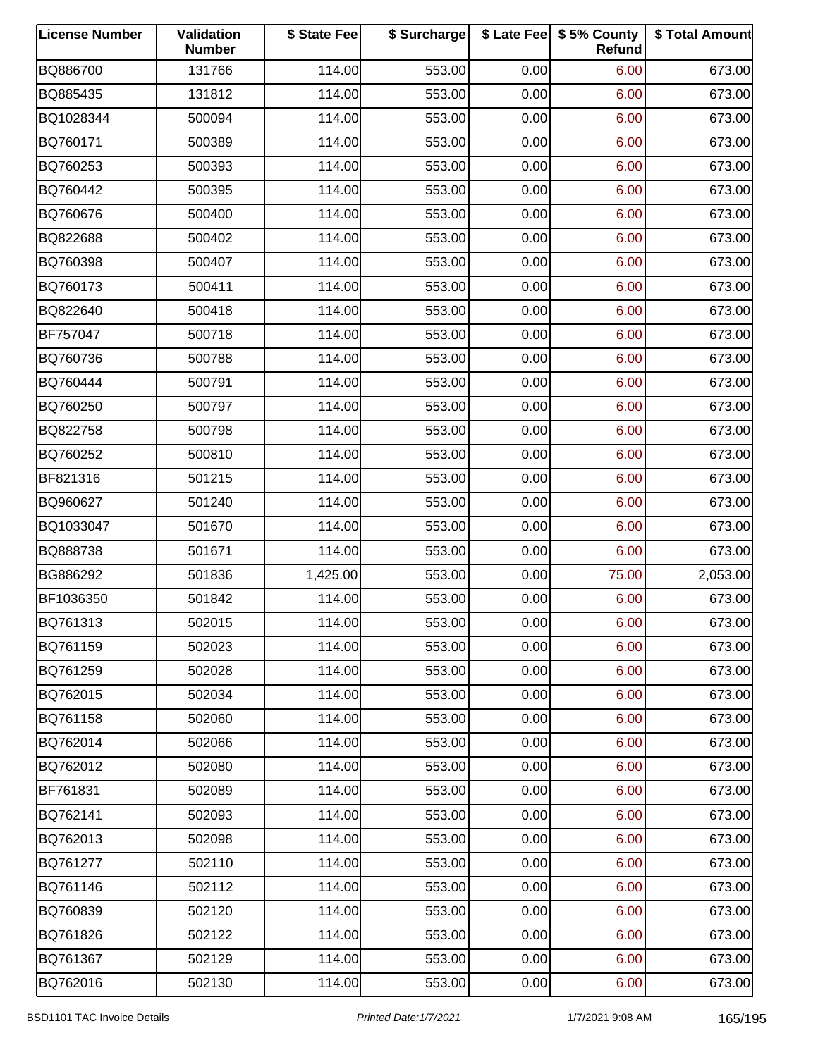| License Number | Validation Number | $ State Fee | $ Surcharge | $ Late Fee | $ 5% County Refund | $ Total Amount |
|---|---|---|---|---|---|---|
| BQ886700 | 131766 | 114.00 | 553.00 | 0.00 | 6.00 | 673.00 |
| BQ885435 | 131812 | 114.00 | 553.00 | 0.00 | 6.00 | 673.00 |
| BQ1028344 | 500094 | 114.00 | 553.00 | 0.00 | 6.00 | 673.00 |
| BQ760171 | 500389 | 114.00 | 553.00 | 0.00 | 6.00 | 673.00 |
| BQ760253 | 500393 | 114.00 | 553.00 | 0.00 | 6.00 | 673.00 |
| BQ760442 | 500395 | 114.00 | 553.00 | 0.00 | 6.00 | 673.00 |
| BQ760676 | 500400 | 114.00 | 553.00 | 0.00 | 6.00 | 673.00 |
| BQ822688 | 500402 | 114.00 | 553.00 | 0.00 | 6.00 | 673.00 |
| BQ760398 | 500407 | 114.00 | 553.00 | 0.00 | 6.00 | 673.00 |
| BQ760173 | 500411 | 114.00 | 553.00 | 0.00 | 6.00 | 673.00 |
| BQ822640 | 500418 | 114.00 | 553.00 | 0.00 | 6.00 | 673.00 |
| BF757047 | 500718 | 114.00 | 553.00 | 0.00 | 6.00 | 673.00 |
| BQ760736 | 500788 | 114.00 | 553.00 | 0.00 | 6.00 | 673.00 |
| BQ760444 | 500791 | 114.00 | 553.00 | 0.00 | 6.00 | 673.00 |
| BQ760250 | 500797 | 114.00 | 553.00 | 0.00 | 6.00 | 673.00 |
| BQ822758 | 500798 | 114.00 | 553.00 | 0.00 | 6.00 | 673.00 |
| BQ760252 | 500810 | 114.00 | 553.00 | 0.00 | 6.00 | 673.00 |
| BF821316 | 501215 | 114.00 | 553.00 | 0.00 | 6.00 | 673.00 |
| BQ960627 | 501240 | 114.00 | 553.00 | 0.00 | 6.00 | 673.00 |
| BQ1033047 | 501670 | 114.00 | 553.00 | 0.00 | 6.00 | 673.00 |
| BQ888738 | 501671 | 114.00 | 553.00 | 0.00 | 6.00 | 673.00 |
| BG886292 | 501836 | 1,425.00 | 553.00 | 0.00 | 75.00 | 2,053.00 |
| BF1036350 | 501842 | 114.00 | 553.00 | 0.00 | 6.00 | 673.00 |
| BQ761313 | 502015 | 114.00 | 553.00 | 0.00 | 6.00 | 673.00 |
| BQ761159 | 502023 | 114.00 | 553.00 | 0.00 | 6.00 | 673.00 |
| BQ761259 | 502028 | 114.00 | 553.00 | 0.00 | 6.00 | 673.00 |
| BQ762015 | 502034 | 114.00 | 553.00 | 0.00 | 6.00 | 673.00 |
| BQ761158 | 502060 | 114.00 | 553.00 | 0.00 | 6.00 | 673.00 |
| BQ762014 | 502066 | 114.00 | 553.00 | 0.00 | 6.00 | 673.00 |
| BQ762012 | 502080 | 114.00 | 553.00 | 0.00 | 6.00 | 673.00 |
| BF761831 | 502089 | 114.00 | 553.00 | 0.00 | 6.00 | 673.00 |
| BQ762141 | 502093 | 114.00 | 553.00 | 0.00 | 6.00 | 673.00 |
| BQ762013 | 502098 | 114.00 | 553.00 | 0.00 | 6.00 | 673.00 |
| BQ761277 | 502110 | 114.00 | 553.00 | 0.00 | 6.00 | 673.00 |
| BQ761146 | 502112 | 114.00 | 553.00 | 0.00 | 6.00 | 673.00 |
| BQ760839 | 502120 | 114.00 | 553.00 | 0.00 | 6.00 | 673.00 |
| BQ761826 | 502122 | 114.00 | 553.00 | 0.00 | 6.00 | 673.00 |
| BQ761367 | 502129 | 114.00 | 553.00 | 0.00 | 6.00 | 673.00 |
| BQ762016 | 502130 | 114.00 | 553.00 | 0.00 | 6.00 | 673.00 |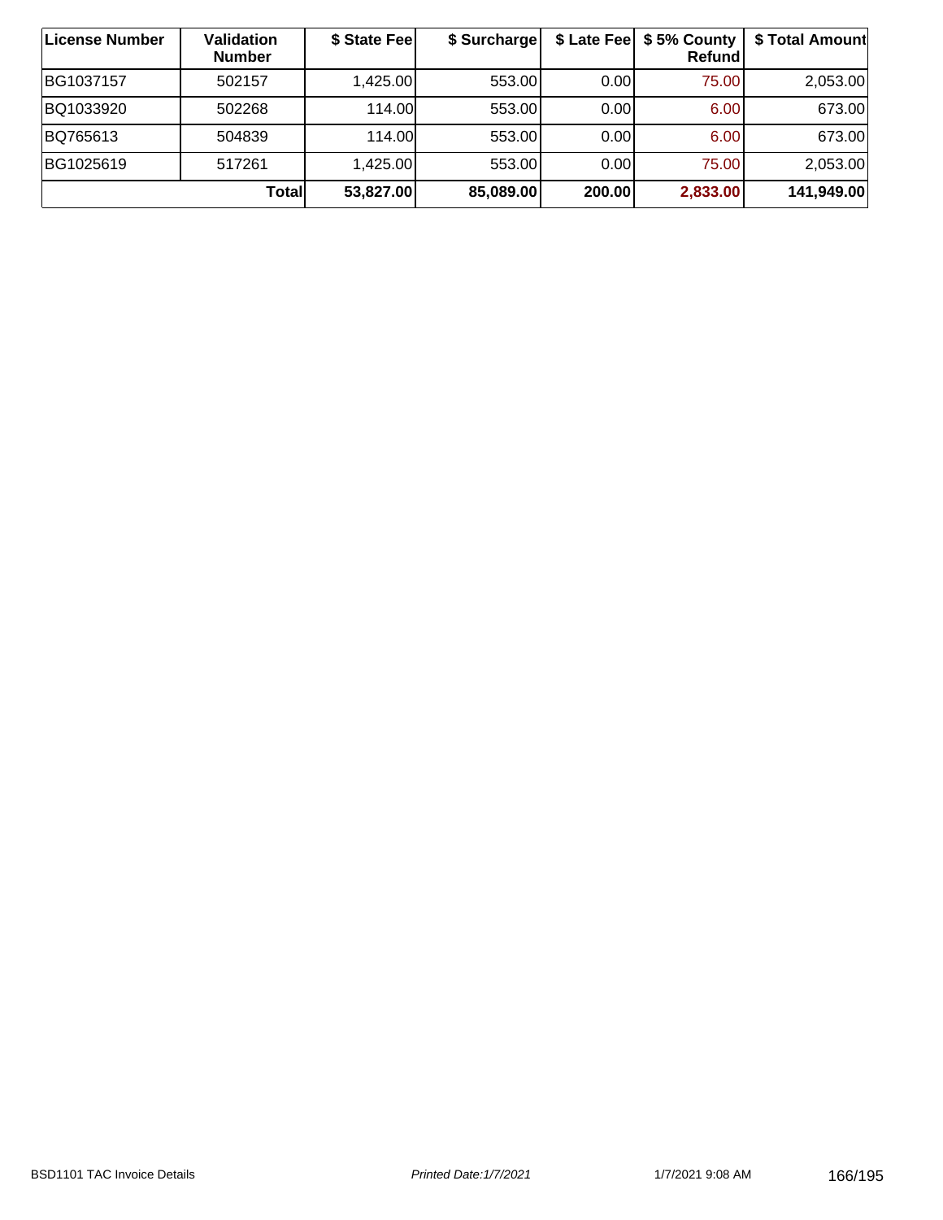| License Number | Validation Number | $ State Fee | $ Surcharge | $ Late Fee | $ 5% County Refund | $ Total Amount |
|---|---|---|---|---|---|---|
| BG1037157 | 502157 | 1,425.00 | 553.00 | 0.00 | 75.00 | 2,053.00 |
| BQ1033920 | 502268 | 114.00 | 553.00 | 0.00 | 6.00 | 673.00 |
| BQ765613 | 504839 | 114.00 | 553.00 | 0.00 | 6.00 | 673.00 |
| BG1025619 | 517261 | 1,425.00 | 553.00 | 0.00 | 75.00 | 2,053.00 |
| **Total** | | **53,827.00** | **85,089.00** | **200.00** | **2,833.00** | **141,949.00** |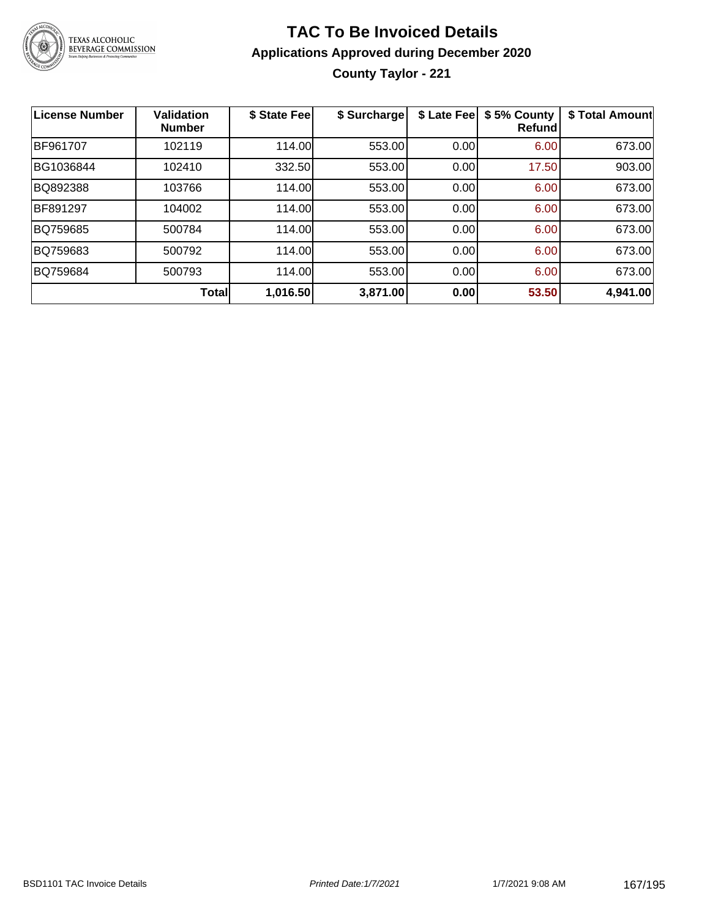# TAC To Be Invoiced Details

## Applications Approved during December 2020

### County Taylor - 221

| License Number | Validation Number | $ State Fee | $ Surcharge | $ Late Fee | $ 5% County Refund | $ Total Amount |
|---|---|---|---|---|---|---|
| BF961707 | 102119 | 114.00 | 553.00 | 0.00 | 6.00 | 673.00 |
| BG1036844 | 102410 | 332.50 | 553.00 | 0.00 | 17.50 | 903.00 |
| BQ892388 | 103766 | 114.00 | 553.00 | 0.00 | 6.00 | 673.00 |
| BF891297 | 104002 | 114.00 | 553.00 | 0.00 | 6.00 | 673.00 |
| BQ759685 | 500784 | 114.00 | 553.00 | 0.00 | 6.00 | 673.00 |
| BQ759683 | 500792 | 114.00 | 553.00 | 0.00 | 6.00 | 673.00 |
| BQ759684 | 500793 | 114.00 | 553.00 | 0.00 | 6.00 | 673.00 |
| | **Total** | **1,016.50** | **3,871.00** | **0.00** | **53.50** | **4,941.00** |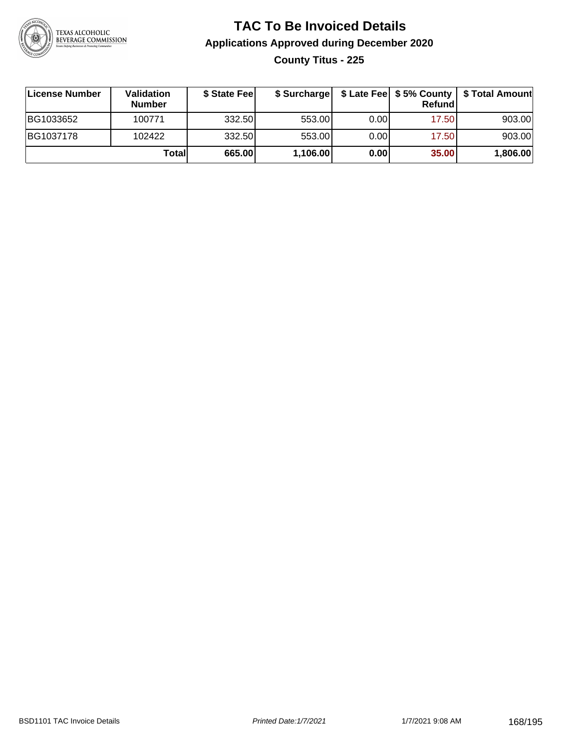# TAC To Be Invoiced Details

## Applications Approved during December 2020

### County Titus - 225

| License Number | Validation Number | $ State Fee | $ Surcharge | $ Late Fee | $ 5% County Refund | $ Total Amount |
|---|---|---|---|---|---|---|
| BG1033652 | 100771 | 332.50 | 553.00 | 0.00 | 17.50 | 903.00 |
| BG1037178 | 102422 | 332.50 | 553.00 | 0.00 | 17.50 | 903.00 |
| | **Total** | **665.00** | **1,106.00** | **0.00** | **35.00** | **1,806.00** |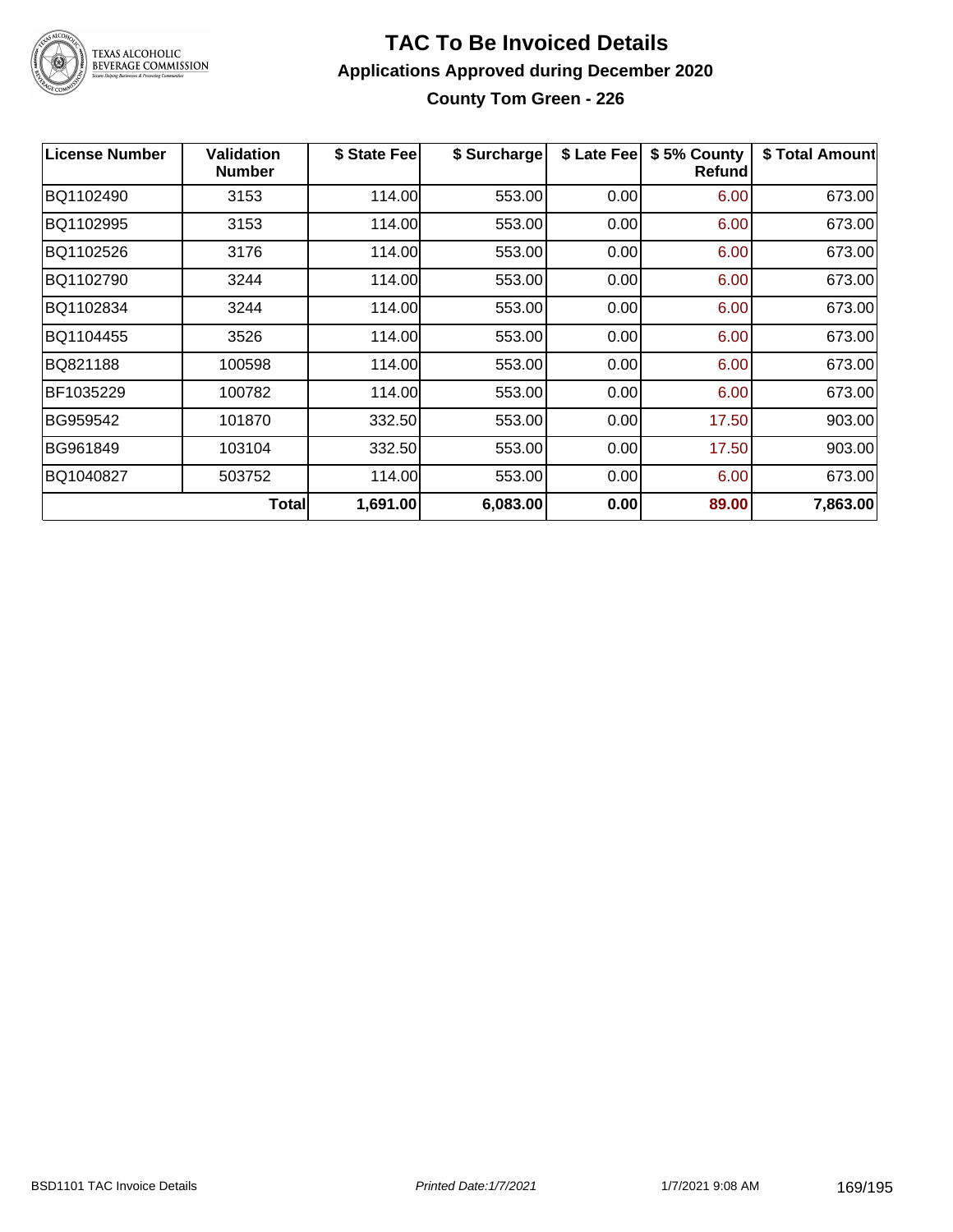# TAC To Be Invoiced Details

## Applications Approved during December 2020

### County Tom Green - 226

| License Number | Validation Number | $ State Fee | $ Surcharge | $ Late Fee | $ 5% County Refund | $ Total Amount |
|---|---|---|---|---|---|---|
| BQ1102490 | 3153 | 114.00 | 553.00 | 0.00 | 6.00 | 673.00 |
| BQ1102995 | 3153 | 114.00 | 553.00 | 0.00 | 6.00 | 673.00 |
| BQ1102526 | 3176 | 114.00 | 553.00 | 0.00 | 6.00 | 673.00 |
| BQ1102790 | 3244 | 114.00 | 553.00 | 0.00 | 6.00 | 673.00 |
| BQ1102834 | 3244 | 114.00 | 553.00 | 0.00 | 6.00 | 673.00 |
| BQ1104455 | 3526 | 114.00 | 553.00 | 0.00 | 6.00 | 673.00 |
| BQ821188 | 100598 | 114.00 | 553.00 | 0.00 | 6.00 | 673.00 |
| BF1035229 | 100782 | 114.00 | 553.00 | 0.00 | 6.00 | 673.00 |
| BG959542 | 101870 | 332.50 | 553.00 | 0.00 | 17.50 | 903.00 |
| BG961849 | 103104 | 332.50 | 553.00 | 0.00 | 17.50 | 903.00 |
| BQ1040827 | 503752 | 114.00 | 553.00 | 0.00 | 6.00 | 673.00 |
| | **Total** | **1,691.00** | **6,083.00** | **0.00** | **89.00** | **7,863.00** |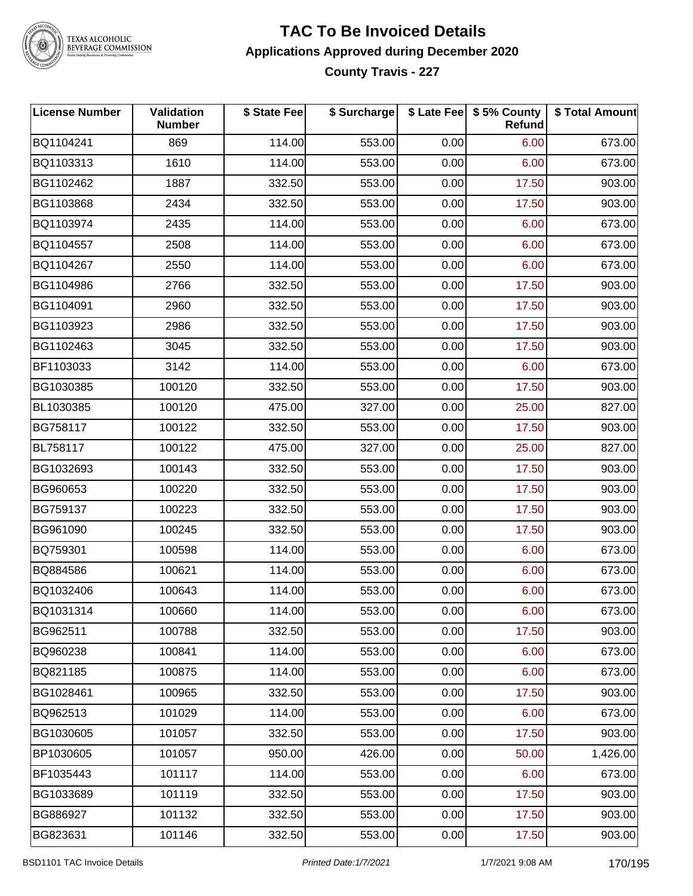# TAC To Be Invoiced Details

## Applications Approved during December 2020

### County Travis - 227

| License Number | Validation Number | $ State Fee | $ Surcharge | $ Late Fee | $ 5% County Refund | $ Total Amount |
|---|---|---|---|---|---|---|
| BQ1104241 | 869 | 114.00 | 553.00 | 0.00 | 6.00 | 673.00 |
| BQ1103313 | 1610 | 114.00 | 553.00 | 0.00 | 6.00 | 673.00 |
| BG1102462 | 1887 | 332.50 | 553.00 | 0.00 | 17.50 | 903.00 |
| BG1103868 | 2434 | 332.50 | 553.00 | 0.00 | 17.50 | 903.00 |
| BQ1103974 | 2435 | 114.00 | 553.00 | 0.00 | 6.00 | 673.00 |
| BQ1104557 | 2508 | 114.00 | 553.00 | 0.00 | 6.00 | 673.00 |
| BQ1104267 | 2550 | 114.00 | 553.00 | 0.00 | 6.00 | 673.00 |
| BG1104986 | 2766 | 332.50 | 553.00 | 0.00 | 17.50 | 903.00 |
| BG1104091 | 2960 | 332.50 | 553.00 | 0.00 | 17.50 | 903.00 |
| BG1103923 | 2986 | 332.50 | 553.00 | 0.00 | 17.50 | 903.00 |
| BG1102463 | 3045 | 332.50 | 553.00 | 0.00 | 17.50 | 903.00 |
| BF1103033 | 3142 | 114.00 | 553.00 | 0.00 | 6.00 | 673.00 |
| BG1030385 | 100120 | 332.50 | 553.00 | 0.00 | 17.50 | 903.00 |
| BL1030385 | 100120 | 475.00 | 327.00 | 0.00 | 25.00 | 827.00 |
| BG758117 | 100122 | 332.50 | 553.00 | 0.00 | 17.50 | 903.00 |
| BL758117 | 100122 | 475.00 | 327.00 | 0.00 | 25.00 | 827.00 |
| BG1032693 | 100143 | 332.50 | 553.00 | 0.00 | 17.50 | 903.00 |
| BG960653 | 100220 | 332.50 | 553.00 | 0.00 | 17.50 | 903.00 |
| BG759137 | 100223 | 332.50 | 553.00 | 0.00 | 17.50 | 903.00 |
| BG961090 | 100245 | 332.50 | 553.00 | 0.00 | 17.50 | 903.00 |
| BQ759301 | 100598 | 114.00 | 553.00 | 0.00 | 6.00 | 673.00 |
| BQ884586 | 100621 | 114.00 | 553.00 | 0.00 | 6.00 | 673.00 |
| BQ1032406 | 100643 | 114.00 | 553.00 | 0.00 | 6.00 | 673.00 |
| BQ1031314 | 100660 | 114.00 | 553.00 | 0.00 | 6.00 | 673.00 |
| BG962511 | 100788 | 332.50 | 553.00 | 0.00 | 17.50 | 903.00 |
| BQ960238 | 100841 | 114.00 | 553.00 | 0.00 | 6.00 | 673.00 |
| BQ821185 | 100875 | 114.00 | 553.00 | 0.00 | 6.00 | 673.00 |
| BG1028461 | 100965 | 332.50 | 553.00 | 0.00 | 17.50 | 903.00 |
| BQ962513 | 101029 | 114.00 | 553.00 | 0.00 | 6.00 | 673.00 |
| BG1030605 | 101057 | 332.50 | 553.00 | 0.00 | 17.50 | 903.00 |
| BP1030605 | 101057 | 950.00 | 426.00 | 0.00 | 50.00 | 1,426.00 |
| BF1035443 | 101117 | 114.00 | 553.00 | 0.00 | 6.00 | 673.00 |
| BG1033689 | 101119 | 332.50 | 553.00 | 0.00 | 17.50 | 903.00 |
| BG886927 | 101132 | 332.50 | 553.00 | 0.00 | 17.50 | 903.00 |
| BG823631 | 101146 | 332.50 | 553.00 | 0.00 | 17.50 | 903.00 |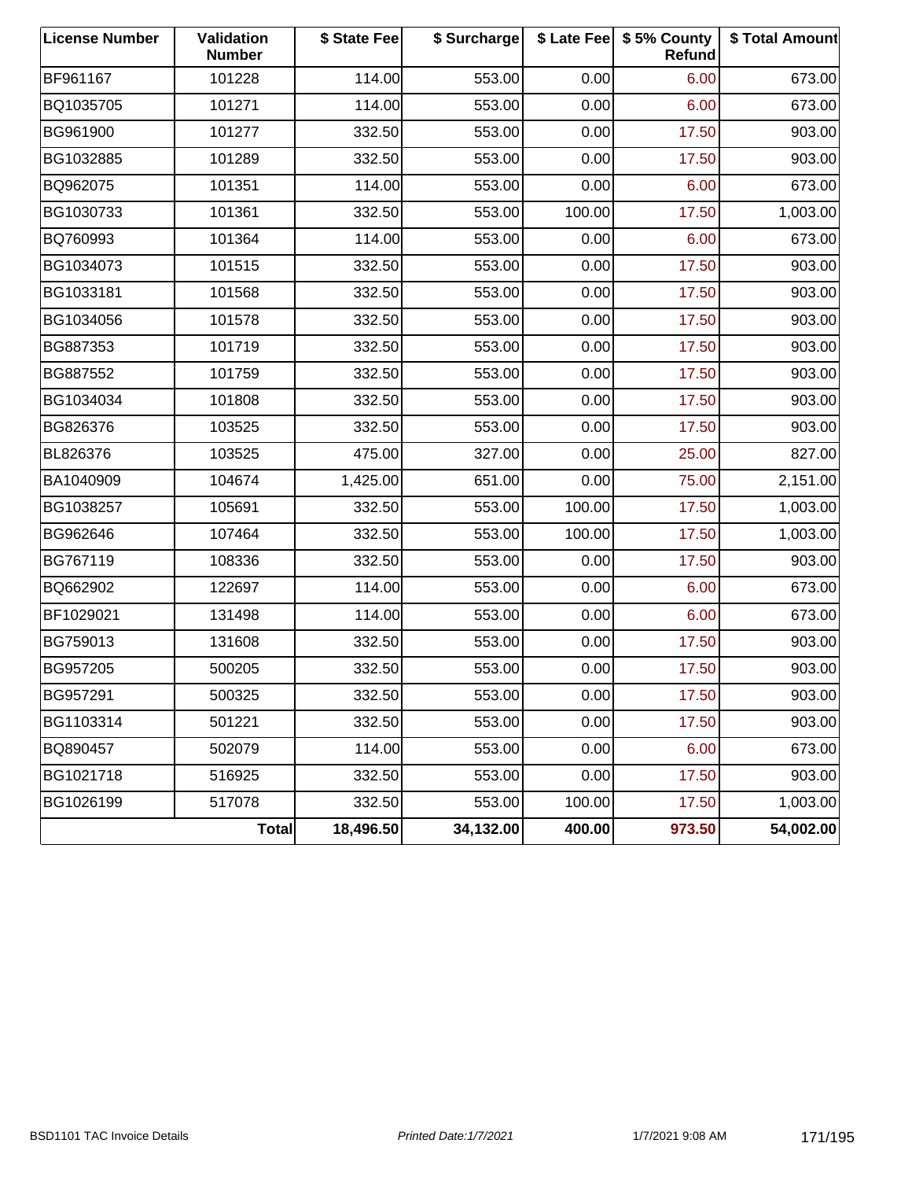| License Number | Validation Number | $ State Fee | $ Surcharge | $ Late Fee | $ 5% County Refund | $ Total Amount |
|---|---|---|---|---|---|---|
| BF961167 | 101228 | 114.00 | 553.00 | 0.00 | 6.00 | 673.00 |
| BQ1035705 | 101271 | 114.00 | 553.00 | 0.00 | 6.00 | 673.00 |
| BG961900 | 101277 | 332.50 | 553.00 | 0.00 | 17.50 | 903.00 |
| BG1032885 | 101289 | 332.50 | 553.00 | 0.00 | 17.50 | 903.00 |
| BQ962075 | 101351 | 114.00 | 553.00 | 0.00 | 6.00 | 673.00 |
| BG1030733 | 101361 | 332.50 | 553.00 | 100.00 | 17.50 | 1,003.00 |
| BQ760993 | 101364 | 114.00 | 553.00 | 0.00 | 6.00 | 673.00 |
| BG1034073 | 101515 | 332.50 | 553.00 | 0.00 | 17.50 | 903.00 |
| BG1033181 | 101568 | 332.50 | 553.00 | 0.00 | 17.50 | 903.00 |
| BG1034056 | 101578 | 332.50 | 553.00 | 0.00 | 17.50 | 903.00 |
| BG887353 | 101719 | 332.50 | 553.00 | 0.00 | 17.50 | 903.00 |
| BG887552 | 101759 | 332.50 | 553.00 | 0.00 | 17.50 | 903.00 |
| BG1034034 | 101808 | 332.50 | 553.00 | 0.00 | 17.50 | 903.00 |
| BG826376 | 103525 | 332.50 | 553.00 | 0.00 | 17.50 | 903.00 |
| BL826376 | 103525 | 475.00 | 327.00 | 0.00 | 25.00 | 827.00 |
| BA1040909 | 104674 | 1,425.00 | 651.00 | 0.00 | 75.00 | 2,151.00 |
| BG1038257 | 105691 | 332.50 | 553.00 | 100.00 | 17.50 | 1,003.00 |
| BG962646 | 107464 | 332.50 | 553.00 | 100.00 | 17.50 | 1,003.00 |
| BG767119 | 108336 | 332.50 | 553.00 | 0.00 | 17.50 | 903.00 |
| BQ662902 | 122697 | 114.00 | 553.00 | 0.00 | 6.00 | 673.00 |
| BF1029021 | 131498 | 114.00 | 553.00 | 0.00 | 6.00 | 673.00 |
| BG759013 | 131608 | 332.50 | 553.00 | 0.00 | 17.50 | 903.00 |
| BG957205 | 500205 | 332.50 | 553.00 | 0.00 | 17.50 | 903.00 |
| BG957291 | 500325 | 332.50 | 553.00 | 0.00 | 17.50 | 903.00 |
| BG1103314 | 501221 | 332.50 | 553.00 | 0.00 | 17.50 | 903.00 |
| BQ890457 | 502079 | 114.00 | 553.00 | 0.00 | 6.00 | 673.00 |
| BG1021718 | 516925 | 332.50 | 553.00 | 0.00 | 17.50 | 903.00 |
| BG1026199 | 517078 | 332.50 | 553.00 | 100.00 | 17.50 | 1,003.00 |
| | **Total** | **18,496.50** | **34,132.00** | **400.00** | **973.50** | **54,002.00** |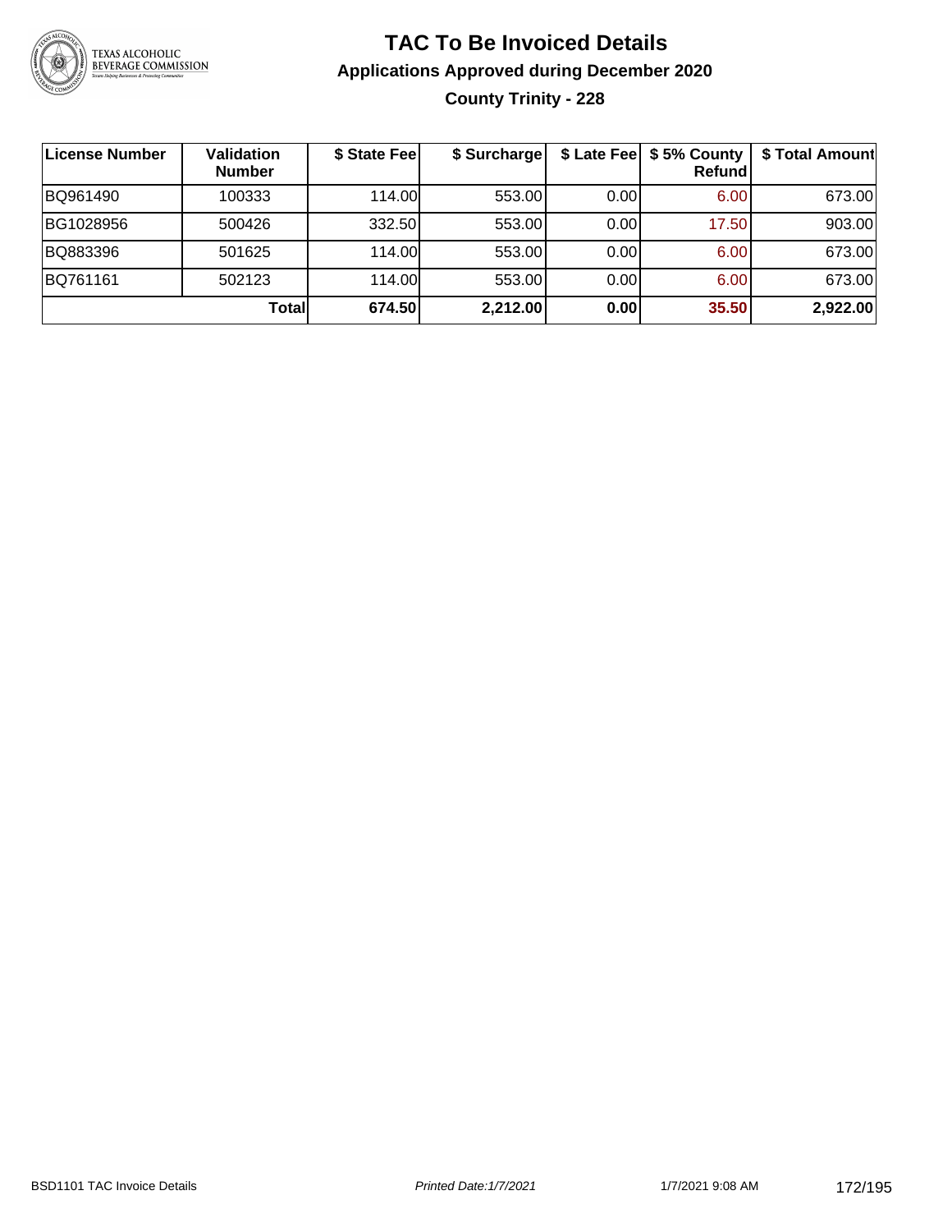# TAC To Be Invoiced Details

## Applications Approved during December 2020

### County Trinity - 228

| License Number | Validation Number | $ State Fee | $ Surcharge | $ Late Fee | $ 5% County Refund | $ Total Amount |
|---|---|---|---|---|---|---|
| BQ961490 | 100333 | 114.00 | 553.00 | 0.00 | 6.00 | 673.00 |
| BG1028956 | 500426 | 332.50 | 553.00 | 0.00 | 17.50 | 903.00 |
| BQ883396 | 501625 | 114.00 | 553.00 | 0.00 | 6.00 | 673.00 |
| BQ761161 | 502123 | 114.00 | 553.00 | 0.00 | 6.00 | 673.00 |
| | **Total** | **674.50** | **2,212.00** | **0.00** | **35.50** | **2,922.00** |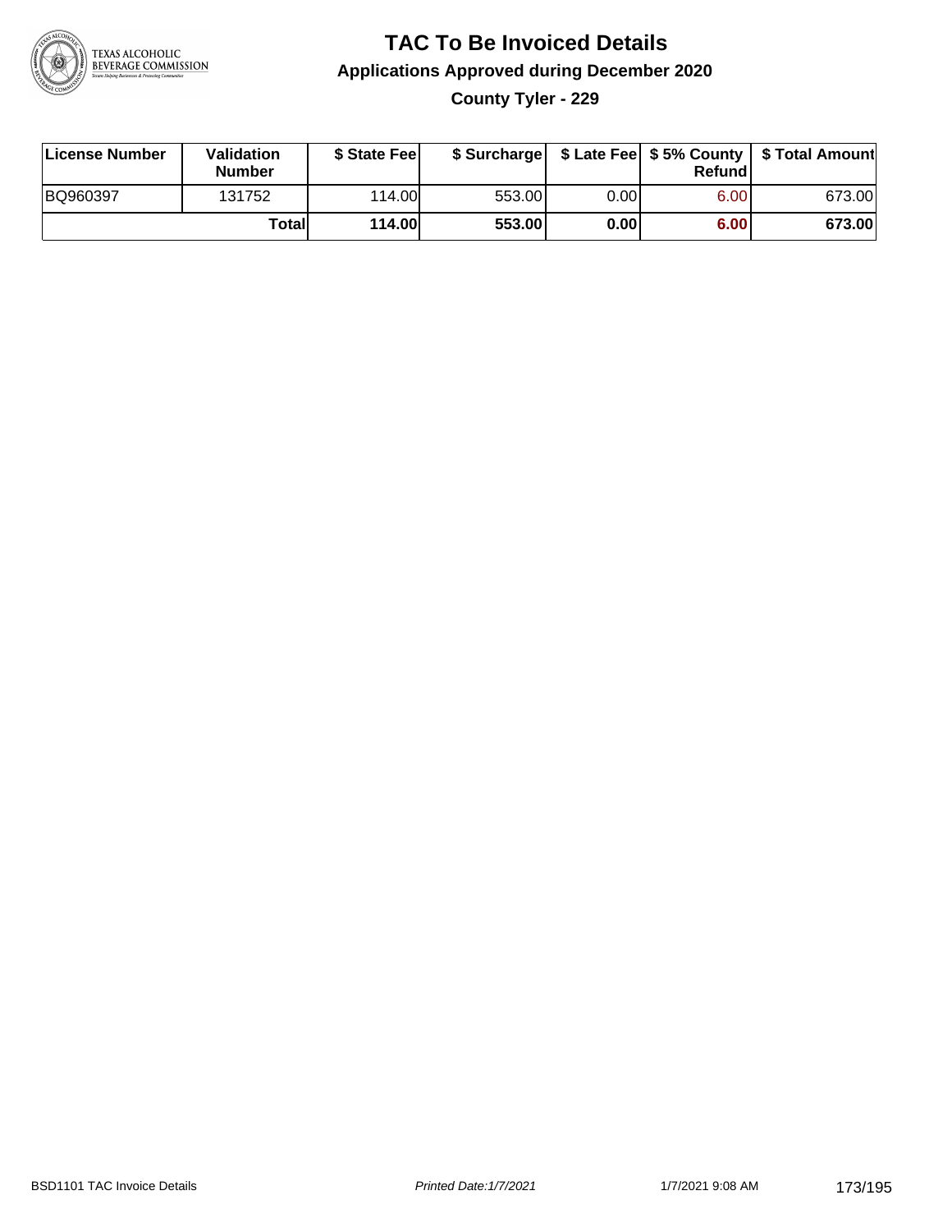# TAC To Be Invoiced Details

## Applications Approved during December 2020

### County Tyler - 229

| License Number | Validation Number | $ State Fee | $ Surcharge | $ Late Fee | $ 5% County Refund | $ Total Amount |
|---|---|---|---|---|---|---|
| BQ960397 | 131752 | 114.00 | 553.00 | 0.00 | 6.00 | 673.00 |
| | **Total** | **114.00** | **553.00** | **0.00** | **6.00** | **673.00** |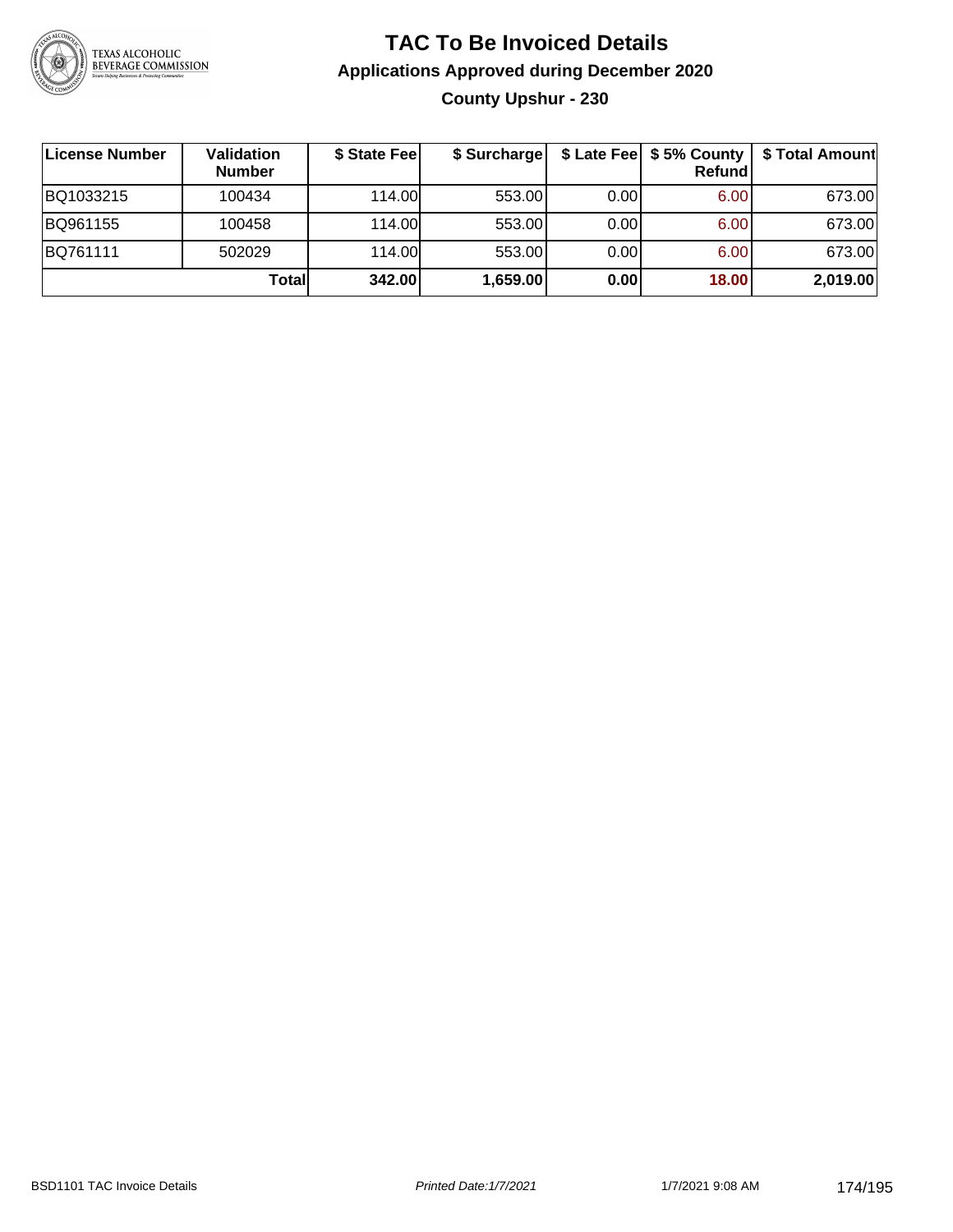# TAC To Be Invoiced Details

## Applications Approved during December 2020

### County Upshur - 230

| License Number | Validation Number | $ State Fee | $ Surcharge | $ Late Fee | $ 5% County Refund | $ Total Amount |
|---|---|---|---|---|---|---|
| BQ1033215 | 100434 | 114.00 | 553.00 | 0.00 | 6.00 | 673.00 |
| BQ961155 | 100458 | 114.00 | 553.00 | 0.00 | 6.00 | 673.00 |
| BQ761111 | 502029 | 114.00 | 553.00 | 0.00 | 6.00 | 673.00 |
| | **Total** | **342.00** | **1,659.00** | **0.00** | **18.00** | **2,019.00** |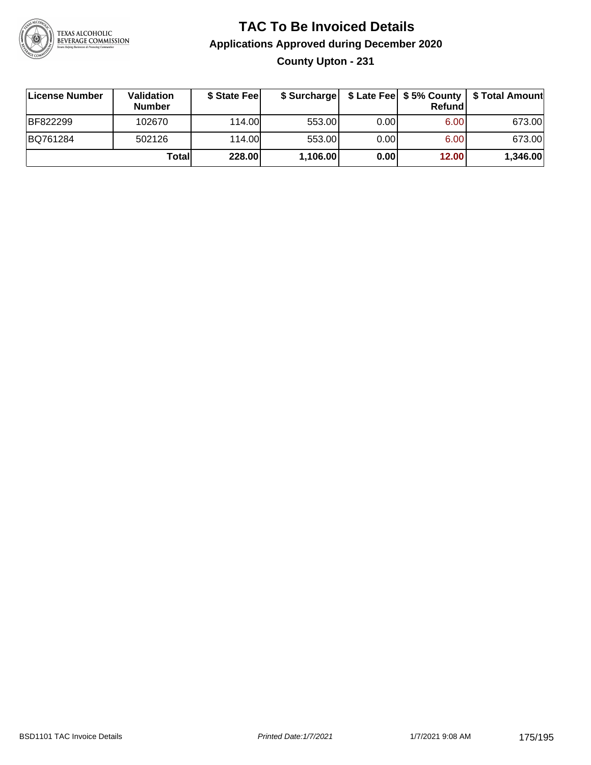# TAC To Be Invoiced Details

## Applications Approved during December 2020

### County Upton - 231

| License Number | Validation Number | $ State Fee | $ Surcharge | $ Late Fee | $ 5% County Refund | $ Total Amount |
|---|---|---|---|---|---|---|
| BF822299 | 102670 | 114.00 | 553.00 | 0.00 | 6.00 | 673.00 |
| BQ761284 | 502126 | 114.00 | 553.00 | 0.00 | 6.00 | 673.00 |
| | **Total** | **228.00** | **1,106.00** | **0.00** | **12.00** | **1,346.00** |

BSD1101 TAC Invoice Details    *Printed Date:1/7/2021*    1/7/2021 9:08 AM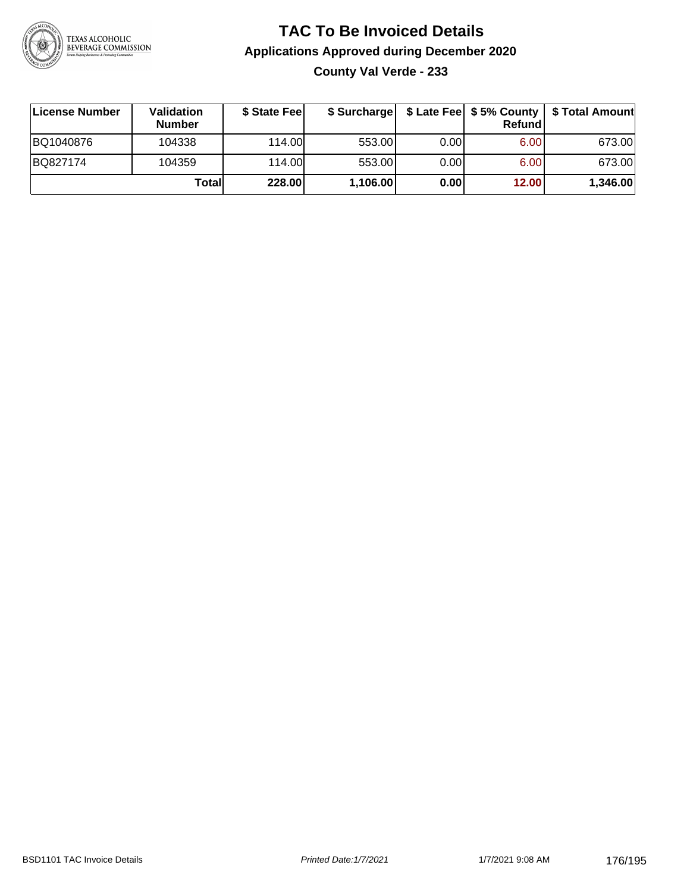# TAC To Be Invoiced Details

## Applications Approved during December 2020

### County Val Verde - 233

| License Number | Validation Number | $ State Fee | $ Surcharge | $ Late Fee | $ 5% County Refund | $ Total Amount |
|---|---|---|---|---|---|---|
| BQ1040876 | 104338 | 114.00 | 553.00 | 0.00 | 6.00 | 673.00 |
| BQ827174 | 104359 | 114.00 | 553.00 | 0.00 | 6.00 | 673.00 |
| | **Total** | **228.00** | **1,106.00** | **0.00** | **12.00** | **1,346.00** |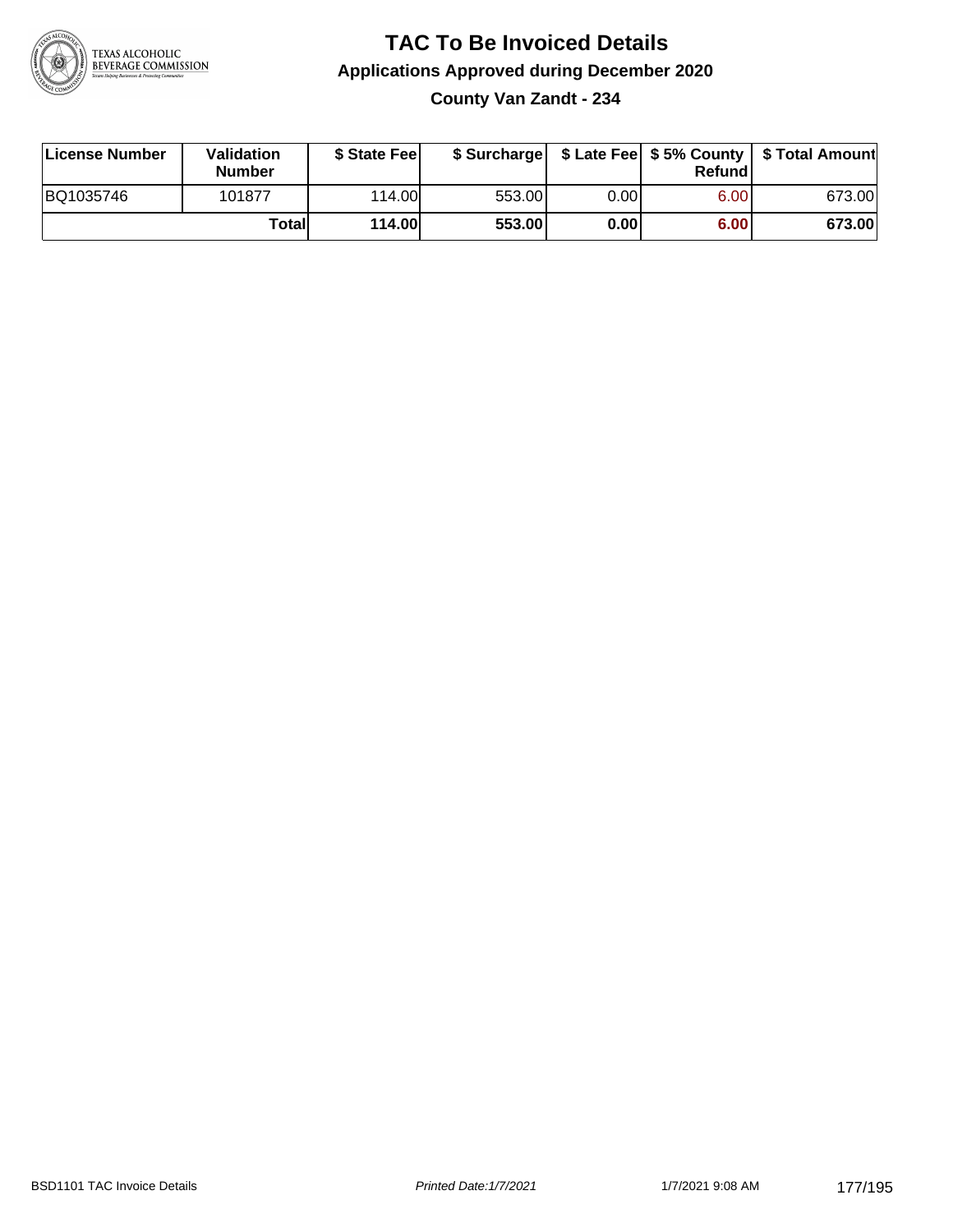# TAC To Be Invoiced Details

## Applications Approved during December 2020

### County Van Zandt - 234

| License Number | Validation Number | $ State Fee | $ Surcharge | $ Late Fee | $ 5% County Refund | $ Total Amount |
|---|---|---|---|---|---|---|
| BQ1035746 | 101877 | 114.00 | 553.00 | 0.00 | 6.00 | 673.00 |
| | **Total** | **114.00** | **553.00** | **0.00** | **6.00** | **673.00** |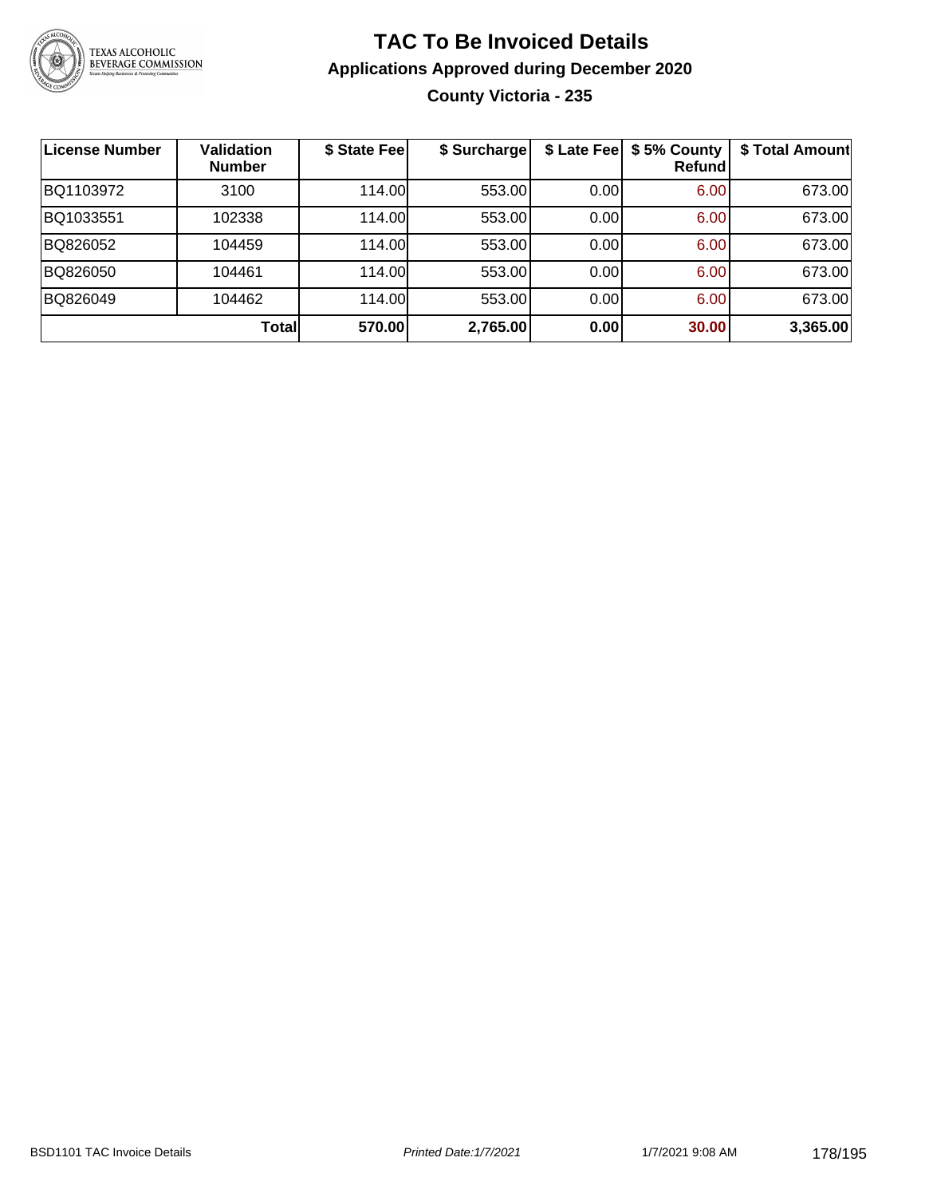# TAC To Be Invoiced Details

## Applications Approved during December 2020

### County Victoria - 235

| License Number | Validation Number | $ State Fee | $ Surcharge | $ Late Fee | $ 5% County Refund | $ Total Amount |
|---|---|---|---|---|---|---|
| BQ1103972 | 3100 | 114.00 | 553.00 | 0.00 | 6.00 | 673.00 |
| BQ1033551 | 102338 | 114.00 | 553.00 | 0.00 | 6.00 | 673.00 |
| BQ826052 | 104459 | 114.00 | 553.00 | 0.00 | 6.00 | 673.00 |
| BQ826050 | 104461 | 114.00 | 553.00 | 0.00 | 6.00 | 673.00 |
| BQ826049 | 104462 | 114.00 | 553.00 | 0.00 | 6.00 | 673.00 |
| | **Total** | **570.00** | **2,765.00** | **0.00** | **30.00** | **3,365.00** |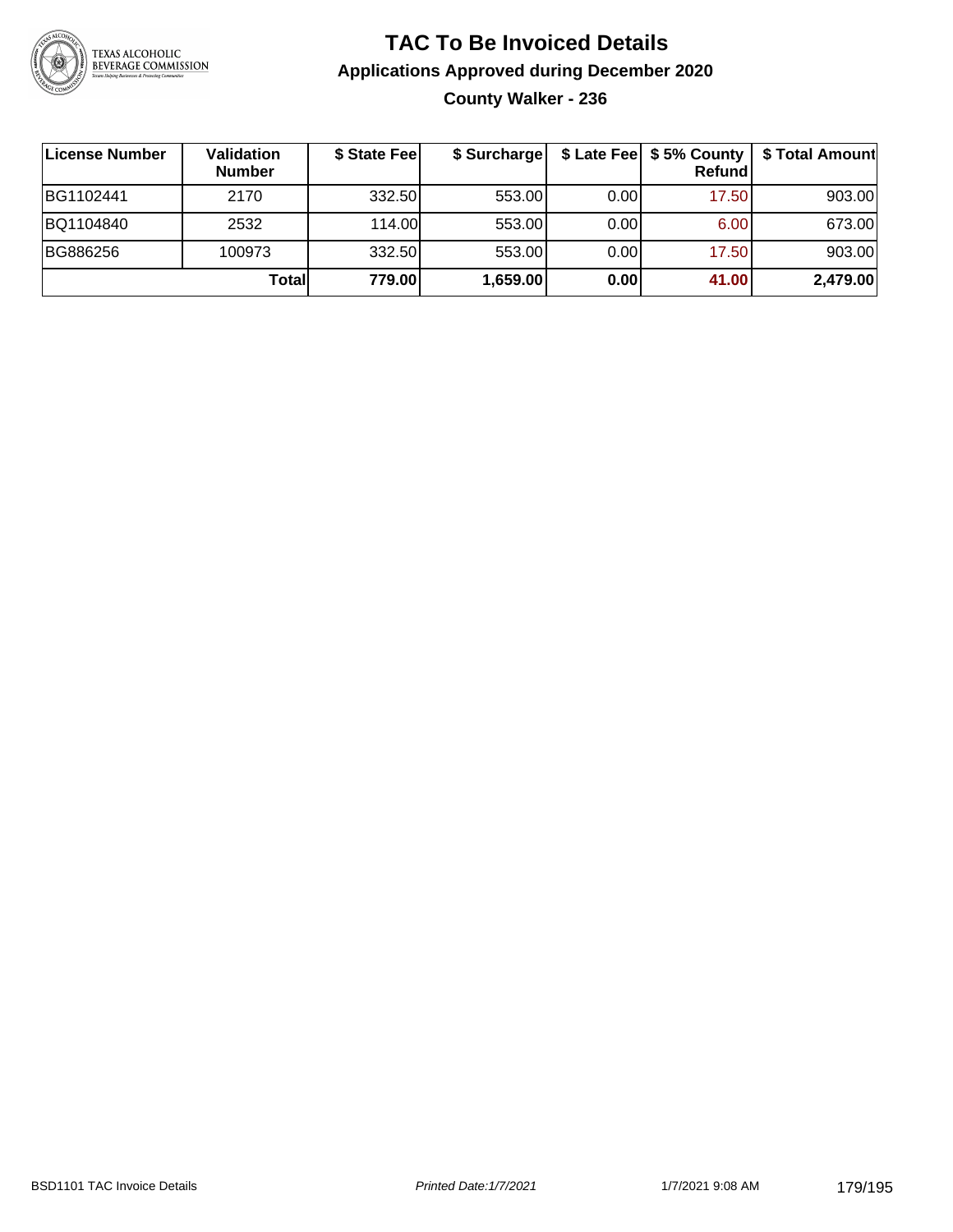# TAC To Be Invoiced Details

## Applications Approved during December 2020

### County Walker - 236

| License Number | Validation Number | $ State Fee | $ Surcharge | $ Late Fee | $ 5% County Refund | $ Total Amount |
|---|---|---|---|---|---|---|
| BG1102441 | 2170 | 332.50 | 553.00 | 0.00 | 17.50 | 903.00 |
| BQ1104840 | 2532 | 114.00 | 553.00 | 0.00 | 6.00 | 673.00 |
| BG886256 | 100973 | 332.50 | 553.00 | 0.00 | 17.50 | 903.00 |
| | **Total** | **779.00** | **1,659.00** | **0.00** | **41.00** | **2,479.00** |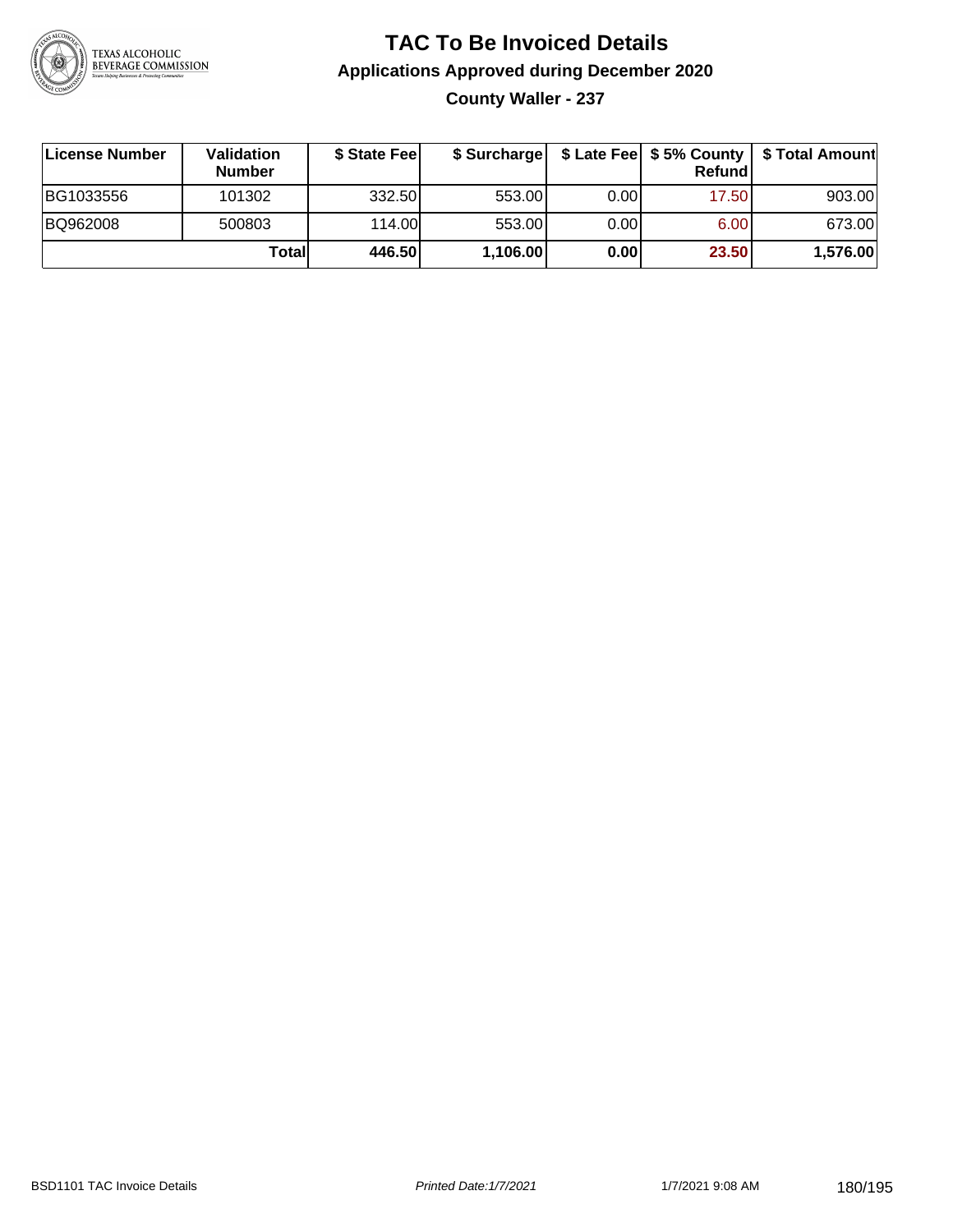# TAC To Be Invoiced Details

## Applications Approved during December 2020

### County Waller - 237

| License Number | Validation Number | $ State Fee | $ Surcharge | $ Late Fee | $ 5% County Refund | $ Total Amount |
|---|---|---|---|---|---|---|
| BG1033556 | 101302 | 332.50 | 553.00 | 0.00 | 17.50 | 903.00 |
| BQ962008 | 500803 | 114.00 | 553.00 | 0.00 | 6.00 | 673.00 |
| | **Total** | **446.50** | **1,106.00** | **0.00** | **23.50** | **1,576.00** |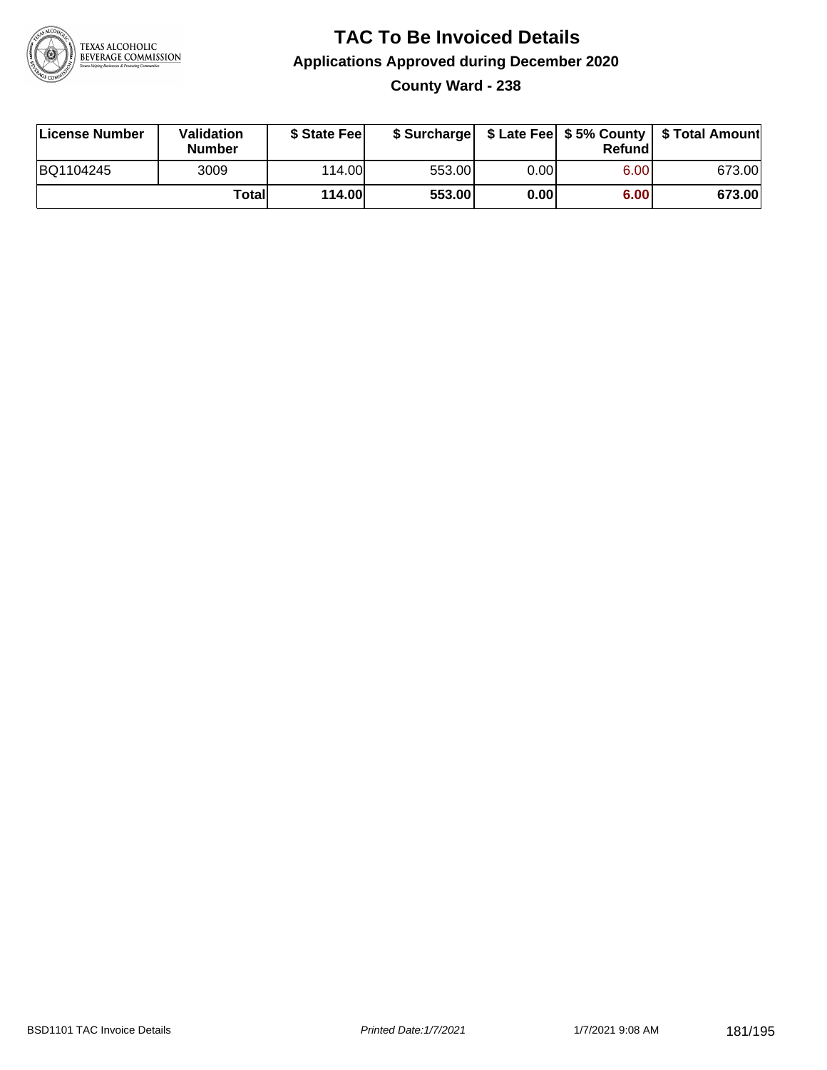# TAC To Be Invoiced Details

## Applications Approved during December 2020

### County Ward - 238

| License Number | Validation Number | $ State Fee | $ Surcharge | $ Late Fee | $ 5% County Refund | $ Total Amount |
|---|---|---|---|---|---|---|
| BQ1104245 | 3009 | 114.00 | 553.00 | 0.00 | 6.00 | 673.00 |
| | **Total** | **114.00** | **553.00** | **0.00** | **6.00** | **673.00** |

BSD1101 TAC Invoice Details    *Printed Date:1/7/2021*    1/7/2021 9:08 AM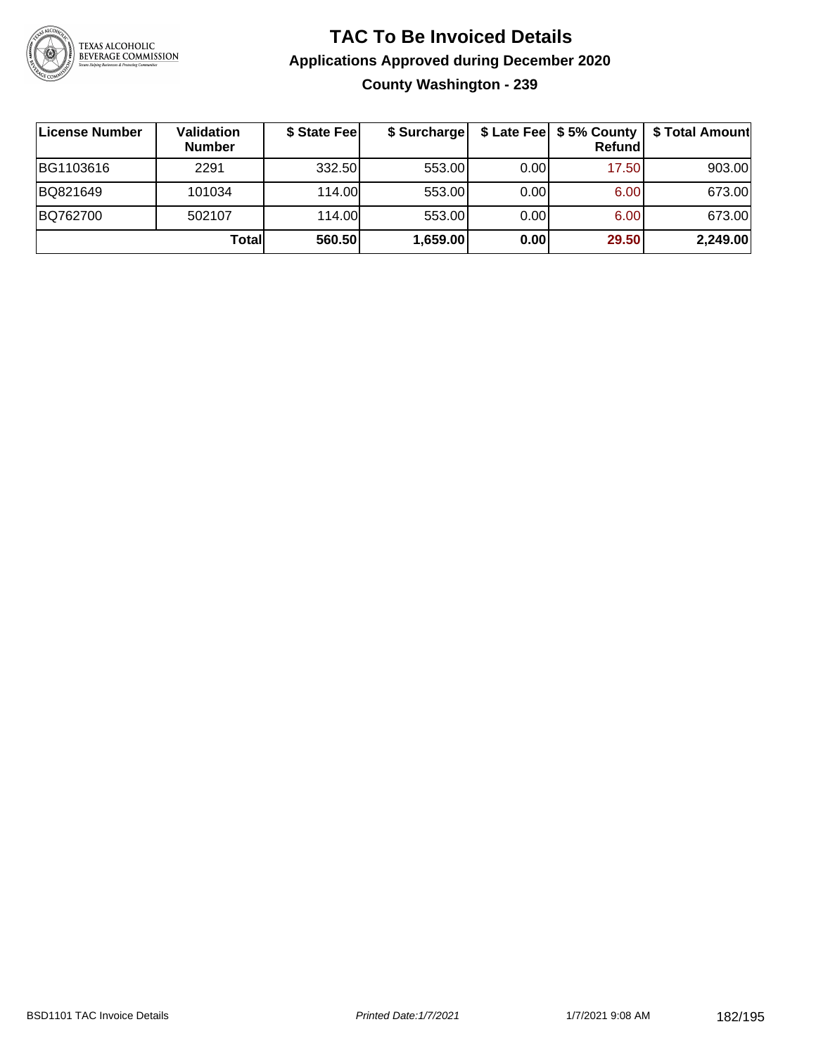# TAC To Be Invoiced Details

## Applications Approved during December 2020

### County Washington - 239

| License Number | Validation Number | $ State Fee | $ Surcharge | $ Late Fee | $ 5% County Refund | $ Total Amount |
|---|---|---|---|---|---|---|
| BG1103616 | 2291 | 332.50 | 553.00 | 0.00 | 17.50 | 903.00 |
| BQ821649 | 101034 | 114.00 | 553.00 | 0.00 | 6.00 | 673.00 |
| BQ762700 | 502107 | 114.00 | 553.00 | 0.00 | 6.00 | 673.00 |
| | **Total** | **560.50** | **1,659.00** | **0.00** | **29.50** | **2,249.00** |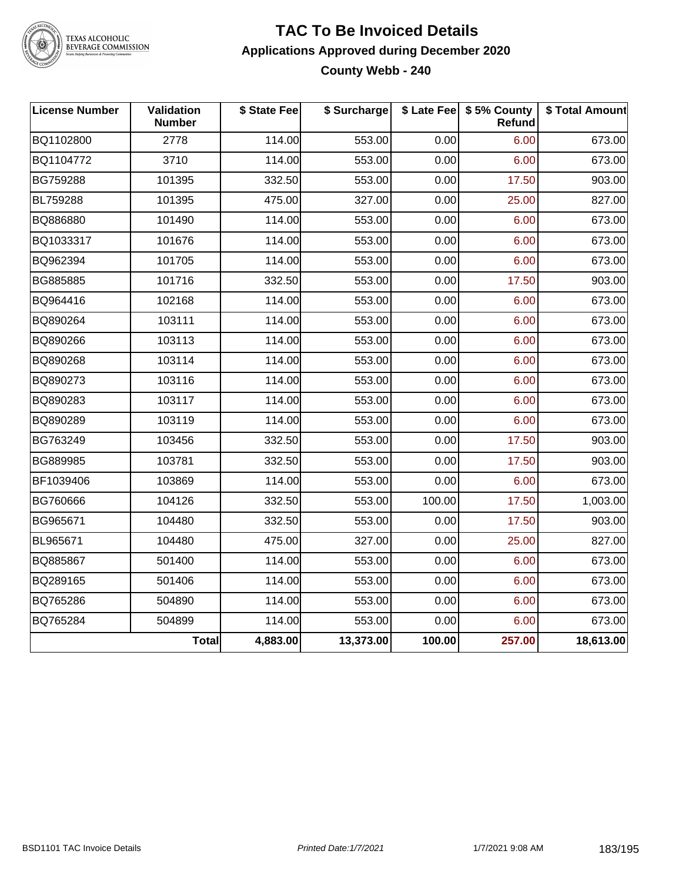# TAC To Be Invoiced Details

## Applications Approved during December 2020

### County Webb - 240

| License Number | Validation Number | $ State Fee | $ Surcharge | $ Late Fee | $ 5% County Refund | $ Total Amount |
|---|---|---|---|---|---|---|
| BQ1102800 | 2778 | 114.00 | 553.00 | 0.00 | 6.00 | 673.00 |
| BQ1104772 | 3710 | 114.00 | 553.00 | 0.00 | 6.00 | 673.00 |
| BG759288 | 101395 | 332.50 | 553.00 | 0.00 | 17.50 | 903.00 |
| BL759288 | 101395 | 475.00 | 327.00 | 0.00 | 25.00 | 827.00 |
| BQ886880 | 101490 | 114.00 | 553.00 | 0.00 | 6.00 | 673.00 |
| BQ1033317 | 101676 | 114.00 | 553.00 | 0.00 | 6.00 | 673.00 |
| BQ962394 | 101705 | 114.00 | 553.00 | 0.00 | 6.00 | 673.00 |
| BG885885 | 101716 | 332.50 | 553.00 | 0.00 | 17.50 | 903.00 |
| BQ964416 | 102168 | 114.00 | 553.00 | 0.00 | 6.00 | 673.00 |
| BQ890264 | 103111 | 114.00 | 553.00 | 0.00 | 6.00 | 673.00 |
| BQ890266 | 103113 | 114.00 | 553.00 | 0.00 | 6.00 | 673.00 |
| BQ890268 | 103114 | 114.00 | 553.00 | 0.00 | 6.00 | 673.00 |
| BQ890273 | 103116 | 114.00 | 553.00 | 0.00 | 6.00 | 673.00 |
| BQ890283 | 103117 | 114.00 | 553.00 | 0.00 | 6.00 | 673.00 |
| BQ890289 | 103119 | 114.00 | 553.00 | 0.00 | 6.00 | 673.00 |
| BG763249 | 103456 | 332.50 | 553.00 | 0.00 | 17.50 | 903.00 |
| BG889985 | 103781 | 332.50 | 553.00 | 0.00 | 17.50 | 903.00 |
| BF1039406 | 103869 | 114.00 | 553.00 | 0.00 | 6.00 | 673.00 |
| BG760666 | 104126 | 332.50 | 553.00 | 100.00 | 17.50 | 1,003.00 |
| BG965671 | 104480 | 332.50 | 553.00 | 0.00 | 17.50 | 903.00 |
| BL965671 | 104480 | 475.00 | 327.00 | 0.00 | 25.00 | 827.00 |
| BQ885867 | 501400 | 114.00 | 553.00 | 0.00 | 6.00 | 673.00 |
| BQ289165 | 501406 | 114.00 | 553.00 | 0.00 | 6.00 | 673.00 |
| BQ765286 | 504890 | 114.00 | 553.00 | 0.00 | 6.00 | 673.00 |
| BQ765284 | 504899 | 114.00 | 553.00 | 0.00 | 6.00 | 673.00 |
| | **Total** | **4,883.00** | **13,373.00** | **100.00** | **257.00** | **18,613.00** |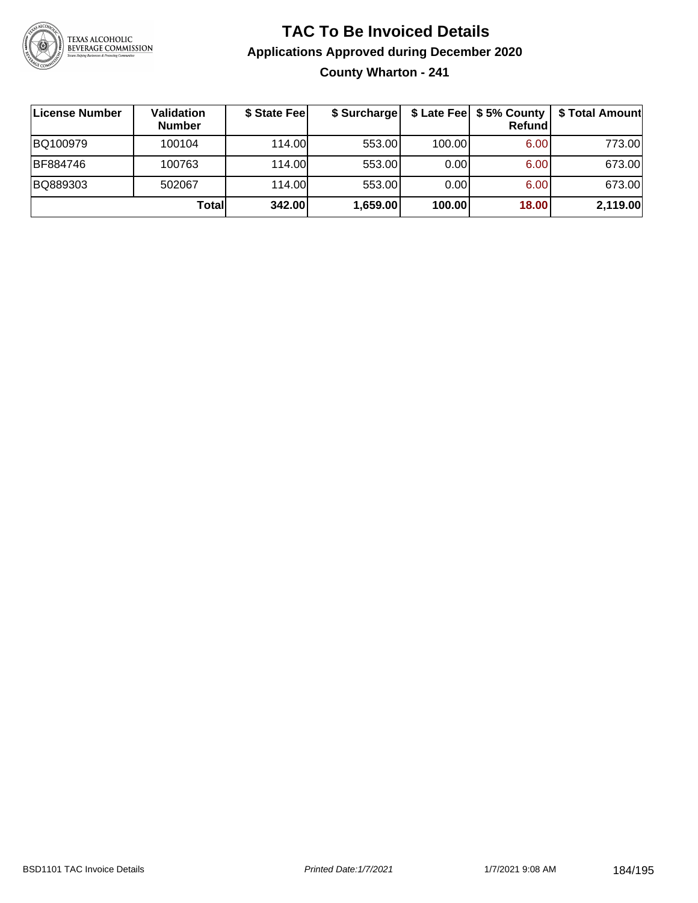# TAC To Be Invoiced Details

## Applications Approved during December 2020

### County Wharton - 241

| License Number | Validation Number | $ State Fee | $ Surcharge | $ Late Fee | $ 5% County Refund | $ Total Amount |
|---|---|---|---|---|---|---|
| BQ100979 | 100104 | 114.00 | 553.00 | 100.00 | 6.00 | 773.00 |
| BF884746 | 100763 | 114.00 | 553.00 | 0.00 | 6.00 | 673.00 |
| BQ889303 | 502067 | 114.00 | 553.00 | 0.00 | 6.00 | 673.00 |
| | **Total** | **342.00** | **1,659.00** | **100.00** | **18.00** | **2,119.00** |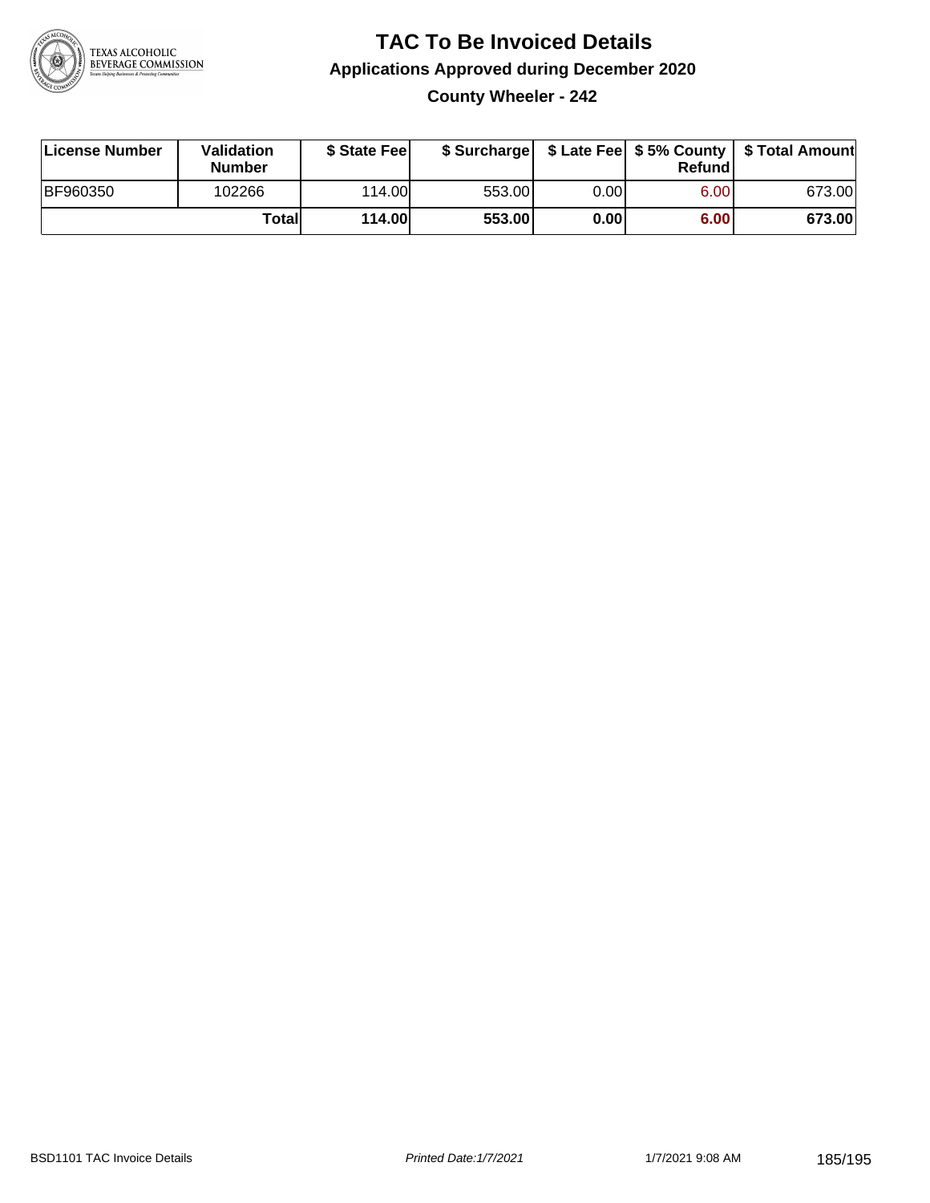# TAC To Be Invoiced Details

## Applications Approved during December 2020

### County Wheeler - 242

| License Number | Validation Number | $ State Fee | $ Surcharge | $ Late Fee | $ 5% County Refund | $ Total Amount |
|---|---|---|---|---|---|---|
| BF960350 | 102266 | 114.00 | 553.00 | 0.00 | 6.00 | 673.00 |
| | **Total** | **114.00** | **553.00** | **0.00** | **6.00** | **673.00** |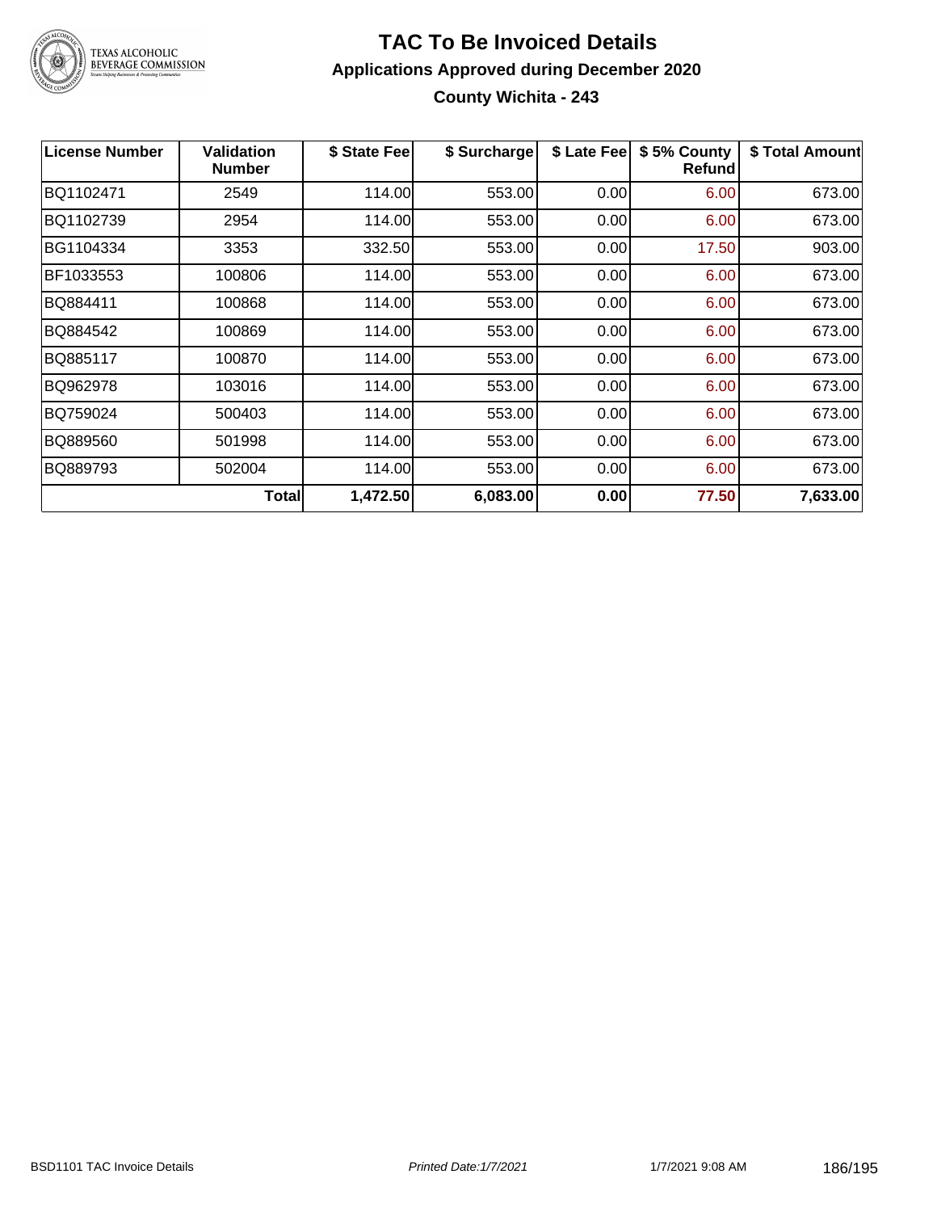# TAC To Be Invoiced Details

## Applications Approved during December 2020

### County Wichita - 243

| License Number | Validation Number | $ State Fee | $ Surcharge | $ Late Fee | $ 5% County Refund | $ Total Amount |
|---|---|---|---|---|---|---|
| BQ1102471 | 2549 | 114.00 | 553.00 | 0.00 | 6.00 | 673.00 |
| BQ1102739 | 2954 | 114.00 | 553.00 | 0.00 | 6.00 | 673.00 |
| BG1104334 | 3353 | 332.50 | 553.00 | 0.00 | 17.50 | 903.00 |
| BF1033553 | 100806 | 114.00 | 553.00 | 0.00 | 6.00 | 673.00 |
| BQ884411 | 100868 | 114.00 | 553.00 | 0.00 | 6.00 | 673.00 |
| BQ884542 | 100869 | 114.00 | 553.00 | 0.00 | 6.00 | 673.00 |
| BQ885117 | 100870 | 114.00 | 553.00 | 0.00 | 6.00 | 673.00 |
| BQ962978 | 103016 | 114.00 | 553.00 | 0.00 | 6.00 | 673.00 |
| BQ759024 | 500403 | 114.00 | 553.00 | 0.00 | 6.00 | 673.00 |
| BQ889560 | 501998 | 114.00 | 553.00 | 0.00 | 6.00 | 673.00 |
| BQ889793 | 502004 | 114.00 | 553.00 | 0.00 | 6.00 | 673.00 |
| | **Total** | **1,472.50** | **6,083.00** | **0.00** | **77.50** | **7,633.00** |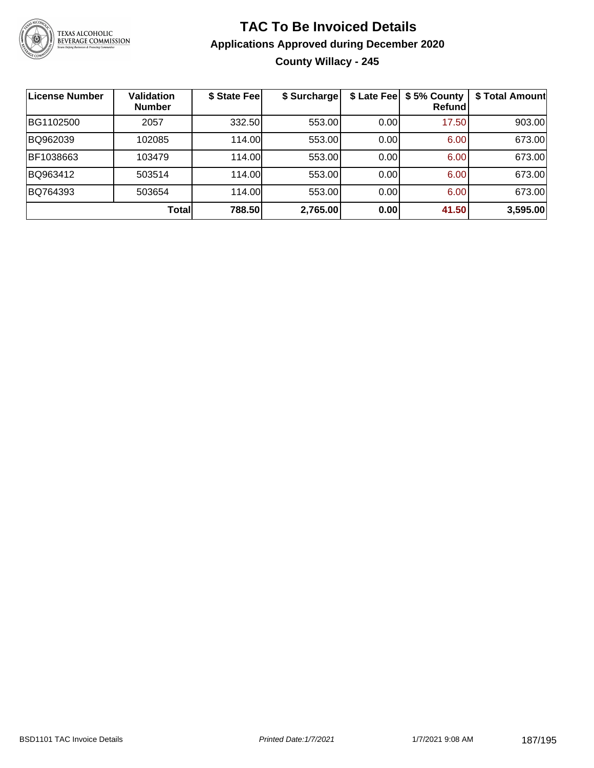# TAC To Be Invoiced Details

## Applications Approved during December 2020

### County Willacy - 245

| License Number | Validation Number | $ State Fee | $ Surcharge | $ Late Fee | $ 5% County Refund | $ Total Amount |
|---|---|---|---|---|---|---|
| BG1102500 | 2057 | 332.50 | 553.00 | 0.00 | 17.50 | 903.00 |
| BQ962039 | 102085 | 114.00 | 553.00 | 0.00 | 6.00 | 673.00 |
| BF1038663 | 103479 | 114.00 | 553.00 | 0.00 | 6.00 | 673.00 |
| BQ963412 | 503514 | 114.00 | 553.00 | 0.00 | 6.00 | 673.00 |
| BQ764393 | 503654 | 114.00 | 553.00 | 0.00 | 6.00 | 673.00 |
| | **Total** | **788.50** | **2,765.00** | **0.00** | **41.50** | **3,595.00** |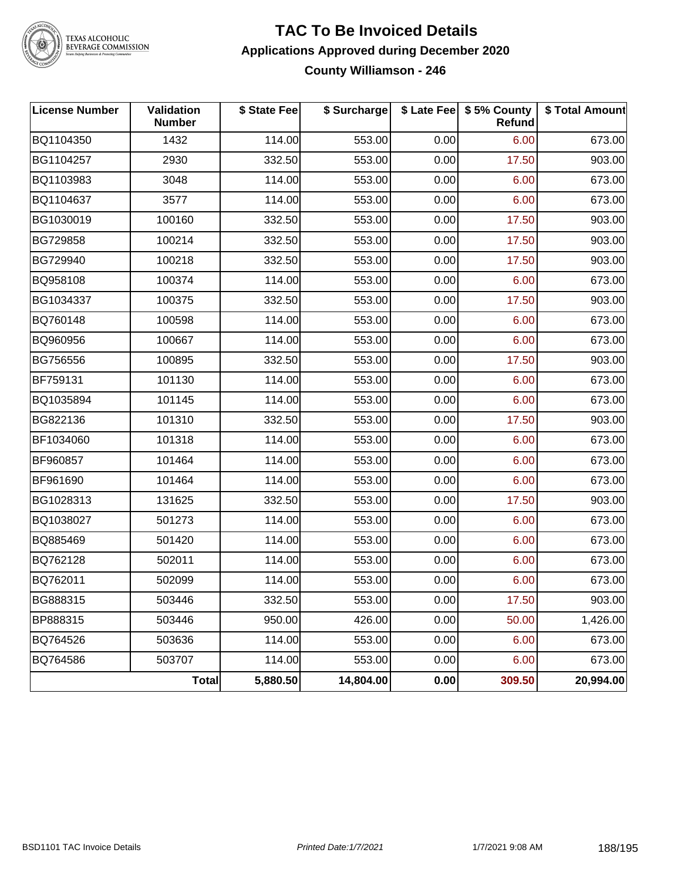# TAC To Be Invoiced Details

## Applications Approved during December 2020

### County Williamson - 246

| License Number | Validation Number | $ State Fee | $ Surcharge | $ Late Fee | $ 5% County Refund | $ Total Amount |
|---|---|---|---|---|---|---|
| BQ1104350 | 1432 | 114.00 | 553.00 | 0.00 | 6.00 | 673.00 |
| BG1104257 | 2930 | 332.50 | 553.00 | 0.00 | 17.50 | 903.00 |
| BQ1103983 | 3048 | 114.00 | 553.00 | 0.00 | 6.00 | 673.00 |
| BQ1104637 | 3577 | 114.00 | 553.00 | 0.00 | 6.00 | 673.00 |
| BG1030019 | 100160 | 332.50 | 553.00 | 0.00 | 17.50 | 903.00 |
| BG729858 | 100214 | 332.50 | 553.00 | 0.00 | 17.50 | 903.00 |
| BG729940 | 100218 | 332.50 | 553.00 | 0.00 | 17.50 | 903.00 |
| BQ958108 | 100374 | 114.00 | 553.00 | 0.00 | 6.00 | 673.00 |
| BG1034337 | 100375 | 332.50 | 553.00 | 0.00 | 17.50 | 903.00 |
| BQ760148 | 100598 | 114.00 | 553.00 | 0.00 | 6.00 | 673.00 |
| BQ960956 | 100667 | 114.00 | 553.00 | 0.00 | 6.00 | 673.00 |
| BG756556 | 100895 | 332.50 | 553.00 | 0.00 | 17.50 | 903.00 |
| BF759131 | 101130 | 114.00 | 553.00 | 0.00 | 6.00 | 673.00 |
| BQ1035894 | 101145 | 114.00 | 553.00 | 0.00 | 6.00 | 673.00 |
| BG822136 | 101310 | 332.50 | 553.00 | 0.00 | 17.50 | 903.00 |
| BF1034060 | 101318 | 114.00 | 553.00 | 0.00 | 6.00 | 673.00 |
| BF960857 | 101464 | 114.00 | 553.00 | 0.00 | 6.00 | 673.00 |
| BF961690 | 101464 | 114.00 | 553.00 | 0.00 | 6.00 | 673.00 |
| BG1028313 | 131625 | 332.50 | 553.00 | 0.00 | 17.50 | 903.00 |
| BQ1038027 | 501273 | 114.00 | 553.00 | 0.00 | 6.00 | 673.00 |
| BQ885469 | 501420 | 114.00 | 553.00 | 0.00 | 6.00 | 673.00 |
| BQ762128 | 502011 | 114.00 | 553.00 | 0.00 | 6.00 | 673.00 |
| BQ762011 | 502099 | 114.00 | 553.00 | 0.00 | 6.00 | 673.00 |
| BG888315 | 503446 | 332.50 | 553.00 | 0.00 | 17.50 | 903.00 |
| BP888315 | 503446 | 950.00 | 426.00 | 0.00 | 50.00 | 1,426.00 |
| BQ764526 | 503636 | 114.00 | 553.00 | 0.00 | 6.00 | 673.00 |
| BQ764586 | 503707 | 114.00 | 553.00 | 0.00 | 6.00 | 673.00 |
| | **Total** | **5,880.50** | **14,804.00** | **0.00** | **309.50** | **20,994.00** |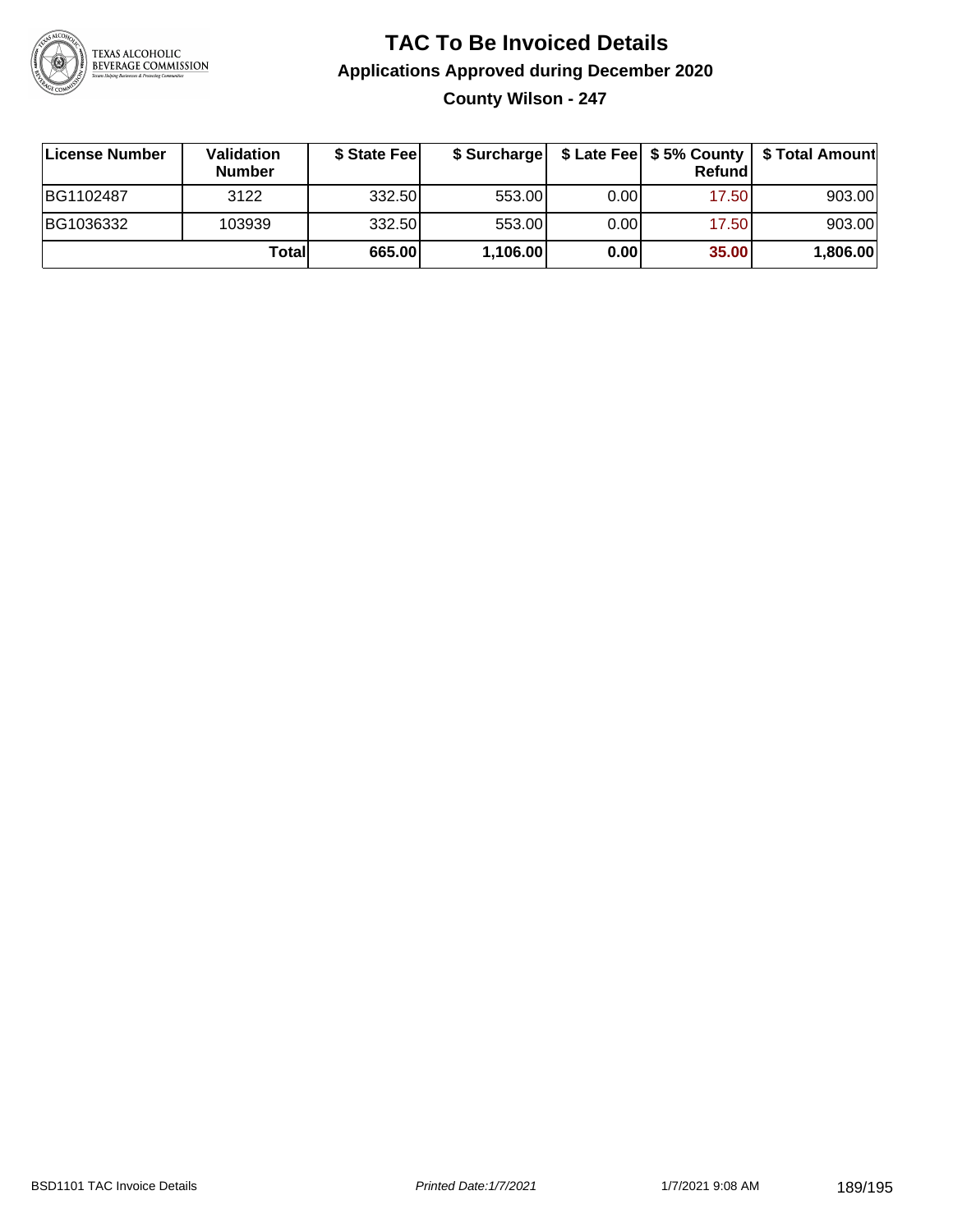# TAC To Be Invoiced Details

## Applications Approved during December 2020

### County Wilson - 247

| License Number | Validation Number | $ State Fee | $ Surcharge | $ Late Fee | $ 5% County Refund | $ Total Amount |
|---|---|---|---|---|---|---|
| BG1102487 | 3122 | 332.50 | 553.00 | 0.00 | 17.50 | 903.00 |
| BG1036332 | 103939 | 332.50 | 553.00 | 0.00 | 17.50 | 903.00 |
| | **Total** | **665.00** | **1,106.00** | **0.00** | **35.00** | **1,806.00** |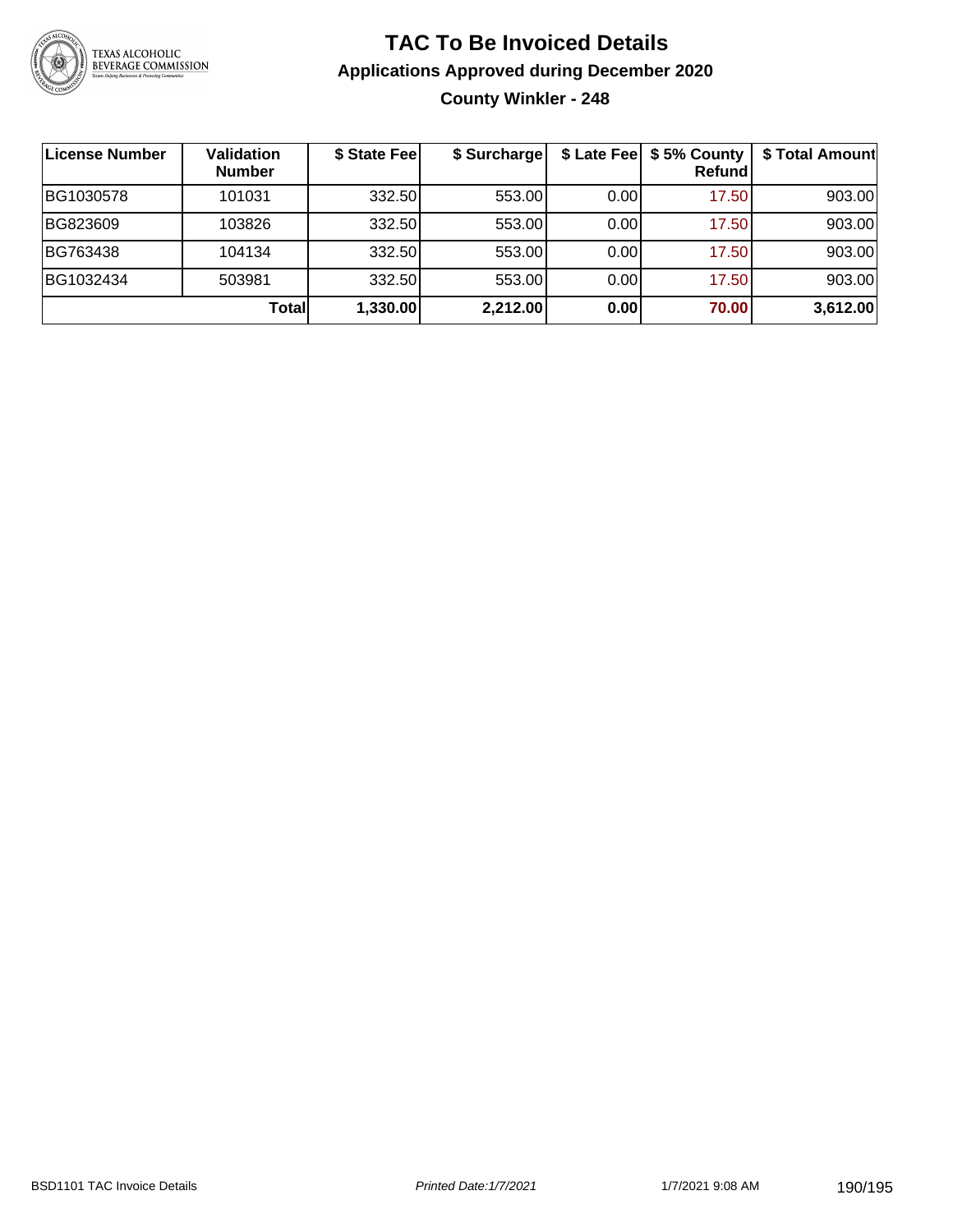# TAC To Be Invoiced Details

## Applications Approved during December 2020

### County Winkler - 248

| License Number | Validation Number | \$ State Fee | \$ Surcharge | \$ Late Fee | \$ 5% County Refund | \$ Total Amount |
|---|---|---|---|---|---|---|
| BG1030578 | 101031 | 332.50 | 553.00 | 0.00 | 17.50 | 903.00 |
| BG823609 | 103826 | 332.50 | 553.00 | 0.00 | 17.50 | 903.00 |
| BG763438 | 104134 | 332.50 | 553.00 | 0.00 | 17.50 | 903.00 |
| BG1032434 | 503981 | 332.50 | 553.00 | 0.00 | 17.50 | 903.00 |
| | **Total** | **1,330.00** | **2,212.00** | **0.00** | **70.00** | **3,612.00** |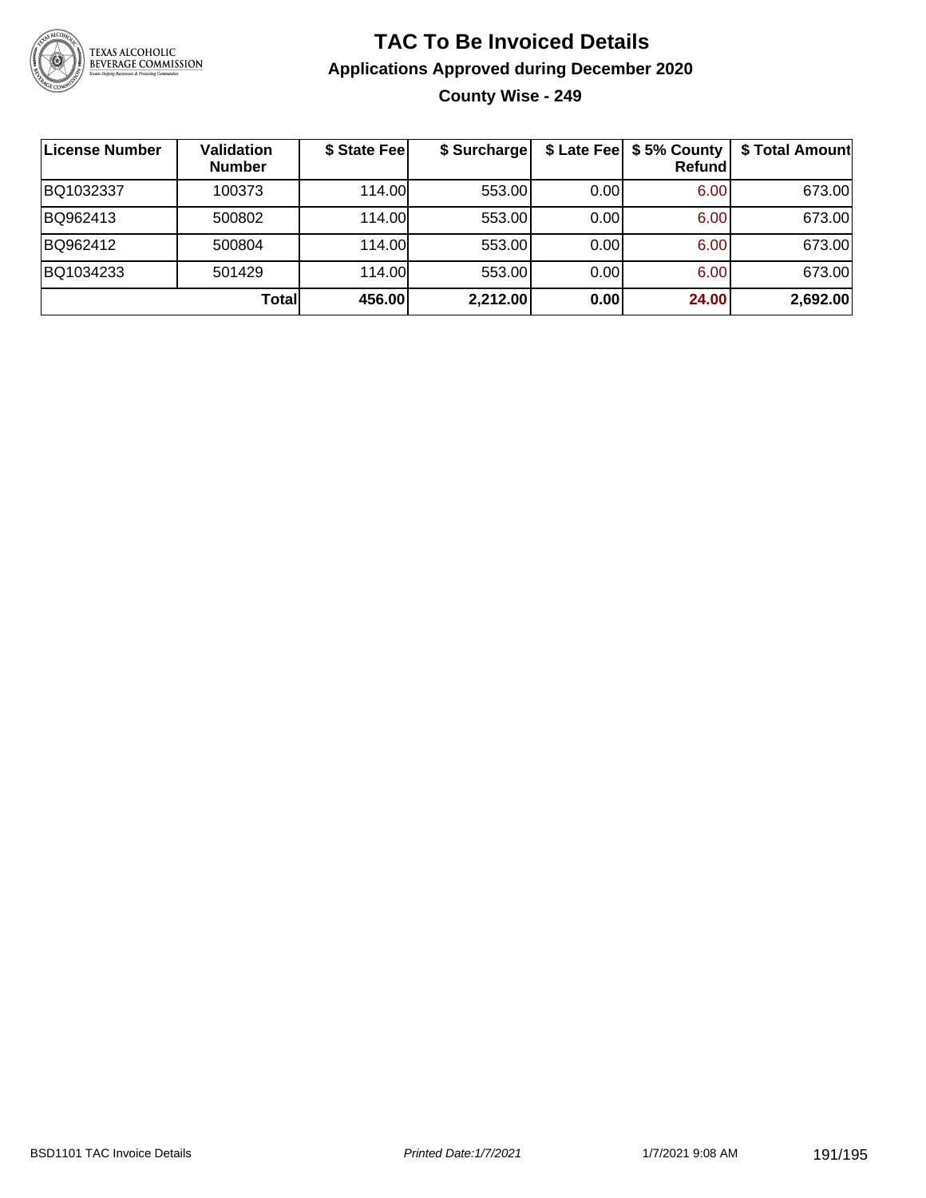# TAC To Be Invoiced Details

## Applications Approved during December 2020

### County Wise - 249

| License Number | Validation Number | $ State Fee | $ Surcharge | $ Late Fee | $ 5% County Refund | $ Total Amount |
|---|---|---|---|---|---|---|
| BQ1032337 | 100373 | 114.00 | 553.00 | 0.00 | 6.00 | 673.00 |
| BQ962413 | 500802 | 114.00 | 553.00 | 0.00 | 6.00 | 673.00 |
| BQ962412 | 500804 | 114.00 | 553.00 | 0.00 | 6.00 | 673.00 |
| BQ1034233 | 501429 | 114.00 | 553.00 | 0.00 | 6.00 | 673.00 |
| | **Total** | **456.00** | **2,212.00** | **0.00** | **24.00** | **2,692.00** |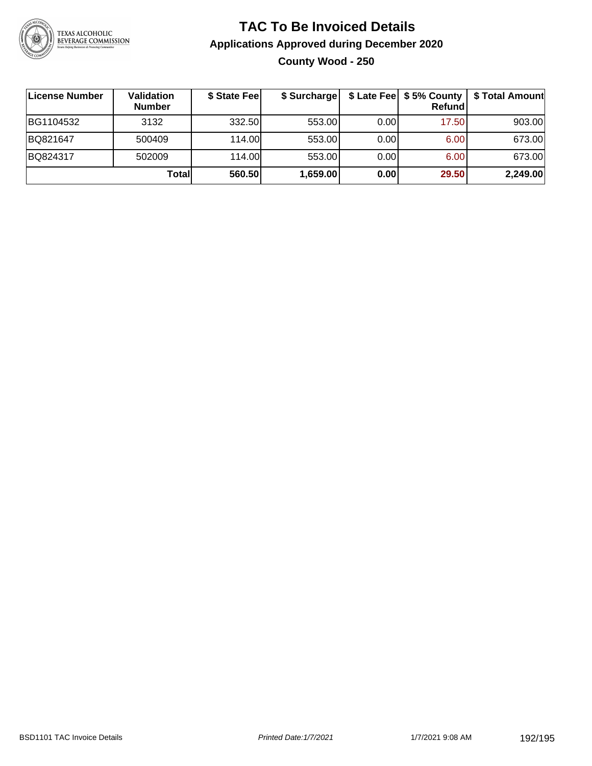# TAC To Be Invoiced Details

## Applications Approved during December 2020

### County Wood - 250

| License Number | Validation Number | $ State Fee | $ Surcharge | $ Late Fee | $ 5% County Refund | $ Total Amount |
|---|---|---|---|---|---|---|
| BG1104532 | 3132 | 332.50 | 553.00 | 0.00 | 17.50 | 903.00 |
| BQ821647 | 500409 | 114.00 | 553.00 | 0.00 | 6.00 | 673.00 |
| BQ824317 | 502009 | 114.00 | 553.00 | 0.00 | 6.00 | 673.00 |
| | **Total** | **560.50** | **1,659.00** | **0.00** | **29.50** | **2,249.00** |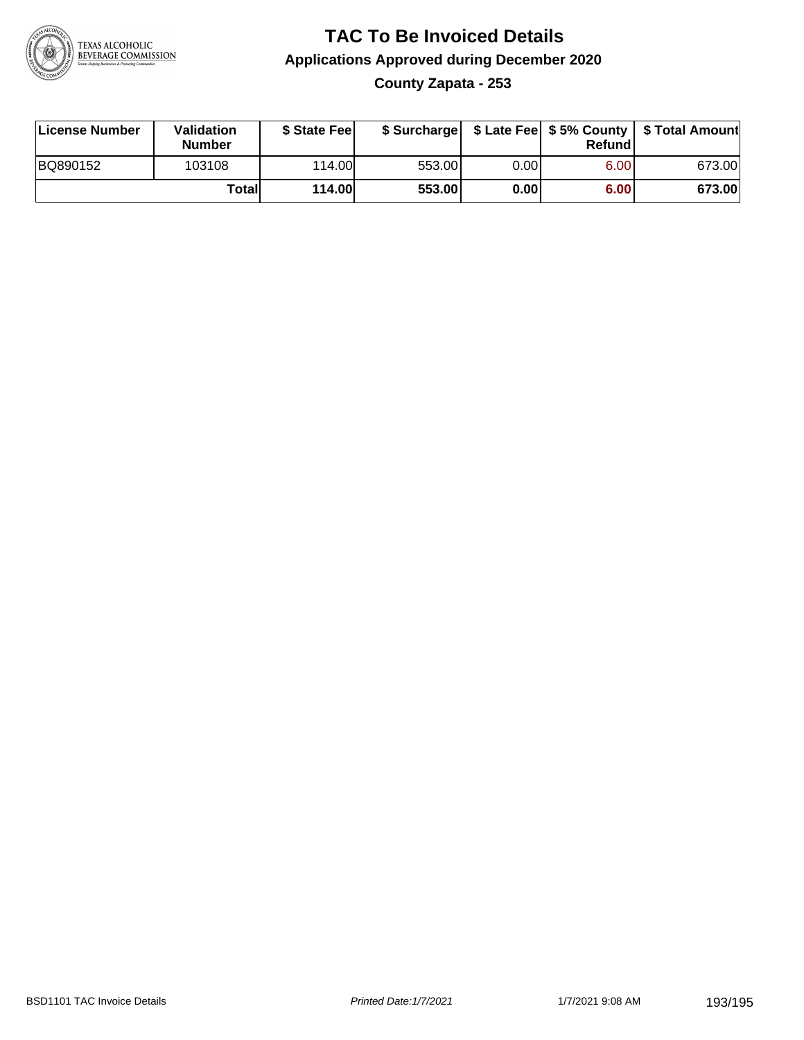# TAC To Be Invoiced Details

## Applications Approved during December 2020

### County Zapata - 253

| License Number | Validation Number | $ State Fee | $ Surcharge | $ Late Fee | $ 5% County Refund | $ Total Amount |
|---|---|---|---|---|---|---|
| BQ890152 | 103108 | 114.00 | 553.00 | 0.00 | 6.00 | 673.00 |
| | **Total** | **114.00** | **553.00** | **0.00** | **6.00** | **673.00** |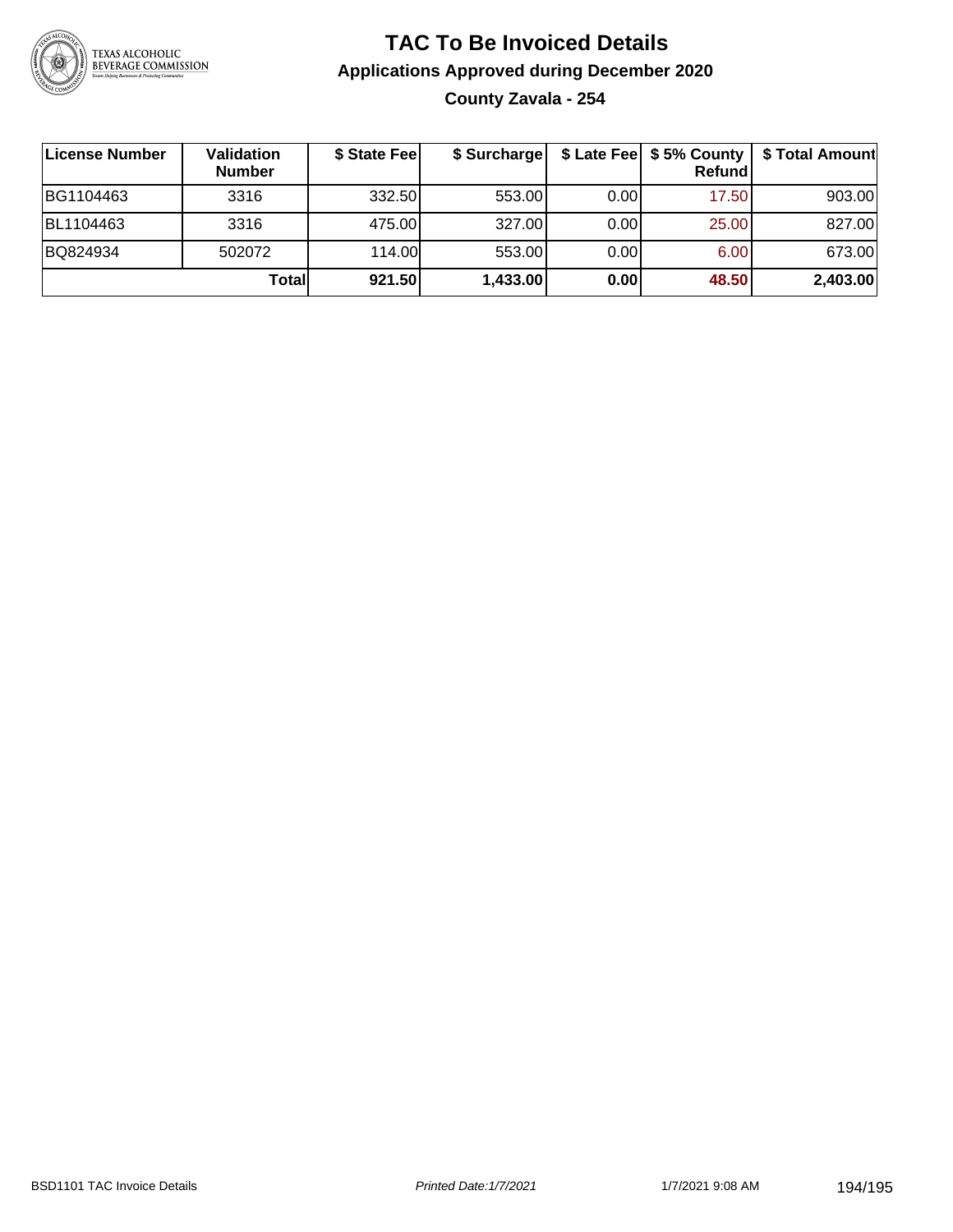# TAC To Be Invoiced Details

## Applications Approved during December 2020

### County Zavala - 254

| License Number | Validation Number | \$ State Fee | \$ Surcharge | \$ Late Fee | \$ 5% County Refund | \$ Total Amount |
|---|---|---|---|---|---|---|
| BG1104463 | 3316 | 332.50 | 553.00 | 0.00 | 17.50 | 903.00 |
| BL1104463 | 3316 | 475.00 | 327.00 | 0.00 | 25.00 | 827.00 |
| BQ824934 | 502072 | 114.00 | 553.00 | 0.00 | 6.00 | 673.00 |
| | **Total** | **921.50** | **1,433.00** | **0.00** | **48.50** | **2,403.00** |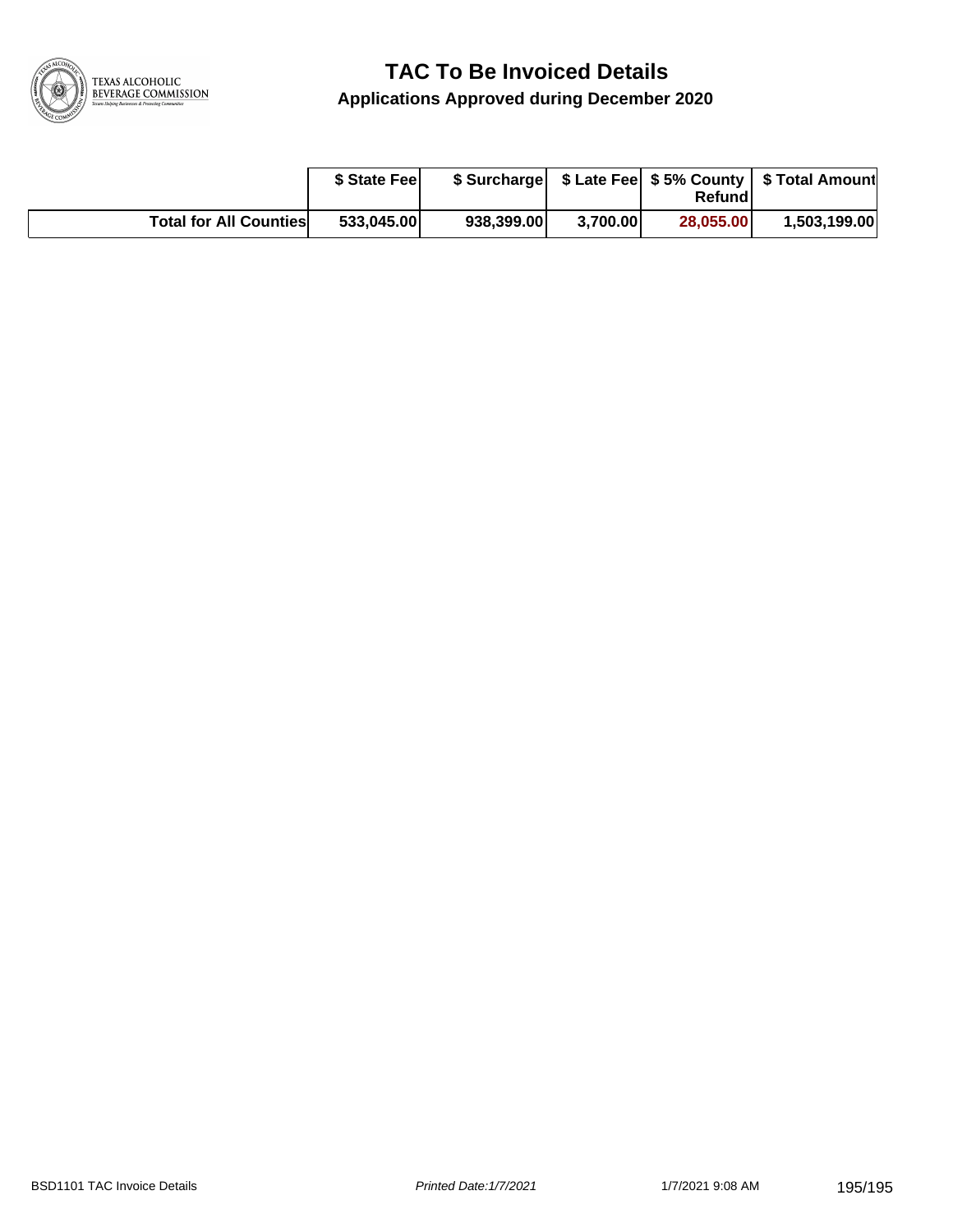# TAC To Be Invoiced Details

## Applications Approved during December 2020

| | $ State Fee | $ Surcharge | $ Late Fee | $ 5% County Refund | $ Total Amount |
|---|---|---|---|---|---|
| Total for All Counties | 533,045.00 | 938,399.00 | 3,700.00 | 28,055.00 | 1,503,199.00 |